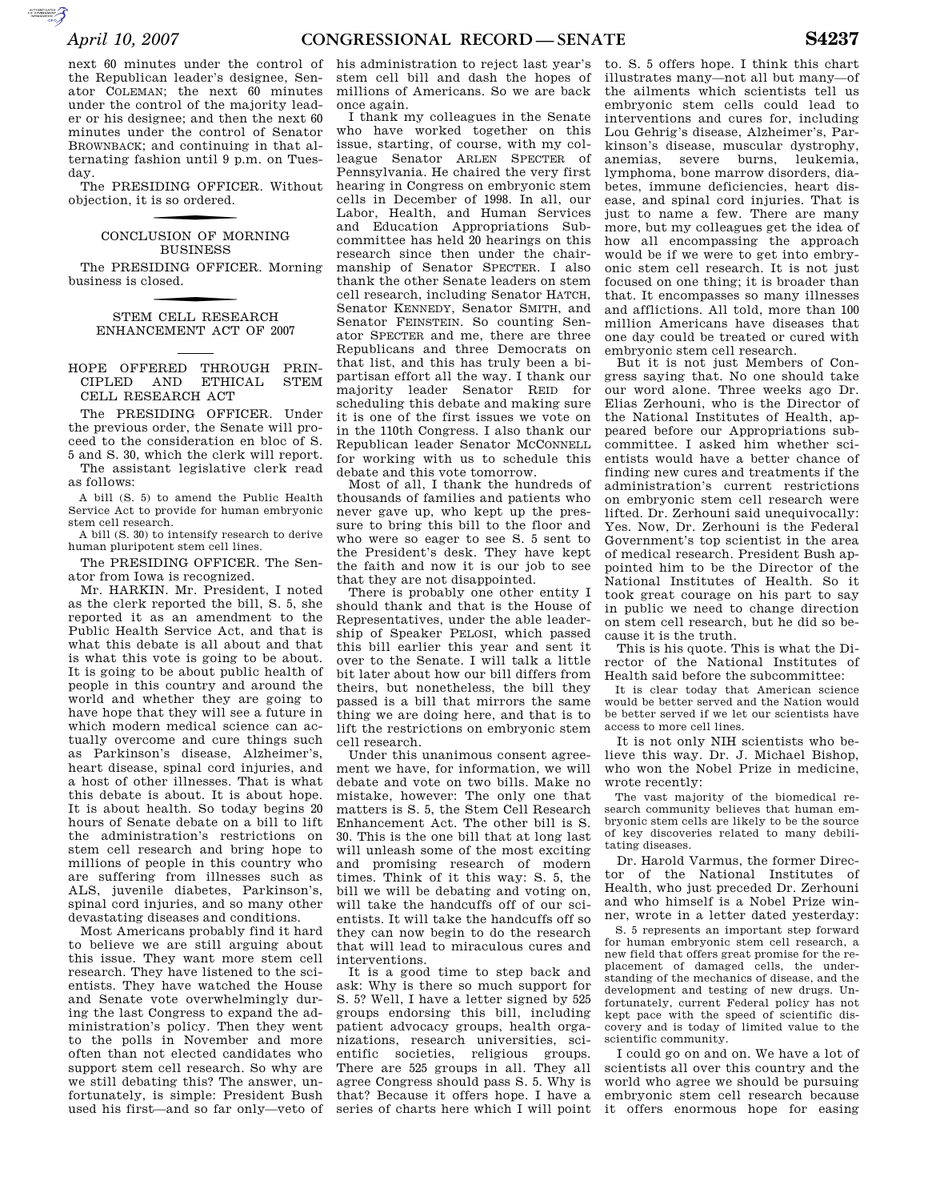next 60 minutes under the control of the Republican leader's designee, Senator COLEMAN; the next 60 minutes under the control of the majority leader or his designee; and then the next 60 minutes under the control of Senator BROWNBACK; and continuing in that alternating fashion until 9 p.m. on Tuesday.

The PRESIDING OFFICER. Without objection, it is so ordered.

## CONCLUSION OF MORNING BUSINESS

The PRESIDING OFFICER. Morning business is closed.

## STEM CELL RESEARCH ENHANCEMENT ACT OF 2007

## HOPE OFFERED THROUGH PRINCIPLED AND ETHICAL STEM CELL RESEARCH ACT

The PRESIDING OFFICER. Under the previous order, the Senate will proceed to the consideration en bloc of S. 5 and S. 30, which the clerk will report.

The assistant legislative clerk read as follows:

A bill (S. 5) to amend the Public Health Service Act to provide for human embryonic stem cell research.

A bill (S. 30) to intensify research to derive human pluripotent stem cell lines.

The PRESIDING OFFICER. The Senator from Iowa is recognized.

Mr. HARKIN. Mr. President, I noted as the clerk reported the bill, S. 5, she reported it as an amendment to the Public Health Service Act, and that is what this debate is all about and that is what this vote is going to be about. It is going to be about public health of people in this country and around the world and whether they are going to have hope that they will see a future in which modern medical science can actually overcome and cure things such as Parkinson's disease, Alzheimer's, heart disease, spinal cord injuries, and a host of other illnesses. That is what this debate is about. It is about hope. It is about health. So today begins 20 hours of Senate debate on a bill to lift the administration's restrictions on stem cell research and bring hope to millions of people in this country who are suffering from illnesses such as ALS, juvenile diabetes, Parkinson's, spinal cord injuries, and so many other devastating diseases and conditions.

Most Americans probably find it hard to believe we are still arguing about this issue. They want more stem cell research. They have listened to the scientists. They have watched the House and Senate vote overwhelmingly during the last Congress to expand the administration's policy. Then they went to the polls in November and more often than not elected candidates who support stem cell research. So why are we still debating this? The answer, unfortunately, is simple: President Bush used his first—and so far only—veto of his administration to reject last year's stem cell bill and dash the hopes of millions of Americans. So we are back once again.

I thank my colleagues in the Senate who have worked together on this issue, starting, of course, with my colleague Senator ARLEN SPECTER of Pennsylvania. He chaired the very first hearing in Congress on embryonic stem cells in December of 1998. In all, our Labor, Health, and Human Services and Education Appropriations Subcommittee has held 20 hearings on this research since then under the chairmanship of Senator SPECTER. I also thank the other Senate leaders on stem cell research, including Senator HATCH, Senator KENNEDY, Senator SMITH, and Senator FEINSTEIN. So counting Senator SPECTER and me, there are three Republicans and three Democrats on that list, and this has truly been a bipartisan effort all the way. I thank our majority leader Senator REID for scheduling this debate and making sure it is one of the first issues we vote on in the 110th Congress. I also thank our Republican leader Senator MCCONNELL for working with us to schedule this debate and this vote tomorrow.

Most of all, I thank the hundreds of thousands of families and patients who never gave up, who kept up the pressure to bring this bill to the floor and who were so eager to see S. 5 sent to the President's desk. They have kept the faith and now it is our job to see that they are not disappointed.

There is probably one other entity I should thank and that is the House of Representatives, under the able leadership of Speaker PELOSI, which passed this bill earlier this year and sent it over to the Senate. I will talk a little bit later about how our bill differs from theirs, but nonetheless, the bill they passed is a bill that mirrors the same thing we are doing here, and that is to lift the restrictions on embryonic stem cell research.

Under this unanimous consent agreement we have, for information, we will debate and vote on two bills. Make no mistake, however: The only one that matters is S. 5, the Stem Cell Research Enhancement Act. The other bill is S. 30. This is the one bill that at long last will unleash some of the most exciting and promising research of modern times. Think of it this way: S. 5, the bill we will be debating and voting on, will take the handcuffs off of our scientists. It will take the handcuffs off so they can now begin to do the research that will lead to miraculous cures and interventions.

It is a good time to step back and ask: Why is there so much support for S. 5? Well, I have a letter signed by 525 groups endorsing this bill, including patient advocacy groups, health organizations, research universities, scientific societies, religious groups. There are 525 groups in all. They all agree Congress should pass S. 5. Why is that? Because it offers hope. I have a series of charts here which I will point to. S. 5 offers hope. I think this chart illustrates many—not all but many—of the ailments which scientists tell us embryonic stem cells could lead to interventions and cures for, including Lou Gehrig's disease, Alzheimer's, Parkinson's disease, muscular dystrophy, anemias, severe burns, leukemia, lymphoma, bone marrow disorders, diabetes, immune deficiencies, heart disease, and spinal cord injuries. That is just to name a few. There are many more, but my colleagues get the idea of how all encompassing the approach would be if we were to get into embryonic stem cell research. It is not just focused on one thing; it is broader than that. It encompasses so many illnesses and afflictions. All told, more than 100 million Americans have diseases that one day could be treated or cured with embryonic stem cell research.

But it is not just Members of Congress saying that. No one should take our word alone. Three weeks ago Dr. Elias Zerhouni, who is the Director of the National Institutes of Health, appeared before our Appropriations subcommittee. I asked him whether scientists would have a better chance of finding new cures and treatments if the administration's current restrictions on embryonic stem cell research were lifted. Dr. Zerhouni said unequivocally: Yes. Now, Dr. Zerhouni is the Federal Government's top scientist in the area of medical research. President Bush appointed him to be the Director of the National Institutes of Health. So it took great courage on his part to say in public we need to change direction on stem cell research, but he did so because it is the truth.

This is his quote. This is what the Director of the National Institutes of Health said before the subcommittee:

> It is clear today that American science would be better served and the Nation would be better served if we let our scientists have access to more cell lines.

It is not only NIH scientists who believe this way. Dr. J. Michael Bishop, who won the Nobel Prize in medicine, wrote recently:

> The vast majority of the biomedical research community believes that human embryonic stem cells are likely to be the source of key discoveries related to many debilitating diseases.

Dr. Harold Varmus, the former Director of the National Institutes of Health, who just preceded Dr. Zerhouni and who himself is a Nobel Prize winner, wrote in a letter dated yesterday:

> S. 5 represents an important step forward for human embryonic stem cell research, a new field that offers great promise for the replacement of damaged cells, the understanding of the mechanics of disease, and the development and testing of new drugs. Unfortunately, current Federal policy has not kept pace with the speed of scientific discovery and is today of limited value to the scientific community.

I could go on and on. We have a lot of scientists all over this country and the world who agree we should be pursuing embryonic stem cell research because it offers enormous hope for easing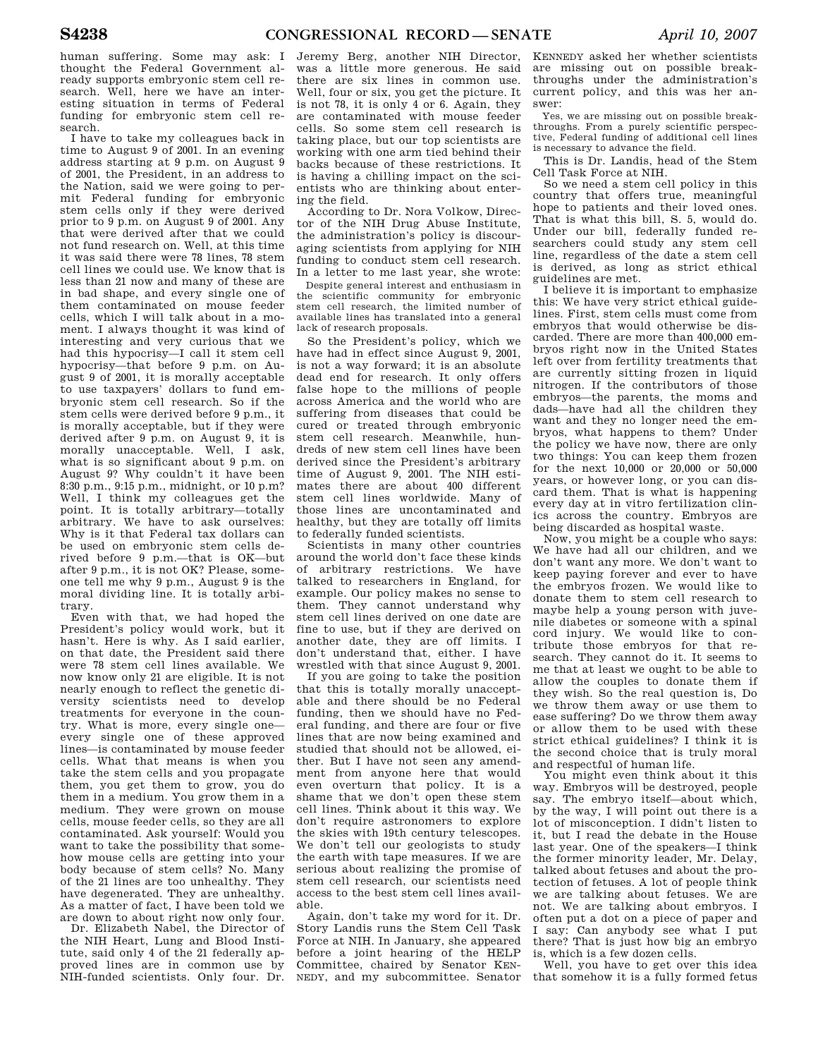human suffering. Some may ask: I thought the Federal Government already supports embryonic stem cell research. Well, here we have an interesting situation in terms of Federal funding for embryonic stem cell research.

I have to take my colleagues back in time to August 9 of 2001. In an evening address starting at 9 p.m. on August 9 of 2001, the President, in an address to the Nation, said we were going to permit Federal funding for embryonic stem cells only if they were derived prior to 9 p.m. on August 9 of 2001. Any that were derived after that we could not fund research on. Well, at this time it was said there were 78 lines, 78 stem cell lines we could use. We know that is less than 21 now and many of these are in bad shape, and every single one of them contaminated on mouse feeder cells, which I will talk about in a moment. I always thought it was kind of interesting and very curious that we had this hypocrisy—I call it stem cell hypocrisy—that before 9 p.m. on August 9 of 2001, it is morally acceptable to use taxpayers' dollars to fund embryonic stem cell research. So if the stem cells were derived before 9 p.m., it is morally acceptable, but if they were derived after 9 p.m. on August 9, it is morally unacceptable. Well, I ask, what is so significant about 9 p.m. on August 9? Why couldn't it have been 8:30 p.m., 9:15 p.m., midnight, or 10 p.m? Well, I think my colleagues get the point. It is totally arbitrary—totally arbitrary. We have to ask ourselves: Why is it that Federal tax dollars can be used on embryonic stem cells derived before 9 p.m.—that is OK—but after 9 p.m., it is not OK? Please, someone tell me why 9 p.m., August 9 is the moral dividing line. It is totally arbitrary.

Even with that, we had hoped the President's policy would work, but it hasn't. Here is why. As I said earlier, on that date, the President said there were 78 stem cell lines available. We now know only 21 are eligible. It is not nearly enough to reflect the genetic diversity scientists need to develop treatments for everyone in the country. What is more, every single one—every single one of these approved lines—is contaminated by mouse feeder cells. What that means is when you take the stem cells and you propagate them, you get them to grow, you do them in a medium. You grow them in a medium. They were grown on mouse cells, mouse feeder cells, so they are all contaminated. Ask yourself: Would you want to take the possibility that somehow mouse cells are getting into your body because of stem cells? No. Many of the 21 lines are too unhealthy. They have degenerated. They are unhealthy. As a matter of fact, I have been told we are down to about right now only four.

Dr. Elizabeth Nabel, the Director of the NIH Heart, Lung and Blood Institute, said only 4 of the 21 federally approved lines are in common use by NIH-funded scientists. Only four. Dr. Jeremy Berg, another NIH Director, was a little more generous. He said there are six lines in common use. Well, four or six, you get the picture. It is not 78, it is only 4 or 6. Again, they are contaminated with mouse feeder cells. So some stem cell research is taking place, but our top scientists are working with one arm tied behind their backs because of these restrictions. It is having a chilling impact on the scientists who are thinking about entering the field.

According to Dr. Nora Volkow, Director of the NIH Drug Abuse Institute, the administration's policy is discouraging scientists from applying for NIH funding to conduct stem cell research. In a letter to me last year, she wrote:

> Despite general interest and enthusiasm in the scientific community for embryonic stem cell research, the limited number of available lines has translated into a general lack of research proposals.

So the President's policy, which we have had in effect since August 9, 2001, is not a way forward; it is an absolute dead end for research. It only offers false hope to the millions of people across America and the world who are suffering from diseases that could be cured or treated through embryonic stem cell research. Meanwhile, hundreds of new stem cell lines have been derived since the President's arbitrary time of August 9, 2001. The NIH estimates there are about 400 different stem cell lines worldwide. Many of those lines are uncontaminated and healthy, but they are totally off limits to federally funded scientists.

Scientists in many other countries around the world don't face these kinds of arbitrary restrictions. We have talked to researchers in England, for example. Our policy makes no sense to them. They cannot understand why stem cell lines derived on one date are fine to use, but if they are derived on another date, they are off limits. I don't understand that, either. I have wrestled with that since August 9, 2001.

If you are going to take the position that this is totally morally unacceptable and there should be no Federal funding, then we should have no Federal funding, and there are four or five lines that are now being examined and studied that should not be allowed, either. But I have not seen any amendment from anyone here that would even overturn that policy. It is a shame that we don't open these stem cell lines. Think about it this way. We don't require astronomers to explore the skies with 19th century telescopes. We don't tell our geologists to study the earth with tape measures. If we are serious about realizing the promise of stem cell research, our scientists need access to the best stem cell lines available.

Again, don't take my word for it. Dr. Story Landis runs the Stem Cell Task Force at NIH. In January, she appeared before a joint hearing of the HELP Committee, chaired by Senator KENNEDY, and my subcommittee. Senator KENNEDY asked her whether scientists are missing out on possible breakthroughs under the administration's current policy, and this was her answer:

> Yes, we are missing out on possible breakthroughs. From a purely scientific perspective, Federal funding of additional cell lines is necessary to advance the field.

This is Dr. Landis, head of the Stem Cell Task Force at NIH.

So we need a stem cell policy in this country that offers true, meaningful hope to patients and their loved ones. That is what this bill, S. 5, would do. Under our bill, federally funded researchers could study any stem cell line, regardless of the date a stem cell is derived, as long as strict ethical guidelines are met.

I believe it is important to emphasize this: We have very strict ethical guidelines. First, stem cells must come from embryos that would otherwise be discarded. There are more than 400,000 embryos right now in the United States left over from fertility treatments that are currently sitting frozen in liquid nitrogen. If the contributors of those embryos—the parents, the moms and dads—have had all the children they want and they no longer need the embryos, what happens to them? Under the policy we have now, there are only two things: You can keep them frozen for the next 10,000 or 20,000 or 50,000 years, or however long, or you can discard them. That is what is happening every day at in vitro fertilization clinics across the country. Embryos are being discarded as hospital waste.

Now, you might be a couple who says: We have had all our children, and we don't want any more. We don't want to keep paying forever and ever to have the embryos frozen. We would like to donate them to stem cell research to maybe help a young person with juvenile diabetes or someone with a spinal cord injury. We would like to contribute those embryos for that research. They cannot do it. It seems to me that at least we ought to be able to allow the couples to donate them if they wish. So the real question is, Do we throw them away or use them to ease suffering? Do we throw them away or allow them to be used with these strict ethical guidelines? I think it is the second choice that is truly moral and respectful of human life.

You might even think about it this way. Embryos will be destroyed, people say. The embryo itself—about which, by the way, I will point out there is a lot of misconception. I didn't listen to it, but I read the debate in the House last year. One of the speakers—I think the former minority leader, Mr. Delay, talked about fetuses and about the protection of fetuses. A lot of people think we are talking about fetuses. We are not. We are talking about embryos. I often put a dot on a piece of paper and I say: Can anybody see what I put there? That is just how big an embryo is, which is a few dozen cells.

Well, you have to get over this idea that somehow it is a fully formed fetus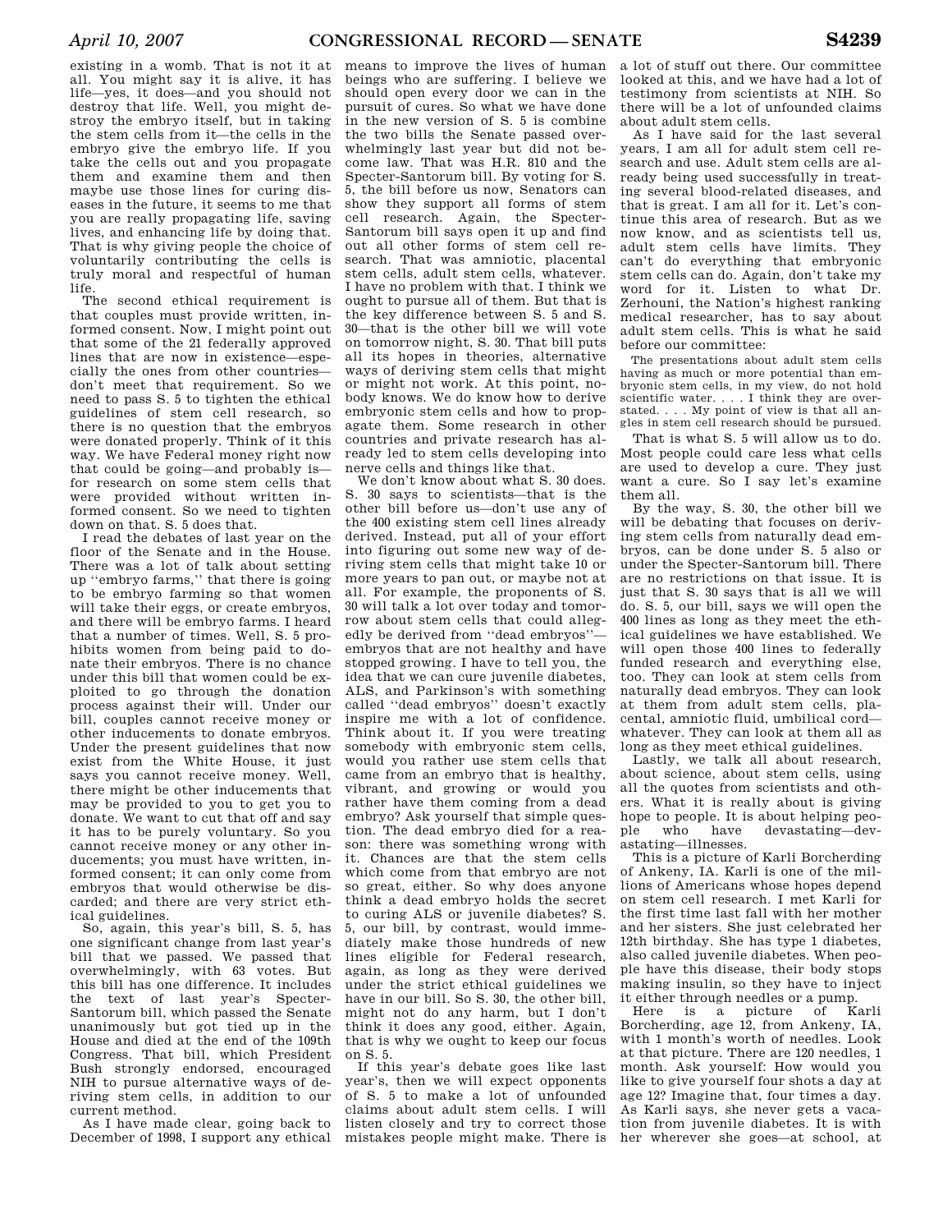existing in a womb. That is not it at all. You might say it is alive, it has life—yes, it does—and you should not destroy that life. Well, you might destroy the embryo itself, but in taking the stem cells from it—the cells in the embryo give the embryo life. If you take the cells out and you propagate them and examine them and then maybe use those lines for curing diseases in the future, it seems to me that you are really propagating life, saving lives, and enhancing life by doing that. That is why giving people the choice of voluntarily contributing the cells is truly moral and respectful of human life.

The second ethical requirement is that couples must provide written, informed consent. Now, I might point out that some of the 21 federally approved lines that are now in existence—especially the ones from other countries—don't meet that requirement. So we need to pass S. 5 to tighten the ethical guidelines of stem cell research, so there is no question that the embryos were donated properly. Think of it this way. We have Federal money right now that could be going—and probably is—for research on some stem cells that were provided without written informed consent. So we need to tighten down on that. S. 5 does that.

I read the debates of last year on the floor of the Senate and in the House. There was a lot of talk about setting up ''embryo farms,'' that there is going to be embryo farming so that women will take their eggs, or create embryos, and there will be embryo farms. I heard that a number of times. Well, S. 5 prohibits women from being paid to donate their embryos. There is no chance under this bill that women could be exploited to go through the donation process against their will. Under our bill, couples cannot receive money or other inducements to donate embryos. Under the present guidelines that now exist from the White House, it just says you cannot receive money. Well, there might be other inducements that may be provided to you to get you to donate. We want to cut that off and say it has to be purely voluntary. So you cannot receive money or any other inducements; you must have written, informed consent; it can only come from embryos that would otherwise be discarded; and there are very strict ethical guidelines.

So, again, this year's bill, S. 5, has one significant change from last year's bill that we passed. We passed that overwhelmingly, with 63 votes. But this bill has one difference. It includes the text of last year's Specter-Santorum bill, which passed the Senate unanimously but got tied up in the House and died at the end of the 109th Congress. That bill, which President Bush strongly endorsed, encouraged NIH to pursue alternative ways of deriving stem cells, in addition to our current method.

As I have made clear, going back to December of 1998, I support any ethical means to improve the lives of human beings who are suffering. I believe we should open every door we can in the pursuit of cures. So what we have done in the new version of S. 5 is combine the two bills the Senate passed overwhelmingly last year but did not become law. That was H.R. 810 and the Specter-Santorum bill. By voting for S. 5, the bill before us now, Senators can show they support all forms of stem cell research. Again, the Specter-Santorum bill says open it up and find out all other forms of stem cell research. That was amniotic, placental stem cells, adult stem cells, whatever. I have no problem with that. I think we ought to pursue all of them. But that is the key difference between S. 5 and S. 30—that is the other bill we will vote on tomorrow night, S. 30. That bill puts all its hopes in theories, alternative ways of deriving stem cells that might or might not work. At this point, nobody knows. We do know how to derive embryonic stem cells and how to propagate them. Some research in other countries and private research has already led to stem cells developing into nerve cells and things like that.

We don't know about what S. 30 does. S. 30 says to scientists—that is the other bill before us—don't use any of the 400 existing stem cell lines already derived. Instead, put all of your effort into figuring out some new way of deriving stem cells that might take 10 or more years to pan out, or maybe not at all. For example, the proponents of S. 30 will talk a lot over today and tomorrow about stem cells that could allegedly be derived from ''dead embryos''—embryos that are not healthy and have stopped growing. I have to tell you, the idea that we can cure juvenile diabetes, ALS, and Parkinson's with something called ''dead embryos'' doesn't exactly inspire me with a lot of confidence. Think about it. If you were treating somebody with embryonic stem cells, would you rather use stem cells that came from an embryo that is healthy, vibrant, and growing or would you rather have them coming from a dead embryo? Ask yourself that simple question. The dead embryo died for a reason: there was something wrong with it. Chances are that the stem cells which come from that embryo are not so great, either. So why does anyone think a dead embryo holds the secret to curing ALS or juvenile diabetes? S. 5, our bill, by contrast, would immediately make those hundreds of new lines eligible for Federal research, again, as long as they were derived under the strict ethical guidelines we have in our bill. So S. 30, the other bill, might not do any harm, but I don't think it does any good, either. Again, that is why we ought to keep our focus on S. 5.

If this year's debate goes like last year's, then we will expect opponents of S. 5 to make a lot of unfounded claims about adult stem cells. I will listen closely and try to correct those mistakes people might make. There is a lot of stuff out there. Our committee looked at this, and we have had a lot of testimony from scientists at NIH. So there will be a lot of unfounded claims about adult stem cells.

As I have said for the last several years, I am all for adult stem cell research and use. Adult stem cells are already being used successfully in treating several blood-related diseases, and that is great. I am all for it. Let's continue this area of research. But as we now know, and as scientists tell us, adult stem cells have limits. They can't do everything that embryonic stem cells can do. Again, don't take my word for it. Listen to what Dr. Zerhouni, the Nation's highest ranking medical researcher, has to say about adult stem cells. This is what he said before our committee:

> The presentations about adult stem cells having as much or more potential than embryonic stem cells, in my view, do not hold scientific water. . . . I think they are overstated. . . . My point of view is that all angles in stem cell research should be pursued.

That is what S. 5 will allow us to do. Most people could care less what cells are used to develop a cure. They just want a cure. So I say let's examine them all.

By the way, S. 30, the other bill we will be debating that focuses on deriving stem cells from naturally dead embryos, can be done under S. 5 also or under the Specter-Santorum bill. There are no restrictions on that issue. It is just that S. 30 says that is all we will do. S. 5, our bill, says we will open the 400 lines as long as they meet the ethical guidelines we have established. We will open those 400 lines to federally funded research and everything else, too. They can look at stem cells from naturally dead embryos. They can look at them from adult stem cells, placental, amniotic fluid, umbilical cord—whatever. They can look at them all as long as they meet ethical guidelines.

Lastly, we talk all about research, about science, about stem cells, using all the quotes from scientists and others. What it is really about is giving hope to people. It is about helping people who have devastating—devastating—illnesses.

This is a picture of Karli Borcherding of Ankeny, IA. Karli is one of the millions of Americans whose hopes depend on stem cell research. I met Karli for the first time last fall with her mother and her sisters. She just celebrated her 12th birthday. She has type 1 diabetes, also called juvenile diabetes. When people have this disease, their body stops making insulin, so they have to inject it either through needles or a pump.

Here is a picture of Karli Borcherding, age 12, from Ankeny, IA, with 1 month's worth of needles. Look at that picture. There are 120 needles, 1 month. Ask yourself: How would you like to give yourself four shots a day at age 12? Imagine that, four times a day. As Karli says, she never gets a vacation from juvenile diabetes. It is with her wherever she goes—at school, at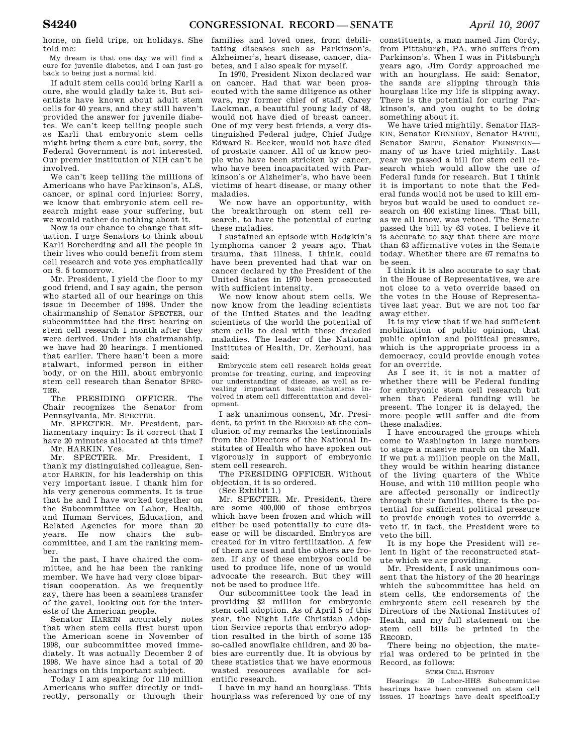home, on field trips, on holidays. She told me:

My dream is that one day we will find a cure for juvenile diabetes, and I can just go back to being just a normal kid.

If adult stem cells could bring Karli a cure, she would gladly take it. But scientists have known about adult stem cells for 40 years, and they still haven't provided the answer for juvenile diabetes. We can't keep telling people such as Karli that embryonic stem cells might bring them a cure but, sorry, the Federal Government is not interested. Our premier institution of NIH can't be involved.

We can't keep telling the millions of Americans who have Parkinson's, ALS, cancer, or spinal cord injuries: Sorry, we know that embryonic stem cell research might ease your suffering, but we would rather do nothing about it.

Now is our chance to change that situation. I urge Senators to think about Karli Borcherding and all the people in their lives who could benefit from stem cell research and vote yes emphatically on S. 5 tomorrow.

Mr. President, I yield the floor to my good friend, and I say again, the person who started all of our hearings on this issue in December of 1998. Under the chairmanship of Senator SPECTER, our subcommittee had the first hearing on stem cell research 1 month after they were derived. Under his chairmanship, we have had 20 hearings. I mentioned that earlier. There hasn't been a more stalwart, informed person in either body, or on the Hill, about embryonic stem cell research than Senator SPECTER.

The PRESIDING OFFICER. The Chair recognizes the Senator from Pennsylvania, Mr. SPECTER.

Mr. SPECTER. Mr. President, parliamentary inquiry: Is it correct that I have 20 minutes allocated at this time?

Mr. HARKIN. Yes.

Mr. SPECTER. Mr. President, I thank my distinguished colleague, Senator HARKIN, for his leadership on this very important issue. I thank him for his very generous comments. It is true that he and I have worked together on the Subcommittee on Labor, Health, and Human Services, Education, and Related Agencies for more than 20 years. He now chairs the subcommittee, and I am the ranking member.

In the past, I have chaired the committee, and he has been the ranking member. We have had very close bipartisan cooperation. As we frequently say, there has been a seamless transfer of the gavel, looking out for the interests of the American people.

Senator HARKIN accurately notes that when stem cells first burst upon the American scene in November of 1998, our subcommittee moved immediately. It was actually December 2 of 1998. We have since had a total of 20 hearings on this important subject.

Today I am speaking for 110 million Americans who suffer directly or indirectly, personally or through their families and loved ones, from debilitating diseases such as Parkinson's, Alzheimer's, heart disease, cancer, diabetes, and I also speak for myself.

In 1970, President Nixon declared war on cancer. Had that war been prosecuted with the same diligence as other wars, my former chief of staff, Carey Lackman, a beautiful young lady of 48, would not have died of breast cancer. One of my very best friends, a very distinguished Federal judge, Chief Judge Edward R. Becker, would not have died of prostate cancer. All of us know people who have been stricken by cancer, who have been incapacitated with Parkinson's or Alzheimer's, who have been victims of heart disease, or many other maladies.

We now have an opportunity, with the breakthrough on stem cell research, to have the potential of curing these maladies.

I sustained an episode with Hodgkin's lymphoma cancer 2 years ago. That trauma, that illness, I think, could have been prevented had that war on cancer declared by the President of the United States in 1970 been prosecuted with sufficient intensity.

We now know about stem cells. We now know from the leading scientists of the United States and the leading scientists of the world the potential of stem cells to deal with these dreaded maladies. The leader of the National Institutes of Health, Dr. Zerhouni, has said:

Embryonic stem cell research holds great promise for treating, curing, and improving our understanding of disease, as well as revealing important basic mechanisms involved in stem cell differentiation and development.

I ask unanimous consent, Mr. President, to print in the RECORD at the conclusion of my remarks the testimonials from the Directors of the National Institutes of Health who have spoken out vigorously in support of embryonic stem cell research.

The PRESIDING OFFICER. Without objection, it is so ordered.

(See Exhibit 1.)

Mr. SPECTER. Mr. President, there are some 400,000 of those embryos which have been frozen and which will either be used potentially to cure disease or will be discarded. Embryos are created for in vitro fertilization. A few of them are used and the others are frozen. If any of these embryos could be used to produce life, none of us would advocate the research. But they will not be used to produce life.

Our subcommittee took the lead in providing $2 million for embryonic stem cell adoption. As of April 5 of this year, the Night Life Christian Adoption Service reports that embryo adoption resulted in the birth of some 135 so-called snowflake children, and 20 babies are currently due. It is obvious by these statistics that we have enormous wasted resources available for scientific research.

I have in my hand an hourglass. This hourglass was referenced by one of my constituents, a man named Jim Cordy, from Pittsburgh, PA, who suffers from Parkinson's. When I was in Pittsburgh years ago, Jim Cordy approached me with an hourglass. He said: Senator, the sands are slipping through this hourglass like my life is slipping away. There is the potential for curing Parkinson's, and you ought to be doing something about it.

We have tried mightily. Senator HARKIN, Senator KENNEDY, Senator HATCH, Senator SMITH, Senator FEINSTEIN—many of us have tried mightily. Last year we passed a bill for stem cell research which would allow the use of Federal funds for research. But I think it is important to note that the Federal funds would not be used to kill embryos but would be used to conduct research on 400 existing lines. That bill, as we all know, was vetoed. The Senate passed the bill by 63 votes. I believe it is accurate to say that there are more than 63 affirmative votes in the Senate today. Whether there are 67 remains to be seen.

I think it is also accurate to say that in the House of Representatives, we are not close to a veto override based on the votes in the House of Representatives last year. But we are not too far away either.

It is my view that if we had sufficient mobilization of public opinion, that public opinion and political pressure, which is the appropriate process in a democracy, could provide enough votes for an override.

As I see it, it is not a matter of whether there will be Federal funding for embryonic stem cell research but when that Federal funding will be present. The longer it is delayed, the more people will suffer and die from these maladies.

I have encouraged the groups which come to Washington in large numbers to stage a massive march on the Mall. If we put a million people on the Mall, they would be within hearing distance of the living quarters of the White House, and with 110 million people who are affected personally or indirectly through their families, there is the potential for sufficient political pressure to provide enough votes to override a veto if, in fact, the President were to veto the bill.

It is my hope the President will relent in light of the reconstructed statute which we are providing.

Mr. President, I ask unanimous consent that the history of the 20 hearings which the subcommittee has held on stem cells, the endorsements of the embryonic stem cell research by the Directors of the National Institutes of Heath, and my full statement on the stem cell bills be printed in the RECORD.

There being no objection, the material was ordered to be printed in the Record, as follows:

STEM CELL HISTORY

Hearings: 20 Labor-HHS Subcommittee hearings have been convened on stem cell issues. 17 hearings have dealt specifically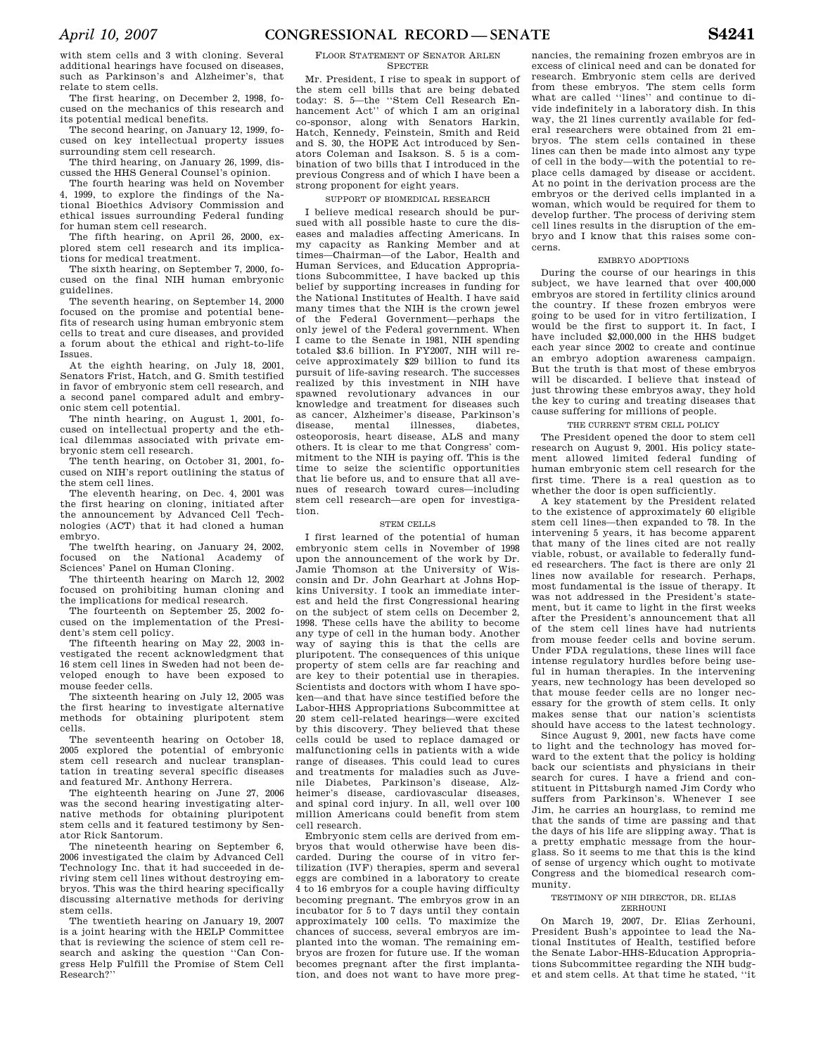with stem cells and 3 with cloning. Several additional hearings have focused on diseases, such as Parkinson's and Alzheimer's, that relate to stem cells.

The first hearing, on December 2, 1998, focused on the mechanics of this research and its potential medical benefits.

The second hearing, on January 12, 1999, focused on key intellectual property issues surrounding stem cell research.

The third hearing, on January 26, 1999, discussed the HHS General Counsel's opinion.

The fourth hearing was held on November 4, 1999, to explore the findings of the National Bioethics Advisory Commission and ethical issues surrounding Federal funding for human stem cell research.

The fifth hearing, on April 26, 2000, explored stem cell research and its implications for medical treatment.

The sixth hearing, on September 7, 2000, focused on the final NIH human embryonic guidelines.

The seventh hearing, on September 14, 2000 focused on the promise and potential benefits of research using human embryonic stem cells to treat and cure diseases, and provided a forum about the ethical and right-to-life Issues.

At the eighth hearing, on July 18, 2001, Senators Frist, Hatch, and G. Smith testified in favor of embryonic stem cell research, and a second panel compared adult and embryonic stem cell potential.

The ninth hearing, on August 1, 2001, focused on intellectual property and the ethical dilemmas associated with private embryonic stem cell research.

The tenth hearing, on October 31, 2001, focused on NIH's report outlining the status of the stem cell lines.

The eleventh hearing, on Dec. 4, 2001 was the first hearing on cloning, initiated after the announcement by Advanced Cell Technologies (ACT) that it had cloned a human embryo.

The twelfth hearing, on January 24, 2002, focused on the National Academy of Sciences' Panel on Human Cloning.

The thirteenth hearing on March 12, 2002 focused on prohibiting human cloning and the implications for medical research.

The fourteenth hearing on September 25, 2002 focused on the implementation of the President's stem cell policy.

The fifteenth hearing on May 22, 2003 investigated the recent acknowledgment that 16 stem cell lines in Sweden had not been developed enough to have been exposed to mouse feeder cells.

The sixteenth hearing on July 12, 2005 was the first hearing to investigate alternative methods for obtaining pluripotent stem cells.

The seventeenth hearing on October 18, 2005 explored the potential of embryonic stem cell research and nuclear transplantation in treating several specific diseases and featured Mr. Anthony Herrera.

The eighteenth hearing on June 27, 2006 was the second hearing investigating alternative methods for obtaining pluripotent stem cells and it featured testimony by Senator Rick Santorum.

The nineteenth hearing on September 6, 2006 investigated the claim by Advanced Cell Technology Inc. that it had succeeded in deriving stem cell lines without destroying embryos. This was the third hearing specifically discussing alternative methods for deriving stem cells.

The twentieth hearing on January 19, 2007 is a joint hearing with the HELP Committee that is reviewing the science of stem cell research and asking the question "Can Congress Help Fulfill the Promise of Stem Cell Research?"

FLOOR STATEMENT OF SENATOR ARLEN SPECTER

Mr. President, I rise to speak in support of the stem cell bills that are being debated today: S. 5—the "Stem Cell Research Enhancement Act" of which I am an original co-sponsor, along with Senators Harkin, Hatch, Kennedy, Feinstein, Smith and Reid and S. 30, the HOPE Act introduced by Senators Coleman and Isakson. S. 5 is a combination of two bills that I introduced in the previous Congress and of which I have been a strong proponent for eight years.

SUPPORT OF BIOMEDICAL RESEARCH

I believe medical research should be pursued with all possible haste to cure the diseases and maladies affecting Americans. In my capacity as Ranking Member and at times—Chairman—of the Labor, Health and Human Services, and Education Appropriations Subcommittee, I have backed up this belief by supporting increases in funding for the National Institutes of Health. I have said many times that the NIH is the crown jewel of the Federal Government—perhaps the only jewel of the Federal government. When I came to the Senate in 1981, NIH spending totaled $3.6 billion. In FY2007, NIH will receive approximately $29 billion to fund its pursuit of life-saving research. The successes realized by this investment in NIH have spawned revolutionary advances in our knowledge and treatment for diseases such as cancer, Alzheimer's disease, Parkinson's disease, mental illnesses, diabetes, osteoporosis, heart disease, ALS and many others. It is clear to me that Congress' commitment to the NIH is paying off. This is the time to seize the scientific opportunities that lie before us, and to ensure that all avenues of research toward cures—including stem cell research—are open for investigation.

STEM CELLS

I first learned of the potential of human embryonic stem cells in November of 1998 upon the announcement of the work by Dr. Jamie Thomson at the University of Wisconsin and Dr. John Gearhart at Johns Hopkins University. I took an immediate interest and held the first Congressional hearing on the subject of stem cells on December 2, 1998. These cells have the ability to become any type of cell in the human body. Another way of saying this is that the cells are pluripotent. The consequences of this unique property of stem cells are far reaching and are key to their potential use in therapies. Scientists and doctors with whom I have spoken—and that have since testified before the Labor-HHS Appropriations Subcommittee at 20 stem cell-related hearings—were excited by this discovery. They believed that these cells could be used to replace damaged or malfunctioning cells in patients with a wide range of diseases. This could lead to cures and treatments for maladies such as Juvenile Diabetes, Parkinson's disease, Alzheimer's disease, cardiovascular diseases, and spinal cord injury. In all, well over 100 million Americans could benefit from stem cell research.

Embryonic stem cells are derived from embryos that would otherwise have been discarded. During the course of in vitro fertilization (IVF) therapies, sperm and several eggs are combined in a laboratory to create 4 to 16 embryos for a couple having difficulty becoming pregnant. The embryos grow in an incubator for 5 to 7 days until they contain approximately 100 cells. To maximize the chances of success, several embryos are implanted into the woman. The remaining embryos are frozen for future use. If the woman becomes pregnant after the first implantation, and does not want to have more pregnancies, the remaining frozen embryos are in excess of clinical need and can be donated for research. Embryonic stem cells are derived from these embryos. The stem cells form what are called "lines" and continue to divide indefinitely in a laboratory dish. In this way, the 21 lines currently available for federal researchers were obtained from 21 embryos. The stem cells contained in these lines can then be made into almost any type of cell in the body—with the potential to replace cells damaged by disease or accident. At no point in the derivation process are the embryos or the derived cells implanted in a woman, which would be required for them to develop further. The process of deriving stem cell lines results in the disruption of the embryo and I know that this raises some concerns.

EMBRYO ADOPTIONS

During the course of our hearings in this subject, we have learned that over 400,000 embryos are stored in fertility clinics around the country. If these frozen embryos were going to be used for in vitro fertilization, I would be the first to support it. In fact, I have included $2,000,000 in the HHS budget each year since 2002 to create and continue an embryo adoption awareness campaign. But the truth is that most of these embryos will be discarded. I believe that instead of just throwing these embryos away, they hold the key to curing and treating diseases that cause suffering for millions of people.

THE CURRENT STEM CELL POLICY

The President opened the door to stem cell research on August 9, 2001. His policy statement allowed limited federal funding of human embryonic stem cell research for the first time. There is a real question as to whether the door is open sufficiently.

A key statement by the President related to the existence of approximately 60 eligible stem cell lines—then expanded to 78. In the intervening 5 years, it has become apparent that many of the lines cited are not really viable, robust, or available to federally funded researchers. The fact is there are only 21 lines now available for research. Perhaps, most fundamental is the issue of therapy. It was not addressed in the President's statement, but it came to light in the first weeks after the President's announcement that all of the stem cell lines have had nutrients from mouse feeder cells and bovine serum. Under FDA regulations, these lines will face intense regulatory hurdles before being useful in human therapies. In the intervening years, new technology has been developed so that mouse feeder cells are no longer necessary for the growth of stem cells. It only makes sense that our nation's scientists should have access to the latest technology.

Since August 9, 2001, new facts have come to light and the technology has moved forward to the extent that the policy is holding back our scientists and physicians in their search for cures. I have a friend and constituent in Pittsburgh named Jim Cordy who suffers from Parkinson's. Whenever I see Jim, he carries an hourglass, to remind me that the sands of time are passing and that the days of his life are slipping away. That is a pretty emphatic message from the hourglass. So it seems to me that this is the kind of sense of urgency which ought to motivate Congress and the biomedical research community.

TESTIMONY OF NIH DIRECTOR, DR. ELIAS ZERHOUNI

On March 19, 2007, Dr. Elias Zerhouni, President Bush's appointee to lead the National Institutes of Health, testified before the Senate Labor-HHS-Education Appropriations Subcommittee regarding the NIH budget and stem cells. At that time he stated, "it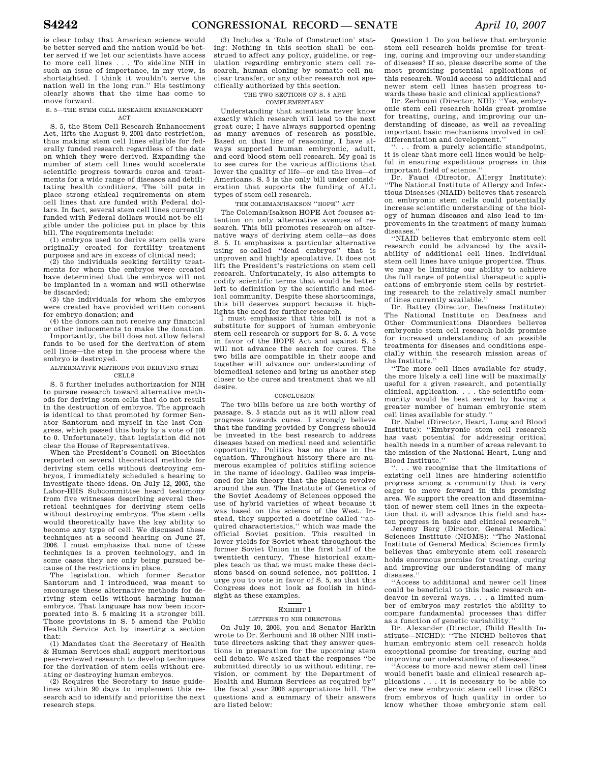is clear today that American science would be better served and the nation would be better served if we let our scientists have access to more cell lines . . . To sideline NIH in such an issue of importance, in my view, is shortsighted. I think it wouldn't serve the nation well in the long run.'' His testimony clearly shows that the time has come to move forward.

S. 5—THE STEM CELL RESEARCH ENHANCEMENT ACT

S. 5, the Stem Cell Research Enhancement Act, lifts the August 9, 2001 date restriction, thus making stem cell lines eligible for federally funded research regardless of the date on which they were derived. Expanding the number of stem cell lines would accelerate scientific progress towards cures and treatments for a wide range of diseases and debilitating health conditions. The bill puts in place strong ethical requirements on stem cell lines that are funded with Federal dollars. In fact, several stem cell lines currently funded with Federal dollars would not be eligible under the policies put in place by this bill. The requirements include:

(1) embryos used to derive stem cells were originally created for fertility treatment purposes and are in excess of clinical need;

(2) the individuals seeking fertility treatments for whom the embryos were created have determined that the embryos will not be implanted in a woman and will otherwise be discarded;

(3) the individuals for whom the embryos were created have provided written consent for embryo donation; and

(4) the donors can not receive any financial or other inducements to make the donation.

Importantly, the bill does not allow federal funds to be used for the derivation of stem cell lines—the step in the process where the embryo is destroyed.

ALTERNATIVE METHODS FOR DERIVING STEM CELLS

S. 5 further includes authorization for NIH to pursue research toward alternative methods for deriving stem cells that do not result in the destruction of embryos. The approach is identical to that promoted by former Senator Santorum and myself in the last Congress, which passed this body by a vote of 100 to 0. Unfortunately, that legislation did not clear the House of Representatives.

When the President's Council on Bioethics reported on several theoretical methods for deriving stem cells without destroying embryos, I immediately scheduled a hearing to investigate these ideas. On July 12, 2005, the Labor-HHS Subcommittee heard testimony from five witnesses describing several theoretical techniques for deriving stem cells without destroying embryos. The stem cells would theoretically have the key ability to become any type of cell. We discussed these techniques at a second hearing on June 27, 2006. I must emphasize that none of these techniques is a proven technology, and in some cases they are only being pursued because of the restrictions in place.

The legislation, which former Senator Santorum and I introduced, was meant to encourage these alternative methods for deriving stem cells without harming human embryos. That language has now been incorporated into S. 5 making it a stronger bill. Those provisions in S. 5 amend the Public Health Service Act by inserting a section that:

(1) Mandates that the Secretary of Health & Human Services shall support meritorious peer-reviewed research to develop techniques for the derivation of stem cells without creating or destroying human embryos.

(2) Requires the Secretary to issue guidelines within 90 days to implement this research and to identify and prioritize the next research steps.

(3) Includes a 'Rule of Construction' stating: Nothing in this section shall be construed to affect any policy, guideline, or regulation regarding embryonic stem cell research, human cloning by somatic cell nuclear transfer, or any other research not specifically authorized by this section.

THE TWO SECTIONS OF S. 5 ARE COMPLEMENTARY

Understanding that scientists never know exactly which research will lead to the next great cure; I have always supported opening as many avenues of research as possible. Based on that line of reasoning, I have always supported human embryonic, adult, and cord blood stem cell research. My goal is to see cures for the various afflictions that lower the quality of life—or end the lives—of Americans. S. 5 is the only bill under consideration that supports the funding of ALL types of stem cell research.

THE COLEMAN/ISAKSON ''HOPE'' ACT

The Coleman/Isakson HOPE Act focuses attention on only alternative avenues of research. This bill promotes research on alternative ways of deriving stem cells—as does S. 5. It emphasizes a particular alternative using so-called ''dead embryos'' that is unproven and highly speculative. It does not lift the President's restrictions on stem cell research. Unfortunately, it also attempts to codify scientific terms that would be better left to definition by the scientific and medical community. Despite these shortcomings, this bill deserves support because it highlights the need for further research.

I must emphasize that this bill is not a substitute for support of human embryonic stem cell research or support for S. 5. A vote in favor of the HOPE Act and against S. 5 will not advance the search for cures. The two bills are compatible in their scope and together will advance our understanding of biomedical science and bring us another step closer to the cures and treatment that we all desire.

CONCLUSION

The two bills before us are both worthy of passage. S. 5 stands out as it will allow real progress towards cures. I strongly believe that the funding provided by Congress should be invested in the best research to address diseases based on medical need and scientific opportunity. Politics has no place in the equation. Throughout history there are numerous examples of politics stifling science in the name of ideology. Galileo was imprisoned for his theory that the planets revolve around the sun. The Institute of Genetics of the Soviet Academy of Sciences opposed the use of hybrid varieties of wheat because it was based on the science of the West. Instead, they supported a doctrine called ''acquired characteristics,'' which was made the official Soviet position. This resulted in lower yields for Soviet wheat throughout the former Soviet Union in the first half of the twentieth century. These historical examples teach us that we must make these decisions based on sound science, not politics. I urge you to vote in favor of S. 5, so that this Congress does not look as foolish in hindsight as these examples.

EXHIBIT 1

LETTERS TO NIH DIRECTORS

On July 10, 2006, you and Senator Harkin wrote to Dr. Zerhouni and 18 other NIH institute directors asking that they answer questions in preparation for the upcoming stem cell debate. We asked that the responses ''be submitted directly to us without editing, revision, or comment by the Department of Health and Human Services as required by'' the fiscal year 2006 appropriations bill. The questions and a summary of their answers are listed below:

Question 1. Do you believe that embryonic stem cell research holds promise for treating, curing and improving our understanding of diseases? If so, please describe some of the most promising potential applications of this research. Would access to additional and newer stem cell lines hasten progress towards these basic and clinical applications?

Dr. Zerhouni (Director, NIH): ''Yes, embryonic stem cell research holds great promise for treating, curing, and improving our understanding of disease, as well as revealing important basic mechanisms involved in cell differentiation and development.''

''. . . from a purely scientific standpoint, it is clear that more cell lines would be helpful in ensuring expeditious progress in this important field of science.''

Dr. Fauci (Director, Allergy Institute): ''The National Institute of Allergy and Infectious Diseases (NIAID) believes that research on embryonic stem cells could potentially increase scientific understanding of the biology of human diseases and also lead to improvements in the treatment of many human diseases.''

''NIAID believes that embryonic stem cell research could be advanced by the availability of additional cell lines. Individual stem cell lines have unique properties. Thus, we may be limiting our ability to achieve the full range of potential therapeutic applications of embryonic stem cells by restricting research to the relatively small number of lines currently available.''

Dr. Battey (Director, Deafness Institute): The National Institute on Deafness and Other Communications Disorders believes embryonic stem cell research holds promise for increased understanding of an possible treatments for diseases and conditions especially within the research mission areas of the Institute.''

''The more cell lines available for study, the more likely a cell line will be maximally useful for a given research, and potentially clinical, application. . . . the scientific community would be best served by having a greater number of human embryonic stem cell lines available for study.''

Dr. Nabel (Director, Heart, Lung and Blood Institute): ''Embryonic stem cell research has vast potential for addressing critical health needs in a number of areas relevant to the mission of the National Heart, Lung and Blood Institute.''

''. . . we recognize that the limitations of existing cell lines are hindering scientific progress among a community that is very eager to move forward in this promising area. We support the creation and dissemination of newer stem cell lines in the expectation that it will advance this field and hasten progress in basic and clinical research.''

Jeremy Berg (Director, General Medical Sciences Institute (NIGMS): ''The National Institute of General Medical Sciences firmly believes that embryonic stem cell research holds enormous promise for treating, curing and improving our understanding of many diseases.''

''Access to additional and newer cell lines could be beneficial to this basic research endeavor in several ways. . . . a limited number of embryos may restrict the ability to compare fundamental processes that differ as a function of genetic variability.''

Dr. Alexander (Director, Child Health Institute—NICHD): ''The NICHD believes that human embryonic stem cell research holds exceptional promise for treating, curing and improving our understanding of diseases.''

''Access to more and newer stem cell lines would benefit basic and clinical research applications . . . it is necessary to be able to derive new embryonic stem cell lines (ESC) from embryos of high quality in order to know whether those embryonic stem cell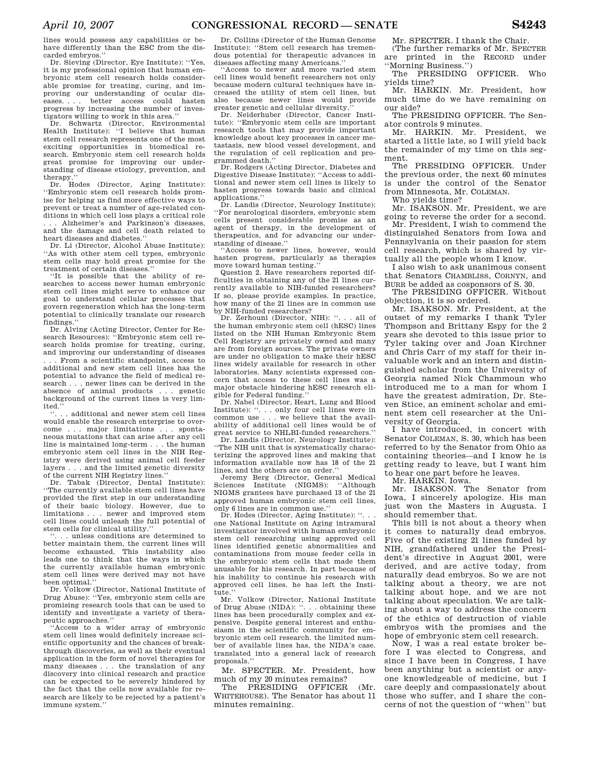lines would possess any capabilities or behave differently than the ESC from the discarded embryos.''

Dr. Sieving (Director, Eye Institute): ''Yes, it is my professional opinion that human embryonic stem cell research holds considerable promise for treating, curing, and improving our understanding of ocular diseases. . . . better access could hasten progress by increasing the number of investigators willing to work in this area.''

Dr. Schwartz (Director, Environmental Health Institute): ''I believe that human stem cell research represents one of the most exciting opportunities in biomedical research. Embryonic stem cell research holds great promise for improving our understanding of disease etiology, prevention, and therapy.''

Dr. Hodes (Director, Aging Institute): ''Embryonic stem cell research holds promise for helping us find more effective ways to prevent or treat a number of age-related conditions in which cell loss plays a critical role . . . Alzheimer's and Parkinson's diseases, and the damage and cell death related to heart diseases and diabetes.''

Dr. Li (Director, Alcohol Abuse Institute): ''As with other stem cell types, embryonic stem cells may hold great promise for the treatment of certain diseases.''

''It is possible that the ability of researches to access newer human embryonic stem cell lines might serve to enhance our goal to understand cellular processes that govern regeneration which has the long-term potential to clinically translate our research findings.''

Dr. Alving (Acting Director, Center for Research Resources): ''Embryonic stem cell research holds promise for treating, curing, and improving our understanding of diseases . . . From a scientific standpoint, access to additional and new stem cell lines has the potential to advance the field of medical research . . . newer lines can be derived in the absence of animal products . . . genetic background of the current lines is very limited.''

''. . . additional and newer stem cell lines would enable the research enterprise to overcome . . . major limitations . . . spontaneous mutations that can arise after any cell line is maintained long-term . . . the human embryonic stem cell lines in the NIH Registry were derived using animal cell feeder layers . . . and the limited genetic diversity of the current NIH Registry lines.''

Dr. Tabak (Director, Dental Institute): ''The currently available stem cell lines have provided the first step in our understanding of their basic biology. However, due to limitations . . . newer and improved stem cell lines could unleash the full potential of stem cells for clinical utility.''

''. . . unless conditions are determined to better maintain them, the current lines will become exhausted. This instability also leads one to think that the ways in which the currently available human embryonic stem cell lines were derived may not have been optimal.''

Dr. Volkow (Director, National Institute of Drug Abuse): ''Yes, embryonic stem cells are promising research tools that can be used to identify and investigate a variety of therapeutic approaches.''

''Access to a wider array of embryonic stem cell lines would definitely increase scientific opportunity and the chances of breakthrough discoveries, as well as their eventual application in the form of novel therapies for many diseases . . . the translation of any discovery into clinical research and practice can be expected to be severely hindered by the fact that the cells now available for research are likely to be rejected by a patient's immune system.''

Dr. Collins (Director of the Human Genome Institute): ''Stem cell research has tremendous potential for therapeutic advances in diseases affecting many Americans.''

''Access to newer and more varied stem cell lines would benefit researchers not only because modern cultural techniques have increased the utility of stem cell lines, but also because newer lines would provide greater genetic and cellular diversity.''

Dr. Neiderhuber (Director, Cancer Institute): ''Embryonic stem cells are important research tools that may provide important knowledge about key processes in cancer metastasis, new blood vessel development, and the regulation of cell replication and programmed death.''

Dr. Rodgers (Acting Director, Diabetes and Digestive Disease Institute): ''Access to additional and newer stem cell lines is likely to hasten progress towards basic and clinical applications.''

Dr. Landis (Director, Neurology Institute): ''For neurological disorders, embryonic stem cells present considerable promise as an agent of therapy, in the development of therapeutics, and for advancing our understanding of disease.''

''Access to newer lines, however, would hasten progress, particularly as therapies move toward human testing.''

Question 2. Have researchers reported difficulties in obtaining any of the 21 lines currently available to NIH-funded researchers? If so, please provide examples. In practice, how many of the 21 lines are in common use by NIH-funded researchers?

Dr. Zerhouni (Director, NIH): ''. . . all of the human embryonic stem cell (hESC) lines listed on the NIH Human Embryonic Stem Cell Registry are privately owned and many are from foreign sources. The private owners are under no obligation to make their hESC lines widely available for research in other laboratories. Many scientists expressed concern that access to these cell lines was a major obstacle hindering hESC research eligible for Federal funding.''

Dr. Nabel (Director, Heart, Lung and Blood Institute): ''. . . only four cell lines were in common use . . . we believe that the availability of additional cell lines would be of great service to NHLBI-funded researchers.''

Dr. Landis (Director, Neurology Institute): ''The NIH unit that is systematically characterizing the approved lines and making that information available now has 18 of the 21 lines, and the others are on order.''

Jeremy Berg (Director, General Medical Sciences Institute (NIGMS): ''Although NIGMS grantees have purchased 13 of the 21 approved human embryonic stem cell lines, only 6 lines are in common use.''

Dr. Hodes (Director, Aging Institute): ''. . . one National Institute on Aging intramural investigator involved with human embryonic stem cell researching using approved cell lines identified genetic abnormalities and contaminations from mouse feeder cells in the embryonic stem cells that made them unusable for his research. In part because of his inability to continue his research with approved cell lines. he has left the Institute.''

Mr. Volkow (Director, National Institute of Drug Abuse (NIDA): ''. . . obtaining these lines has been procedurally complex and expensive. Despite general interest and enthusiasm in the scientific community for embryonic stem cell research. the limited number of available lines has, the NIDA's case. translated into a general lack of research proposals.''

Mr. SPECTER. Mr. President, how much of my 20 minutes remains?

The PRESIDING OFFICER (Mr. WHITEHOUSE). The Senator has about 11 minutes remaining.

Mr. SPECTER. I thank the Chair.

(The further remarks of Mr. SPECTER are printed in the RECORD under ''Morning Business.'')

The PRESIDING OFFICER. Who yields time?

Mr. HARKIN. Mr. President, how much time do we have remaining on our side?

The PRESIDING OFFICER. The Senator controls 9 minutes.

Mr. HARKIN. Mr. President, we started a little late, so I will yield back the remainder of my time on this segment.

The PRESIDING OFFICER. Under the previous order, the next 60 minutes is under the control of the Senator from Minnesota, Mr. COLEMAN.

Who yields time?

Mr. ISAKSON. Mr. President, we are going to reverse the order for a second.

Mr. President, I wish to commend the distinguished Senators from Iowa and Pennsylvania on their passion for stem cell research, which is shared by virtually all the people whom I know.

I also wish to ask unanimous consent that Senators CHAMBLISS, CORNYN, and BURR be added as cosponsors of S. 30.

The PRESIDING OFFICER. Without objection, it is so ordered.

Mr. ISAKSON. Mr. President, at the outset of my remarks I thank Tyler Thompson and Brittany Espy for the 2 years she devoted to this issue prior to Tyler taking over and Joan Kirchner and Chris Carr of my staff for their invaluable work and an intern and distinguished scholar from the University of Georgia named Nick Chammoun who introduced me to a man for whom I have the greatest admiration, Dr. Steven Stice, an eminent scholar and eminent stem cell researcher at the University of Georgia.

I have introduced, in concert with Senator COLEMAN, S. 30, which has been referred to by the Senator from Ohio as containing theories—and I know he is getting ready to leave, but I want him to hear one part before he leaves.

Mr. HARKIN. Iowa.

Mr. ISAKSON. The Senator from Iowa, I sincerely apologize. His man just won the Masters in Augusta. I should remember that.

This bill is not about a theory when it comes to naturally dead embryos. Five of the existing 21 lines funded by NIH, grandfathered under the President's directive in August 2001, were derived, and are active today, from naturally dead embryos. So we are not talking about a theory, we are not talking about hope, and we are not talking about speculation. We are talking about a way to address the concern of the ethics of destruction of viable embryos with the promises and the hope of embryonic stem cell research.

Now, I was a real estate broker before I was elected to Congress, and since I have been in Congress, I have been anything but a scientist or anyone knowledgeable of medicine, but I care deeply and compassionately about those who suffer, and I share the concerns of not the question of ''when'' but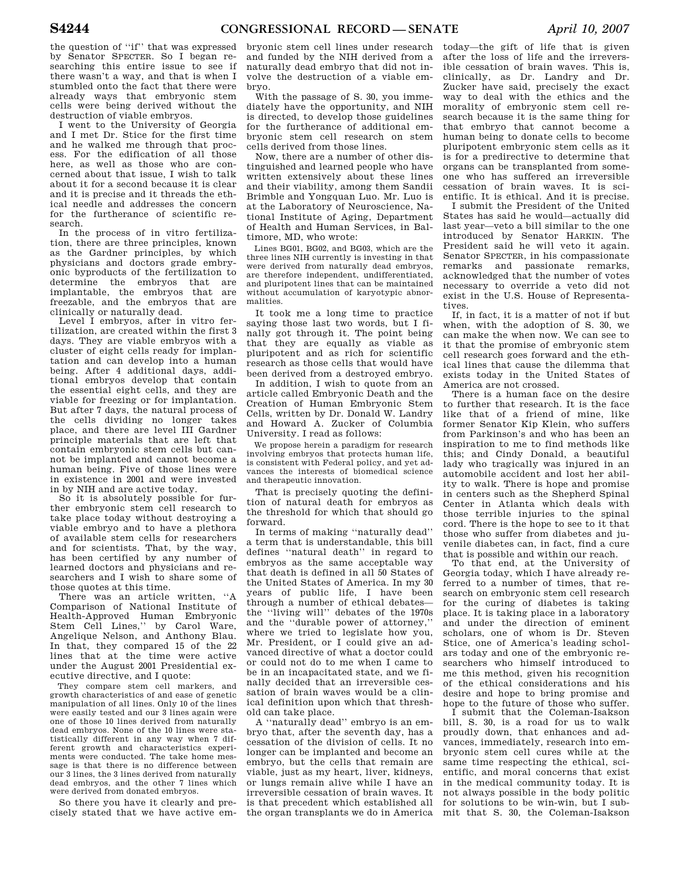the question of "if" that was expressed by Senator SPECTER. So I began researching this entire issue to see if there wasn't a way, and that is when I stumbled onto the fact that there were already ways that embryonic stem cells were being derived without the destruction of viable embryos.

I went to the University of Georgia and I met Dr. Stice for the first time and he walked me through that process. For the edification of all those here, as well as those who are concerned about that issue, I wish to talk about it for a second because it is clear and it is precise and it threads the ethical needle and addresses the concern for the furtherance of scientific research.

In the process of in vitro fertilization, there are three principles, known as the Gardner principles, by which physicians and doctors grade embryonic byproducts of the fertilization to determine the embryos that are implantable, the embryos that are freezable, and the embryos that are clinically or naturally dead.

Level I embryos, after in vitro fertilization, are created within the first 3 days. They are viable embryos with a cluster of eight cells ready for implantation and can develop into a human being. After 4 additional days, additional embryos develop that contain the essential eight cells, and they are viable for freezing or for implantation. But after 7 days, the natural process of the cells dividing no longer takes place, and there are level III Gardner principle materials that are left that contain embryonic stem cells but cannot be implanted and cannot become a human being. Five of those lines were in existence in 2001 and were invested in by NIH and are active today.

So it is absolutely possible for further embryonic stem cell research to take place today without destroying a viable embryo and to have a plethora of available stem cells for researchers and for scientists. That, by the way, has been certified by any number of learned doctors and physicians and researchers and I wish to share some of those quotes at this time.

There was an article written, "A Comparison of National Institute of Health-Approved Human Embryonic Stem Cell Lines," by Carol Ware, Angelique Nelson, and Anthony Blau. In that, they compared 15 of the 22 lines that at the time were active under the August 2001 Presidential executive directive, and I quote:

> They compare stem cell markers, and growth characteristics of and ease of genetic manipulation of all lines. Only 10 of the lines were easily tested and our 3 lines again were one of those 10 lines derived from naturally dead embryos. None of the 10 lines were statistically different in any way when 7 different growth and characteristics experiments were conducted. The take home message is that there is no difference between our 3 lines, the 3 lines derived from naturally dead embryos, and the other 7 lines which were derived from donated embryos.

So there you have it clearly and precisely stated that we have active embryonic stem cell lines under research and funded by the NIH derived from a naturally dead embryo that did not involve the destruction of a viable embryo.

With the passage of S. 30, you immediately have the opportunity, and NIH is directed, to develop those guidelines for the furtherance of additional embryonic stem cell research on stem cells derived from those lines.

Now, there are a number of other distinguished and learned people who have written extensively about these lines and their viability, among them Sandii Brimble and Yongquan Luo. Mr. Luo is at the Laboratory of Neuroscience, National Institute of Aging, Department of Health and Human Services, in Baltimore, MD, who wrote:

> Lines BG01, BG02, and BG03, which are the three lines NIH currently is investing in that were derived from naturally dead embryos, are therefore independent, undifferentiated, and pluripotent lines that can be maintained without accumulation of karyotypic abnormalities.

It took me a long time to practice saying those last two words, but I finally got through it. The point being that they are equally as viable as pluripotent and as rich for scientific research as those cells that would have been derived from a destroyed embryo.

In addition, I wish to quote from an article called Embryonic Death and the Creation of Human Embryonic Stem Cells, written by Dr. Donald W. Landry and Howard A. Zucker of Columbia University. I read as follows:

> We propose herein a paradigm for research involving embryos that protects human life, is consistent with Federal policy, and yet advances the interests of biomedical science and therapeutic innovation.

That is precisely quoting the definition of natural death for embryos as the threshold for which that should go forward.

In terms of making "naturally dead" a term that is understandable, this bill defines "natural death" in regard to embryos as the same acceptable way that death is defined in all 50 States of the United States of America. In my 30 years of public life, I have been through a number of ethical debates—the "living will" debates of the 1970s and the "durable power of attorney," where we tried to legislate how you, Mr. President, or I could give an advanced directive of what a doctor could or could not do to me when I came to be in an incapacitated state, and we finally decided that an irreversible cessation of brain waves would be a clinical definition upon which that threshold can take place.

A "naturally dead" embryo is an embryo that, after the seventh day, has a cessation of the division of cells. It no longer can be implanted and become an embryo, but the cells that remain are viable, just as my heart, liver, kidneys, or lungs remain alive while I have an irreversible cessation of brain waves. It is that precedent which established all the organ transplants we do in America today—the gift of life that is given after the loss of life and the irreversible cessation of brain waves. This is, clinically, as Dr. Landry and Dr. Zucker have said, precisely the exact way to deal with the ethics and the morality of embryonic stem cell research because it is the same thing for that embryo that cannot become a human being to donate cells to become pluripotent embryonic stem cells as it is for a predirective to determine that organs can be transplanted from someone who has suffered an irreversible cessation of brain waves. It is scientific. It is ethical. And it is precise.

I submit the President of the United States has said he would—actually did last year—veto a bill similar to the one introduced by Senator HARKIN. The President said he will veto it again. Senator SPECTER, in his compassionate remarks and passionate remarks, acknowledged that the number of votes necessary to override a veto did not exist in the U.S. House of Representatives.

If, in fact, it is a matter of not if but when, with the adoption of S. 30, we can make the when now. We can see to it that the promise of embryonic stem cell research goes forward and the ethical lines that cause the dilemma that exists today in the United States of America are not crossed.

There is a human face on the desire to further that research. It is the face like that of a friend of mine, like former Senator Kip Klein, who suffers from Parkinson's and who has been an inspiration to me to find methods like this; and Cindy Donald, a beautiful lady who tragically was injured in an automobile accident and lost her ability to walk. There is hope and promise in centers such as the Shepherd Spinal Center in Atlanta which deals with those terrible injuries to the spinal cord. There is the hope to see to it that those who suffer from diabetes and juvenile diabetes can, in fact, find a cure that is possible and within our reach.

To that end, at the University of Georgia today, which I have already referred to a number of times, that research on embryonic stem cell research for the curing of diabetes is taking place. It is taking place in a laboratory and under the direction of eminent scholars, one of whom is Dr. Steven Stice, one of America's leading scholars today and one of the embryonic researchers who himself introduced to me this method, given his recognition of the ethical considerations and his desire and hope to bring promise and hope to the future of those who suffer.

I submit that the Coleman-Isakson bill, S. 30, is a road for us to walk proudly down, that enhances and advances, immediately, research into embryonic stem cell cures while at the same time respecting the ethical, scientific, and moral concerns that exist in the medical community today. It is not always possible in the body politic for solutions to be win-win, but I submit that S. 30, the Coleman-Isakson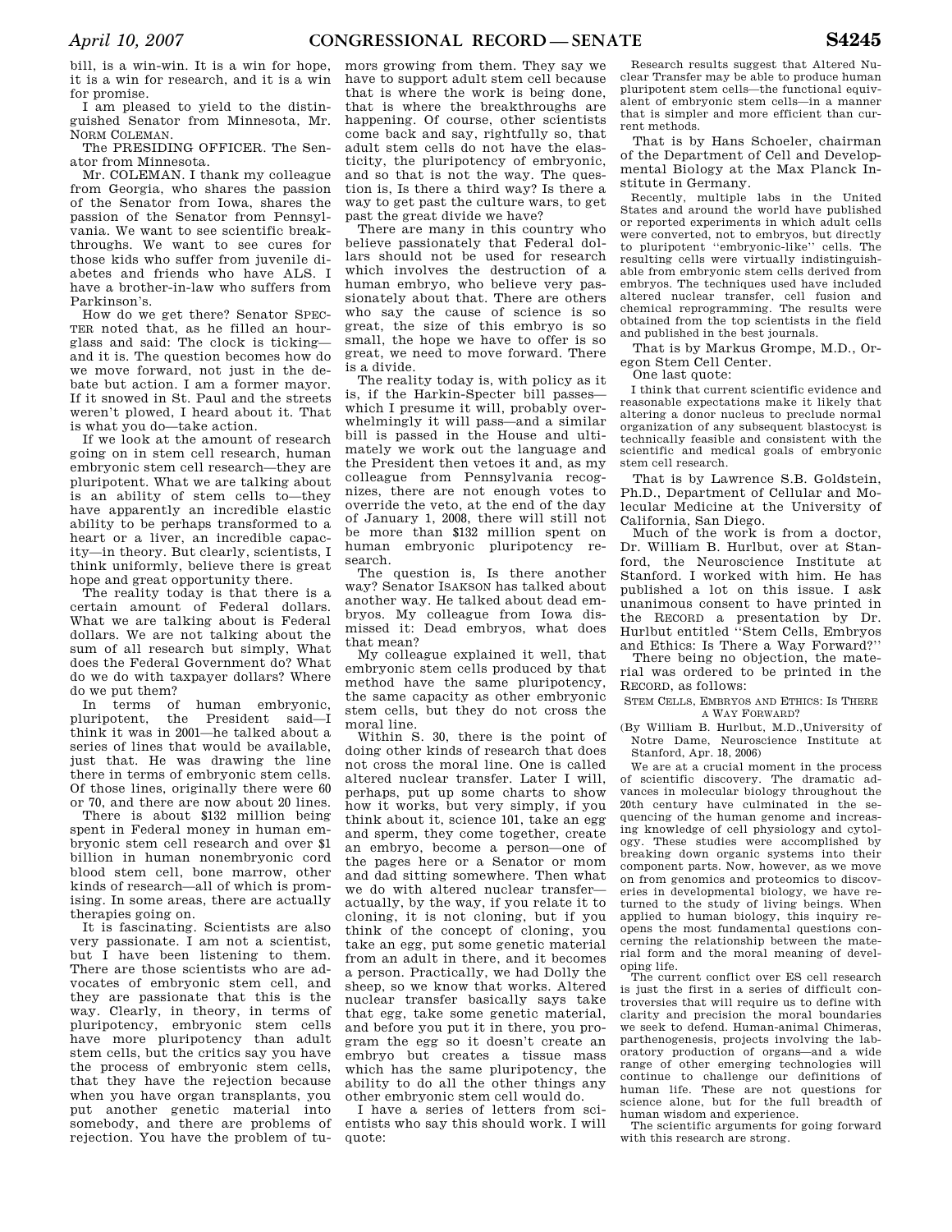bill, is a win-win. It is a win for hope, it is a win for research, and it is a win for promise.

I am pleased to yield to the distinguished Senator from Minnesota, Mr. NORM COLEMAN.

The PRESIDING OFFICER. The Senator from Minnesota.

Mr. COLEMAN. I thank my colleague from Georgia, who shares the passion of the Senator from Iowa, shares the passion of the Senator from Pennsylvania. We want to see scientific breakthroughs. We want to see cures for those kids who suffer from juvenile diabetes and friends who have ALS. I have a brother-in-law who suffers from Parkinson's.

How do we get there? Senator SPECTER noted that, as he filled an hourglass and said: The clock is ticking—and it is. The question becomes how do we move forward, not just in the debate but action. I am a former mayor. If it snowed in St. Paul and the streets weren't plowed, I heard about it. That is what you do—take action.

If we look at the amount of research going on in stem cell research, human embryonic stem cell research—they are pluripotent. What we are talking about is an ability of stem cells to—they have apparently an incredible elastic ability to be perhaps transformed to a heart or a liver, an incredible capacity—in theory. But clearly, scientists, I think uniformly, believe there is great hope and great opportunity there.

The reality today is that there is a certain amount of Federal dollars. What we are talking about is Federal dollars. We are not talking about the sum of all research but simply, What does the Federal Government do? What do we do with taxpayer dollars? Where do we put them?

In terms of human embryonic, pluripotent, the President said—I think it was in 2001—he talked about a series of lines that would be available, just that. He was drawing the line there in terms of embryonic stem cells. Of those lines, originally there were 60 or 70, and there are now about 20 lines.

There is about $132 million being spent in Federal money in human embryonic stem cell research and over $1 billion in human nonembryonic cord blood stem cell, bone marrow, other kinds of research—all of which is promising. In some areas, there are actually therapies going on.

It is fascinating. Scientists are also very passionate. I am not a scientist, but I have been listening to them. There are those scientists who are advocates of embryonic stem cell, and they are passionate that this is the way. Clearly, in theory, in terms of pluripotency, embryonic stem cells have more pluripotency than adult stem cells, but the critics say you have the process of embryonic stem cells, that they have the rejection because when you have organ transplants, you put another genetic material into somebody, and there are problems of rejection. You have the problem of tumors growing from them. They say we have to support adult stem cell because that is where the work is being done, that is where the breakthroughs are happening. Of course, other scientists come back and say, rightfully so, that adult stem cells do not have the elasticity, the pluripotency of embryonic, and so that is not the way. The question is, Is there a third way? Is there a way to get past the culture wars, to get past the great divide we have?

There are many in this country who believe passionately that Federal dollars should not be used for research which involves the destruction of a human embryo, who believe very passionately about that. There are others who say the cause of science is so great, the size of this embryo is so small, the hope we have to offer is so great, we need to move forward. There is a divide.

The reality today is, with policy as it is, if the Harkin-Specter bill passes—which I presume it will, probably overwhelmingly it will pass—and a similar bill is passed in the House and ultimately we work out the language and the President then vetoes it and, as my colleague from Pennsylvania recognizes, there are not enough votes to override the veto, at the end of the day of January 1, 2008, there will still not be more than $132 million spent on human embryonic pluripotency research.

The question is, Is there another way? Senator ISAKSON has talked about another way. He talked about dead embryos. My colleague from Iowa dismissed it: Dead embryos, what does that mean?

My colleague explained it well, that embryonic stem cells produced by that method have the same pluripotency, the same capacity as other embryonic stem cells, but they do not cross the moral line.

Within S. 30, there is the point of doing other kinds of research that does not cross the moral line. One is called altered nuclear transfer. Later I will, perhaps, put up some charts to show how it works, but very simply, if you think about it, science 101, take an egg and sperm, they come together, create an embryo, become a person—one of the pages here or a Senator or mom and dad sitting somewhere. Then what we do with altered nuclear transfer—actually, by the way, if you relate it to cloning, it is not cloning, but if you think of the concept of cloning, you take an egg, put some genetic material from an adult in there, and it becomes a person. Practically, we had Dolly the sheep, so we know that works. Altered nuclear transfer basically says take that egg, take some genetic material, and before you put it in there, you program the egg so it doesn't create an embryo but creates a tissue mass which has the same pluripotency, the ability to do all the other things any other embryonic stem cell would do.

I have a series of letters from scientists who say this should work. I will quote:

> Research results suggest that Altered Nuclear Transfer may be able to produce human pluripotent stem cells—the functional equivalent of embryonic stem cells—in a manner that is simpler and more efficient than current methods.

That is by Hans Schoeler, chairman of the Department of Cell and Developmental Biology at the Max Planck Institute in Germany.

> Recently, multiple labs in the United States and around the world have published or reported experiments in which adult cells were converted, not to embryos, but directly to pluripotent "embryonic-like" cells. The resulting cells were virtually indistinguishable from embryonic stem cells derived from embryos. The techniques used have included altered nuclear transfer, cell fusion and chemical reprogramming. The results were obtained from the top scientists in the field and published in the best journals.

That is by Markus Grompe, M.D., Oregon Stem Cell Center.

One last quote:

> I think that current scientific evidence and reasonable expectations make it likely that altering a donor nucleus to preclude normal organization of any subsequent blastocyst is technically feasible and consistent with the scientific and medical goals of embryonic stem cell research.

That is by Lawrence S.B. Goldstein, Ph.D., Department of Cellular and Molecular Medicine at the University of California, San Diego.

Much of the work is from a doctor, Dr. William B. Hurlbut, over at Stanford, the Neuroscience Institute at Stanford. I worked with him. He has published a lot on this issue. I ask unanimous consent to have printed in the RECORD a presentation by Dr. Hurlbut entitled "Stem Cells, Embryos and Ethics: Is There a Way Forward?"

There being no objection, the material was ordered to be printed in the RECORD, as follows:

STEM CELLS, EMBRYOS AND ETHICS: IS THERE A WAY FORWARD?

(By William B. Hurlbut, M.D.,University of Notre Dame, Neuroscience Institute at Stanford, Apr. 18, 2006)

We are at a crucial moment in the process of scientific discovery. The dramatic advances in molecular biology throughout the 20th century have culminated in the sequencing of the human genome and increasing knowledge of cell physiology and cytology. These studies were accomplished by breaking down organic systems into their component parts. Now, however, as we move on from genomics and proteomics to discoveries in developmental biology, we have returned to the study of living beings. When applied to human biology, this inquiry reopens the most fundamental questions concerning the relationship between the material form and the moral meaning of developing life.

The current conflict over ES cell research is just the first in a series of difficult controversies that will require us to define with clarity and precision the moral boundaries we seek to defend. Human-animal Chimeras, parthenogenesis, projects involving the laboratory production of organs—and a wide range of other emerging technologies will continue to challenge our definitions of human life. These are not questions for science alone, but for the full breadth of human wisdom and experience.

The scientific arguments for going forward with this research are strong.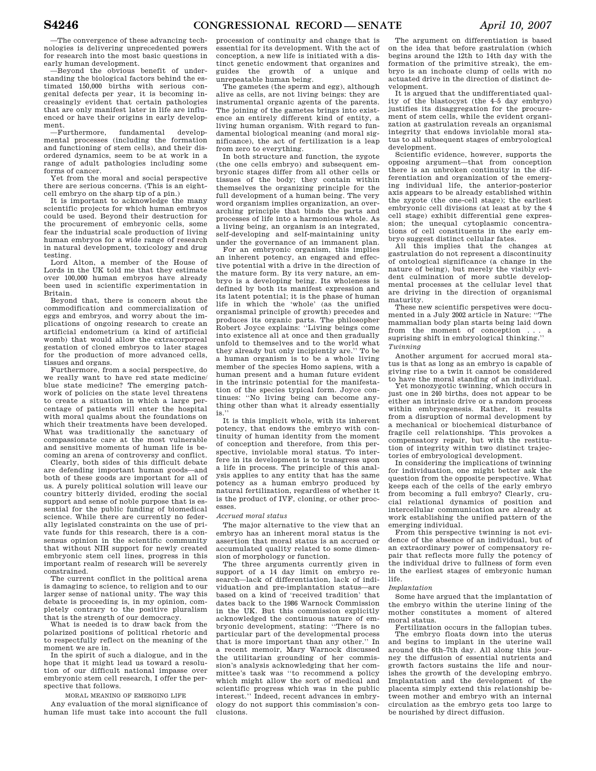—The convergence of these advancing technologies is delivering unprecedented powers for research into the most basic questions in early human development.

—Beyond the obvious benefit of understanding the biological factors behind the estimated 150,000 births with serious congenital defects per year, it is becoming increasingly evident that certain pathologies that are only manifest later in life are influenced or have their origins in early development.

—Furthermore, fundamental developmental processes (including the formation and functioning of stem cells), and their disordered dynamics, seem to be at work in a range of adult pathologies including some forms of cancer.

Yet from the moral and social perspective there are serious concerns. (This is an eight-cell embryo on the sharp tip of a pin.)

It is important to acknowledge the many scientific projects for which human embryos could be used. Beyond their destruction for the procurement of embryonic cells, some fear the industrial scale production of living human embryos for a wide range of research in natural development, toxicology and drug testing.

Lord Alton, a member of the House of Lords in the UK told me that they estimate over 100,000 human embryos have already been used in scientific experimentation in Britain.

Beyond that, there is concern about the commodification and commercialization of eggs and embryos, and worry about the implications of ongoing research to create an artificial endometrium (a kind of artificial womb) that would allow the extracorporeal gestation of cloned embryos to later stages for the production of more advanced cells, tissues and organs.

Furthermore, from a social perspective, do we really want to have red state medicine/blue state medicine? The emerging patchwork of policies on the state level threatens to create a situation in which a large percentage of patients will enter the hospital with moral qualms about the foundations on which their treatments have been developed. What was traditionally the sanctuary of compassionate care at the most vulnerable and sensitive moments of human life is becoming an arena of controversy and conflict.

Clearly, both sides of this difficult debate are defending important human goods—and both of these goods are important for all of us. A purely political solution will leave our country bitterly divided, eroding the social support and sense of noble purpose that is essential for the public funding of biomedical science. While there are currently no federally legislated constraints on the use of private funds for this research, there is a consensus opinion in the scientific community that without NIH support for newly created embryonic stem cell lines, progress in this important realm of research will be severely constrained.

The current conflict in the political arena is damaging to science, to religion and to our larger sense of national unity. The way this debate is proceeding is, in my opinion, completely contrary to the positive pluralism that is the strength of our democracy.

What is needed is to draw back from the polarized positions of political rhetoric and to respectfully reflect on the meaning of the moment we are in.

In the spirit of such a dialogue, and in the hope that it might lead us toward a resolution of our difficult national impasse over embryonic stem cell research, I offer the perspective that follows.

MORAL MEANING OF EMERGING LIFE

Any evaluation of the moral significance of human life must take into account the full procession of continuity and change that is essential for its development. With the act of conception, a new life is initiated with a distinct genetic endowment that organizes and guides the growth of a unique and unrepeatable human being.

The gametes (the sperm and egg), although alive as cells, are not living beings: they are instrumental organic agents of the parents. The joining of the gametes brings into existence an entirely different kind of entity, a living human organism. With regard to fundamental biological meaning (and moral significance), the act of fertilization is a leap from zero to everything.

In both structure and function, the zygote (the one cells embryo) and subsequent embryonic stages differ from all other cells or tissues of the body; they contain within themselves the organizing principle for the full development of a human being. The very word organism implies organization, an overarching principle that binds the parts and processes of life into a harmonious whole. As a living being, an organism is an integrated, self-developing and self-maintaining unity under the governance of an immanent plan.

For an embryonic organism, this implies an inherent potency, an engaged and effective potential with a drive in the direction of the mature form. By its very nature, an embryo is a developing being. Its wholeness is defined by both its manifest expression and its latent potential; it is the phase of human life in which the 'whole' (as the unified organismal principle of growth) precedes and produces its organic parts. The philosopher Robert Joyce explains: ''Living beings come into existence all at once and then gradually unfold to themselves and to the world what they already but only incipiently are.'' To be a human organism is to be a whole living member of the species Homo sapiens, with a human present and a human future evident in the intrinsic potential for the manifestation of the species typical form. Joyce continues: ''No living being can become anything other than what it already essentially is.''

It is this implicit whole, with its inherent potency, that endows the embryo with continuity of human identity from the moment of conception and therefore, from this perspective, inviolable moral status. To interfere in its development is to transgress upon a life in process. The principle of this analysis applies to any entity that has the same potency as a human embryo produced by natural fertilization, regardless of whether it is the product of IVF, cloning, or other processes.

*Accrued moral status*

The major alternative to the view that an embryo has an inherent moral status is the assertion that moral status is an accrued or accumulated quality related to some dimension of morphology or function.

The three arguments currently given in support of a 14 day limit on embryo research—lack of differentiation, lack of individuation and pre-implantation status—are based on a kind of 'received tradition' that dates back to the 1986 Warnock Commission in the UK. But this commission explicitly acknowledged the continuous nature of embryonic development, stating: ''There is no particular part of the developmental process that is more important than any other.'' In a recent memoir, Mary Warnock discussed the utilitarian grounding of her commission's analysis acknowledging that her committee's task was ''to recommend a policy which might allow the sort of medical and scientific progress which was in the public interest.'' Indeed, recent advances in embryology do not support this commission's conclusions.

The argument on differentiation is based on the idea that before gastrulation (which begins around the 12th to 14th day with the formation of the primitive streak), the embryo is an inchoate clump of cells with no actuated drive in the direction of distinct development.

It is argued that the undifferentiated quality of the blastocyst (the 4–5 day embryo) justifies its disaggregation for the procurement of stem cells, while the evident organization at gastrulation reveals an organismal integrity that endows inviolable moral status to all subsequent stages of embryological development.

Scientific evidence, however, supports the opposing argument—that from conception there is an unbroken continuity in the differentiation and organization of the emerging individual life, the anterior-posterior axis appears to be already established within the zygote (the one-cell stage); the earliest embryonic cell divisions (at least at by the 4 cell stage) exhibit differential gene expression; the unequal cytoplasmic concentrations of cell constituents in the early embryo suggest distinct cellular fates.

All this implies that the changes at gastrulation do not represent a discontinuity of ontological significance (a change in the nature of being), but merely the visibly evident culmination of more subtle developmental processes at the cellular level that are driving in the direction of organismal maturity.

These new scientific perspetives were documented in a July 2002 article in Nature: ''The mammalian body plan starts being laid down from the moment of conception . . . a suprising shift in embryological thinking.''

*Twinning*

Another argument for accrued moral status is that as long as an embryo is capable of giving rise to a twin it cannot be considered to have the moral standing of an individual.

Yet monozygotic twinning, which occurs in just one in 240 births, does not appear to be either an intrinsic drive or a random process within embryogenesis. Rather, it results from a disruption of normal development by a mechanical or biochemical disturbance of fragile cell relationships. This provokes a compensatory repair, but with the restitution of integrity within two distinct trajectories of embryological development.

In considering the implications of twinning for individuation, one might better ask the question from the opposite perspective. What keeps each of the cells of the early embryo from becoming a full embryo? Clearly, crucial relational dynamics of position and intercellular communication are already at work establishing the unified pattern of the emerging individual.

From this perspective twinning is not evidence of the absence of an individual, but of an extraordinary power of compensatory repair that reflects more fully the potency of the individual drive to fullness of form even in the earliest stages of embryonic human life.

*Implantation*

Some have argued that the implantation of the embryo within the uterine lining of the mother constitutes a moment of altered moral status.

Fertilization occurs in the fallopian tubes. The embryo floats down into the uterus and begins to implant in the uterine wall around the 6th–7th day. All along this journey the diffusion of essential nutrients and growth factors sustains the life and nourishes the growth of the developing embryo. Implantation and the development of the placenta simply extend this relationship between mother and embryo with an internal circulation as the embryo gets too large to be nourished by direct diffusion.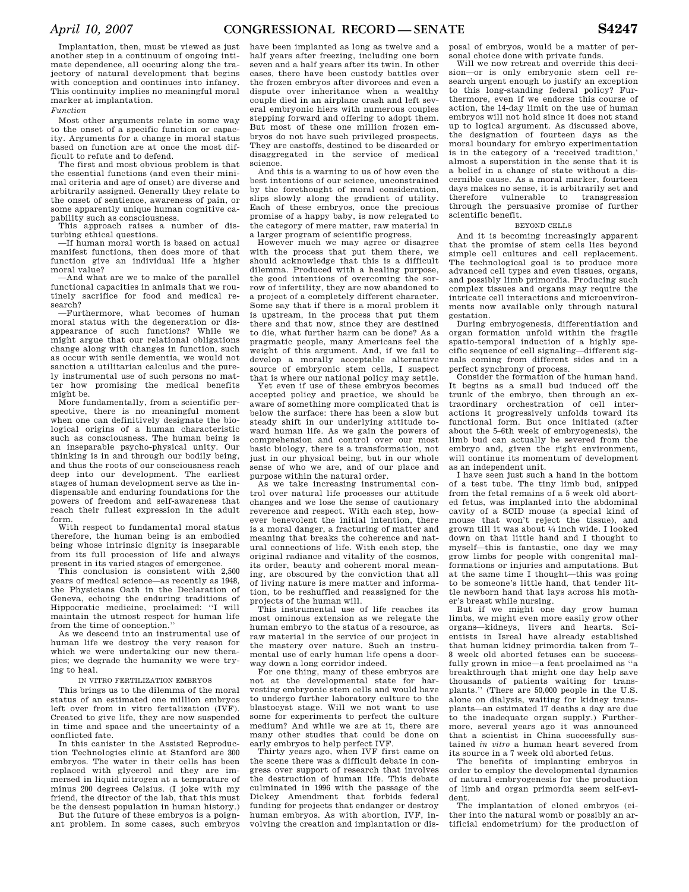Implantation, then, must be viewed as just another step in a continuum of ongoing intimate dependence, all occuring along the trajectory of natural development that begins with conception and continues into infancy. This continuity implies no meaningful moral marker at implantation.

*Function*

Most other arguments relate in some way to the onset of a specific function or capacity. Arguments for a change in moral status based on function are at once the most difficult to refute and to defend.

The first and most obvious problem is that the essential functions (and even their minimal criteria and age of onset) are diverse and arbitrarily assigned. Generally they relate to the onset of sentience, awareness of pain, or some apparently unique human cognitive capability such as consciousness.

This approach raises a number of disturbing ethical questions.

—If human moral worth is based on actual manifest functions, then does more of that function give an individual life a higher moral value?

—And what are we to make of the parallel functional capacities in animals that we routinely sacrifice for food and medical research?

—Furthermore, what becomes of human moral status with the degeneration or disappearance of such functions? While we might argue that our relational obligations change along with changes in function, such as occur with senile dementia, we would not sanction a utilitarian calculus and the purely instrumental use of such persons no matter how promising the medical benefits might be.

More fundamentally, from a scientific perspective, there is no meaningful moment when one can definitively designate the biological origins of a human characteristic such as consciousness. The human being is an inseparable psycho-physical unity. Our thinking is in and through our bodily being, and thus the roots of our consciousness reach deep into our development. The earliest stages of human development serve as the indispensable and enduring foundations for the powers of freedom and self-awareness that reach their fullest expression in the adult form.

With respect to fundamental moral status therefore, the human being is an embodied being whose intrinsic dignity is inseparable from its full procession of life and always present in its varied stages of emergence.

This conclusion is consistent with 2,500 years of medical science—as recently as 1948, the Physicians Oath in the Declaration of Geneva, echoing the enduring traditions of Hippocratic medicine, proclaimed: "I will maintain the utmost respect for human life from the time of conception."

As we descend into an instrumental use of human life we destroy the very reason for which we were undertaking our new therapies; we degrade the humanity we were trying to heal.

IN VITRO FERTILIZATION EMBRYOS

This brings us to the dilemma of the moral status of an estimated one million embryos left over from in vitro fertalization (IVF). Created to give life, they are now suspended in time and space and the uncertainty of a conflicted fate.

In this canister in the Assisted Reproduction Technologies clinic at Stanford are 300 embryos. The water in their cells has been replaced with glycerol and they are immersed in liquid nitrogen at a temprature of minus 200 degrees Celsius. (I joke with my friend, the director of the lab, that this must be the densest population in human history.)

But the future of these embryos is a poignant problem. In some cases, such embryos have been implanted as long as twelve and a half years after freezing, including one born seven and a half years after its twin. In other cases, there have been custody battles over the frozen embryos after divorces and even a dispute over inheritance when a wealthy couple died in an airplane crash and left several embryonic hiers with numerous couples stepping forward and offering to adopt them. But most of these one million frozen embryos do not have such privileged prospects. They are castoffs, destined to be discarded or disaggregated in the service of medical science.

And this is a warning to us of how even the best intentions of our science, unconstrained by the forethought of moral consideration, slips slowly along the gradient of utility. Each of these embryos, once the precious promise of a happy baby, is now relegated to the category of mere matter, raw material in a larger program of scientific progress.

However much we may agree or disagree with the process that put them there, we should acknowledge that this is a difficult dilemma. Produced with a healing purpose, the good intentions of overcoming the sorrow of infertility, they are now abandoned to a project of a completely different character. Some say that if there is a moral problem it is upstream, in the process that put them there and that now, since they are destined to die, what further harm can be done? As a pragmatic people, many Americans feel the weight of this argument. And, if we fail to develop a morally acceptable alternative source of embryonic stem cells, I suspect that is where our national policy may settle.

Yet even if use of these embryos becomes accepted policy and practice, we should be aware of something more complicated that is below the surface: there has been a slow but steady shift in our underlying attitude toward human life. As we gain the powers of comprehension and control over our most basic biology, there is a transformation, not just in our physical being, but in our whole sense of who we are, and of our place and purpose within the natural order.

As we take increasing instrumental control over natural life processes our attitude changes and we lose the sense of cautionary reverence and respect. With each step, however benevolent the initial intention, there is a moral danger, a fracturing of matter and meaning that breaks the coherence and natural connections of life. With each step, the original radiance and vitality of the cosmos, its order, beauty and coherent moral meaning, are obscured by the conviction that all of living nature is mere matter and information, to be reshuffled and reassigned for the projects of the human will.

This instrumental use of life reaches its most ominous extension as we relegate the human embryo to the status of a resource, as raw material in the service of our project in the mastery over nature. Such an instrumental use of early human life opens a doorway down a long corridor indeed.

For one thing, many of these embryos are not at the developmental state for harvesting embryonic stem cells and would have to undergo further laboratory culture to the blastocyst stage. Will we not want to use some for experiments to perfect the culture medium? And while we are at it, there are many other studies that could be done on early embryos to help perfect IVF.

Thirty years ago, when IVF first came on the scene there was a difficult debate in congress over support of research that involves the destruction of human life. This debate culminated in 1996 with the passage of the Dickey Amendment that forbids federal funding for projects that endanger or destroy human embryos. As with abortion, IVF, involving the creation and implantation or disposal of embryos, would be a matter of personal choice done with private funds.

Will we now retreat and override this decision—or is only embryonic stem cell research urgent enough to justify an exception to this long-standing federal policy? Furthermore, even if we endorse this course of action, the 14-day limit on the use of human embryos will not hold since it does not stand up to logical argument. As discussed above, the designation of fourteen days as the moral boundary for embryo experimentation is in the category of a 'received tradition,' almost a superstition in the sense that it is a belief in a change of state without a discernible cause. As a moral marker, fourteen days makes no sense, it is arbitrarily set and therefore vulnerable to transgression through the persuasive promise of further scientific benefit.

BEYOND CELLS

And it is becoming increasingly apparent that the promise of stem cells lies beyond simple cell cultures and cell replacement. The technological goal is to produce more advanced cell types and even tissues, organs, and possibly limb primordia. Producing such complex tissues and organs may require the intricate cell interactions and microenvironments now available only through natural gestation.

During embryogenesis, differentiation and organ formation unfold within the fragile spatio-temporal induction of a highly specific sequence of cell signaling—different signals coming from different sides and in a perfect synchrony of process.

Consider the formation of the human hand. It begins as a small bud induced off the trunk of the embryo, then through an extraordinary orchestration of cell interactions it progressively unfolds toward its functional form. But once initiated (after about the 5–6th week of embryogenesis), the limb bud can actually be severed from the embryo and, given the right environment, will continue its momentum of development as an independent unit.

I have seen just such a hand in the bottom of a test tube. The tiny limb bud, snipped from the fetal remains of a 5 week old aborted fetus, was implanted into the abdominal cavity of a SCID mouse (a special kind of mouse that won't reject the tissue), and grown till it was about ¼ inch wide. I looked down on that little hand and I thought to myself—this is fantastic, one day we may grow limbs for people with congenital malformations or injuries and amputations. But at the same time I thought—this was going to be someone's little hand, that tender little newborn hand that lays across his mother's breast while nursing.

But if we might one day grow human limbs, we might even more easily grow other organs—kidneys, livers and hearts. Scientists in Isreal have already established that human kidney primordia taken from 7–8 week old aborted fetuses can be successfully grown in mice—a feat proclaimed as "a breakthrough that might one day help save thousands of patients waiting for transplants." (There are 50,000 people in the U.S. alone on dialysis, waiting for kidney transplants—an estimated 17 deaths a day are due to the inadequate organ supply.) Furthermore, several years ago it was announced that a scientist in China successfully sustained *in vitro* a human heart severed from its source in a 7 week old aborted fetus.

The benefits of implanting embryos in order to employ the developmental dynamics of natural embryogenesis for the production of limb and organ primordia seem self-evident.

The implantation of cloned embryos (either into the natural womb or possibly an artificial endometrium) for the production of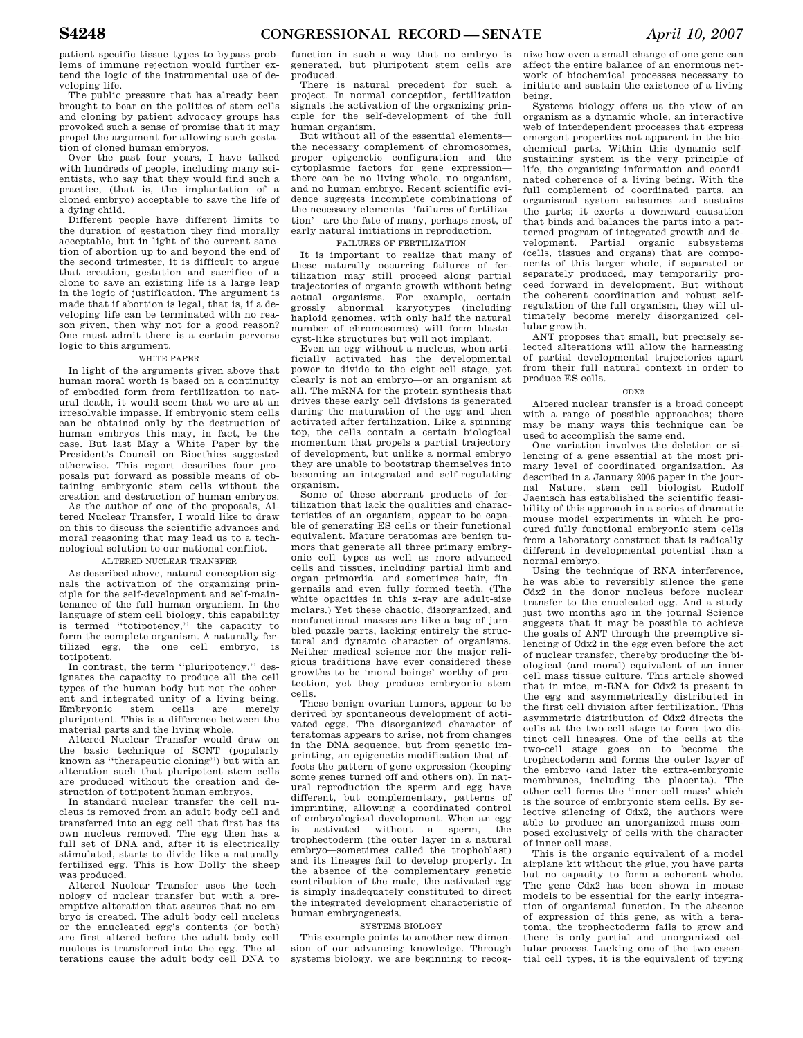patient specific tissue types to bypass problems of immune rejection would further extend the logic of the instrumental use of developing life.

The public pressure that has already been brought to bear on the politics of stem cells and cloning by patient advocacy groups has provoked such a sense of promise that it may propel the argument for allowing such gestation of cloned human embryos.

Over the past four years, I have talked with hundreds of people, including many scientists, who say that they would find such a practice, (that is, the implantation of a cloned embryo) acceptable to save the life of a dying child.

Different people have different limits to the duration of gestation they find morally acceptable, but in light of the current sanction of abortion up to and beyond the end of the second trimester, it is difficult to argue that creation, gestation and sacrifice of a clone to save an existing life is a large leap in the logic of justification. The argument is made that if abortion is legal, that is, if a developing life can be terminated with no reason given, then why not for a good reason? One must admit there is a certain perverse logic to this argument.

### WHITE PAPER

In light of the arguments given above that human moral worth is based on a continuity of embodied form from fertilization to natural death, it would seem that we are at an irresolvable impasse. If embryonic stem cells can be obtained only by the destruction of human embryos this may, in fact, be the case. But last May a White Paper by the President's Council on Bioethics suggested otherwise. This report describes four proposals put forward as possible means of obtaining embryonic stem cells without the creation and destruction of human embryos.

As the author of one of the proposals, Altered Nuclear Transfer, I would like to draw on this to discuss the scientific advances and moral reasoning that may lead us to a technological solution to our national conflict.

### ALTERED NUCLEAR TRANSFER

As described above, natural conception signals the activation of the organizing principle for the self-development and self-maintenance of the full human organism. In the language of stem cell biology, this capability is termed "totipotency," the capacity to form the complete organism. A naturally fertilized egg, the one cell embryo, is totipotent.

In contrast, the term "pluripotency," designates the capacity to produce all the cell types of the human body but not the coherent and integrated unity of a living being. Embryonic stem cells are merely pluripotent. This is a difference between the material parts and the living whole.

Altered Nuclear Transfer would draw on the basic technique of SCNT (popularly known as "therapeutic cloning") but with an alteration such that pluripotent stem cells are produced without the creation and destruction of totipotent human embryos.

In standard nuclear transfer the cell nucleus is removed from an adult body cell and transferred into an egg cell that first has its own nucleus removed. The egg then has a full set of DNA and, after it is electrically stimulated, starts to divide like a naturally fertilized egg. This is how Dolly the sheep was produced.

Altered Nuclear Transfer uses the technology of nuclear transfer but with a preemptive alteration that assures that no embryo is created. The adult body cell nucleus or the enucleated egg's contents (or both) are first altered before the adult body cell nucleus is transferred into the egg. The alterations cause the adult body cell DNA to function in such a way that no embryo is generated, but pluripotent stem cells are produced.

There is natural precedent for such a project. In normal conception, fertilization signals the activation of the organizing principle for the self-development of the full human organism.

But without all of the essential elements—the necessary complement of chromosomes, proper epigenetic configuration and the cytoplasmic factors for gene expression—there can be no living whole, no organism, and no human embryo. Recent scientific evidence suggests incomplete combinations of the necessary elements—'failures of fertilization'—are the fate of many, perhaps most, of early natural initiations in reproduction.

### FAILURES OF FERTILIZATION

It is important to realize that many of these naturally occurring failures of fertilization may still proceed along partial trajectories of organic growth without being actual organisms. For example, certain grossly abnormal karyotypes (including haploid genomes, with only half the natural number of chromosomes) will form blastocyst-like structures but will not implant.

Even an egg without a nucleus, when artificially activated has the developmental power to divide to the eight-cell stage, yet clearly is not an embryo—or an organism at all. The mRNA for the protein synthesis that drives these early cell divisions is generated during the maturation of the egg and then activated after fertilization. Like a spinning top, the cells contain a certain biological momentum that propels a partial trajectory of development, but unlike a normal embryo they are unable to bootstrap themselves into becoming an integrated and self-regulating organism.

Some of these aberrant products of fertilization that lack the qualities and characteristics of an organism, appear to be capable of generating ES cells or their functional equivalent. Mature teratomas are benign tumors that generate all three primary embryonic cell types as well as more advanced cells and tissues, including partial limb and organ primordia—and sometimes hair, fingernails and even fully formed teeth. (The white opacities in this x-ray are adult-size molars.) Yet these chaotic, disorganized, and nonfunctional masses are like a bag of jumbled puzzle parts, lacking entirely the structural and dynamic character of organisms. Neither medical science nor the major religious traditions have ever considered these growths to be 'moral beings' worthy of protection, yet they produce embryonic stem cells.

These benign ovarian tumors, appear to be derived by spontaneous development of activated eggs. The disorganized character of teratomas appears to arise, not from changes in the DNA sequence, but from genetic imprinting, an epigenetic modification that affects the pattern of gene expression (keeping some genes turned off and others on). In natural reproduction the sperm and egg have different, but complementary, patterns of imprinting, allowing a coordinated control of embryological development. When an egg is activated without a sperm, the trophectoderm (the outer layer in a natural embryo—sometimes called the trophoblast) and its lineages fail to develop properly. In the absence of the complementary genetic contribution of the male, the activated egg is simply inadequately constituted to direct the integrated development characteristic of human embryogenesis.

### SYSTEMS BIOLOGY

This example points to another new dimension of our advancing knowledge. Through systems biology, we are beginning to recognize how even a small change of one gene can affect the entire balance of an enormous network of biochemical processes necessary to initiate and sustain the existence of a living being.

Systems biology offers us the view of an organism as a dynamic whole, an interactive web of interdependent processes that express emergent properties not apparent in the biochemical parts. Within this dynamic self-sustaining system is the very principle of life, the organizing information and coordinated coherence of a living being. With the full complement of coordinated parts, an organismal system subsumes and sustains the parts; it exerts a downward causation that binds and balances the parts into a patterned program of integrated growth and development. Partial organic subsystems (cells, tissues and organs) that are components of this larger whole, if separated or separately produced, may temporarily proceed forward in development. But without the coherent coordination and robust self-regulation of the full organism, they will ultimately become merely disorganized cellular growth.

ANT proposes that small, but precisely selected alterations will allow the harnessing of partial developmental trajectories apart from their full natural context in order to produce ES cells.

### CDX2

Altered nuclear transfer is a broad concept with a range of possible approaches; there may be many ways this technique can be used to accomplish the same end.

One variation involves the deletion or silencing of a gene essential at the most primary level of coordinated organization. As described in a January 2006 paper in the journal Nature, stem cell biologist Rudolf Jaenisch has established the scientific feasibility of this approach in a series of dramatic mouse model experiments in which he procured fully functional embryonic stem cells from a laboratory construct that is radically different in developmental potential than a normal embryo.

Using the technique of RNA interference, he was able to reversibly silence the gene Cdx2 in the donor nucleus before nuclear transfer to the enucleated egg. And a study just two months ago in the journal Science suggests that it may be possible to achieve the goals of ANT through the preemptive silencing of Cdx2 in the egg even before the act of nuclear transfer, thereby producing the biological (and moral) equivalent of an inner cell mass tissue culture. This article showed that in mice, m-RNA for Cdx2 is present in the egg and asymmetrically distributed in the first cell division after fertilization. This asymmetric distribution of Cdx2 directs the cells at the two-cell stage to form two distinct cell lineages. One of the cells at the two-cell stage goes on to become the trophectoderm and forms the outer layer of the embryo (and later the extra-embryonic membranes, including the placenta). The other cell forms the 'inner cell mass' which is the source of embryonic stem cells. By selective silencing of Cdx2, the authors were able to produce an unorganized mass composed exclusively of cells with the character of inner cell mass.

This is the organic equivalent of a model airplane kit without the glue, you have parts but no capacity to form a coherent whole. The gene Cdx2 has been shown in mouse models to be essential for the early integration of organismal function. In the absence of expression of this gene, as with a teratoma, the trophectoderm fails to grow and there is only partial and unorganized cellular process. Lacking one of the two essential cell types, it is the equivalent of trying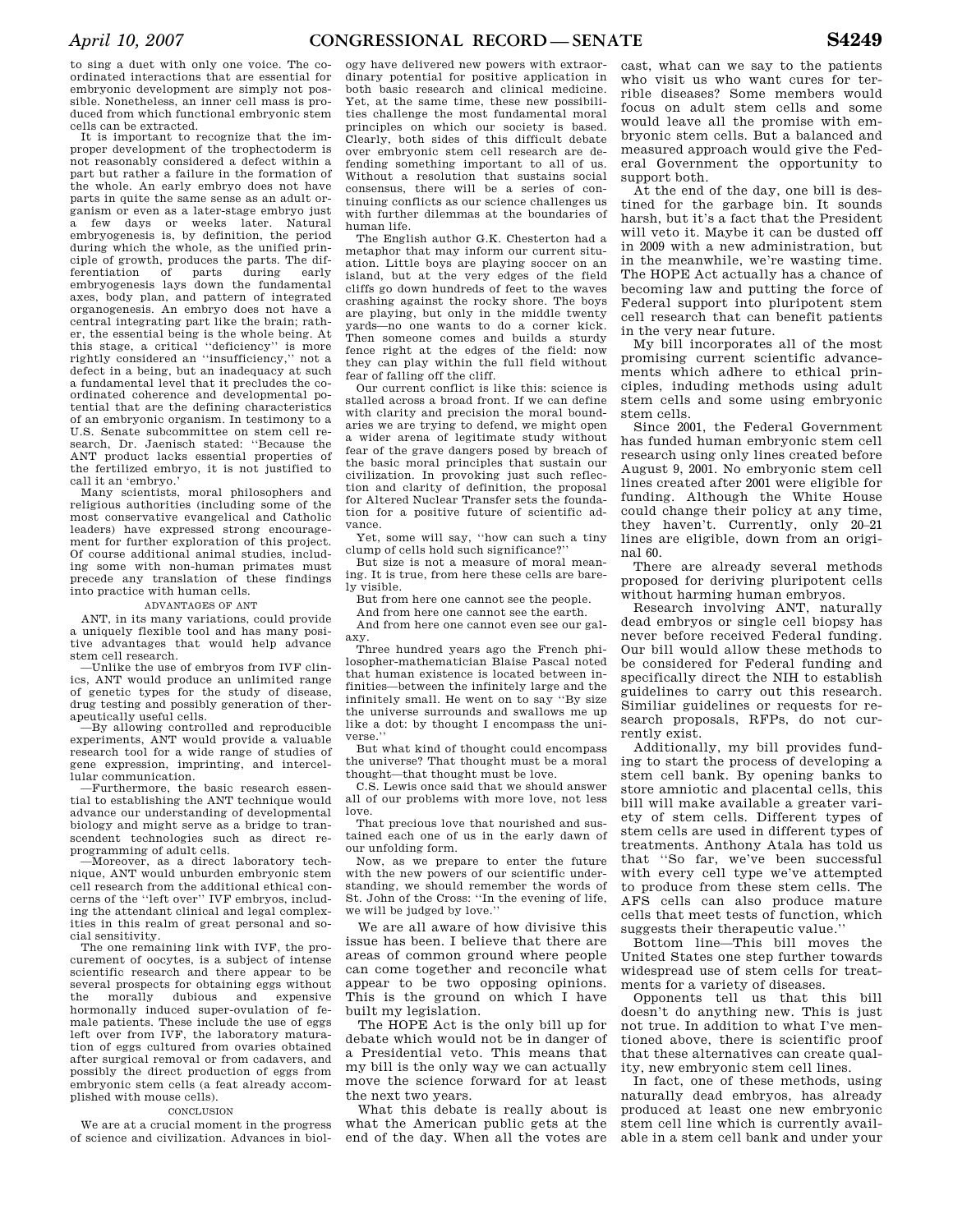to sing a duet with only one voice. The coordinated interactions that are essential for embryonic development are simply not possible. Nonetheless, an inner cell mass is produced from which functional embryonic stem cells can be extracted.

It is important to recognize that the improper development of the trophectoderm is not reasonably considered a defect within a part but rather a failure in the formation of the whole. An early embryo does not have parts in quite the same sense as an adult organism or even as a later-stage embryo just a few days or weeks later. Natural embryogenesis is, by definition, the period during which the whole, as the unified principle of growth, produces the parts. The differentiation of parts during early embryogenesis lays down the fundamental axes, body plan, and pattern of integrated organogenesis. An embryo does not have a central integrating part like the brain; rather, the essential being is the whole being. At this stage, a critical ''deficiency'' is more rightly considered an ''insufficiency,'' not a defect in a being, but an inadequacy at such a fundamental level that it precludes the coordinated coherence and developmental potential that are the defining characteristics of an embryonic organism. In testimony to a U.S. Senate subcommittee on stem cell research, Dr. Jaenisch stated: ''Because the ANT product lacks essential properties of the fertilized embryo, it is not justified to call it an 'embryo.'

Many scientists, moral philosophers and religious authorities (including some of the most conservative evangelical and Catholic leaders) have expressed strong encouragement for further exploration of this project. Of course additional animal studies, including some with non-human primates must precede any translation of these findings into practice with human cells.

ADVANTAGES OF ANT

ANT, in its many variations, could provide a uniquely flexible tool and has many positive advantages that would help advance stem cell research.

—Unlike the use of embryos from IVF clinics, ANT would produce an unlimited range of genetic types for the study of disease, drug testing and possibly generation of therapeutically useful cells.

—By allowing controlled and reproducible experiments, ANT would provide a valuable research tool for a wide range of studies of gene expression, imprinting, and intercellular communication.

—Furthermore, the basic research essential to establishing the ANT technique would advance our understanding of developmental biology and might serve as a bridge to transcendent technologies such as direct reprogramming of adult cells.

—Moreover, as a direct laboratory technique, ANT would unburden embryonic stem cell research from the additional ethical concerns of the ''left over'' IVF embryos, including the attendant clinical and legal complexities in this realm of great personal and social sensitivity.

The one remaining link with IVF, the procurement of oocytes, is a subject of intense scientific research and there appear to be several prospects for obtaining eggs without the morally dubious and expensive hormonally induced super-ovulation of female patients. These include the use of eggs left over from IVF, the laboratory maturation of eggs cultured from ovaries obtained after surgical removal or from cadavers, and possibly the direct production of eggs from embryonic stem cells (a feat already accomplished with mouse cells).

CONCLUSION

We are at a crucial moment in the progress of science and civilization. Advances in biology have delivered new powers with extraordinary potential for positive application in both basic research and clinical medicine. Yet, at the same time, these new possibilities challenge the most fundamental moral principles on which our society is based. Clearly, both sides of this difficult debate over embryonic stem cell research are defending something important to all of us. Without a resolution that sustains social consensus, there will be a series of continuing conflicts as our science challenges us with further dilemmas at the boundaries of human life.

The English author G.K. Chesterton had a metaphor that may inform our current situation. Little boys are playing soccer on an island, but at the very edges of the field cliffs go down hundreds of feet to the waves crashing against the rocky shore. The boys are playing, but only in the middle twenty yards—no one wants to do a corner kick. Then someone comes and builds a sturdy fence right at the edges of the field: now they can play within the full field without fear of falling off the cliff.

Our current conflict is like this: science is stalled across a broad front. If we can define with clarity and precision the moral boundaries we are trying to defend, we might open a wider arena of legitimate study without fear of the grave dangers posed by breach of the basic moral principles that sustain our civilization. In provoking just such reflection and clarity of definition, the proposal for Altered Nuclear Transfer sets the foundation for a positive future of scientific advance.

Yet, some will say, ''how can such a tiny clump of cells hold such significance?''

But size is not a measure of moral meaning. It is true, from here these cells are barely visible.

But from here one cannot see the people.

And from here one cannot see the earth.

And from here one cannot even see our galaxy.

Three hundred years ago the French philosopher-mathematician Blaise Pascal noted that human existence is located between infinities—between the infinitely large and the infinitely small. He went on to say ''By size the universe surrounds and swallows me up like a dot: by thought I encompass the universe.''

But what kind of thought could encompass the universe? That thought must be a moral thought—that thought must be love.

C.S. Lewis once said that we should answer all of our problems with more love, not less love.

That precious love that nourished and sustained each one of us in the early dawn of our unfolding form.

Now, as we prepare to enter the future with the new powers of our scientific understanding, we should remember the words of St. John of the Cross: ''In the evening of life, we will be judged by love.''

We are all aware of how divisive this issue has been. I believe that there are areas of common ground where people can come together and reconcile what appear to be two opposing opinions. This is the ground on which I have built my legislation.

The HOPE Act is the only bill up for debate which would not be in danger of a Presidential veto. This means that my bill is the only way we can actually move the science forward for at least the next two years.

What this debate is really about is what the American public gets at the end of the day. When all the votes are cast, what can we say to the patients who visit us who want cures for terrible diseases? Some members would focus on adult stem cells and some would leave all the promise with embryonic stem cells. But a balanced and measured approach would give the Federal Government the opportunity to support both.

At the end of the day, one bill is destined for the garbage bin. It sounds harsh, but it's a fact that the President will veto it. Maybe it can be dusted off in 2009 with a new administration, but in the meanwhile, we're wasting time. The HOPE Act actually has a chance of becoming law and putting the force of Federal support into pluripotent stem cell research that can benefit patients in the very near future.

My bill incorporates all of the most promising current scientific advancements which adhere to ethical principles, induding methods using adult stem cells and some using embryonic stem cells.

Since 2001, the Federal Government has funded human embryonic stem cell research using only lines created before August 9, 2001. No embryonic stem cell lines created after 2001 were eligible for funding. Although the White House could change their policy at any time, they haven't. Currently, only 20–21 lines are eligible, down from an original 60.

There are already several methods proposed for deriving pluripotent cells without harming human embryos.

Research involving ANT, naturally dead embryos or single cell biopsy has never before received Federal funding. Our bill would allow these methods to be considered for Federal funding and specifically direct the NIH to establish guidelines to carry out this research. Similiar guidelines or requests for research proposals, RFPs, do not currently exist.

Additionally, my bill provides funding to start the process of developing a stem cell bank. By opening banks to store amniotic and placental cells, this bill will make available a greater variety of stem cells. Different types of stem cells are used in different types of treatments. Anthony Atala has told us that ''So far, we've been successful with every cell type we've attempted to produce from these stem cells. The AFS cells can also produce mature cells that meet tests of function, which suggests their therapeutic value.''

Bottom line—This bill moves the United States one step further towards widespread use of stem cells for treatments for a variety of diseases.

Opponents tell us that this bill doesn't do anything new. This is just not true. In addition to what I've mentioned above, there is scientific proof that these alternatives can create quality, new embryonic stem cell lines.

In fact, one of these methods, using naturally dead embryos, has already produced at least one new embryonic stem cell line which is currently available in a stem cell bank and under your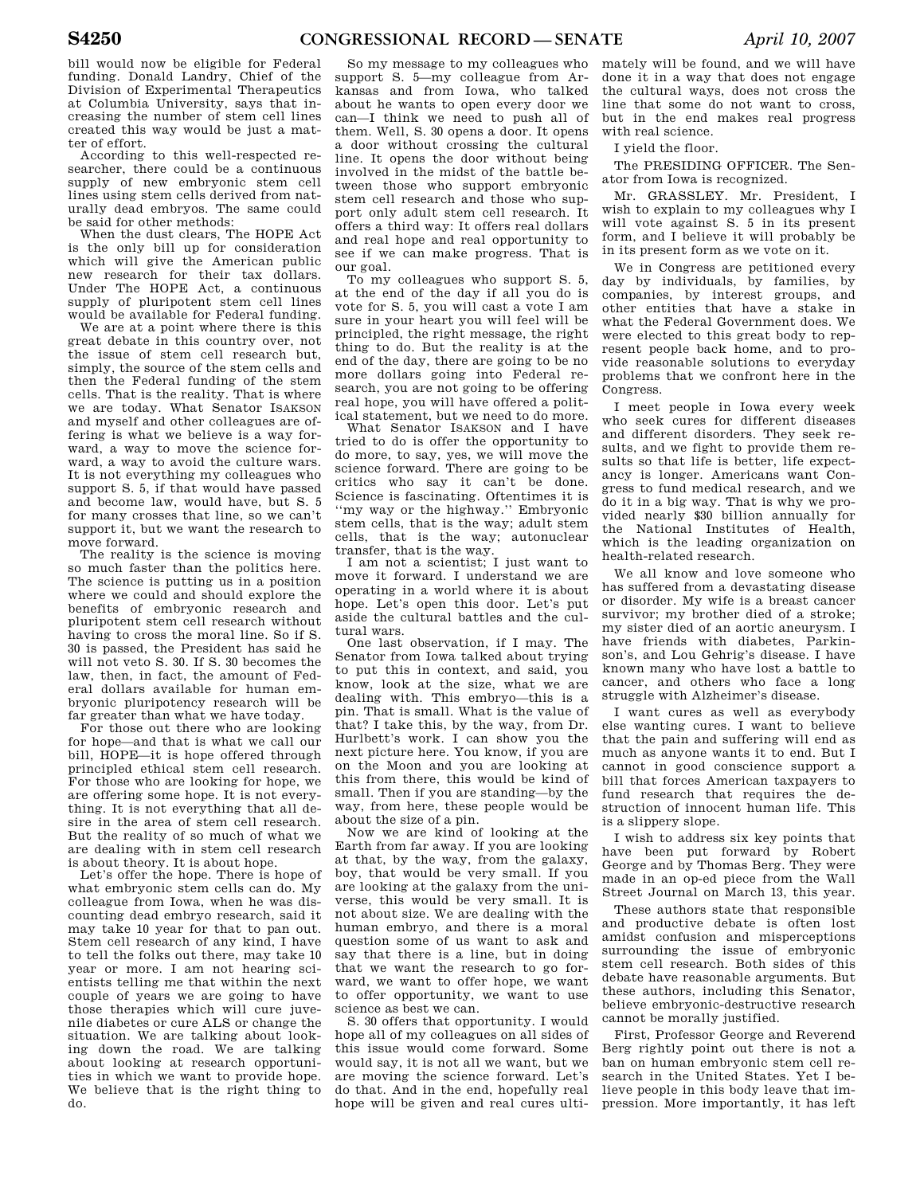bill would now be eligible for Federal funding. Donald Landry, Chief of the Division of Experimental Therapeutics at Columbia University, says that increasing the number of stem cell lines created this way would be just a matter of effort.

According to this well-respected researcher, there could be a continuous supply of new embryonic stem cell lines using stem cells derived from naturally dead embryos. The same could be said for other methods:

When the dust clears, The HOPE Act is the only bill up for consideration which will give the American public new research for their tax dollars. Under The HOPE Act, a continuous supply of pluripotent stem cell lines would be available for Federal funding.

We are at a point where there is this great debate in this country over, not the issue of stem cell research but, simply, the source of the stem cells and then the Federal funding of the stem cells. That is the reality. That is where we are today. What Senator ISAKSON and myself and other colleagues are offering is what we believe is a way forward, a way to move the science forward, a way to avoid the culture wars. It is not everything my colleagues who support S. 5, if that would have passed and become law, would have, but S. 5 for many crosses that line, so we can't support it, but we want the research to move forward.

The reality is the science is moving so much faster than the politics here. The science is putting us in a position where we could and should explore the benefits of embryonic research and pluripotent stem cell research without having to cross the moral line. So if S. 30 is passed, the President has said he will not veto S. 30. If S. 30 becomes the law, then, in fact, the amount of Federal dollars available for human embryonic pluripotency research will be far greater than what we have today.

For those out there who are looking for hope—and that is what we call our bill, HOPE—it is hope offered through principled ethical stem cell research. For those who are looking for hope, we are offering some hope. It is not everything. It is not everything that all desire in the area of stem cell research. But the reality of so much of what we are dealing with in stem cell research is about theory. It is about hope.

Let's offer the hope. There is hope of what embryonic stem cells can do. My colleague from Iowa, when he was discounting dead embryo research, said it may take 10 year for that to pan out. Stem cell research of any kind, I have to tell the folks out there, may take 10 year or more. I am not hearing scientists telling me that within the next couple of years we are going to have those therapies which will cure juvenile diabetes or cure ALS or change the situation. We are talking about looking down the road. We are talking about looking at research opportunities in which we want to provide hope. We believe that is the right thing to do.

So my message to my colleagues who support S. 5—my colleague from Arkansas and from Iowa, who talked about he wants to open every door we can—I think we need to push all of them. Well, S. 30 opens a door. It opens a door without crossing the cultural line. It opens the door without being involved in the midst of the battle between those who support embryonic stem cell research and those who support only adult stem cell research. It offers a third way: It offers real dollars and real hope and real opportunity to see if we can make progress. That is our goal.

To my colleagues who support S. 5, at the end of the day if all you do is vote for S. 5, you will cast a vote I am sure in your heart you will feel will be principled, the right message, the right thing to do. But the reality is at the end of the day, there are going to be no more dollars going into Federal research, you are not going to be offering real hope, you will have offered a political statement, but we need to do more.

What Senator ISAKSON and I have tried to do is offer the opportunity to do more, to say, yes, we will move the science forward. There are going to be critics who say it can't be done. Science is fascinating. Oftentimes it is "my way or the highway." Embryonic stem cells, that is the way; adult stem cells, that is the way; autonuclear transfer, that is the way.

I am not a scientist; I just want to move it forward. I understand we are operating in a world where it is about hope. Let's open this door. Let's put aside the cultural battles and the cultural wars.

One last observation, if I may. The Senator from Iowa talked about trying to put this in context, and said, you know, look at the size, what we are dealing with. This embryo—this is a pin. That is small. What is the value of that? I take this, by the way, from Dr. Hurlbett's work. I can show you the next picture here. You know, if you are on the Moon and you are looking at this from there, this would be kind of small. Then if you are standing—by the way, from here, these people would be about the size of a pin.

Now we are kind of looking at the Earth from far away. If you are looking at that, by the way, from the galaxy, boy, that would be very small. If you are looking at the galaxy from the universe, this would be very small. It is not about size. We are dealing with the human embryo, and there is a moral question some of us want to ask and say that there is a line, but in doing that we want the research to go forward, we want to offer hope, we want to offer opportunity, we want to use science as best we can.

S. 30 offers that opportunity. I would hope all of my colleagues on all sides of this issue would come forward. Some would say, it is not all we want, but we are moving the science forward. Let's do that. And in the end, hopefully real hope will be given and real cures ultimately will be found, and we will have done it in a way that does not engage the cultural ways, does not cross the line that some do not want to cross, but in the end makes real progress with real science.

I yield the floor.

The PRESIDING OFFICER. The Senator from Iowa is recognized.

Mr. GRASSLEY. Mr. President, I wish to explain to my colleagues why I will vote against S. 5 in its present form, and I believe it will probably be in its present form as we vote on it.

We in Congress are petitioned every day by individuals, by families, by companies, by interest groups, and other entities that have a stake in what the Federal Government does. We were elected to this great body to represent people back home, and to provide reasonable solutions to everyday problems that we confront here in the Congress.

I meet people in Iowa every week who seek cures for different diseases and different disorders. They seek results, and we fight to provide them results so that life is better, life expectancy is longer. Americans want Congress to fund medical research, and we do it in a big way. That is why we provided nearly $30 billion annually for the National Institutes of Health, which is the leading organization on health-related research.

We all know and love someone who has suffered from a devastating disease or disorder. My wife is a breast cancer survivor; my brother died of a stroke; my sister died of an aortic aneurysm. I have friends with diabetes, Parkinson's, and Lou Gehrig's disease. I have known many who have lost a battle to cancer, and others who face a long struggle with Alzheimer's disease.

I want cures as well as everybody else wanting cures. I want to believe that the pain and suffering will end as much as anyone wants it to end. But I cannot in good conscience support a bill that forces American taxpayers to fund research that requires the destruction of innocent human life. This is a slippery slope.

I wish to address six key points that have been put forward by Robert George and by Thomas Berg. They were made in an op-ed piece from the Wall Street Journal on March 13, this year.

These authors state that responsible and productive debate is often lost amidst confusion and misperceptions surrounding the issue of embryonic stem cell research. Both sides of this debate have reasonable arguments. But these authors, including this Senator, believe embryonic-destructive research cannot be morally justified.

First, Professor George and Reverend Berg rightly point out there is not a ban on human embryonic stem cell research in the United States. Yet I believe people in this body leave that impression. More importantly, it has left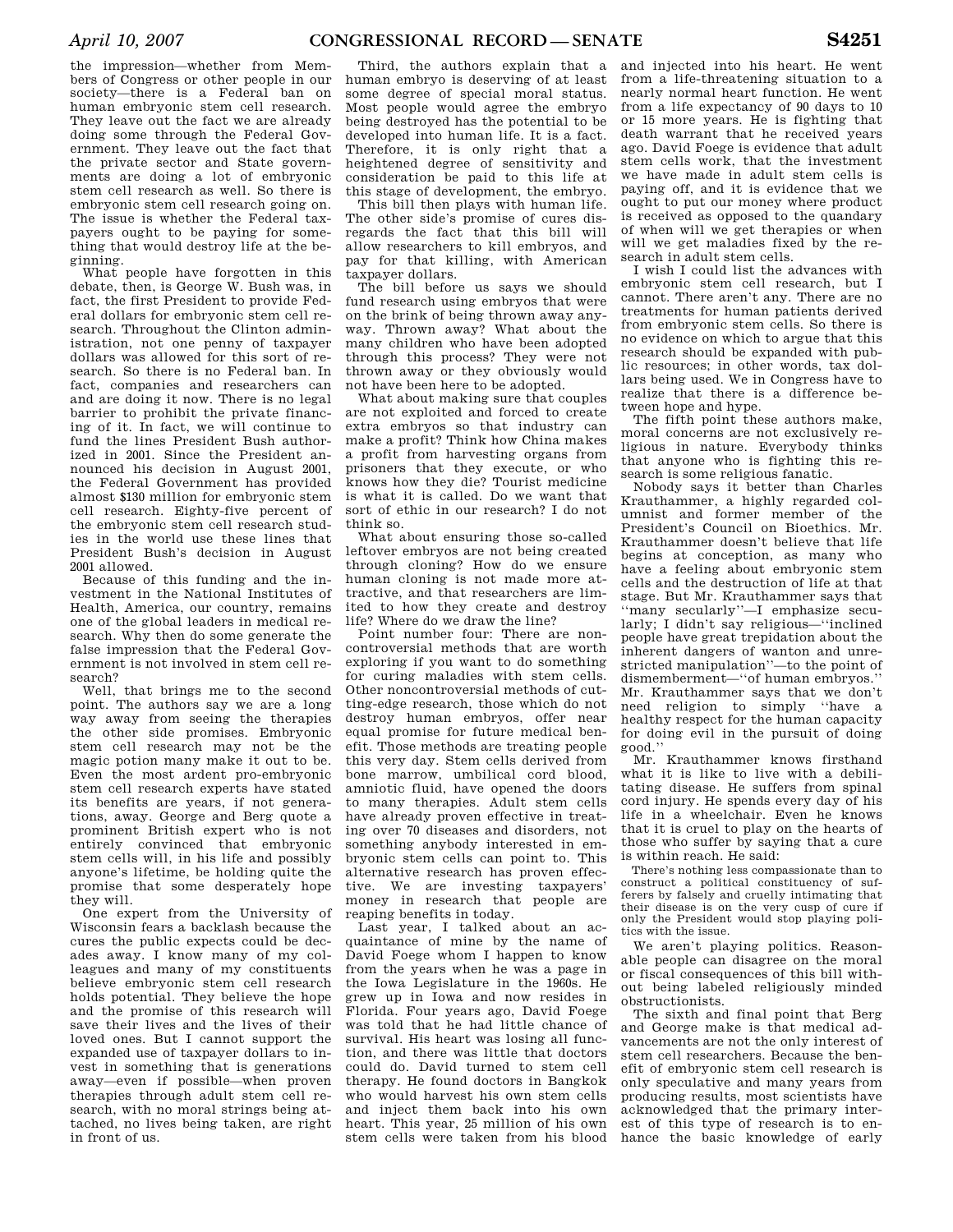the impression—whether from Members of Congress or other people in our society—there is a Federal ban on human embryonic stem cell research. They leave out the fact we are already doing some through the Federal Government. They leave out the fact that the private sector and State governments are doing a lot of embryonic stem cell research as well. So there is embryonic stem cell research going on. The issue is whether the Federal taxpayers ought to be paying for something that would destroy life at the beginning.

What people have forgotten in this debate, then, is George W. Bush was, in fact, the first President to provide Federal dollars for embryonic stem cell research. Throughout the Clinton administration, not one penny of taxpayer dollars was allowed for this sort of research. So there is no Federal ban. In fact, companies and researchers can and are doing it now. There is no legal barrier to prohibit the private financing of it. In fact, we will continue to fund the lines President Bush authorized in 2001. Since the President announced his decision in August 2001, the Federal Government has provided almost $130 million for embryonic stem cell research. Eighty-five percent of the embryonic stem cell research studies in the world use these lines that President Bush's decision in August 2001 allowed.

Because of this funding and the investment in the National Institutes of Health, America, our country, remains one of the global leaders in medical research. Why then do some generate the false impression that the Federal Government is not involved in stem cell research?

Well, that brings me to the second point. The authors say we are a long way away from seeing the therapies the other side promises. Embryonic stem cell research may not be the magic potion many make it out to be. Even the most ardent pro-embryonic stem cell research experts have stated its benefits are years, if not generations, away. George and Berg quote a prominent British expert who is not entirely convinced that embryonic stem cells will, in his life and possibly anyone's lifetime, be holding quite the promise that some desperately hope they will.

One expert from the University of Wisconsin fears a backlash because the cures the public expects could be decades away. I know many of my colleagues and many of my constituents believe embryonic stem cell research holds potential. They believe the hope and the promise of this research will save their lives and the lives of their loved ones. But I cannot support the expanded use of taxpayer dollars to invest in something that is generations away—even if possible—when proven therapies through adult stem cell research, with no moral strings being attached, no lives being taken, are right in front of us.

Third, the authors explain that a human embryo is deserving of at least some degree of special moral status. Most people would agree the embryo being destroyed has the potential to be developed into human life. It is a fact. Therefore, it is only right that a heightened degree of sensitivity and consideration be paid to this life at this stage of development, the embryo.

This bill then plays with human life. The other side's promise of cures disregards the fact that this bill will allow researchers to kill embryos, and pay for that killing, with American taxpayer dollars.

The bill before us says we should fund research using embryos that were on the brink of being thrown away anyway. Thrown away? What about the many children who have been adopted through this process? They were not thrown away or they obviously would not have been here to be adopted.

What about making sure that couples are not exploited and forced to create extra embryos so that industry can make a profit? Think how China makes a profit from harvesting organs from prisoners that they execute, or who knows how they die? Tourist medicine is what it is called. Do we want that sort of ethic in our research? I do not think so.

What about ensuring those so-called leftover embryos are not being created through cloning? How do we ensure human cloning is not made more attractive, and that researchers are limited to how they create and destroy life? Where do we draw the line?

Point number four: There are noncontroversial methods that are worth exploring if you want to do something for curing maladies with stem cells. Other noncontroversial methods of cutting-edge research, those which do not destroy human embryos, offer near equal promise for future medical benefit. Those methods are treating people this very day. Stem cells derived from bone marrow, umbilical cord blood, amniotic fluid, have opened the doors to many therapies. Adult stem cells have already proven effective in treating over 70 diseases and disorders, not something anybody interested in embryonic stem cells can point to. This alternative research has proven effective. We are investing taxpayers' money in research that people are reaping benefits in today.

Last year, I talked about an acquaintance of mine by the name of David Foege whom I happen to know from the years when he was a page in the Iowa Legislature in the 1960s. He grew up in Iowa and now resides in Florida. Four years ago, David Foege was told that he had little chance of survival. His heart was losing all function, and there was little that doctors could do. David turned to stem cell therapy. He found doctors in Bangkok who would harvest his own stem cells and inject them back into his heart. This year, 25 million of his own stem cells were taken from his blood and injected into his heart. He went from a life-threatening situation to a nearly normal heart function. He went from a life expectancy of 90 days to 10 or 15 more years. He is fighting that death warrant that he received years ago. David Foege is evidence that adult stem cells work, that the investment we have made in adult stem cells is paying off, and it is evidence that we ought to put our money where product is received as opposed to the quandary of when will we get therapies or when will we get maladies fixed by the research in adult stem cells.

I wish I could list the advances with embryonic stem cell research, but I cannot. There aren't any. There are no treatments for human patients derived from embryonic stem cells. So there is no evidence on which to argue that this research should be expanded with public resources; in other words, tax dollars being used. We in Congress have to realize that there is a difference between hope and hype.

The fifth point these authors make, moral concerns are not exclusively religious in nature. Everybody thinks that anyone who is fighting this research is some religious fanatic.

Nobody says it better than Charles Krauthammer, a highly regarded columnist and former member of the President's Council on Bioethics. Mr. Krauthammer doesn't believe that life begins at conception, as many who have a feeling about embryonic stem cells and the destruction of life at that stage. But Mr. Krauthammer says that "many secularly"—I emphasize secularly; I didn't say religious—"inclined people have great trepidation about the inherent dangers of wanton and unrestricted manipulation"—to the point of dismemberment—"of human embryos." Mr. Krauthammer says that we don't need religion to simply "have a healthy respect for the human capacity for doing evil in the pursuit of doing good."

Mr. Krauthammer knows firsthand what it is like to live with a debilitating disease. He suffers from spinal cord injury. He spends every day of his life in a wheelchair. Even he knows that it is cruel to play on the hearts of those who suffer by saying that a cure is within reach. He said:

> There's nothing less compassionate than to construct a political constituency of sufferers by falsely and cruelly intimating that their disease is on the very cusp of cure if only the President would stop playing politics with the issue.

We aren't playing politics. Reasonable people can disagree on the moral or fiscal consequences of this bill without being labeled religiously minded obstructionists.

The sixth and final point that Berg and George make is that medical advancements are not the only interest of stem cell researchers. Because the benefit of embryonic stem cell research is only speculative and many years from producing results, most scientists have acknowledged that the primary interest of this type of research is to enhance the basic knowledge of early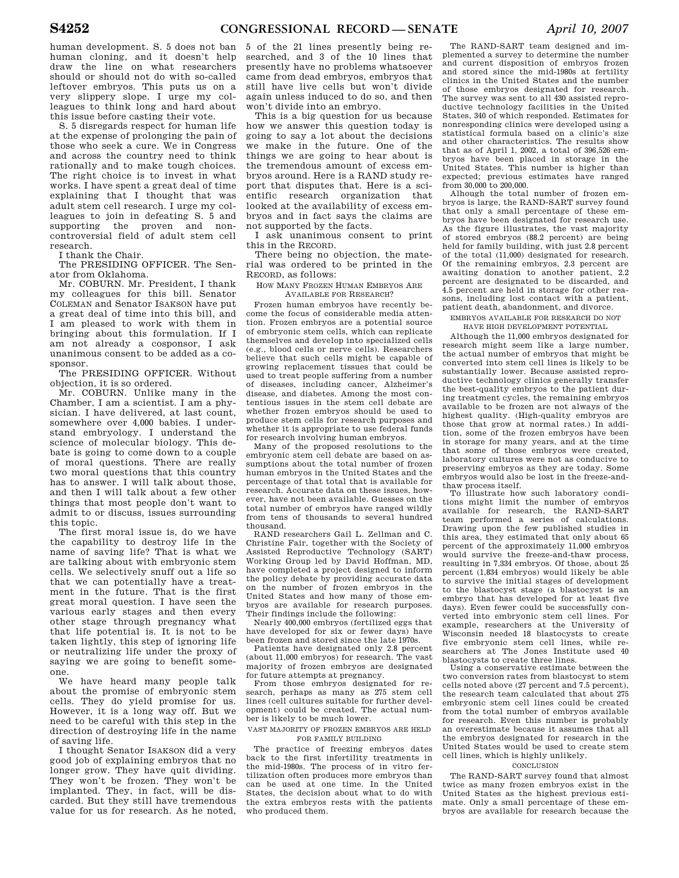human development. S. 5 does not ban human cloning, and it doesn't help draw the line on what researchers should or should not do with so-called leftover embryos. This puts us on a very slippery slope. I urge my colleagues to think long and hard about this issue before casting their vote.

S. 5 disregards respect for human life at the expense of prolonging the pain of those who seek a cure. We in Congress and across the country need to think rationally and to make tough choices. The right choice is to invest in what works. I have spent a great deal of time explaining that I thought that was adult stem cell research. I urge my colleagues to join in defeating S. 5 and supporting the proven and noncontroversial field of adult stem cell research.

I thank the Chair.

The PRESIDING OFFICER. The Senator from Oklahoma.

Mr. COBURN. Mr. President, I thank my colleagues for this bill. Senator COLEMAN and Senator ISAKSON have put a great deal of time into this bill, and I am pleased to work with them in bringing about this formulation. If I am not already a cosponsor, I ask unanimous consent to be added as a cosponsor.

The PRESIDING OFFICER. Without objection, it is so ordered.

Mr. COBURN. Unlike many in the Chamber, I am a scientist. I am a physician. I have delivered, at last count, somewhere over 4,000 babies. I understand embryology. I understand the science of molecular biology. This debate is going to come down to a couple of moral questions. There are really two moral questions that this country has to answer. I will talk about those, and then I will talk about a few other things that most people don't want to admit to or discuss, issues surrounding this topic.

The first moral issue is, do we have the capability to destroy life in the name of saving life? That is what we are talking about with embryonic stem cells. We selectively snuff out a life so that we can potentially have a treatment in the future. That is the first great moral question. I have seen the various early stages and then every other stage through pregnancy what that life potential is. It is not to be taken lightly, this step of ignoring life or neutralizing life under the proxy of saying we are going to benefit someone.

We have heard many people talk about the promise of embryonic stem cells. They do yield promise for us. However, it is a long way off. But we need to be careful with this step in the direction of destroying life in the name of saving life.

I thought Senator ISAKSON did a very good job of explaining embryos that no longer grow. They have quit dividing. They won't be frozen. They won't be implanted. They, in fact, will be discarded. But they still have tremendous value for us for research. As he noted, 5 of the 21 lines presently being researched, and 3 of the 10 lines that presently have no problems whatsoever came from dead embryos, embryos that still have live cells but won't divide again unless induced to do so, and then won't divide into an embryo.

This is a big question for us because how we answer this question today is going to say a lot about the decisions we make in the future. One of the things we are going to hear about is the tremendous amount of excess embryos around. Here is a RAND study report that disputes that. Here is a scientific research organization that looked at the availability of excess embryos and in fact says the claims are not supported by the facts.

I ask unanimous consent to print this in the RECORD.

There being no objection, the material was ordered to be printed in the RECORD, as follows:

HOW MANY FROZEN HUMAN EMBRYOS ARE AVAILABLE FOR RESEARCH?

Frozen human embryos have recently become the focus of considerable media attention. Frozen embryos are a potential source of embryonic stem cells, which can replicate themselves and develop into specialized cells (e.g., blood cells or nerve cells). Researchers believe that such cells might be capable of growing replacement tissues that could be used to treat people suffering from a number of diseases, including cancer, Alzheimer's disease, and diabetes. Among the most contentious issues in the stem cell debate are whether frozen embryos should be used to produce stem cells for research purposes and whether it is appropriate to use federal funds for research involving human embryos.

Many of the proposed resolutions to the embryonic stem cell debate are based on assumptions about the total number of frozen human embryos in the United States and the percentage of that total that is available for research. Accurate data on these issues, however, have not been available. Guesses on the total number of embryos have ranged wildly from tens of thousands to several hundred thousand.

RAND researchers Gail L. Zellman and C. Christine Fair, together with the Society of Assisted Reproductive Technology (SART) Working Group led by David Hoffman, MD, have completed a project designed to inform the policy debate by providing accurate data on the number of frozen embryos in the United States and how many of those embryos are available for research purposes. Their findings include the following:

Nearly 400,000 embryos (fertilized eggs that have developed for six or fewer days) have been frozen and stored since the late 1970s.

Patients have designated only 2.8 percent (about 11,000 embryos) for research. The vast majority of frozen embryos are designated for future attempts at pregnancy.

From those embryos designated for research, perhaps as many as 275 stem cell lines (cell cultures suitable for further development) could be created. The actual number is likely to be much lower.

VAST MAJORITY OF FROZEN EMBRYOS ARE HELD FOR FAMILY BUILDING

The practice of freezing embryos dates back to the first infertility treatments in the mid-1980s. The process of in vitro fertilization often produces more embryos than can be used at one time. In the United States, the decision about what to do with the extra embryos rests with the patients who produced them.

The RAND-SART team designed and implemented a survey to determine the number and current disposition of embryos frozen and stored since the mid-1980s at fertility clinics in the United States and the number of those embryos designated for research. The survey was sent to all 430 assisted reproductive technology facilities in the United States, 340 of which responded. Estimates for nonresponding clinics were developed using a statistical formula based on a clinic's size and other characteristics. The results show that as of April 1, 2002, a total of 396,526 embryos have been placed in storage in the United States. This number is higher than expected; previous estimates have ranged from 30,000 to 200,000.

Alhough the total number of frozen embryos is large, the RAND-SART survey found that only a small percentage of these embryos have been designated for research use. As the figure illustrates, the vast majority of stored embryos (88.2 percent) are being held for family building, with just 2.8 percent of the total (11,000) designated for research. Of the remaining embryos, 2.3 percent are awaiting donation to another patient, 2.2 percent are designated to be discarded, and 4.5 percent are held in storage for other reasons, including lost contact with a patient, patient death, abandonment, and divorce.

EMBRYOS AVAILABLE FOR RESEARCH DO NOT HAVE HIGH DEVELOPMENT POTENTIAL

Although the 11,000 embryos designated for research might seem like a large number, the actual number of embryos that might be converted into stem cell lines is likely to be substantially lower. Because assisted reproductive technology clinics generally transfer the best-quality embryos to the patient during treatment cycles, the remaining embryos available to be frozen are not always of the highest quality. (High-quality embryos are those that grow at normal rates.) In addition, some of the frozen embryos have been in storage for many years, and at the time that some of those embryos were created, laboratory cultures were not as conducive to preserving embryos as they are today. Some embryos would also be lost in the freeze-and-thaw process itself.

To illustrate how such laboratory conditions might limit the number of embryos available for research, the RAND-SART team performed a series of calculations. Drawing upon the few published studies in this area, they estimated that only about 65 percent of the approximately 11,000 embryos would survive the freeze-and-thaw process, resulting in 7,334 embryos. Of those, about 25 percent (1,834 embryos) would likely be able to survive the initial stages of development to the blastocyst stage (a blastocyst is an embryo that has developed for at least five days). Even fewer could be successfully converted into embryonic stem cell lines. For example, researchers at the University of Wisconsin needed 18 blastocysts to create five embryonic stem cell lines, while researchers at The Jones Institute used 40 blastocysts to create three lines.

Using a conservative estimate between the two conversion rates from blastocyst to stem cells noted above (27 percent and 7.5 percent), the research team calculated that about 275 embryonic stem cell lines could be created from the total number of embryos available for research. Even this number is probably an overestimate because it assumes that all the embryos designated for research in the United States would be used to create stem cell lines, which is highly unlikely.

CONCLUSION

The RAND-SART survey found that almost twice as many frozen embryos exist in the United States as the highest previous estimate. Only a small percentage of these embryos are available for research because the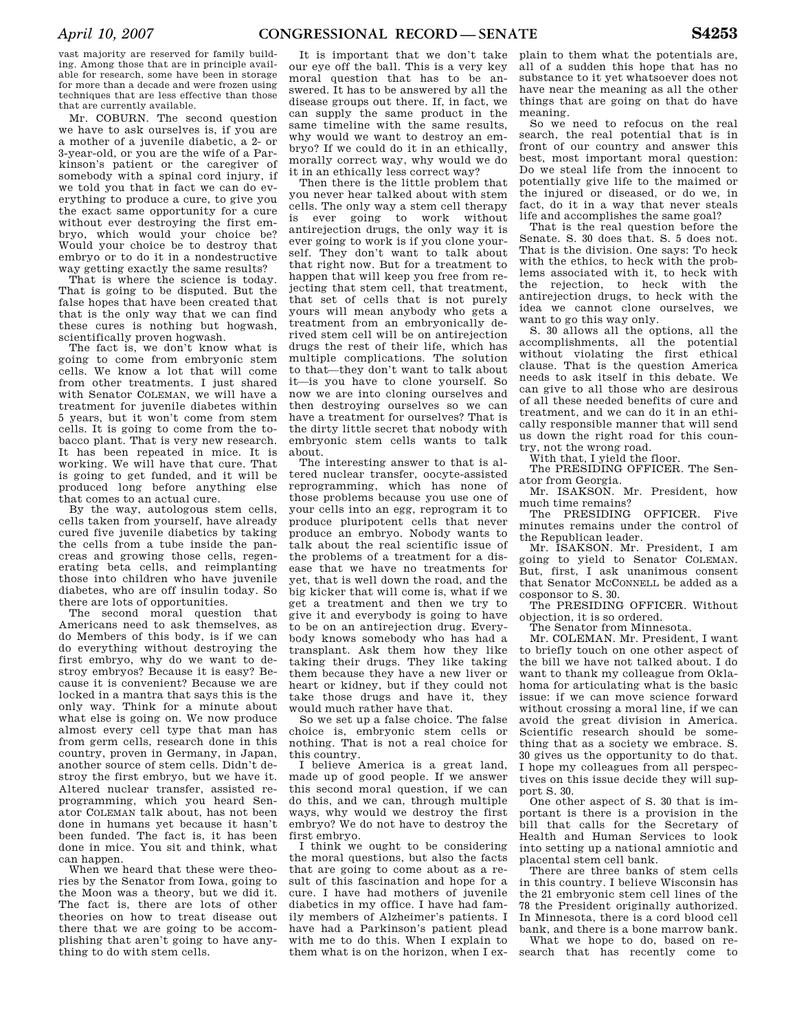vast majority are reserved for family building. Among those that are in principle available for research, some have been in storage for more than a decade and were frozen using techniques that are less effective than those that are currently available.

Mr. COBURN. The second question we have to ask ourselves is, if you are a mother of a juvenile diabetic, a 2- or 3-year-old, or you are the wife of a Parkinson's patient or the caregiver of somebody with a spinal cord injury, if we told you that in fact we can do everything to produce a cure, to give you the exact same opportunity for a cure without ever destroying the first embryo, which would your choice be? Would your choice be to destroy that embryo or to do it in a nondestructive way getting exactly the same results?

That is where the science is today. That is going to be disputed. But the false hopes that have been created that that is the only way that we can find these cures is nothing but hogwash, scientifically proven hogwash.

The fact is, we don't know what is going to come from embryonic stem cells. We know a lot that will come from other treatments. I just shared with Senator COLEMAN, we will have a treatment for juvenile diabetes within 5 years, but it won't come from stem cells. It is going to come from the tobacco plant. That is very new research. It has been repeated in mice. It is working. We will have that cure. That is going to get funded, and it will be produced long before anything else that comes to an actual cure.

By the way, autologous stem cells, cells taken from yourself, have already cured five juvenile diabetics by taking the cells from a tube inside the pancreas and growing those cells, regenerating beta cells, and reimplanting those into children who have juvenile diabetes, who are off insulin today. So there are lots of opportunities.

The second moral question that Americans need to ask themselves, as do Members of this body, is if we can do everything without destroying the first embryo, why do we want to destroy embryos? Because it is easy? Because it is convenient? Because we are locked in a mantra that says this is the only way. Think for a minute about what else is going on. We now produce almost every cell type that man has from germ cells, research done in this country, proven in Germany, in Japan, another source of stem cells. Didn't destroy the first embryo, but we have it. Altered nuclear transfer, assisted reprogramming, which you heard Senator COLEMAN talk about, has not been done in humans yet because it hasn't been funded. The fact is, it has been done in mice. You sit and think, what can happen.

When we heard that these were theories by the Senator from Iowa, going to the Moon was a theory, but we did it. The fact is, there are lots of other theories on how to treat disease out there that we are going to be accomplishing that aren't going to have anything to do with stem cells.

It is important that we don't take our eye off the ball. This is a very key moral question that has to be answered. It has to be answered by all the disease groups out there. If, in fact, we can supply the same product in the same timeline with the same results, why would we want to destroy an embryo? If we could do it in an ethically, morally correct way, why would we do it in an ethically less correct way?

Then there is the little problem that you never hear talked about with stem cells. The only way a stem cell therapy is ever going to work without antirejection drugs, the only way it is ever going to work is if you clone yourself. They don't want to talk about that right now. But for a treatment to happen that will keep you free from rejecting that stem cell, that treatment, that set of cells that is not purely yours will mean anybody who gets a treatment from an embryonically derived stem cell will be on antirejection drugs the rest of their life, which has multiple complications. The solution to that—they don't want to talk about it—is you have to clone yourself. So now we are into cloning ourselves and then destroying ourselves so we can have a treatment for ourselves? That is the dirty little secret that nobody with embryonic stem cells wants to talk about.

The interesting answer to that is altered nuclear transfer, oocyte-assisted reprogramming, which has none of those problems because you use one of your cells into an egg, reprogram it to produce pluripotent cells that never produce an embryo. Nobody wants to talk about the real scientific issue of the problems of a treatment for a disease that we have no treatments for yet, that is well down the road, and the big kicker that will come is, what if we get a treatment and then we try to give it and everybody is going to have to be on an antirejection drug. Everybody knows somebody who has had a transplant. Ask them how they like taking their drugs. They like taking them because they have a new liver or heart or kidney, but if they could not take those drugs and have it, they would much rather have that.

So we set up a false choice. The false choice is, embryonic stem cells or nothing. That is not a real choice for this country.

I believe America is a great land, made up of good people. If we answer this second moral question, if we can do this, and we can, through multiple ways, why would we destroy the first embryo? We do not have to destroy the first embryo.

I think we ought to be considering the moral questions, but also the facts that are going to come about as a result of this fascination and hope for a cure. I have had mothers of juvenile diabetics in my office. I have had family members of Alzheimer's patients. I have had a Parkinson's patient plead with me to do this. When I explain to them what is on the horizon, when I explain to them what the potentials are, all of a sudden this hope that has no substance to it yet whatsoever does not have near the meaning as all the other things that are going on that do have meaning.

So we need to refocus on the real search, the real potential that is in front of our country and answer this best, most important moral question: Do we steal life from the innocent to potentially give life to the maimed or the injured or diseased, or do we, in fact, do it in a way that never steals life and accomplishes the same goal?

That is the real question before the Senate. S. 30 does that. S. 5 does not. That is the division. One says: To heck with the ethics, to heck with the problems associated with it, to heck with the rejection, to heck with the antirejection drugs, to heck with the idea we cannot clone ourselves, we want to go this way only.

S. 30 allows all the options, all the accomplishments, all the potential without violating the first ethical clause. That is the question America needs to ask itself in this debate. We can give to all those who are desirous of all these needed benefits of cure and treatment, and we can do it in an ethically responsible manner that will send us down the right road for this country, not the wrong road.

With that, I yield the floor.

The PRESIDING OFFICER. The Senator from Georgia.

Mr. ISAKSON. Mr. President, how much time remains?

The PRESIDING OFFICER. Five minutes remains under the control of the Republican leader.

Mr. ISAKSON. Mr. President, I am going to yield to Senator COLEMAN. But, first, I ask unanimous consent that Senator MCCONNELL be added as a cosponsor to S. 30.

The PRESIDING OFFICER. Without objection, it is so ordered.

The Senator from Minnesota.

Mr. COLEMAN. Mr. President, I want to briefly touch on one other aspect of the bill we have not talked about. I do want to thank my colleague from Oklahoma for articulating what is the basic issue: if we can move science forward without crossing a moral line, if we can avoid the great division in America. Scientific research should be something that as a society we embrace. S. 30 gives us the opportunity to do that. I hope my colleagues from all perspectives on this issue decide they will support S. 30.

One other aspect of S. 30 that is important is there is a provision in the bill that calls for the Secretary of Health and Human Services to look into setting up a national amniotic and placental stem cell bank.

There are three banks of stem cells in this country. I believe Wisconsin has the 21 embryonic stem cell lines of the 78 the President originally authorized. In Minnesota, there is a cord blood cell bank, and there is a bone marrow bank.

What we hope to do, based on research that has recently come to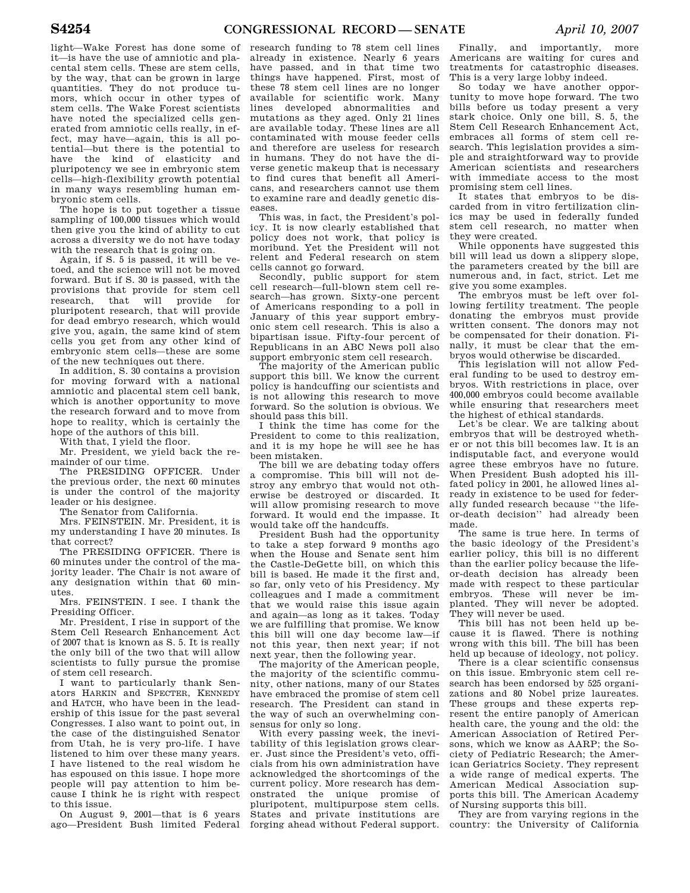light—Wake Forest has done some of it—is have the use of amniotic and placental stem cells. These are stem cells, by the way, that can be grown in large quantities. They do not produce tumors, which occur in other types of stem cells. The Wake Forest scientists have noted the specialized cells generated from amniotic cells really, in effect, may have—again, this is all potential—but there is the potential to have the kind of elasticity and pluripotency we see in embryonic stem cells—high-flexibility growth potential in many ways resembling human embryonic stem cells.

The hope is to put together a tissue sampling of 100,000 tissues which would then give you the kind of ability to cut across a diversity we do not have today with the research that is going on.

Again, if S. 5 is passed, it will be vetoed, and the science will not be moved forward. But if S. 30 is passed, with the provisions that provide for stem cell research, that will provide for pluripotent research, that will provide for dead embryo research, which would give you, again, the same kind of stem cells you get from any other kind of embryonic stem cells—these are some of the new techniques out there.

In addition, S. 30 contains a provision for moving forward with a national amniotic and placental stem cell bank, which is another opportunity to move the research forward and to move from hope to reality, which is certainly the hope of the authors of this bill.

With that, I yield the floor.

Mr. President, we yield back the remainder of our time.

The PRESIDING OFFICER. Under the previous order, the next 60 minutes is under the control of the majority leader or his designee.

The Senator from California.

Mrs. FEINSTEIN. Mr. President, it is my understanding I have 20 minutes. Is that correct?

The PRESIDING OFFICER. There is 60 minutes under the control of the majority leader. The Chair is not aware of any designation within that 60 minutes.

Mrs. FEINSTEIN. I see. I thank the Presiding Officer.

Mr. President, I rise in support of the Stem Cell Research Enhancement Act of 2007 that is known as S. 5. It is really the only bill of the two that will allow scientists to fully pursue the promise of stem cell research.

I want to particularly thank Senators HARKIN and SPECTER, KENNEDY and HATCH, who have been in the leadership of this issue for the past several Congresses. I also want to point out, in the case of the distinguished Senator from Utah, he is very pro-life. I have listened to him over these many years. I have listened to the real wisdom he has espoused on this issue. I hope more people will pay attention to him because I think he is right with respect to this issue.

On August 9, 2001—that is 6 years ago—President Bush limited Federal research funding to 78 stem cell lines already in existence. Nearly 6 years have passed, and in that time two things have happened. First, most of these 78 stem cell lines are no longer available for scientific work. Many lines developed abnormalities and mutations as they aged. Only 21 lines are available today. These lines are all contaminated with mouse feeder cells and therefore are useless for research in humans. They do not have the diverse genetic makeup that is necessary to find cures that benefit all Americans, and researchers cannot use them to examine rare and deadly genetic diseases.

This was, in fact, the President's policy. It is now clearly established that policy does not work, that policy is moribund. Yet the President will not relent and Federal research on stem cells cannot go forward.

Secondly, public support for stem cell research—full-blown stem cell research—has grown. Sixty-one percent of Americans responding to a poll in January of this year support embryonic stem cell research. This is also a bipartisan issue. Fifty-four percent of Republicans in an ABC News poll also support embryonic stem cell research.

The majority of the American public support this bill. We know the current policy is handcuffing our scientists and is not allowing this research to move forward. So the solution is obvious. We should pass this bill.

I think the time has come for the President to come to this realization, and it is my hope he will see he has been mistaken.

The bill we are debating today offers a compromise. This bill will not destroy any embryo that would not otherwise be destroyed or discarded. It will allow promising research to move forward. It would end the impasse. It would take off the handcuffs.

President Bush had the opportunity to take a step forward 9 months ago when the House and Senate sent him the Castle-DeGette bill, on which this bill is based. He made it the first and, so far, only veto of his Presidency. My colleagues and I made a commitment that we would raise this issue again and again—as long as it takes. Today we are fulfilling that promise. We know this bill will one day become law—if not this year, then next year; if not next year, then the following year.

The majority of the American people, the majority of the scientific community, other nations, many of our States have embraced the promise of stem cell research. The President can stand in the way of such an overwhelming consensus for only so long.

With every passing week, the inevitability of this legislation grows clearer. Just since the President's veto, officials from his own administration have acknowledged the shortcomings of the current policy. More research has demonstrated the unique promise of pluripotent, multipurpose stem cells. States and private institutions are forging ahead without Federal support.

Finally, and importantly, more Americans are waiting for cures and treatments for catastrophic diseases. This is a very large lobby indeed.

So today we have another opportunity to move hope forward. The two bills before us today present a very stark choice. Only one bill, S. 5, the Stem Cell Research Enhancement Act, embraces all forms of stem cell research. This legislation provides a simple and straightforward way to provide American scientists and researchers with immediate access to the most promising stem cell lines.

It states that embryos to be discarded from in vitro fertilization clinics may be used in federally funded stem cell research, no matter when they were created.

While opponents have suggested this bill will lead us down a slippery slope, the parameters created by the bill are numerous and, in fact, strict. Let me give you some examples.

The embryos must be left over following fertility treatment. The people donating the embryos must provide written consent. The donors may not be compensated for their donation. Finally, it must be clear that the embryos would otherwise be discarded.

This legislation will not allow Federal funding to be used to destroy embryos. With restrictions in place, over 400,000 embryos could become available while ensuring that researchers meet the highest of ethical standards.

Let's be clear. We are talking about embryos that will be destroyed whether or not this bill becomes law. It is an indisputable fact, and everyone would agree these embryos have no future. When President Bush adopted his ill-fated policy in 2001, he allowed lines already in existence to be used for federally funded research because "the life-or-death decision" had already been made.

The same is true here. In terms of the basic ideology of the President's earlier policy, this bill is no different than the earlier policy because the life-or-death decision has already been made with respect to these particular embryos. These will never be implanted. They will never be adopted. They will never be used.

This bill has not been held up because it is flawed. There is nothing wrong with this bill. The bill has been held up because of ideology, not policy.

There is a clear scientific consensus on this issue. Embryonic stem cell research has been endorsed by 525 organizations and 80 Nobel prize laureates. These groups and these experts represent the entire panoply of American health care, the young and the old: the American Association of Retired Persons, which we know as AARP; the Society of Pediatric Research; the American Geriatrics Society. They represent a wide range of medical experts. The American Medical Association supports this bill. The American Academy of Nursing supports this bill.

They are from varying regions in the country: the University of California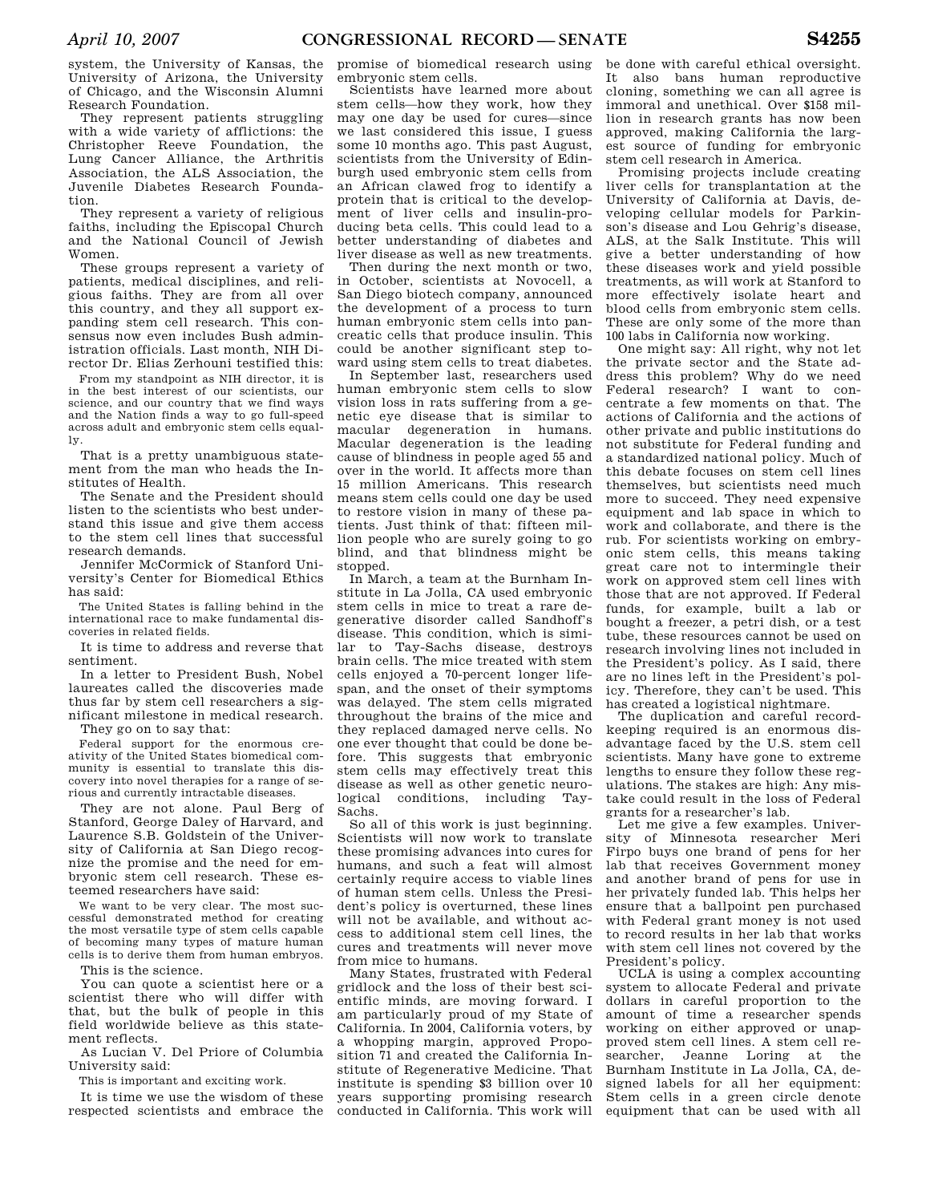system, the University of Kansas, the University of Arizona, the University of Chicago, and the Wisconsin Alumni Research Foundation.

They represent patients struggling with a wide variety of afflictions: the Christopher Reeve Foundation, the Lung Cancer Alliance, the Arthritis Association, the ALS Association, the Juvenile Diabetes Research Foundation.

They represent a variety of religious faiths, including the Episcopal Church and the National Council of Jewish Women.

These groups represent a variety of patients, medical disciplines, and religious faiths. They are from all over this country, and they all support expanding stem cell research. This consensus now even includes Bush administration officials. Last month, NIH Director Dr. Elias Zerhouni testified this:

> From my standpoint as NIH director, it is in the best interest of our scientists, our science, and our country that we find ways and the Nation finds a way to go full-speed across adult and embryonic stem cells equally.

That is a pretty unambiguous statement from the man who heads the Institutes of Health.

The Senate and the President should listen to the scientists who best understand this issue and give them access to the stem cell lines that successful research demands.

Jennifer McCormick of Stanford University's Center for Biomedical Ethics has said:

> The United States is falling behind in the international race to make fundamental discoveries in related fields.

It is time to address and reverse that sentiment.

In a letter to President Bush, Nobel laureates called the discoveries made thus far by stem cell researchers a significant milestone in medical research.

They go on to say that:

> Federal support for the enormous creativity of the United States biomedical community is essential to translate this discovery into novel therapies for a range of serious and currently intractable diseases.

They are not alone. Paul Berg of Stanford, George Daley of Harvard, and Laurence S.B. Goldstein of the University of California at San Diego recognize the promise and the need for embryonic stem cell research. These esteemed researchers have said:

> We want to be very clear. The most successful demonstrated method for creating the most versatile type of stem cells capable of becoming many types of mature human cells is to derive them from human embryos.

This is the science.

You can quote a scientist here or a scientist there who will differ with that, but the bulk of people in this field worldwide believe as this statement reflects.

As Lucian V. Del Priore of Columbia University said:

> This is important and exciting work.

It is time we use the wisdom of these respected scientists and embrace the promise of biomedical research using embryonic stem cells.

Scientists have learned more about stem cells—how they work, how they may one day be used for cures—since we last considered this issue, I guess some 10 months ago. This past August, scientists from the University of Edinburgh used embryonic stem cells from an African clawed frog to identify a protein that is critical to the development of liver cells and insulin-producing beta cells. This could lead to a better understanding of diabetes and liver disease as well as new treatments.

Then during the next month or two, in October, scientists at Novocell, a San Diego biotech company, announced the development of a process to turn human embryonic stem cells into pancreatic cells that produce insulin. This could be another significant step toward using stem cells to treat diabetes.

In September last, researchers used human embryonic stem cells to slow vision loss in rats suffering from a genetic eye disease that is similar to macular degeneration in humans. Macular degeneration is the leading cause of blindness in people aged 55 and over in the world. It affects more than 15 million Americans. This research means stem cells could one day be used to restore vision in many of these patients. Just think of that: fifteen million people who are surely going to go blind, and that blindness might be stopped.

In March, a team at the Burnham Institute in La Jolla, CA used embryonic stem cells in mice to treat a rare degenerative disorder called Sandhoff's disease. This condition, which is similar to Tay-Sachs disease, destroys brain cells. The mice treated with stem cells enjoyed a 70-percent longer lifespan, and the onset of their symptoms was delayed. The stem cells migrated throughout the brains of the mice and they replaced damaged nerve cells. No one ever thought that could be done before. This suggests that embryonic stem cells may effectively treat this disease as well as other genetic neurological conditions, including Tay-Sachs.

So all of this work is just beginning. Scientists will now work to translate these promising advances into cures for humans, and such a feat will almost certainly require access to viable lines of human stem cells. Unless the President's policy is overturned, these lines will not be available, and without access to additional stem cell lines, the cures and treatments will never move from mice to humans.

Many States, frustrated with Federal gridlock and the loss of their best scientific minds, are moving forward. I am particularly proud of my State of California. In 2004, California voters, by a whopping margin, approved Proposition 71 and created the California Institute of Regenerative Medicine. That institute is spending $3 billion over 10 years supporting promising research conducted in California. This work will be done with careful ethical oversight. It also bans human reproductive cloning, something we can all agree is immoral and unethical. Over $158 million in research grants has now been approved, making California the largest source of funding for embryonic stem cell research in America.

Promising projects include creating liver cells for transplantation at the University of California at Davis, developing cellular models for Parkinson's disease and Lou Gehrig's disease, ALS, at the Salk Institute. This will give a better understanding of how these diseases work and yield possible treatments, as will work at Stanford to more effectively isolate heart and blood cells from embryonic stem cells. These are only some of the more than 100 labs in California now working.

One might say: All right, why not let the private sector and the State address this problem? Why do we need Federal research? I want to concentrate a few moments on that. The actions of California and the actions of other private and public institutions do not substitute for Federal funding and a standardized national policy. Much of this debate focuses on stem cell lines themselves, but scientists need much more to succeed. They need expensive equipment and lab space in which to work and collaborate, and there is the rub. For scientists working on embryonic stem cells, this means taking great care not to intermingle their work on approved stem cell lines with those that are not approved. If Federal funds, for example, built a lab or bought a freezer, a petri dish, or a test tube, these resources cannot be used on research involving lines not included in the President's policy. As I said, there are no lines left in the President's policy. Therefore, they can't be used. This has created a logistical nightmare.

The duplication and careful recordkeeping required is an enormous disadvantage faced by the U.S. stem cell scientists. Many have gone to extreme lengths to ensure they follow these regulations. The stakes are high: Any mistake could result in the loss of Federal grants for a researcher's lab.

Let me give a few examples. University of Minnesota researcher Meri Firpo buys one brand of pens for her lab that receives Government money and another brand of pens for use in her privately funded lab. This helps her ensure that a ballpoint pen purchased with Federal grant money is not used to record results in her lab that works with stem cell lines not covered by the President's policy.

UCLA is using a complex accounting system to allocate Federal and private dollars in careful proportion to the amount of time a researcher spends working on either approved or unapproved stem cell lines. A stem cell researcher, Jeanne Loring at the Burnham Institute in La Jolla, CA, designed labels for all her equipment: Stem cells in a green circle denote equipment that can be used with all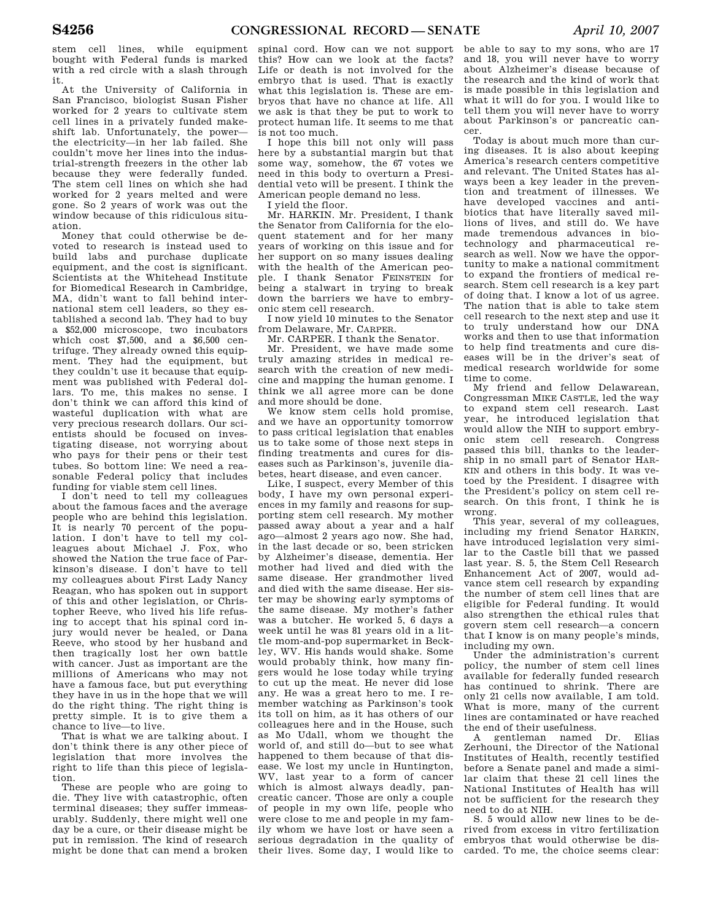stem cell lines, while equipment bought with Federal funds is marked with a red circle with a slash through it.

At the University of California in San Francisco, biologist Susan Fisher worked for 2 years to cultivate stem cell lines in a privately funded makeshift lab. Unfortunately, the power—the electricity—in her lab failed. She couldn't move her lines into the industrial-strength freezers in the other lab because they were federally funded. The stem cell lines on which she had worked for 2 years melted and were gone. So 2 years of work was out the window because of this ridiculous situation.

Money that could otherwise be devoted to research is instead used to build labs and purchase duplicate equipment, and the cost is significant. Scientists at the Whitehead Institute for Biomedical Research in Cambridge, MA, didn't want to fall behind international stem cell leaders, so they established a second lab. They had to buy a $52,000 microscope, two incubators which cost $7,500, and a $6,500 centrifuge. They already owned this equipment. They had the equipment, but they couldn't use it because that equipment was published with Federal dollars. To me, this makes no sense. I don't think we can afford this kind of wasteful duplication with what are very precious research dollars. Our scientists should be focused on investigating disease, not worrying about who pays for their pens or their test tubes. So bottom line: We need a reasonable Federal policy that includes funding for viable stem cell lines.

I don't need to tell my colleagues about the famous faces and the average people who are behind this legislation. It is nearly 70 percent of the population. I don't have to tell my colleagues about Michael J. Fox, who showed the Nation the true face of Parkinson's disease. I don't have to tell my colleagues about First Lady Nancy Reagan, who has spoken out in support of this and other legislation, or Christopher Reeve, who lived his life refusing to accept that his spinal cord injury would never be healed, or Dana Reeve, who stood by her husband and then tragically lost her own battle with cancer. Just as important are the millions of Americans who may not have a famous face, but put everything they have in us in the hope that we will do the right thing. The right thing is pretty simple. It is to give them a chance to live—to live.

That is what we are talking about. I don't think there is any other piece of legislation that more involves the right to life than this piece of legislation.

These are people who are going to die. They live with catastrophic, often terminal diseases; they suffer immeasurably. Suddenly, there might well one day be a cure, or their disease might be put in remission. The kind of research might be done that can mend a broken spinal cord. How can we not support this? How can we look at the facts? Life or death is not involved for the embryo that is used. That is exactly what this legislation is. These are embryos that have no chance at life. All we ask is that they be put to work to protect human life. It seems to me that is not too much.

I hope this bill not only will pass here by a substantial margin but that some way, somehow, the 67 votes we need in this body to overturn a Presidential veto will be present. I think the American people demand no less.

I yield the floor.

Mr. HARKIN. Mr. President, I thank the Senator from California for the eloquent statement and for her many years of working on this issue and for her support on so many issues dealing with the health of the American people. I thank Senator FEINSTEIN for being a stalwart in trying to break down the barriers we have to embryonic stem cell research.

I now yield 10 minutes to the Senator from Delaware, Mr. CARPER.

Mr. CARPER. I thank the Senator.

Mr. President, we have made some truly amazing strides in medical research with the creation of new medicine and mapping the human genome. I think we all agree more can be done and more should be done.

We know stem cells hold promise, and we have an opportunity tomorrow to pass critical legislation that enables us to take some of those next steps in finding treatments and cures for diseases such as Parkinson's, juvenile diabetes, heart disease, and even cancer.

Like, I suspect, every Member of this body, I have my own personal experiences in my family and reasons for supporting stem cell research. My mother passed away about a year and a half ago—almost 2 years ago now. She had, in the last decade or so, been stricken by Alzheimer's disease, dementia. Her mother had lived and died with the same disease. Her grandmother lived and died with the same disease. Her sister may be showing early symptoms of the same disease. My mother's father was a butcher. He worked 5, 6 days a week until he was 81 years old in a little mom-and-pop supermarket in Beckley, WV. His hands would shake. Some would probably think, how many fingers would he lose today while trying to cut up the meat. He never did lose any. He was a great hero to me. I remember watching as Parkinson's took its toll on him, as it has others of our colleagues here and in the House, such as Mo Udall, whom we thought the world of, and still do—but to see what happened to them because of that disease. We lost my uncle in Huntington, WV, last year to a form of cancer which is almost always deadly, pancreatic cancer. Those are only a couple of people in my own life, people who were close to me and people in my family whom we have lost or have seen a serious degradation in the quality of their lives. Some day, I would like to be able to say to my sons, who are 17 and 18, you will never have to worry about Alzheimer's disease because of the research and the kind of work that is made possible in this legislation and what it will do for you. I would like to tell them you will never have to worry about Parkinson's or pancreatic cancer.

Today is about much more than curing diseases. It is also about keeping America's research centers competitive and relevant. The United States has always been a key leader in the prevention and treatment of illnesses. We have developed vaccines and antibiotics that have literally saved millions of lives, and still do. We have made tremendous advances in biotechnology and pharmaceutical research as well. Now we have the opportunity to make a national commitment to expand the frontiers of medical research. Stem cell research is a key part of doing that. I know a lot of us agree. The nation that is able to take stem cell research to the next step and use it to truly understand how our DNA works and then to use that information to help find treatments and cure diseases will be in the driver's seat of medical research worldwide for some time to come.

My friend and fellow Delawarean, Congressman MIKE CASTLE, led the way to expand stem cell research. Last year, he introduced legislation that would allow the NIH to support embryonic stem cell research. Congress passed this bill, thanks to the leadership in no small part of Senator HARKIN and others in this body. It was vetoed by the President. I disagree with the President's policy on stem cell research. On this front, I think he is wrong.

This year, several of my colleagues, including my friend Senator HARKIN, have introduced legislation very similar to the Castle bill that we passed last year. S. 5, the Stem Cell Research Enhancement Act of 2007, would advance stem cell research by expanding the number of stem cell lines that are eligible for Federal funding. It would also strengthen the ethical rules that govern stem cell research—a concern that I know is on many people's minds, including my own.

Under the administration's current policy, the number of stem cell lines available for federally funded research has continued to shrink. There are only 21 cells now available, I am told. What is more, many of the current lines are contaminated or have reached the end of their usefulness.

A gentleman named Dr. Elias Zerhouni, the Director of the National Institutes of Health, recently testified before a Senate panel and made a similar claim that these 21 cell lines the National Institutes of Health has will not be sufficient for the research they need to do at NIH.

S. 5 would allow new lines to be derived from excess in vitro fertilization embryos that would otherwise be discarded. To me, the choice seems clear: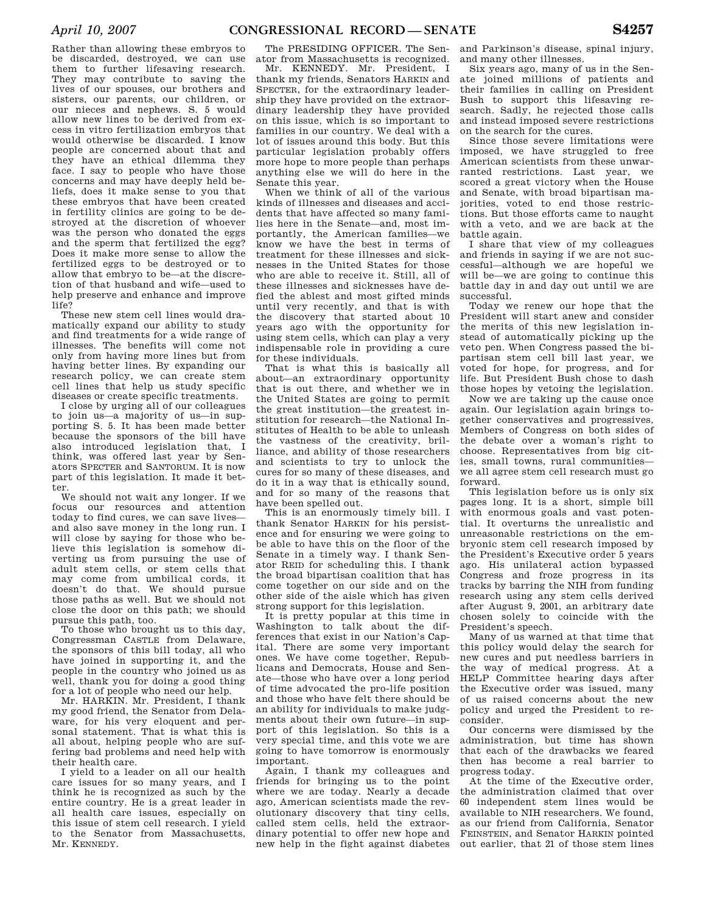Rather than allowing these embryos to be discarded, destroyed, we can use them to further lifesaving research. They may contribute to saving the lives of our spouses, our brothers and sisters, our parents, our children, or our nieces and nephews. S. 5 would allow new lines to be derived from excess in vitro fertilization embryos that would otherwise be discarded. I know people are concerned about that and they have an ethical dilemma they face. I say to people who have those concerns and may have deeply held beliefs, does it make sense to you that these embryos that have been created in fertility clinics are going to be destroyed at the discretion of whoever was the person who donated the eggs and the sperm that fertilized the egg? Does it make more sense to allow the fertilized eggs to be destroyed or to allow that embryo to be—at the discretion of that husband and wife—used to help preserve and enhance and improve life?

These new stem cell lines would dramatically expand our ability to study and find treatments for a wide range of illnesses. The benefits will come not only from having more lines but from having better lines. By expanding our research policy, we can create stem cell lines that help us study specific diseases or create specific treatments.

I close by urging all of our colleagues to join us—a majority of us—in supporting S. 5. It has been made better because the sponsors of the bill have also introduced legislation that, I think, was offered last year by Senators SPECTER and SANTORUM. It is now part of this legislation. It made it better.

We should not wait any longer. If we focus our resources and attention today to find cures, we can save lives—and also save money in the long run. I will close by saying for those who believe this legislation is somehow diverting us from pursuing the use of adult stem cells, or stem cells that may come from umbilical cords, it doesn't do that. We should pursue those paths as well. But we should not close the door on this path; we should pursue this path, too.

To those who brought us to this day, Congressman CASTLE from Delaware, the sponsors of this bill today, all who have joined in supporting it, and the people in the country who joined us as well, thank you for doing a good thing for a lot of people who need our help.

Mr. HARKIN. Mr. President, I thank my good friend, the Senator from Delaware, for his very eloquent and personal statement. That is what this is all about, helping people who are suffering bad problems and need help with their health care.

I yield to a leader on all our health care issues for so many years, and I think he is recognized as such by the entire country. He is a great leader in all health care issues, especially on this issue of stem cell research. I yield to the Senator from Massachusetts, Mr. KENNEDY.

The PRESIDING OFFICER. The Senator from Massachusetts is recognized.

Mr. KENNEDY. Mr. President, I thank my friends, Senators HARKIN and SPECTER, for the extraordinary leadership they have provided on the extraordinary leadership they have provided on this issue, which is so important to families in our country. We deal with a lot of issues around this body. But this particular legislation probably offers more hope to more people than perhaps anything else we will do here in the Senate this year.

When we think of all of the various kinds of illnesses and diseases and accidents that have affected so many families here in the Senate—and, most importantly, the American families—we know we have the best in terms of treatment for these illnesses and sicknesses in the United States for those who are able to receive it. Still, all of these illnesses and sicknesses have defied the ablest and most gifted minds until very recently, and that is with the discovery that started about 10 years ago with the opportunity for using stem cells, which can play a very indispensable role in providing a cure for these individuals.

That is what this is basically all about—an extraordinary opportunity that is out there, and whether we in the United States are going to permit the great institution—the greatest institution for research—the National Institutes of Health to be able to unleash the vastness of the creativity, brilliance, and ability of those researchers and scientists to try to unlock the cures for so many of these diseases, and do it in a way that is ethically sound, and for so many of the reasons that have been spelled out.

This is an enormously timely bill. I thank Senator HARKIN for his persistence and for ensuring we were going to be able to have this on the floor of the Senate in a timely way. I thank Senator REID for scheduling this. I thank the broad bipartisan coalition that has come together on our side and on the other side of the aisle which has given strong support for this legislation.

It is pretty popular at this time in Washington to talk about the differences that exist in our Nation's Capital. There are some very important ones. We have come together, Republicans and Democrats, House and Senate—those who have over a long period of time advocated the pro-life position and those who have felt there should be an ability for individuals to make judgments about their own future—in support of this legislation. So this is a very special time, and this vote we are going to have tomorrow is enormously important.

Again, I thank my colleagues and friends for bringing us to the point where we are today. Nearly a decade ago, American scientists made the revolutionary discovery that tiny cells, called stem cells, held the extraordinary potential to offer new hope and new help in the fight against diabetes and Parkinson's disease, spinal injury, and many other illnesses.

Six years ago, many of us in the Senate joined millions of patients and their families in calling on President Bush to support this lifesaving research. Sadly, he rejected those calls and instead imposed severe restrictions on the search for the cures.

Since those severe limitations were imposed, we have struggled to free American scientists from these unwarranted restrictions. Last year, we scored a great victory when the House and Senate, with broad bipartisan majorities, voted to end those restrictions. But those efforts came to naught with a veto, and we are back at the battle again.

I share that view of my colleagues and friends in saying if we are not successful—although we are hopeful we will be—we are going to continue this battle day in and day out until we are successful.

Today we renew our hope that the President will start anew and consider the merits of this new legislation instead of automatically picking up the veto pen. When Congress passed the bipartisan stem cell bill last year, we voted for hope, for progress, and for life. But President Bush chose to dash those hopes by vetoing the legislation.

Now we are taking up the cause once again. Our legislation again brings together conservatives and progressives, Members of Congress on both sides of the debate over a woman's right to choose. Representatives from big cities, small towns, rural communities—we all agree stem cell research must go forward.

This legislation before us is only six pages long. It is a short, simple bill with enormous goals and vast potential. It overturns the unrealistic and unreasonable restrictions on the embryonic stem cell research imposed by the President's Executive order 5 years ago. His unilateral action bypassed Congress and froze progress in its tracks by barring the NIH from funding research using any stem cells derived after August 9, 2001, an arbitrary date chosen solely to coincide with the President's speech.

Many of us warned at that time that this policy would delay the search for new cures and put needless barriers in the way of medical progress. At a HELP Committee hearing days after the Executive order was issued, many of us raised concerns about the new policy and urged the President to reconsider.

Our concerns were dismissed by the administration, but time has shown that each of the drawbacks we feared then has become a real barrier to progress today.

At the time of the Executive order, the administration claimed that over 60 independent stem lines would be available to NIH researchers. We found, as our friend from California, Senator FEINSTEIN, and Senator HARKIN pointed out earlier, that 21 of those stem lines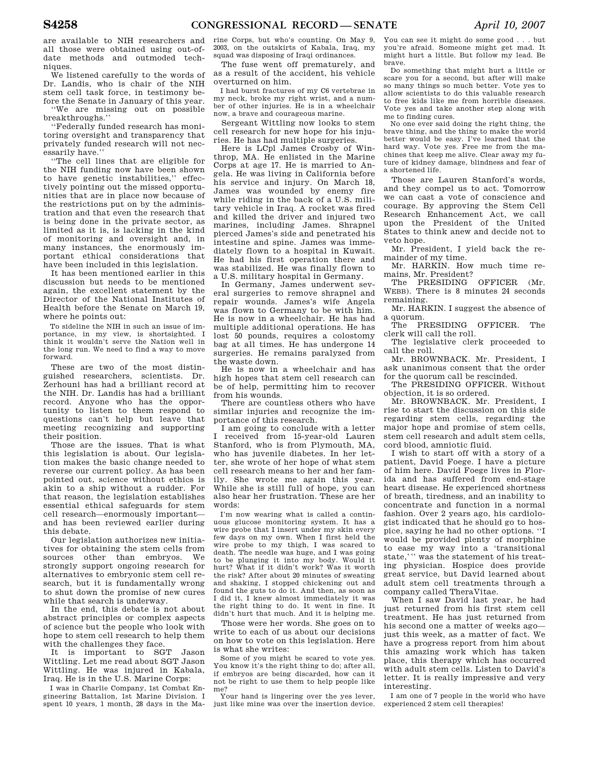are available to NIH researchers and all those were obtained using out-of-date methods and outmoded techniques.

We listened carefully to the words of Dr. Landis, who is chair of the NIH stem cell task force, in testimony before the Senate in January of this year.

''We are missing out on possible breakthroughs.''

''Federally funded research has monitoring oversight and transparency that privately funded research will not necessarily have.''

''The cell lines that are eligible for the NIH funding now have been shown to have genetic instabilities,'' effectively pointing out the missed opportunities that are in place now because of the restrictions put on by the administration and that even the research that is being done in the private sector, as limited as it is, is lacking in the kind of monitoring and oversight that and, in many instances, the enormously important ethical considerations that have been included in this legislation.

It has been mentioned earlier in this discussion but needs to be mentioned again, the excellent statement by the Director of the National Institutes of Health before the Senate on March 19, where he points out:

> To sideline the NIH in such an issue of importance, in my view, is shortsighted. I think it wouldn't serve the Nation well in the long run. We need to find a way to move forward.

These are two of the most distinguished researchers, scientists. Dr. Zerhouni has had a brilliant record at the NIH. Dr. Landis has had a brilliant record. Anyone who has the opportunity to listen to them respond to questions can't help but leave that meeting recognizing and supporting their position.

Those are the issues. That is what this legislation is about. Our legislation makes the basic change needed to reverse our current policy. As has been pointed out, science without ethics is akin to a ship without a rudder. For that reason, the legislation establishes essential ethical safeguards for stem cell research—enormously important—and has been reviewed earlier during this debate.

Our legislation authorizes new initiatives for obtaining the stem cells from sources other than embryos. We strongly support ongoing research for alternatives to embryonic stem cell research, but it is fundamentally wrong to shut down the promise of new cures while that search is underway.

In the end, this debate is not about abstract principles or complex aspects of science but the people who look with hope to stem cell research to help them with the challenges they face.

It is important to SGT Jason Wittling. Let me read about SGT Jason Wittling. He was injured in Kabala, Iraq. He is in the U.S. Marine Corps:

> I was in Charlie Company, 1st Combat Engineering Battalion, 1st Marine Division. I spent 10 years, 1 month, 28 days in the Marine Corps, but who's counting. On May 9, 2003, on the outskirts of Kabala, Iraq, my squad was disposing of Iraqi ordinances.

The fuse went off prematurely, and as a result of the accident, his vehicle overturned on him.

> I had burst fractures of my C6 vertebrae in my neck, broke my right wrist, and a number of other injuries. He is in a wheelchair now, a brave and courageous marine.

Sergeant Wittling now looks to stem cell research for new hope for his injuries. He has had multiple surgeries.

Here is LCpl James Crosby of Winthrop, MA. He enlisted in the Marine Corps at age 17. He is married to Angela. He was living in California before his service and injury. On March 18, James was wounded by enemy fire while riding in the back of a U.S. military vehicle in Iraq. A rocket was fired and killed the driver and injured two marines, including James. Shrapnel pierced James's side and penetrated his intestine and spine. James was immediately flown to a hospital in Kuwait. He had his first operation there and was stabilized. He was finally flown to a U.S. military hospital in Germany.

In Germany, James underwent several surgeries to remove shrapnel and repair wounds. James's wife Angela was flown to Germany to be with him. He is now in a wheelchair. He has had multiple additional operations. He has lost 50 pounds, requires a colostomy bag at all times. He has undergone 14 surgeries. He remains paralyzed from the waste down.

He is now in a wheelchair and has high hopes that stem cell research can be of help, permitting him to recover from his wounds.

There are countless others who have similar injuries and recognize the importance of this research.

I am going to conclude with a letter I received from 15-year-old Lauren Stanford, who is from Plymouth, MA, who has juvenile diabetes. In her letter, she wrote of her hope of what stem cell research means to her and her family. She wrote me again this year. While she is still full of hope, you can also hear her frustration. These are her words:

> I'm now wearing what is called a continuous glucose monitoring system. It has a wire probe that I insert under my skin every few days on my own. When I first held the wire probe to my thigh, I was scared to death. The needle was huge, and I was going to be plunging it into my body. Would it hurt? What if it didn't work? Was it worth the risk? After about 20 minutes of sweating and shaking, I stopped chickening out and found the guts to do it. And then, as soon as I did it, I knew almost immediately it was the right thing to do. It went in fine. It didn't hurt that much. And it is helping me.

Those were her words. She goes on to write to each of us about our decisions on how to vote on this legislation. Here is what she writes:

> Some of you might be scared to vote yes. You know it's the right thing to do; after all, if embryos are being discarded, how can it not be right to use them to help people like me?
>
> Your hand is lingering over the yes lever, just like mine was over the insertion device. You can see it might do some good . . . but you're afraid. Someone might get mad. It might hurt a little. But follow my lead. Be brave.
>
> Do something that might hurt a little or scare you for a second, but after will make so many things so much better. Vote yes to allow scientists to do this valuable research to free kids like me from horrible diseases. Vote yes and take another step along with me to finding cures.
>
> No one ever said doing the right thing, the brave thing, and the thing to make the world better would be easy. I've learned that the hard way. Vote yes. Free me from the machines that keep me alive. Clear away my future of kidney damage, blindness and fear of a shortened life.

Those are Lauren Stanford's words, and they compel us to act. Tomorrow we can cast a vote of conscience and courage. By approving the Stem Cell Research Enhancement Act, we call upon the President of the United States to think anew and decide not to veto hope.

Mr. President, I yield back the remainder of my time.

Mr. HARKIN. How much time remains, Mr. President?

The PRESIDING OFFICER (Mr. WEBB). There is 8 minutes 24 seconds remaining.

Mr. HARKIN. I suggest the absence of a quorum.

The PRESIDING OFFICER. The clerk will call the roll.

The legislative clerk proceeded to call the roll.

Mr. BROWNBACK. Mr. President, I ask unanimous consent that the order for the quorum call be rescinded.

The PRESIDING OFFICER. Without objection, it is so ordered.

Mr. BROWNBACK. Mr. President, I rise to start the discussion on this side regarding stem cells, regarding the major hope and promise of stem cells, stem cell research and adult stem cells, cord blood, amniotic fluid.

I wish to start off with a story of a patient, David Foege. I have a picture of him here. David Foege lives in Florida and has suffered from end-stage heart disease. He experienced shortness of breath, tiredness, and an inability to concentrate and function in a normal fashion. Over 2 years ago, his cardiologist indicated that he should go to hospice, saying he had no other options. ''I would be provided plenty of morphine to ease my way into a 'transitional state,' '' was the statement of his treating physician. Hospice does provide great service, but David learned about adult stem cell treatments through a company called TheraVitae.

When I saw David last year, he had just returned from his first stem cell treatment. He has just returned from his second one a matter of weeks ago—just this week, as a matter of fact. We have a progress report from him about this amazing work which has taken place, this therapy which has occurred with adult stem cells. Listen to David's letter. It is really impressive and very interesting.

> I am one of 7 people in the world who have experienced 2 stem cell therapies!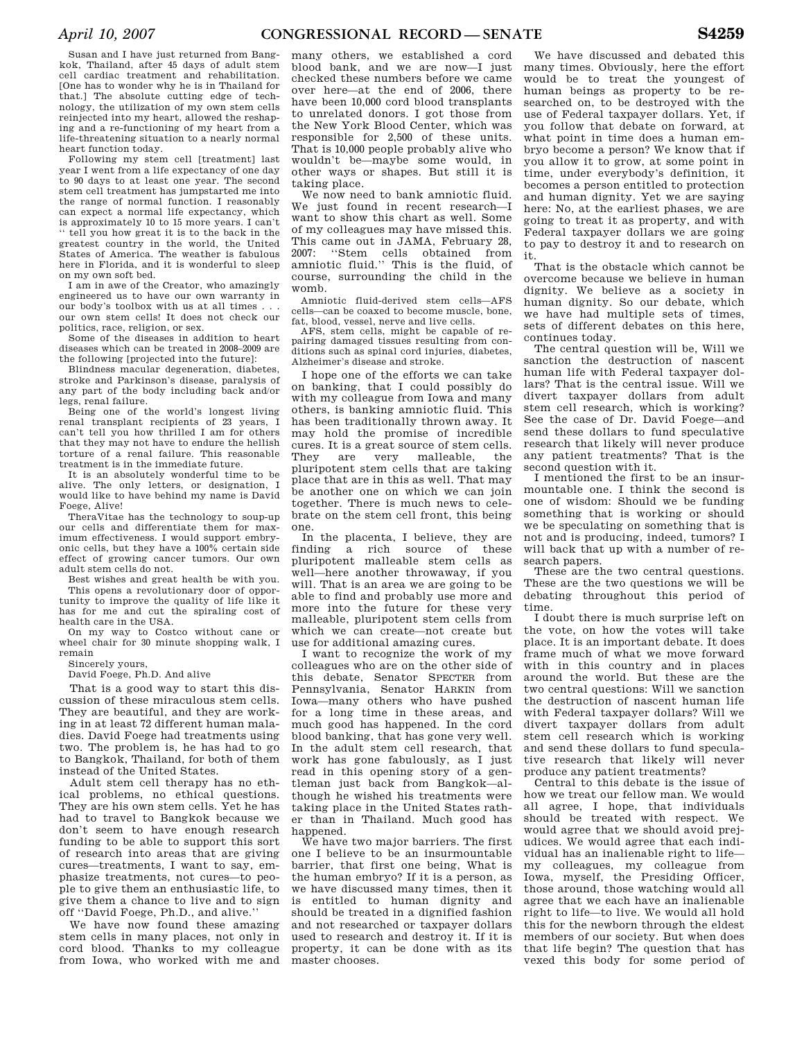Susan and I have just returned from Bangkok, Thailand, after 45 days of adult stem cell cardiac treatment and rehabilitation. [One has to wonder why he is in Thailand for that.] The absolute cutting edge of technology, the utilization of my own stem cells reinjected into my heart, allowed the reshaping and a re-functioning of my heart from a life-threatening situation to a nearly normal heart function today.

Following my stem cell [treatment] last year I went from a life expectancy of one day to 90 days to at least one year. The second stem cell treatment has jumpstarted me into the range of normal function. I reasonably can expect a normal life expectancy, which is approximately 10 to 15 more years. I can't '' tell you how great it is to the back in the greatest country in the world, the United States of America. The weather is fabulous here in Florida, and it is wonderful to sleep on my own soft bed.

I am in awe of the Creator, who amazingly engineered us to have our own warranty in our body's toolbox with us at all times . . . our own stem cells! It does not check our politics, race, religion, or sex.

Some of the diseases in addition to heart diseases which can be treated in 2008–2009 are the following [projected into the future]:

Blindness macular degeneration, diabetes, stroke and Parkinson's disease, paralysis of any part of the body including back and/or legs, renal failure.

Being one of the world's longest living renal transplant recipients of 23 years, I can't tell you how thrilled I am for others that they may not have to endure the hellish torture of a renal failure. This reasonable treatment is in the immediate future.

It is an absolutely wonderful time to be alive. The only letters, or designation, I would like to have behind my name is David Foege, Alive!

TheraVitae has the technology to soup-up our cells and differentiate them for maximum effectiveness. I would support embryonic cells, but they have a 100% certain side effect of growing cancer tumors. Our own adult stem cells do not.

Best wishes and great health be with you.

This opens a revolutionary door of opportunity to improve the quality of life like it has for me and cut the spiraling cost of health care in the USA.

On my way to Costco without cane or wheel chair for 30 minute shopping walk, I remain

Sincerely yours,

David Foege, Ph.D. And alive

That is a good way to start this discussion of these miraculous stem cells. They are beautiful, and they are working in at least 72 different human maladies. David Foege had treatments using two. The problem is, he has had to go to Bangkok, Thailand, for both of them instead of the United States.

Adult stem cell therapy has no ethical problems, no ethical questions. They are his own stem cells. Yet he has had to travel to Bangkok because we don't seem to have enough research funding to be able to support this sort of research into areas that are giving cures—treatments, I want to say, emphasize treatments, not cures—to people to give them an enthusiastic life, to give them a chance to live and to sign off ''David Foege, Ph.D., and alive.''

We have now found these amazing stem cells in many places, not only in cord blood. Thanks to my colleague from Iowa, who worked with me and many others, we established a cord blood bank, and we are now—I just checked these numbers before we came over here—at the end of 2006, there have been 10,000 cord blood transplants to unrelated donors. I got those from the New York Blood Center, which was responsible for 2,500 of these units. That is 10,000 people probably alive who wouldn't be—maybe some would, in other ways or shapes. But still it is taking place.

We now need to bank amniotic fluid. We just found in recent research—I want to show this chart as well. Some of my colleagues may have missed this. This came out in JAMA, February 28, 2007: ''Stem cells obtained from amniotic fluid.'' This is the fluid, of course, surrounding the child in the womb.

Amniotic fluid-derived stem cells—AFS cells—can be coaxed to become muscle, bone, fat, blood, vessel, nerve and live cells.

AFS, stem cells, might be capable of repairing damaged tissues resulting from conditions such as spinal cord injuries, diabetes, Alzheimer's disease and stroke.

I hope one of the efforts we can take on banking, that I could possibly do with my colleague from Iowa and many others, is banking amniotic fluid. This has been traditionally thrown away. It may hold the promise of incredible cures. It is a great source of stem cells. They are very malleable, the pluripotent stem cells that are taking place that are in this as well. That may be another one on which we can join together. There is much news to celebrate on the stem cell front, this being one.

In the placenta, I believe, they are finding a rich source of these pluripotent malleable stem cells as well—here another throwaway, if you will. That is an area we are going to be able to find and probably use more and more into the future for these very malleable, pluripotent stem cells from which we can create—not create but use for additional amazing cures.

I want to recognize the work of my colleagues who are on the other side of this debate, Senator SPECTER from Pennsylvania, Senator HARKIN from Iowa—many others who have pushed for a long time in these areas, and much good has happened. In the cord blood banking, that has gone very well. In the adult stem cell research, that work has gone fabulously, as I just read in this opening story of a gentleman just back from Bangkok—although he wished his treatments were taking place in the United States rather than in Thailand. Much good has happened.

We have two major barriers. The first one I believe to be an insurmountable barrier, that first one being, What is the human embryo? If it is a person, as we have discussed many times, then it is entitled to human dignity and should be treated in a dignified fashion and not researched or taxpayer dollars used to research and destroy it. If it is property, it can be done with as its master chooses.

We have discussed and debated this many times. Obviously, here the effort would be to treat the youngest of human beings as property to be researched on, to be destroyed with the use of Federal taxpayer dollars. Yet, if you follow that debate on forward, at what point in time does a human embryo become a person? We know that if you allow it to grow, at some point in time, under everybody's definition, it becomes a person entitled to protection and human dignity. Yet we are saying here: No, at the earliest phases, we are going to treat it as property, and with Federal taxpayer dollars we are going to pay to destroy it and to research on it.

That is the obstacle which cannot be overcome because we believe in human dignity. We believe as a society in human dignity. So our debate, which we have had multiple sets of times, sets of different debates on this here, continues today.

The central question will be, Will we sanction the destruction of nascent human life with Federal taxpayer dollars? That is the central issue. Will we divert taxpayer dollars from adult stem cell research, which is working? See the case of Dr. David Foege—and send these dollars to fund speculative research that likely will never produce any patient treatments? That is the second question with it.

I mentioned the first to be an insurmountable one. I think the second is one of wisdom: Should we be funding something that is working or should we be speculating on something that is not and is producing, indeed, tumors? I will back that up with a number of research papers.

These are the two central questions. These are the two questions we will be debating throughout this period of time.

I doubt there is much surprise left on the vote, on how the votes will take place. It is an important debate. It does frame much of what we move forward with in this country and in places around the world. But these are the two central questions: Will we sanction the destruction of nascent human life with Federal taxpayer dollars? Will we divert taxpayer dollars from adult stem cell research which is working and send these dollars to fund speculative research that likely will never produce any patient treatments?

Central to this debate is the issue of how we treat our fellow man. We would all agree, I hope, that individuals should be treated with respect. We would agree that we should avoid prejudices. We would agree that each individual has an inalienable right to life—my colleagues, my colleague from Iowa, myself, the Presiding Officer, those around, those watching would all agree that we each have an inalienable right to life—to live. We would all hold this for the newborn through the eldest members of our society. But when does that life begin? The question that has vexed this body for some period of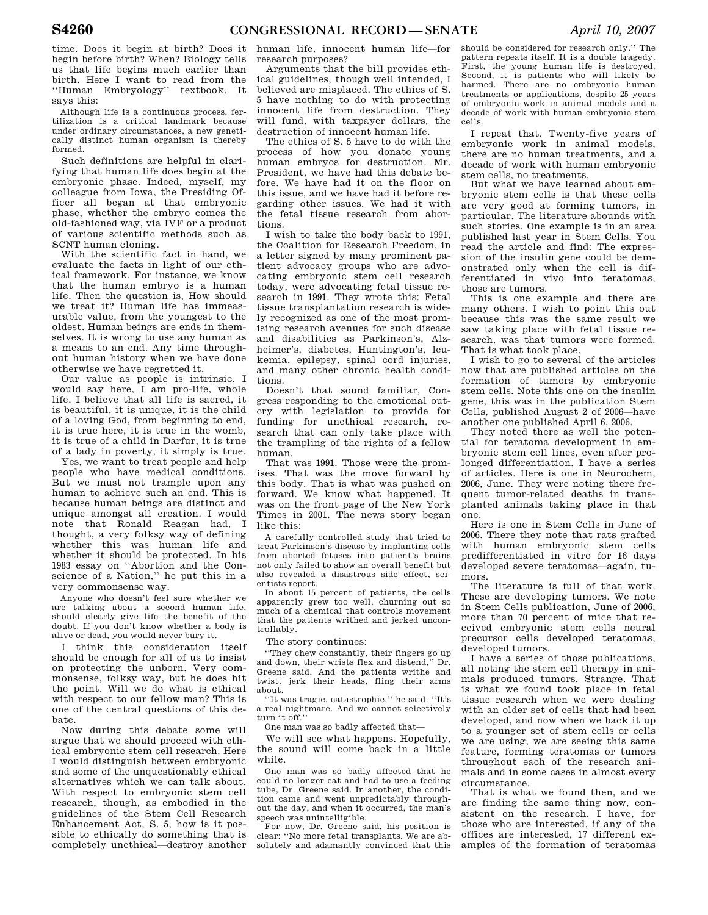time. Does it begin at birth? Does it begin before birth? When? Biology tells us that life begins much earlier than birth. Here I want to read from the ''Human Embryology'' textbook. It says this:

> Although life is a continuous process, fertilization is a critical landmark because under ordinary circumstances, a new genetically distinct human organism is thereby formed.

Such definitions are helpful in clarifying that human life does begin at the embryonic phase. Indeed, myself, my colleague from Iowa, the Presiding Officer all began at that embryonic phase, whether the embryo comes the old-fashioned way, via IVF or a product of various scientific methods such as SCNT human cloning.

With the scientific fact in hand, we evaluate the facts in light of our ethical framework. For instance, we know that the human embryo is a human life. Then the question is, How should we treat it? Human life has immeasurable value, from the youngest to the oldest. Human beings are ends in themselves. It is wrong to use any human as a means to an end. Any time throughout human history when we have done otherwise we have regretted it.

Our value as people is intrinsic. I would say here, I am pro-life, whole life. I believe that all life is sacred, it is beautiful, it is unique, it is the child of a loving God, from beginning to end, it is true here, it is true in the womb, it is true of a child in Darfur, it is true of a lady in poverty, it simply is true.

Yes, we want to treat people and help people who have medical conditions. But we must not trample upon any human to achieve such an end. This is because human beings are distinct and unique amongst all creation. I would note that Ronald Reagan had, I thought, a very folksy way of defining whether this was human life and whether it should be protected. In his 1983 essay on ''Abortion and the Conscience of a Nation,'' he put this in a very commonsense way.

> Anyone who doesn't feel sure whether we are talking about a second human life, should clearly give life the benefit of the doubt. If you don't know whether a body is alive or dead, you would never bury it.

I think this consideration itself should be enough for all of us to insist on protecting the unborn. Very commonsense, folksy way, but he does hit the point. Will we do what is ethical with respect to our fellow man? This is one of the central questions of this debate.

Now during this debate some will argue that we should proceed with ethical embryonic stem cell research. Here I would distinguish between embryonic and some of the unquestionably ethical alternatives which we can talk about. With respect to embryonic stem cell research, though, as embodied in the guidelines of the Stem Cell Research Enhancement Act, S. 5, how is it possible to ethically do something that is completely unethical—destroy another human life, innocent human life—for research purposes?

Arguments that the bill provides ethical guidelines, though well intended, I believed are misplaced. The ethics of S. 5 have nothing to do with protecting innocent life from destruction. They will fund, with taxpayer dollars, the destruction of innocent human life.

The ethics of S. 5 have to do with the process of how you donate young human embryos for destruction. Mr. President, we have had this debate before. We have had it on the floor on this issue, and we have had it before regarding other issues. We had it with the fetal tissue research from abortions.

I wish to take the body back to 1991, the Coalition for Research Freedom, in a letter signed by many prominent patient advocacy groups who are advocating embryonic stem cell research today, were advocating fetal tissue research in 1991. They wrote this: Fetal tissue transplantation research is widely recognized as one of the most promising research avenues for such disease and disabilities as Parkinson's, Alzheimer's, diabetes, Huntington's, leukemia, epilepsy, spinal cord injuries, and many other chronic health conditions.

Doesn't that sound familiar, Congress responding to the emotional outcry with legislation to provide for funding for unethical research, research that can only take place with the trampling of the rights of a fellow human.

That was 1991. Those were the promises. That was the move forward by this body. That is what was pushed on forward. We know what happened. It was on the front page of the New York Times in 2001. The news story began like this:

> A carefully controlled study that tried to treat Parkinson's disease by implanting cells from aborted fetuses into patient's brains not only failed to show an overall benefit but also revealed a disastrous side effect, scientists report.
>
> In about 15 percent of patients, the cells apparently grew too well, churning out so much of a chemical that controls movement that the patients writhed and jerked uncontrollably.

The story continues:

> ''They chew constantly, their fingers go up and down, their wrists flex and distend,'' Dr. Greene said. And the patients writhe and twist, jerk their heads, fling their arms about.
>
> ''It was tragic, catastrophic,'' he said. ''It's a real nightmare. And we cannot selectively turn it off.''
>
> One man was so badly affected that—

We will see what happens. Hopefully, the sound will come back in a little while.

> One man was so badly affected that he could no longer eat and had to use a feeding tube, Dr. Greene said. In another, the condition came and went unpredictably throughout the day, and when it occurred, the man's speech was unintelligible.
>
> For now, Dr. Greene said, his position is clear: ''No more fetal transplants. We are absolutely and adamantly convinced that this should be considered for research only.'' The pattern repeats itself. It is a double tragedy. First, the young human life is destroyed. Second, it is patients who will likely be harmed. There are no embryonic human treatments or applications, despite 25 years of embryonic work in animal models and a decade of work with human embryonic stem cells.

I repeat that. Twenty-five years of embryonic work in animal models, there are no human treatments, and a decade of work with human embryonic stem cells, no treatments.

But what we have learned about embryonic stem cells is that these cells are very good at forming tumors, in particular. The literature abounds with such stories. One example is in an area published last year in Stem Cells. You read the article and find: The expression of the insulin gene could be demonstrated only when the cell is differentiated in vivo into teratomas, those are tumors.

This is one example and there are many others. I wish to point this out because this was the same result we saw taking place with fetal tissue research, was that tumors were formed. That is what took place.

I wish to go to several of the articles now that are published articles on the formation of tumors by embryonic stem cells. Note this one on the insulin gene, this was in the publication Stem Cells, published August 2 of 2006—have another one published April 6, 2006.

They noted there as well the potential for teratoma development in embryonic stem cell lines, even after prolonged differentiation. I have a series of articles. Here is one in Neurochem, 2006, June. They were noting there frequent tumor-related deaths in transplanted animals taking place in that one.

Here is one in Stem Cells in June of 2006. There they note that rats grafted with human embryonic stem cells predifferentiated in vitro for 16 days developed severe teratomas—again, tumors.

The literature is full of that work. These are developing tumors. We note in Stem Cells publication, June of 2006, more than 70 percent of mice that received embryonic stem cells neural precursor cells developed teratomas, developed tumors.

I have a series of those publications, all noting the stem cell therapy in animals produced tumors. Strange. That is what we found took place in fetal tissue research when we were dealing with an older set of cells that had been developed, and now when we back it up to a younger set of stem cells or cells we are using, we are seeing this same feature, forming teratomas or tumors throughout each of the research animals and in some cases in almost every circumstance.

That is what we found then, and we are finding the same thing now, consistent on the research. I have, for those who are interested, if any of the offices are interested, 17 different examples of the formation of teratomas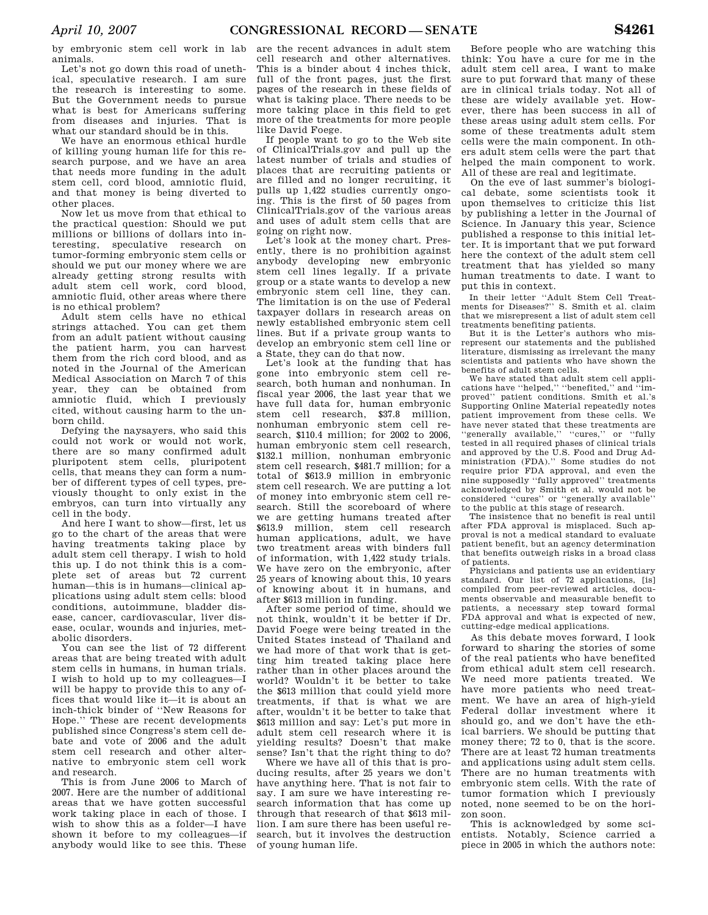by embryonic stem cell work in lab animals.

Let's not go down this road of unethical, speculative research. I am sure the research is interesting to some. But the Government needs to pursue what is best for Americans suffering from diseases and injuries. That is what our standard should be in this.

We have an enormous ethical hurdle of killing young human life for this research purpose, and we have an area that needs more funding in the adult stem cell, cord blood, amniotic fluid, and that money is being diverted to other places.

Now let us move from that ethical to the practical question: Should we put millions or billions of dollars into interesting, speculative research on tumor-forming embryonic stem cells or should we put our money where we are already getting strong results with adult stem cell work, cord blood, amniotic fluid, other areas where there is no ethical problem?

Adult stem cells have no ethical strings attached. You can get them from an adult patient without causing the patient harm, you can harvest them from the rich cord blood, and as noted in the Journal of the American Medical Association on March 7 of this year, they can be obtained from amniotic fluid, which I previously cited, without causing harm to the unborn child.

Defying the naysayers, who said this could not work or would not work, there are so many confirmed adult pluripotent stem cells, pluripotent cells, that means they can form a number of different types of cell types, previously thought to only exist in the embryos, can turn into virtually any cell in the body.

And here I want to show—first, let us go to the chart of the areas that were having treatments taking place by adult stem cell therapy. I wish to hold this up. I do not think this is a complete set of areas but 72 current human—this is in humans—clinical applications using adult stem cells: blood conditions, autoimmune, bladder disease, cancer, cardiovascular, liver disease, ocular, wounds and injuries, metabolic disorders.

You can see the list of 72 different areas that are being treated with adult stem cells in humans, in human trials. I wish to hold up to my colleagues—I will be happy to provide this to any offices that would like it—it is about an inch-thick binder of ''New Reasons for Hope.'' These are recent developments published since Congress's stem cell debate and vote of 2006 and the adult stem cell research and other alternative to embryonic stem cell work and research.

This is from June 2006 to March of 2007. Here are the number of additional areas that we have gotten successful work taking place in each of those. I wish to show this as a folder—I have shown it before to my colleagues—if anybody would like to see this. These are the recent advances in adult stem cell research and other alternatives. This is a binder about 4 inches thick, full of the front pages, just the first pages of the research in these fields of what is taking place. There needs to be more taking place in this field to get more of the treatments for more people like David Foege.

If people want to go to the Web site of ClinicalTrials.gov and pull up the latest number of trials and studies of places that are recruiting patients or are filled and no longer recruiting, it pulls up 1,422 studies currently ongoing. This is the first of 50 pages from ClinicalTrials.gov of the various areas and uses of adult stem cells that are going on right now.

Let's look at the money chart. Presently, there is no prohibition against anybody developing new embryonic stem cell lines legally. If a private group or a state wants to develop a new embryonic stem cell line, they can. The limitation is on the use of Federal taxpayer dollars in research areas on newly established embryonic stem cell lines. But if a private group wants to develop an embryonic stem cell line or a State, they can do that now.

Let's look at the funding that has gone into embryonic stem cell research, both human and nonhuman. In fiscal year 2006, the last year that we have full data for, human embryonic stem cell research, $37.8 million, nonhuman embryonic stem cell research, $110.4 million; for 2002 to 2006, human embryonic stem cell research, $132.1 million, nonhuman embryonic stem cell research, $481.7 million; for a total of $613.9 million in embryonic stem cell research. We are putting a lot of money into embryonic stem cell research. Still the scoreboard of where we are getting humans treated after $613.9 million, stem cell research human applications, adult, we have two treatment areas with binders full of information, with 1,422 study trials. We have zero on the embryonic, after 25 years of knowing about this, 10 years of knowing about it in humans, and after $613 million in funding.

After some period of time, should we not think, wouldn't it be better if Dr. David Foege were being treated in the United States instead of Thailand and we had more of that work that is getting him treated taking place here rather than in other places around the world? Wouldn't it be better to take the $613 million that could yield more treatments, if that is what we are after, wouldn't it be better to take that $613 million and say: Let's put more in adult stem cell research where it is yielding results? Doesn't that make sense? Isn't that the right thing to do?

Where we have all of this that is producing results, after 25 years we don't have anything here. That is not fair to say. I am sure we have interesting research information that has come up through that research of that $613 million. I am sure there has been useful research, but it involves the destruction of young human life.

Before people who are watching this think: You have a cure for me in the adult stem cell area, I want to make sure to put forward that many of these are in clinical trials today. Not all of these are widely available yet. However, there has been success in all of these areas using adult stem cells. For some of these treatments adult stem cells were the main component. In others adult stem cells were the part that helped the main component to work. All of these are real and legitimate.

On the eve of last summer's biological debate, some scientists took it upon themselves to criticize this list by publishing a letter in the Journal of Science. In January this year, Science published a response to this initial letter. It is important that we put forward here the context of the adult stem cell treatment that has yielded so many human treatments to date. I want to put this in context.

In their letter ''Adult Stem Cell Treatments for Diseases?'' S. Smith et al. claim that we misrepresent a list of adult stem cell treatments benefiting patients.

But it is the Letter's authors who misrepresent our statements and the published literature, dismissing as irrelevant the many scientists and patients who have shown the benefits of adult stem cells.

We have stated that adult stem cell applications have ''helped,'' ''benefited,'' and ''improved'' patient conditions. Smith et al.'s Supporting Online Material repeatedly notes patient improvement from these cells. We have never stated that these treatments are ''generally available,'' ''cures,'' or ''fully tested in all required phases of clinical trials and approved by the U.S. Food and Drug Administration (FDA).'' Some studies do not require prior FDA approval, and even the nine supposedly ''fully approved'' treatments acknowledged by Smith et al. would not be considered ''cures'' or ''generally available'' to the public at this stage of research.

The insistence that no benefit is real until after FDA approval is misplaced. Such approval is not a medical standard to evaluate patient benefit, but an agency determination that benefits outweigh risks in a broad class of patients.

Physicians and patients use an evidentiary standard. Our list of 72 applications, [is] compiled from peer-reviewed articles, documents observable and measurable benefit to patients, a necessary step toward formal FDA approval and what is expected of new, cutting-edge medical applications.

As this debate moves forward, I look forward to sharing the stories of some of the real patients who have benefited from ethical adult stem cell research. We need more patients treated. We have more patients who need treatment. We have an area of high-yield Federal dollar investment where it should go, and we don't have the ethical barriers. We should be putting that money there; 72 to 0, that is the score. There are at least 72 human treatments and applications using adult stem cells. There are no human treatments with embryonic stem cells. With the rate of tumor formation which I previously noted, none seemed to be on the horizon soon.

This is acknowledged by some scientists. Notably, Science carried a piece in 2005 in which the authors note: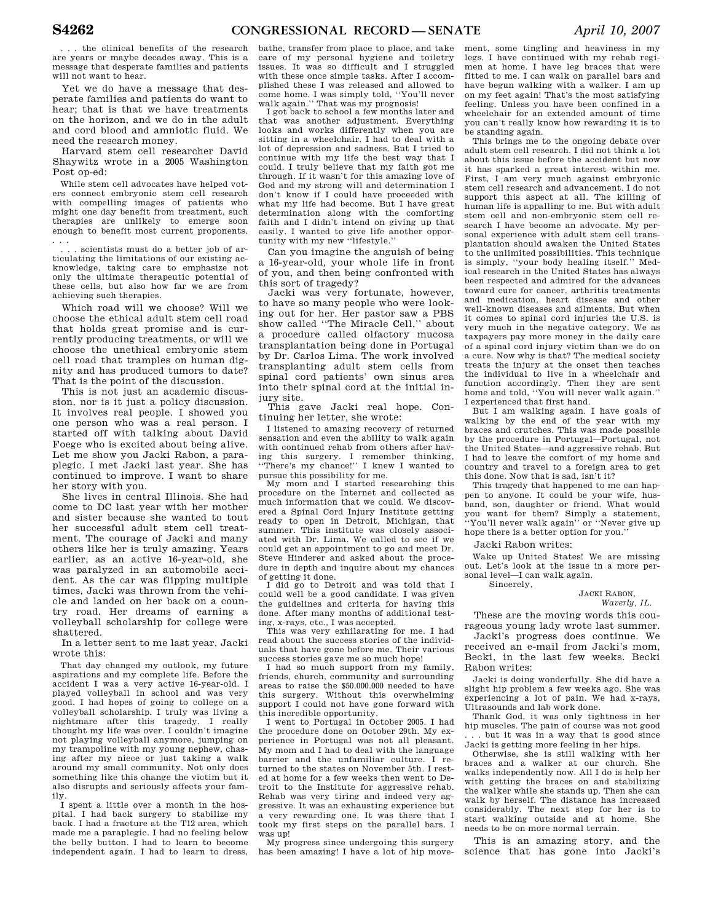. . . the clinical benefits of the research are years or maybe decades away. This is a message that desperate families and patients will not want to hear.

Yet we do have a message that desperate families and patients do want to hear; that is that we have treatments on the horizon, and we do in the adult and cord blood and amniotic fluid. We need the research money.

Harvard stem cell researcher David Shaywitz wrote in a 2005 Washington Post op-ed:

> While stem cell advocates have helped voters connect embryonic stem cell research with compelling images of patients who might one day benefit from treatment, such therapies are unlikely to emerge soon enough to benefit most current proponents. . . .
>
> . . . scientists must do a better job of articulating the limitations of our existing acknowledge, taking care to emphasize not only the ultimate therapeutic potential of these cells, but also how far we are from achieving such therapies.

Which road will we choose? Will we choose the ethical adult stem cell road that holds great promise and is currently producing treatments, or will we choose the unethical embryonic stem cell road that tramples on human dignity and has produced tumors to date? That is the point of the discussion.

This is not just an academic discussion, nor is it just a policy discussion. It involves real people. I showed you one person who was a real person. I started off with talking about David Foege who is excited about being alive. Let me show you Jacki Rabon, a paraplegic. I met Jacki last year. She has continued to improve. I want to share her story with you.

She lives in central Illinois. She had come to DC last year with her mother and sister because she wanted to tout her successful adult stem cell treatment. The courage of Jacki and many others like her is truly amazing. Years earlier, as an active 16-year-old, she was paralyzed in an automobile accident. As the car was flipping multiple times, Jacki was thrown from the vehicle and landed on her back on a country road. Her dreams of earning a volleyball scholarship for college were shattered.

In a letter sent to me last year, Jacki wrote this:

> That day changed my outlook, my future aspirations and my complete life. Before the accident I was a very active 16-year-old. I played volleyball in school and was very good. I had hopes of going to college on a volleyball scholarship. I truly was living a nightmare after this tragedy. I really thought my life was over. I couldn't imagine not playing volleyball anymore, jumping on my trampoline with my young nephew, chasing after my niece or just taking a walk around my small community. Not only does something like this change the victim but it also disrupts and seriously affects your family.
>
> I spent a little over a month in the hospital. I had back surgery to stabilize my back. I had a fracture at the T12 area, which made me a paraplegic. I had no feeling below the belly button. I had to learn to become independent again. I had to learn to dress, bathe, transfer from place to place, and take care of my personal hygiene and toiletry issues. It was so difficult and I struggled with these once simple tasks. After I accomplished these I was released and allowed to come home. I was simply told, ''You'll never walk again.'' That was my prognosis!
>
> I got back to school a few months later and that was another adjustment. Everything looks and works differently when you are sitting in a wheelchair. I had to deal with a lot of depression and sadness. But I tried to continue with my life the best way that I could. I truly believe that my faith got me through. If it wasn't for this amazing love of God and my strong will and determination I don't know if I could have proceeded with what my life had become. But I have great determination along with the comforting faith and I didn't intend on giving up that easily. I wanted to give life another opportunity with my new ''lifestyle.''

Can you imagine the anguish of being a 16-year-old, your whole life in front of you, and then being confronted with this sort of tragedy?

Jacki was very fortunate, however, to have so many people who were looking out for her. Her pastor saw a PBS show called ''The Miracle Cell,'' about a procedure called olfactory mucosa transplantation being done in Portugal by Dr. Carlos Lima. The work involved transplanting adult stem cells from spinal cord patients' own sinus area into their spinal cord at the initial injury site.

This gave Jacki real hope. Continuing her letter, she wrote:

> I listened to amazing recovery of returned sensation and even the ability to walk again with continued rehab from others after having this surgery. I remember thinking, ''There's my chance!'' I knew I wanted to pursue this possibility for me.
>
> My mom and I started researching this procedure on the Internet and collected as much information that we could. We discovered a Spinal Cord Injury Institute getting ready to open in Detroit, Michigan, that summer. This institute was closely associated with Dr. Lima. We called to see if we could get an appointment to go and meet Dr. Steve Hinderer and asked about the procedure in depth and inquire about my chances of getting it done.
>
> I did go to Detroit and was told that I could well be a good candidate. I was given the guidelines and criteria for having this done. After many months of additional testing, x-rays, etc., I was accepted.
>
> This was very exhilarating for me. I had read about the success stories of the individuals that have gone before me. Their various success stories gave me so much hope!
>
> I had so much support from my family, friends, church, community and surrounding areas to raise the $50.000.000 needed to have this surgery. Without this overwhelming support I could not have gone forward with this incredible opportunity.
>
> I went to Portugal in October 2005. I had the procedure done on October 29th. My experience in Portugal was not all pleasant. My mom and I had to deal with the language barrier and the unfamiliar culture. I returned to the states on November 5th. I rested at home for a few weeks then went to Detroit to the Institute for aggressive rehab. Rehab was very tiring and indeed very aggressive. It was an exhausting experience but a very rewarding one. It was there that I took my first steps on the parallel bars. I was up!
>
> My progress since undergoing this surgery has been amazing! I have a lot of hip movement, some tingling and heaviness in my legs. I have continued with my rehab regimen at home. I have leg braces that were fitted to me. I can walk on parallel bars and have begun walking with a walker. I am up on my feet again! That's the most satisfying feeling. Unless you have been confined in a wheelchair for an extended amount of time you can't really know how rewarding it is to be standing again.
>
> This brings me to the ongoing debate over adult stem cell research. I did not think a lot about this issue before the accident but now it has sparked a great interest within me. First, I am very much against embryonic stem cell research and advancement. I do not support this aspect at all. The killing of human life is appalling to me. But with adult stem cell and non-embryonic stem cell research I have become an advocate. My personal experience with adult stem cell transplantation should awaken the United States to the unlimited possibilities. This technique is simply, ''your body healing itself.'' Medical research in the United States has always been respected and admired for the advances toward cure for cancer, arthritis treatments and medication, heart disease and other well-known diseases and ailments. But when it comes to spinal cord injuries the U.S. is very much in the negative category. We as taxpayers pay more money in the daily care of a spinal cord injury victim than we do on a cure. Now why is that? The medical society treats the injury at the onset then teaches the individual to live in a wheelchair and function accordingly. Then they are sent home and told, ''You will never walk again.'' I experienced that first hand.
>
> But I am walking again. I have goals of walking by the end of the year with my braces and crutches. This was made possible by the procedure in Portugal—Portugal, not the United States—and aggressive rehab. But I had to leave the comfort of my home and country and travel to a foreign area to get this done. Now that is sad, isn't it?
>
> This tragedy that happened to me can happen to anyone. It could be your wife, husband, son, daughter or friend. What would you want for them? Simply a statement, ''You'll never walk again'' or ''Never give up hope there is a better option for you.''

Jacki Rabon writes:

> Wake up United States! We are missing out. Let's look at the issue in a more personal level—I can walk again.
>
> Sincerely,
>
> JACKI RABON,
> *Waverly, IL.*

These are the moving words this courageous young lady wrote last summer.

Jacki's progress does continue. We received an e-mail from Jacki's mom, Becki, in the last few weeks. Becki Rabon writes:

> Jacki is doing wonderfully. She did have a slight hip problem a few weeks ago. She was experiencing a lot of pain. We had x-rays, Ultrasounds and lab work done.
>
> Thank God, it was only tightness in her hip muscles. The pain of course was not good . . . but it was in a way that is good since Jacki is getting more feeling in her hips.
>
> Otherwise, she is still walking with her braces and a walker at our church. She walks independently now. All I do is help her with getting the braces on and stabilizing the walker while she stands up. Then she can walk by herself. The distance has increased considerably. The next step for her is to start walking outside and at home. She needs to be on more normal terrain.

This is an amazing story, and the science that has gone into Jacki's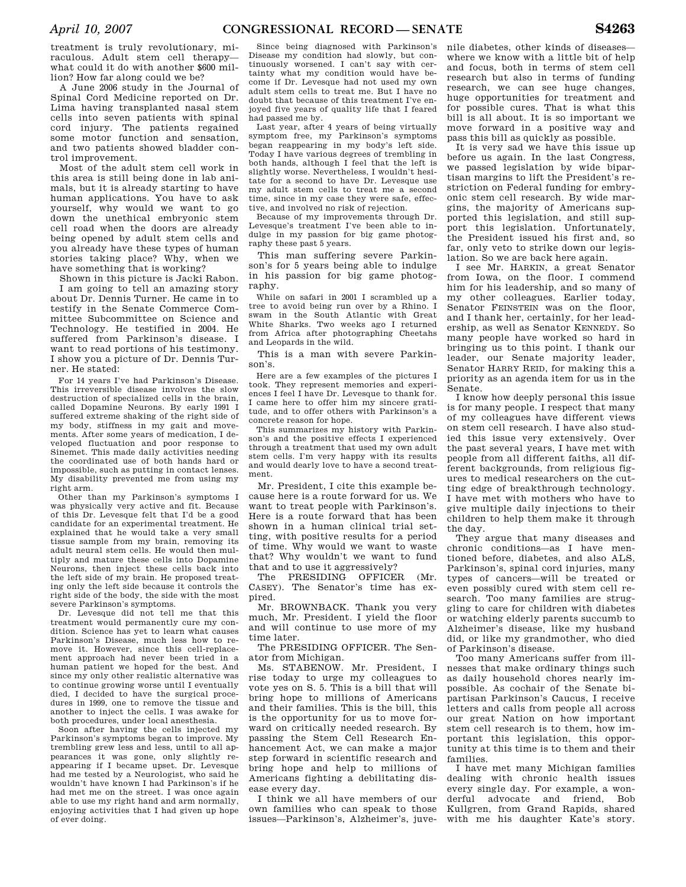treatment is truly revolutionary, miraculous. Adult stem cell therapy—what could it do with another $600 million? How far along could we be?

A June 2006 study in the Journal of Spinal Cord Medicine reported on Dr. Lima having transplanted nasal stem cells into seven patients with spinal cord injury. The patients regained some motor function and sensation, and two patients showed bladder control improvement.

Most of the adult stem cell work in this area is still being done in lab animals, but it is already starting to have human applications. You have to ask yourself, why would we want to go down the unethical embryonic stem cell road when the doors are already being opened by adult stem cells and you already have these types of human stories taking place? Why, when we have something that is working?

Shown in this picture is Jacki Rabon.

I am going to tell an amazing story about Dr. Dennis Turner. He came in to testify in the Senate Commerce Committee Subcommittee on Science and Technology. He testified in 2004. He suffered from Parkinson's disease. I want to read portions of his testimony. I show you a picture of Dr. Dennis Turner. He stated:

For 14 years I've had Parkinson's Disease. This irreversible disease involves the slow destruction of specialized cells in the brain, called Dopamine Neurons. By early 1991 I suffered extreme shaking of the right side of my body, stiffness in my gait and movements. After some years of medication, I developed fluctuation and poor response to Sinemet. This made daily activities needing the coordinated use of both hands hard or impossible, such as putting in contact lenses. My disability prevented me from using my right arm.

Other than my Parkinson's symptoms I was physically very active and fit. Because of this Dr. Levesque felt that I'd be a good candidate for an experimental treatment. He explained that he would take a very small tissue sample from my brain, removing its adult neural stem cells. He would then multiply and mature these cells into Dopamine Neurons, then inject these cells back into the left side of my brain. He proposed treating only the left side because it controls the right side of the body, the side with the most severe Parkinson's symptoms.

Dr. Levesque did not tell me that this treatment would permanently cure my condition. Science has yet to learn what causes Parkinson's Disease, much less how to remove it. However, since this cell-replacement approach had never been tried in a human patient we hoped for the best. And since my only other realistic alternative was to continue growing worse until I eventually died, I decided to have the surgical procedures in 1999, one to remove the tissue and another to inject the cells. I was awake for both procedures, under local anesthesia.

Soon after having the cells injected my Parkinson's symptoms began to improve. My trembling grew less and less, until to all appearances it was gone, only slightly reappearing if I became upset. Dr. Levesque had me tested by a Neurologist, who said he wouldn't have known I had Parkinson's if he had met me on the street. I was once again able to use my right hand and arm normally, enjoying activities that I had given up hope of ever doing.

Since being diagnosed with Parkinson's Disease my condition had slowly, but continuously worsened. I can't say with certainty what my condition would have become if Dr. Levesque had not used my own adult stem cells to treat me. But I have no doubt that because of this treatment I've enjoyed five years of quality life that I feared had passed me by.

Last year, after 4 years of being virtually symptom free, my Parkinson's symptoms began reappearing in my body's left side. Today I have various degrees of trembling in both hands, although I feel that the left is slightly worse. Nevertheless, I wouldn't hesitate for a second to have Dr. Levesque use my adult stem cells to treat me a second time, since in my case they were safe, effective, and involved no risk of rejection.

Because of my improvements through Dr. Levesque's treatment I've been able to indulge in my passion for big game photography these past 5 years.

This man suffering severe Parkinson's for 5 years being able to indulge in his passion for big game photography.

While on safari in 2001 I scrambled up a tree to avoid being run over by a Rhino. I swam in the South Atlantic with Great White Sharks. Two weeks ago I returned from Africa after photographing Cheetahs and Leopards in the wild.

This is a man with severe Parkinson's.

Here are a few examples of the pictures I took. They represent memories and experiences I feel I have Dr. Levesque to thank for. I came here to offer him my sincere gratitude, and to offer others with Parkinson's a concrete reason for hope.

This summarizes my history with Parkinson's and the positive effects I experienced through a treatment that used my own adult stem cells. I'm very happy with its results and would dearly love to have a second treatment.

Mr. President, I cite this example because here is a route forward for us. We want to treat people with Parkinson's. Here is a route forward that has been shown in a human clinical trial setting, with positive results for a period of time. Why would we want to waste that? Why wouldn't we want to fund that and to use it aggressively?

The PRESIDING OFFICER (Mr. CASEY). The Senator's time has expired.

Mr. BROWNBACK. Thank you very much, Mr. President. I yield the floor and will continue to use more of my time later.

The PRESIDING OFFICER. The Senator from Michigan.

Ms. STABENOW. Mr. President, I rise today to urge my colleagues to vote yes on S. 5. This is a bill that will bring hope to millions of Americans and their families. This is the bill, this is the opportunity for us to move forward on critically needed research. By passing the Stem Cell Research Enhancement Act, we can make a major step forward in scientific research and bring hope and help to millions of Americans fighting a debilitating disease every day.

I think we all have members of our own families who can speak to those issues—Parkinson's, Alzheimer's, juvenile diabetes, other kinds of diseases—where we know with a little bit of help and focus, both in terms of stem cell research but also in terms of funding research, we can see huge changes, huge opportunities for treatment and for possible cures. That is what this bill is all about. It is so important we move forward in a positive way and pass this bill as quickly as possible.

It is very sad we have this issue up before us again. In the last Congress, we passed legislation by wide bipartisan margins to lift the President's restriction on Federal funding for embryonic stem cell research. By wide margins, the majority of Americans supported this legislation, and still support this legislation. Unfortunately, the President issued his first and, so far, only veto to strike down our legislation. So we are back here again.

I see Mr. HARKIN, a great Senator from Iowa, on the floor. I commend him for his leadership, and so many of my other colleagues. Earlier today, Senator FEINSTEIN was on the floor, and I thank her, certainly, for her leadership, as well as Senator KENNEDY. So many people have worked so hard in bringing us to this point. I thank our leader, our Senate majority leader, Senator HARRY REID, for making this a priority as an agenda item for us in the Senate.

I know how deeply personal this issue is for many people. I respect that many of my colleagues have different views on stem cell research. I have also studied this issue very extensively. Over the past several years, I have met with people from all different faiths, all different backgrounds, from religious figures to medical researchers on the cutting edge of breakthrough technology. I have met with mothers who have to give multiple daily injections to their children to help them make it through the day.

They argue that many diseases and chronic conditions—as I have mentioned before, diabetes, and also ALS, Parkinson's, spinal cord injuries, many types of cancers—will be treated or even possibly cured with stem cell research. Too many families are struggling to care for children with diabetes or watching elderly parents succumb to Alzheimer's disease, like my husband did, or like my grandmother, who died of Parkinson's disease.

Too many Americans suffer from illnesses that make ordinary things such as daily household chores nearly impossible. As cochair of the Senate bipartisan Parkinson's Caucus, I receive letters and calls from people all across our great Nation on how important stem cell research is to them, how important this legislation, this opportunity at this time is to them and their families.

I have met many Michigan families dealing with chronic health issues every single day. For example, a wonderful advocate and friend, Bob Kullgren, from Grand Rapids, shared with me his daughter Kate's story.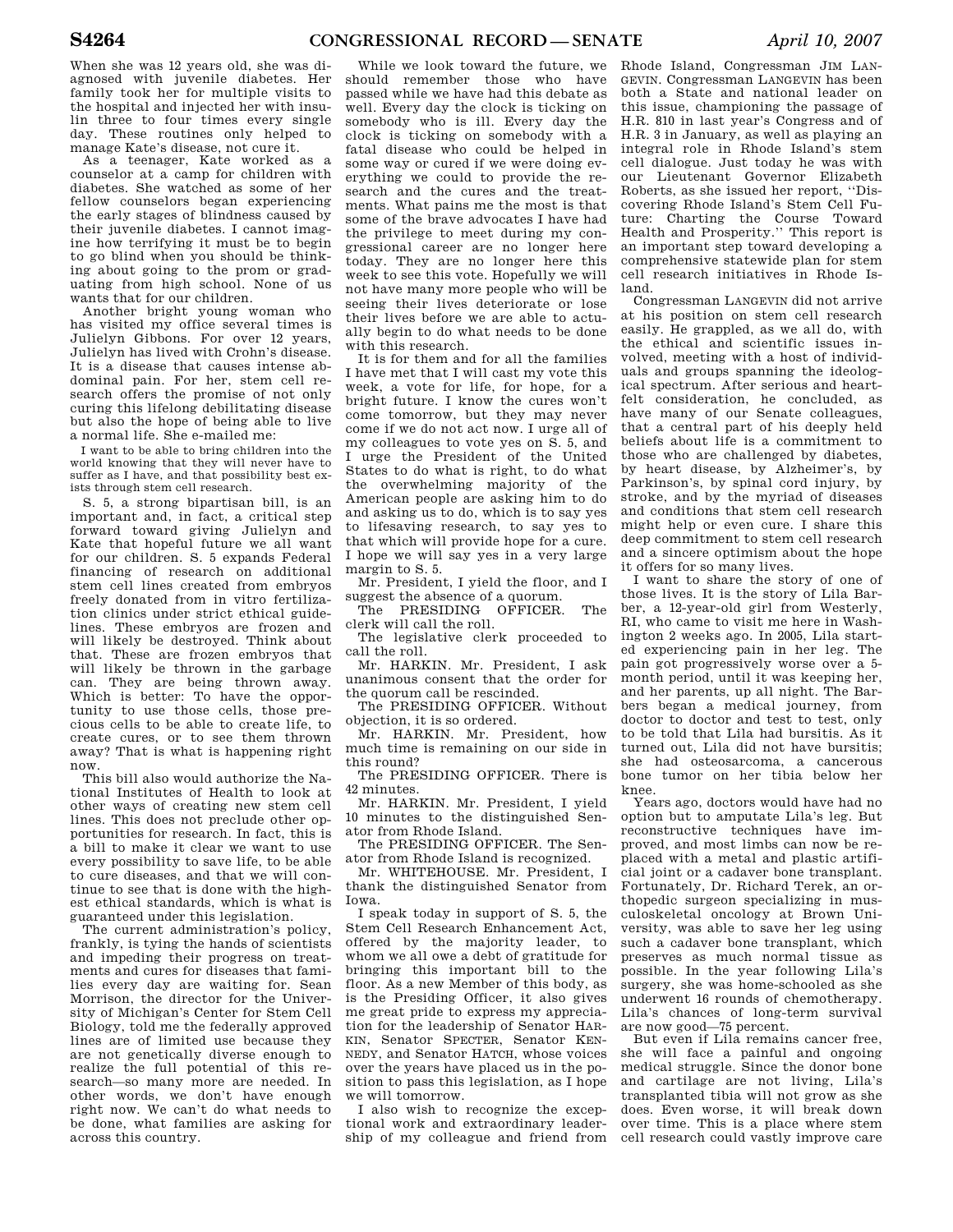When she was 12 years old, she was diagnosed with juvenile diabetes. Her family took her for multiple visits to the hospital and injected her with insulin three to four times every single day. These routines only helped to manage Kate's disease, not cure it.

As a teenager, Kate worked as a counselor at a camp for children with diabetes. She watched as some of her fellow counselors began experiencing the early stages of blindness caused by their juvenile diabetes. I cannot imagine how terrifying it must be to begin to go blind when you should be thinking about going to the prom or graduating from high school. None of us wants that for our children.

Another bright young woman who has visited my office several times is Julielyn Gibbons. For over 12 years, Julielyn has lived with Crohn's disease. It is a disease that causes intense abdominal pain. For her, stem cell research offers the promise of not only curing this lifelong debilitating disease but also the hope of being able to live a normal life. She e-mailed me:

> I want to be able to bring children into the world knowing that they will never have to suffer as I have, and that possibility best exists through stem cell research.

S. 5, a strong bipartisan bill, is an important and, in fact, a critical step forward toward giving Julielyn and Kate that hopeful future we all want for our children. S. 5 expands Federal financing of research on additional stem cell lines created from embryos freely donated from in vitro fertilization clinics under strict ethical guidelines. These embryos are frozen and will likely be destroyed. Think about that. These are frozen embryos that will likely be thrown in the garbage can. They are being thrown away. Which is better: To have the opportunity to use those cells, those precious cells to be able to create life, to create cures, or to see them thrown away? That is what is happening right now.

This bill also would authorize the National Institutes of Health to look at other ways of creating new stem cell lines. This does not preclude other opportunities for research. In fact, this is a bill to make it clear we want to use every possibility to save life, to be able to cure diseases, and that we will continue to see that is done with the highest ethical standards, which is what is guaranteed under this legislation.

The current administration's policy, frankly, is tying the hands of scientists and impeding their progress on treatments and cures for diseases that families every day are waiting for. Sean Morrison, the director for the University of Michigan's Center for Stem Cell Biology, told me the federally approved lines are of limited use because they are not genetically diverse enough to realize the full potential of this research—so many more are needed. In other words, we don't have enough right now. We can't do what needs to be done, what families are asking for across this country.

While we look toward the future, we should remember those who have passed while we have had this debate as well. Every day the clock is ticking on somebody who is ill. Every day the clock is ticking on somebody with a fatal disease who could be helped in some way or cured if we were doing everything we could to provide the research and the cures and the treatments. What pains me the most is that some of the brave advocates I have had the privilege to meet during my congressional career are no longer here today. They are no longer here this week to see this vote. Hopefully we will not have many more people who will be seeing their lives deteriorate or lose their lives before we are able to actually begin to do what needs to be done with this research.

It is for them and for all the families I have met that I will cast my vote this week, a vote for life, for hope, for a bright future. I know the cures won't come tomorrow, but they may never come if we do not act now. I urge all of my colleagues to vote yes on S. 5, and I urge the President of the United States to do what is right, to do what the overwhelming majority of the American people are asking him to do and asking us to do, which is to say yes to lifesaving research, to say yes to that which will provide hope for a cure. I hope we will say yes in a very large margin to S. 5.

Mr. President, I yield the floor, and I suggest the absence of a quorum.

The PRESIDING OFFICER. The clerk will call the roll.

The legislative clerk proceeded to call the roll.

Mr. HARKIN. Mr. President, I ask unanimous consent that the order for the quorum call be rescinded.

The PRESIDING OFFICER. Without objection, it is so ordered.

Mr. HARKIN. Mr. President, how much time is remaining on our side in this round?

The PRESIDING OFFICER. There is 42 minutes.

Mr. HARKIN. Mr. President, I yield 10 minutes to the distinguished Senator from Rhode Island.

The PRESIDING OFFICER. The Senator from Rhode Island is recognized.

Mr. WHITEHOUSE. Mr. President, I thank the distinguished Senator from Iowa.

I speak today in support of S. 5, the Stem Cell Research Enhancement Act, offered by the majority leader, to whom we all owe a debt of gratitude for bringing this important bill to the floor. As a new Member of this body, as is the Presiding Officer, it also gives me great pride to express my appreciation for the leadership of Senator HARKIN, Senator SPECTER, Senator KENNEDY, and Senator HATCH, whose voices over the years have placed us in the position to pass this legislation, as I hope we will tomorrow.

I also wish to recognize the exceptional work and extraordinary leadership of my colleague and friend from Rhode Island, Congressman JIM LANGEVIN. Congressman LANGEVIN has been both a State and national leader on this issue, championing the passage of H.R. 810 in last year's Congress and of H.R. 3 in January, as well as playing an integral role in Rhode Island's stem cell dialogue. Just today he was with our Lieutenant Governor Elizabeth Roberts, as she issued her report, "Discovering Rhode Island's Stem Cell Future: Charting the Course Toward Health and Prosperity." This report is an important step toward developing a comprehensive statewide plan for stem cell research initiatives in Rhode Island.

Congressman LANGEVIN did not arrive at his position on stem cell research easily. He grappled, as we all do, with the ethical and scientific issues involved, meeting with a host of individuals and groups spanning the ideological spectrum. After serious and heartfelt consideration, he concluded, as have many of our Senate colleagues, that a central part of his deeply held beliefs about life is a commitment to those who are challenged by diabetes, by heart disease, by Alzheimer's, by Parkinson's, by spinal cord injury, by stroke, and by the myriad of diseases and conditions that stem cell research might help or even cure. I share this deep commitment to stem cell research and a sincere optimism about the hope it offers for so many lives.

I want to share the story of one of those lives. It is the story of Lila Barber, a 12-year-old girl from Westerly, RI, who came to visit me here in Washington 2 weeks ago. In 2005, Lila started experiencing pain in her leg. The pain got progressively worse over a 5-month period, until it was keeping her, and her parents, up all night. The Barbers began a medical journey, from doctor to doctor and test to test, only to be told that Lila had bursitis. As it turned out, Lila did not have bursitis; she had osteosarcoma, a cancerous bone tumor on her tibia below her knee.

Years ago, doctors would have had no option but to amputate Lila's leg. But reconstructive techniques have improved, and most limbs can now be replaced with a metal and plastic artificial joint or a cadaver bone transplant. Fortunately, Dr. Richard Terek, an orthopedic surgeon specializing in musculoskeletal oncology at Brown University, was able to save her leg using such a cadaver bone transplant, which preserves as much normal tissue as possible. In the year following Lila's surgery, she was home-schooled as she underwent 16 rounds of chemotherapy. Lila's chances of long-term survival are now good—75 percent.

But even if Lila remains cancer free, she will face a painful and ongoing medical struggle. Since the donor bone and cartilage are not living, Lila's transplanted tibia will not grow as she does. Even worse, it will break down over time. This is a place where stem cell research could vastly improve care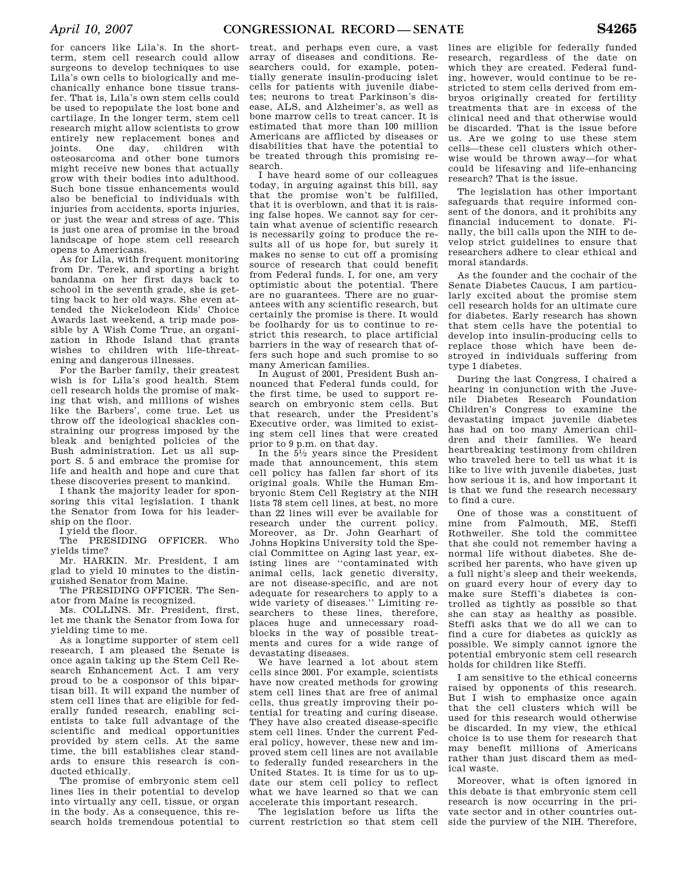for cancers like Lila's. In the short-term, stem cell research could allow surgeons to develop techniques to use Lila's own cells to biologically and mechanically enhance bone tissue transfer. That is, Lila's own stem cells could be used to repopulate the lost bone and cartilage. In the longer term, stem cell research might allow scientists to grow entirely new replacement bones and joints. One day, children with osteosarcoma and other bone tumors might receive new bones that actually grow with their bodies into adulthood. Such bone tissue enhancements would also be beneficial to individuals with injuries from accidents, sports injuries, or just the wear and stress of age. This is just one area of promise in the broad landscape of hope stem cell research opens to Americans.

As for Lila, with frequent monitoring from Dr. Terek, and sporting a bright bandanna on her first days back to school in the seventh grade, she is getting back to her old ways. She even attended the Nickelodeon Kids' Choice Awards last weekend, a trip made possible by A Wish Come True, an organization in Rhode Island that grants wishes to children with life-threatening and dangerous illnesses.

For the Barber family, their greatest wish is for Lila's good health. Stem cell research holds the promise of making that wish, and millions of wishes like the Barbers', come true. Let us throw off the ideological shackles constraining our progress imposed by the bleak and benighted policies of the Bush administration. Let us all support S. 5 and embrace the promise for life and health and hope and cure that these discoveries present to mankind.

I thank the majority leader for sponsoring this vital legislation. I thank the Senator from Iowa for his leadership on the floor.

I yield the floor.

The PRESIDING OFFICER. Who yields time?

Mr. HARKIN. Mr. President, I am glad to yield 10 minutes to the distinguished Senator from Maine.

The PRESIDING OFFICER. The Senator from Maine is recognized.

Ms. COLLINS. Mr. President, first, let me thank the Senator from Iowa for yielding time to me.

As a longtime supporter of stem cell research, I am pleased the Senate is once again taking up the Stem Cell Research Enhancement Act. I am very proud to be a cosponsor of this bipartisan bill. It will expand the number of stem cell lines that are eligible for federally funded research, enabling scientists to take full advantage of the scientific and medical opportunities provided by stem cells. At the same time, the bill establishes clear standards to ensure this research is conducted ethically.

The promise of embryonic stem cell lines lies in their potential to develop into virtually any cell, tissue, or organ in the body. As a consequence, this research holds tremendous potential to treat, and perhaps even cure, a vast array of diseases and conditions. Researchers could, for example, potentially generate insulin-producing islet cells for patients with juvenile diabetes; neurons to treat Parkinson's disease, ALS, and Alzheimer's, as well as bone marrow cells to treat cancer. It is estimated that more than 100 million Americans are afflicted by diseases or disabilities that have the potential to be treated through this promising research.

I have heard some of our colleagues today, in arguing against this bill, say that the promise won't be fulfilled, that it is overblown, and that it is raising false hopes. We cannot say for certain what avenue of scientific research is necessarily going to produce the results all of us hope for, but surely it makes no sense to cut off a promising source of research that could benefit from Federal funds. I, for one, am very optimistic about the potential. There are no guarantees. There are no guarantees with any scientific research, but certainly the promise is there. It would be foolhardy for us to continue to restrict this research, to place artificial barriers in the way of research that offers such hope and such promise to so many American families.

In August of 2001, President Bush announced that Federal funds could, for the first time, be used to support research on embryonic stem cells. But that research, under the President's Executive order, was limited to existing stem cell lines that were created prior to 9 p.m. on that day.

In the 5½ years since the President made that announcement, this stem cell policy has fallen far short of its original goals. While the Human Embryonic Stem Cell Registry at the NIH lists 78 stem cell lines, at best, no more than 22 lines will ever be available for research under the current policy. Moreover, as Dr. John Gearhart of Johns Hopkins University told the Special Committee on Aging last year, existing lines are "contaminated with animal cells, lack genetic diversity, are not disease-specific, and are not adequate for researchers to apply to a wide variety of diseases." Limiting researchers to these lines, therefore, places huge and unnecessary roadblocks in the way of possible treatments and cures for a wide range of devastating diseases.

We have learned a lot about stem cells since 2001. For example, scientists have now created methods for growing stem cell lines that are free of animal cells, thus greatly improving their potential for treating and curing disease. They have also created disease-specific stem cell lines. Under the current Federal policy, however, these new and improved stem cell lines are not available to federally funded researchers in the United States. It is time for us to update our stem cell policy to reflect what we have learned so that we can accelerate this important research.

The legislation before us lifts the current restriction so that stem cell lines are eligible for federally funded research, regardless of the date on which they are created. Federal funding, however, would continue to be restricted to stem cells derived from embryos originally created for fertility treatments that are in excess of the clinical need and that otherwise would be discarded. That is the issue before us. Are we going to use these stem cells—these cell clusters which otherwise would be thrown away—for what could be lifesaving and life-enhancing research? That is the issue.

The legislation has other important safeguards that require informed consent of the donors, and it prohibits any financial inducement to donate. Finally, the bill calls upon the NIH to develop strict guidelines to ensure that researchers adhere to clear ethical and moral standards.

As the founder and the cochair of the Senate Diabetes Caucus, I am particularly excited about the promise stem cell research holds for an ultimate cure for diabetes. Early research has shown that stem cells have the potential to develop into insulin-producing cells to replace those which have been destroyed in individuals suffering from type 1 diabetes.

During the last Congress, I chaired a hearing in conjunction with the Juvenile Diabetes Research Foundation Children's Congress to examine the devastating impact juvenile diabetes has had on too many American children and their families. We heard heartbreaking testimony from children who traveled here to tell us what it is like to live with juvenile diabetes, just how serious it is, and how important it is that we fund the research necessary to find a cure.

One of those was a constituent of mine from Falmouth, ME, Steffi Rothweiler. She told the committee that she could not remember having a normal life without diabetes. She described her parents, who have given up a full night's sleep and their weekends, on guard every hour of every day to make sure Steffi's diabetes is controlled as tightly as possible so that she can stay as healthy as possible. Steffi asks that we do all we can to find a cure for diabetes as quickly as possible. We simply cannot ignore the potential embryonic stem cell research holds for children like Steffi.

I am sensitive to the ethical concerns raised by opponents of this research. But I wish to emphasize once again that the cell clusters which will be used for this research would otherwise be discarded. In my view, the ethical choice is to use them for research that may benefit millions of Americans rather than just discard them as medical waste.

Moreover, what is often ignored in this debate is that embryonic stem cell research is now occurring in the private sector and in other countries outside the purview of the NIH. Therefore,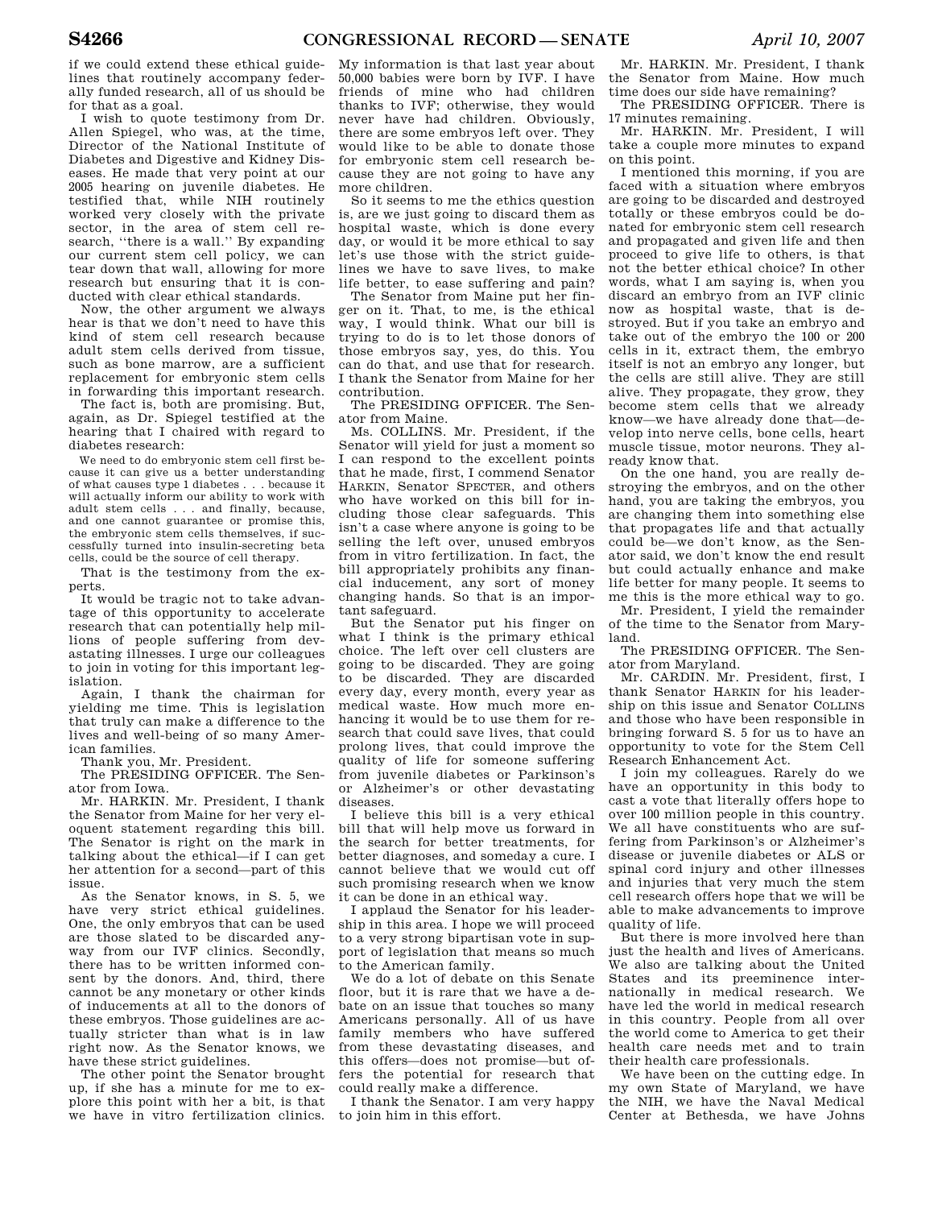if we could extend these ethical guidelines that routinely accompany federally funded research, all of us should be for that as a goal.

I wish to quote testimony from Dr. Allen Spiegel, who was, at the time, Director of the National Institute of Diabetes and Digestive and Kidney Diseases. He made that very point at our 2005 hearing on juvenile diabetes. He testified that, while NIH routinely worked very closely with the private sector, in the area of stem cell research, "there is a wall." By expanding our current stem cell policy, we can tear down that wall, allowing for more research but ensuring that it is conducted with clear ethical standards.

Now, the other argument we always hear is that we don't need to have this kind of stem cell research because adult stem cells derived from tissue, such as bone marrow, are a sufficient replacement for embryonic stem cells in forwarding this important research.

The fact is, both are promising. But, again, as Dr. Spiegel testified at the hearing that I chaired with regard to diabetes research:

> We need to do embryonic stem cell first because it can give us a better understanding of what causes type 1 diabetes . . . because it will actually inform our ability to work with adult stem cells . . . and finally, because, and one cannot guarantee or promise this, the embryonic stem cells themselves, if successfully turned into insulin-secreting beta cells, could be the source of cell therapy.

That is the testimony from the experts.

It would be tragic not to take advantage of this opportunity to accelerate research that can potentially help millions of people suffering from devastating illnesses. I urge our colleagues to join in voting for this important legislation.

Again, I thank the chairman for yielding me time. This is legislation that truly can make a difference to the lives and well-being of so many American families.

Thank you, Mr. President.

The PRESIDING OFFICER. The Senator from Iowa.

Mr. HARKIN. Mr. President, I thank the Senator from Maine for her very eloquent statement regarding this bill. The Senator is right on the mark in talking about the ethical—if I can get her attention for a second—part of this issue.

As the Senator knows, in S. 5, we have very strict ethical guidelines. One, the only embryos that can be used are those slated to be discarded anyway from our IVF clinics. Secondly, there has to be written informed consent by the donors. And, third, there cannot be any monetary or other kinds of inducements at all to the donors of these embryos. Those guidelines are actually stricter than what is in law right now. As the Senator knows, we have these strict guidelines.

The other point the Senator brought up, if she has a minute for me to explore this point with her a bit, is that we have in vitro fertilization clinics. My information is that last year about 50,000 babies were born by IVF. I have friends of mine who had children thanks to IVF; otherwise, they would never have had children. Obviously, there are some embryos left over. They would like to be able to donate those for embryonic stem cell research because they are not going to have any more children.

So it seems to me the ethics question is, are we just going to discard them as hospital waste, which is done every day, or would it be more ethical to say let's use those with the strict guidelines we have to save lives, to make life better, to ease suffering and pain?

The Senator from Maine put her finger on it. That, to me, is the ethical way, I would think. What our bill is trying to do is to let those donors of those embryos say, yes, do this. You can do that, and use that for research. I thank the Senator from Maine for her contribution.

The PRESIDING OFFICER. The Senator from Maine.

Ms. COLLINS. Mr. President, if the Senator will yield for just a moment so I can respond to the excellent points that he made, first, I commend Senator HARKIN, Senator SPECTER, and others who have worked on this bill for including those clear safeguards. This isn't a case where anyone is going to be selling the left over, unused embryos from in vitro fertilization. In fact, the bill appropriately prohibits any financial inducement, any sort of money changing hands. So that is an important safeguard.

But the Senator put his finger on what I think is the primary ethical choice. The left over cell clusters are going to be discarded. They are going to be discarded. They are discarded every day, every month, every year as medical waste. How much more enhancing it would be to use them for research that could save lives, that could prolong lives, that could improve the quality of life for someone suffering from juvenile diabetes or Parkinson's or Alzheimer's or other devastating diseases.

I believe this bill is a very ethical bill that will help move us forward in the search for better treatments, for better diagnoses, and someday a cure. I cannot believe that we would cut off such promising research when we know it can be done in an ethical way.

I applaud the Senator for his leadership in this area. I hope we will proceed to a very strong bipartisan vote in support of legislation that means so much to the American family.

We do a lot of debate on this Senate floor, but it is rare that we have a debate on an issue that touches so many Americans personally. All of us have family members who have suffered from these devastating diseases, and this offers—does not promise—but offers the potential for research that could really make a difference.

I thank the Senator. I am very happy to join him in this effort.

Mr. HARKIN. Mr. President, I thank the Senator from Maine. How much time does our side have remaining?

The PRESIDING OFFICER. There is 17 minutes remaining.

Mr. HARKIN. Mr. President, I will take a couple more minutes to expand on this point.

I mentioned this morning, if you are faced with a situation where embryos are going to be discarded and destroyed totally or these embryos could be donated for embryonic stem cell research and propagated and given life and then proceed to give life to others, is that not the better ethical choice? In other words, what I am saying is, when you discard an embryo from an IVF clinic now as hospital waste, that is destroyed. But if you take an embryo and take out of the embryo the 100 or 200 cells in it, extract them, the embryo itself is not an embryo any longer, but the cells are still alive. They are still alive. They propagate, they grow, they become stem cells that we already know—we have already done that—develop into nerve cells, bone cells, heart muscle tissue, motor neurons. They already know that.

On the one hand, you are really destroying the embryos, and on the other hand, you are taking the embryos, you are changing them into something else that propagates life and that actually could be—we don't know, as the Senator said, we don't know the end result but could actually enhance and make life better for many people. It seems to me this is the more ethical way to go.

Mr. President, I yield the remainder of the time to the Senator from Maryland.

The PRESIDING OFFICER. The Senator from Maryland.

Mr. CARDIN. Mr. President, first, I thank Senator HARKIN for his leadership on this issue and Senator COLLINS and those who have been responsible in bringing forward S. 5 for us to have an opportunity to vote for the Stem Cell Research Enhancement Act.

I join my colleagues. Rarely do we have an opportunity in this body to cast a vote that literally offers hope to over 100 million people in this country. We all have constituents who are suffering from Parkinson's or Alzheimer's disease or juvenile diabetes or ALS or spinal cord injury and other illnesses and injuries that very much the stem cell research offers hope that we will be able to make advancements to improve quality of life.

But there is more involved here than just the health and lives of Americans. We also are talking about the United States and its preeminence internationally in medical research. We have led the world in medical research in this country. People from all over the world come to America to get their health care needs met and to train their health care professionals.

We have been on the cutting edge. In my own State of Maryland, we have the NIH, we have the Naval Medical Center at Bethesda, we have Johns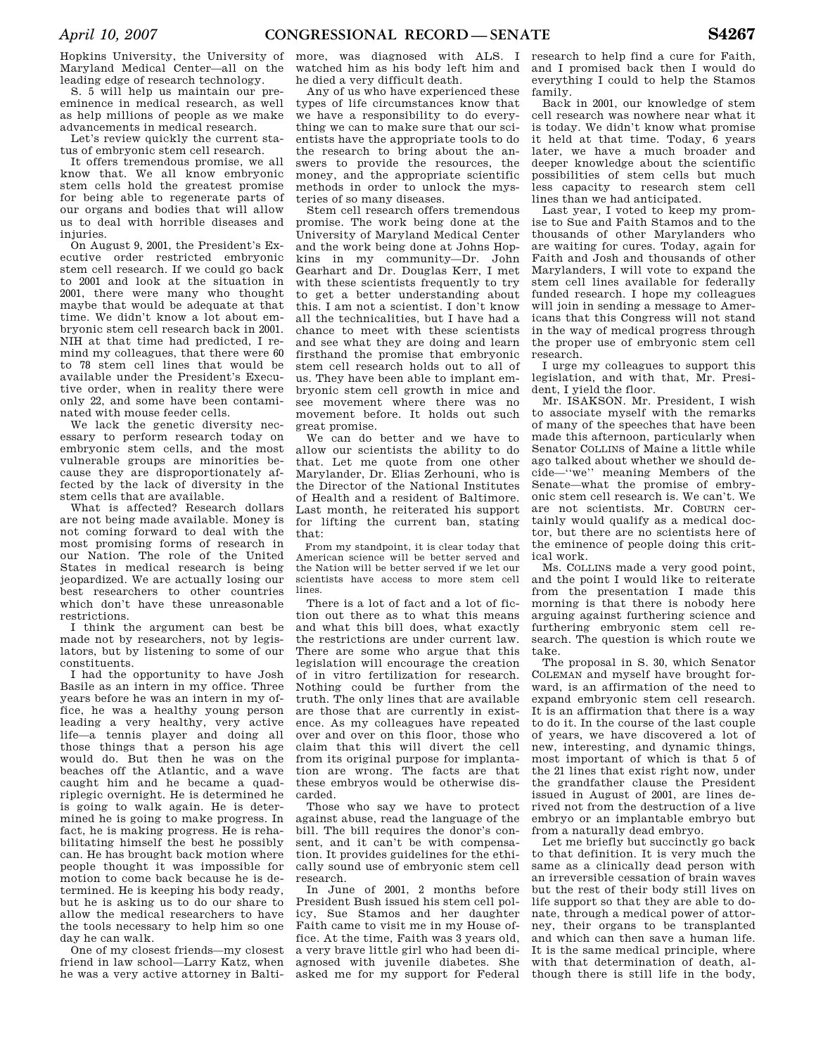Hopkins University, the University of Maryland Medical Center—all on the leading edge of research technology.

S. 5 will help us maintain our preeminence in medical research, as well as help millions of people as we make advancements in medical research.

Let's review quickly the current status of embryonic stem cell research.

It offers tremendous promise, we all know that. We all know embryonic stem cells hold the greatest promise for being able to regenerate parts of our organs and bodies that will allow us to deal with horrible diseases and injuries.

On August 9, 2001, the President's Executive order restricted embryonic stem cell research. If we could go back to 2001 and look at the situation in 2001, there were many who thought maybe that would be adequate at that time. We didn't know a lot about embryonic stem cell research back in 2001. NIH at that time had predicted, I remind my colleagues, that there were 60 to 78 stem cell lines that would be available under the President's Executive order, when in reality there were only 22, and some have been contaminated with mouse feeder cells.

We lack the genetic diversity necessary to perform research today on embryonic stem cells, and the most vulnerable groups are minorities because they are disproportionately affected by the lack of diversity in the stem cells that are available.

What is affected? Research dollars are not being made available. Money is not coming forward to deal with the most promising forms of research in our Nation. The role of the United States in medical research is being jeopardized. We are actually losing our best researchers to other countries which don't have these unreasonable restrictions.

I think the argument can best be made not by researchers, not by legislators, but by listening to some of our constituents.

I had the opportunity to have Josh Basile as an intern in my office. Three years before he was an intern in my office, he was a healthy young person leading a very healthy, very active life—a tennis player and doing all those things that a person his age would do. But then he was on the beaches off the Atlantic, and a wave caught him and he became a quadriplegic overnight. He is determined he is going to walk again. He is determined he is going to make progress. In fact, he is making progress. He is rehabilitating himself the best he possibly can. He has brought back motion where people thought it was impossible for motion to come back because he is determined. He is keeping his body ready, but he is asking us to do our share to allow the medical researchers to have the tools necessary to help him so one day he can walk.

One of my closest friends—my closest friend in law school—Larry Katz, when he was a very active attorney in Baltimore, was diagnosed with ALS. I watched him as his body left him and he died a very difficult death.

Any of us who have experienced these types of life circumstances know that we have a responsibility to do everything we can to make sure that our scientists have the appropriate tools to do the research to bring about the answers to provide the resources, the money, and the appropriate scientific methods in order to unlock the mysteries of so many diseases.

Stem cell research offers tremendous promise. The work being done at the University of Maryland Medical Center and the work being done at Johns Hopkins in my community—Dr. John Gearhart and Dr. Douglas Kerr, I met with these scientists frequently to try to get a better understanding about this. I am not a scientist. I don't know all the technicalities, but I have had a chance to meet with these scientists and see what they are doing and learn firsthand the promise that embryonic stem cell research holds out to all of us. They have been able to implant embryonic stem cell growth in mice and see movement where there was no movement before. It holds out such great promise.

We can do better and we have to allow our scientists the ability to do that. Let me quote from one other Marylander, Dr. Elias Zerhouni, who is the Director of the National Institutes of Health and a resident of Baltimore. Last month, he reiterated his support for lifting the current ban, stating that:

> From my standpoint, it is clear today that American science will be better served and the Nation will be better served if we let our scientists have access to more stem cell lines.

There is a lot of fact and a lot of fiction out there as to what this means and what this bill does, what exactly the restrictions are under current law. There are some who argue that this legislation will encourage the creation of in vitro fertilization for research. Nothing could be further from the truth. The only lines that are available are those that are currently in existence. As my colleagues have repeated over and over on this floor, those who claim that this will divert the cell from its original purpose for implantation are wrong. The facts are that these embryos would be otherwise discarded.

Those who say we have to protect against abuse, read the language of the bill. The bill requires the donor's consent, and it can't be with compensation. It provides guidelines for the ethically sound use of embryonic stem cell research.

In June of 2001, 2 months before President Bush issued his stem cell policy, Sue Stamos and her daughter Faith came to visit me in my House office. At the time, Faith was 3 years old, a very brave little girl who had been diagnosed with juvenile diabetes. She asked me for my support for Federal research to help find a cure for Faith, and I promised back then I would do everything I could to help the Stamos family.

Back in 2001, our knowledge of stem cell research was nowhere near what it is today. We didn't know what promise it held at that time. Today, 6 years later, we have a much broader and deeper knowledge about the scientific possibilities of stem cells but much less capacity to research stem cell lines than we had anticipated.

Last year, I voted to keep my promise to Sue and Faith Stamos and to the thousands of other Marylanders who are waiting for cures. Today, again for Faith and Josh and thousands of other Marylanders, I will vote to expand the stem cell lines available for federally funded research. I hope my colleagues will join in sending a message to Americans that this Congress will not stand in the way of medical progress through the proper use of embryonic stem cell research.

I urge my colleagues to support this legislation, and with that, Mr. President, I yield the floor.

Mr. ISAKSON. Mr. President, I wish to associate myself with the remarks of many of the speeches that have been made this afternoon, particularly when Senator COLLINS of Maine a little while ago talked about whether we should decide—"we" meaning Members of the Senate—what the promise of embryonic stem cell research is. We can't. We are not scientists. Mr. COBURN certainly would qualify as a medical doctor, but there are no scientists here of the eminence of people doing this critical work.

Ms. COLLINS made a very good point, and the point I would like to reiterate from the presentation I made this morning is that there is nobody here arguing against furthering science and furthering embryonic stem cell research. The question is which route we take.

The proposal in S. 30, which Senator COLEMAN and myself have brought forward, is an affirmation of the need to expand embryonic stem cell research. It is an affirmation that there is a way to do it. In the course of the last couple of years, we have discovered a lot of new, interesting, and dynamic things, most important of which is that 5 of the 21 lines that exist right now, under the grandfather clause the President issued in August of 2001, are lines derived not from the destruction of a live embryo or an implantable embryo but from a naturally dead embryo.

Let me briefly but succinctly go back to that definition. It is very much the same as a clinically dead person with an irreversible cessation of brain waves but the rest of their body still lives on life support so that they are able to donate, through a medical power of attorney, their organs to be transplanted and which can then save a human life. It is the same medical principle, where with that determination of death, although there is still life in the body,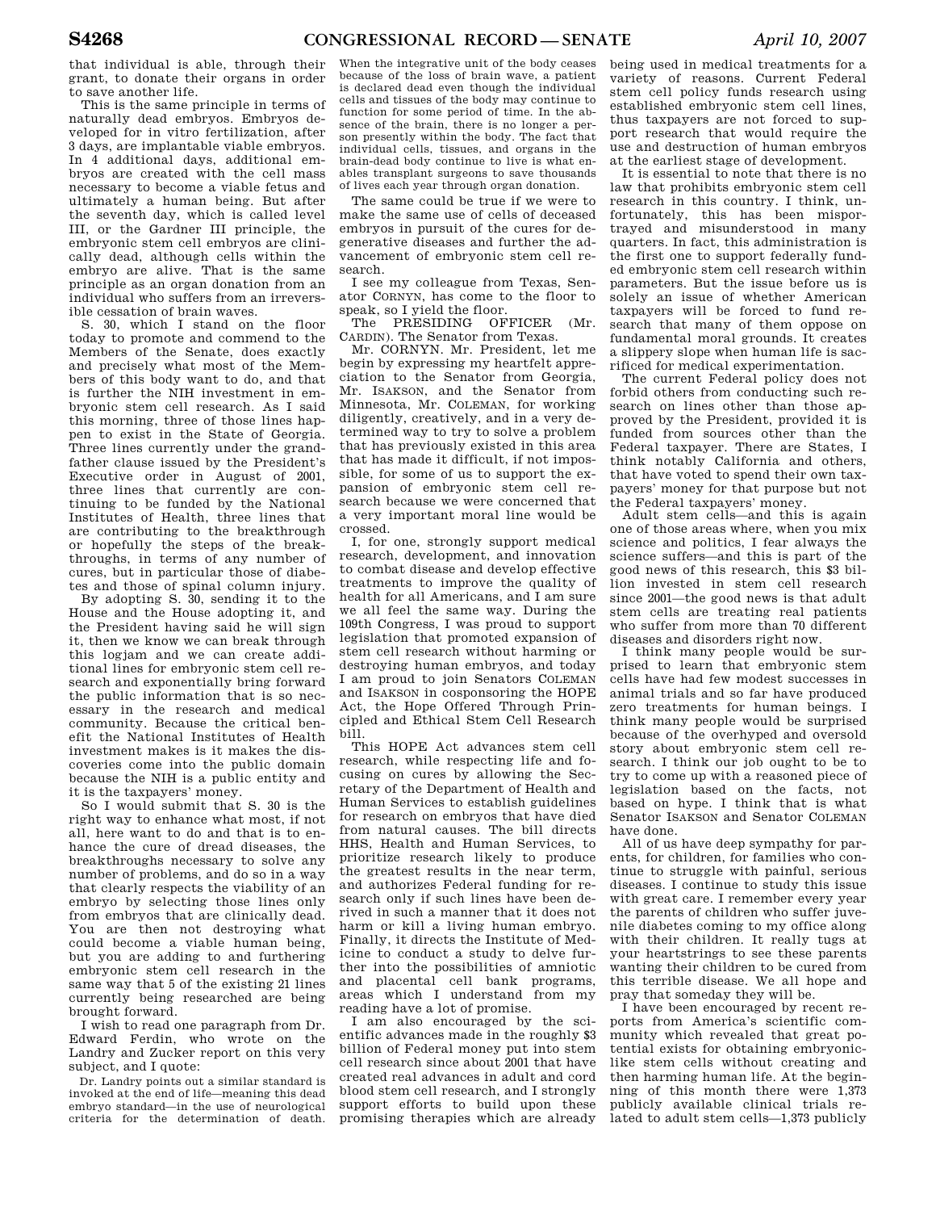that individual is able, through their grant, to donate their organs in order to save another life.

This is the same principle in terms of naturally dead embryos. Embryos developed for in vitro fertilization, after 3 days, are implantable viable embryos. In 4 additional days, additional embryos are created with the cell mass necessary to become a viable fetus and ultimately a human being. But after the seventh day, which is called level III, or the Gardner III principle, the embryonic stem cell embryos are clinically dead, although cells within the embryo are alive. That is the same principle as an organ donation from an individual who suffers from an irreversible cessation of brain waves.

S. 30, which I stand on the floor today to promote and commend to the Members of the Senate, does exactly and precisely what most of the Members of this body want to do, and that is further the NIH investment in embryonic stem cell research. As I said this morning, three of those lines happen to exist in the State of Georgia. Three lines currently under the grandfather clause issued by the President's Executive order in August of 2001, three lines that currently are continuing to be funded by the National Institutes of Health, three lines that are contributing to the breakthrough or hopefully the steps of the breakthroughs, in terms of any number of cures, but in particular those of diabetes and those of spinal column injury.

By adopting S. 30, sending it to the House and the House adopting it, and the President having said he will sign it, then we know we can break through this logjam and we can create additional lines for embryonic stem cell research and exponentially bring forward the public information that is so necessary in the research and medical community. Because the critical benefit the National Institutes of Health investment makes is it makes the discoveries come into the public domain because the NIH is a public entity and it is the taxpayers' money.

So I would submit that S. 30 is the right way to enhance what most, if not all, here want to do and that is to enhance the cure of dread diseases, the breakthroughs necessary to solve any number of problems, and do so in a way that clearly respects the viability of an embryo by selecting those lines only from embryos that are clinically dead. You are then not destroying what could become a viable human being, but you are adding to and furthering embryonic stem cell research in the same way that 5 of the existing 21 lines currently being researched are being brought forward.

I wish to read one paragraph from Dr. Edward Ferdin, who wrote on the Landry and Zucker report on this very subject, and I quote:

> Dr. Landry points out a similar standard is invoked at the end of life—meaning this dead embryo standard—in the use of neurological criteria for the determination of death. When the integrative unit of the body ceases because of the loss of brain wave, a patient is declared dead even though the individual cells and tissues of the body may continue to function for some period of time. In the absence of the brain, there is no longer a person presently within the body. The fact that individual cells, tissues, and organs in the brain-dead body continue to live is what enables transplant surgeons to save thousands of lives each year through organ donation.

The same could be true if we were to make the same use of cells of deceased embryos in pursuit of the cures for degenerative diseases and further the advancement of embryonic stem cell research.

I see my colleague from Texas, Senator CORNYN, has come to the floor to speak, so I yield the floor.

The PRESIDING OFFICER (Mr. CARDIN). The Senator from Texas.

Mr. CORNYN. Mr. President, let me begin by expressing my heartfelt appreciation to the Senator from Georgia, Mr. ISAKSON, and the Senator from Minnesota, Mr. COLEMAN, for working diligently, creatively, and in a very determined way to try to solve a problem that has previously existed in this area that has made it difficult, if not impossible, for some of us to support the expansion of embryonic stem cell research because we were concerned that a very important moral line would be crossed.

I, for one, strongly support medical research, development, and innovation to combat disease and develop effective treatments to improve the quality of health for all Americans, and I am sure we all feel the same way. During the 109th Congress, I was proud to support legislation that promoted expansion of stem cell research without harming or destroying human embryos, and today I am proud to join Senators COLEMAN and ISAKSON in cosponsoring the HOPE Act, the Hope Offered Through Principled and Ethical Stem Cell Research bill.

This HOPE Act advances stem cell research, while respecting life and focusing on cures by allowing the Secretary of the Department of Health and Human Services to establish guidelines for research on embryos that have died from natural causes. The bill directs HHS, Health and Human Services, to prioritize research likely to produce the greatest results in the near term, and authorizes Federal funding for research only if such lines have been derived in such a manner that it does not harm or kill a living human embryo. Finally, it directs the Institute of Medicine to conduct a study to delve further into the possibilities of amniotic and placental cell bank programs, areas which I understand from my reading have a lot of promise.

I am also encouraged by the scientific advances made in the roughly $3 billion of Federal money put into stem cell research since about 2001 that have created real advances in adult and cord blood stem cell research, and I strongly support efforts to build upon these promising therapies which are already being used in medical treatments for a variety of reasons. Current Federal stem cell policy funds research using established embryonic stem cell lines, thus taxpayers are not forced to support research that would require the use and destruction of human embryos at the earliest stage of development.

It is essential to note that there is no law that prohibits embryonic stem cell research in this country. I think, unfortunately, this has been misportrayed and misunderstood in many quarters. In fact, this administration is the first one to support federally funded embryonic stem cell research within parameters. But the issue before us is solely an issue of whether American taxpayers will be forced to fund research that many of them oppose on fundamental moral grounds. It creates a slippery slope when human life is sacrificed for medical experimentation.

The current Federal policy does not forbid others from conducting such research on lines other than those approved by the President, provided it is funded from sources other than the Federal taxpayer. There are States, I think notably California and others, that have voted to spend their own taxpayers' money for that purpose but not the Federal taxpayers' money.

Adult stem cells—and this is again one of those areas where, when you mix science and politics, I fear always the science suffers—and this is part of the good news of this research, this $3 billion invested in stem cell research since 2001—the good news is that adult stem cells are treating real patients who suffer from more than 70 different diseases and disorders right now.

I think many people would be surprised to learn that embryonic stem cells have had few modest successes in animal trials and so far have produced zero treatments for human beings. I think many people would be surprised because of the overhyped and oversold story about embryonic stem cell research. I think our job ought to be to try to come up with a reasoned piece of legislation based on the facts, not based on hype. I think that is what Senator ISAKSON and Senator COLEMAN have done.

All of us have deep sympathy for parents, for children, for families who continue to struggle with painful, serious diseases. I continue to study this issue with great care. I remember every year the parents of children who suffer juvenile diabetes coming to my office along with their children. It really tugs at your heartstrings to see these parents wanting their children to be cured from this terrible disease. We all hope and pray that someday they will be.

I have been encouraged by recent reports from America's scientific community which revealed that great potential exists for obtaining embryonic-like stem cells without creating and then harming human life. At the beginning of this month there were 1,373 publicly available clinical trials related to adult stem cells—1,373 publicly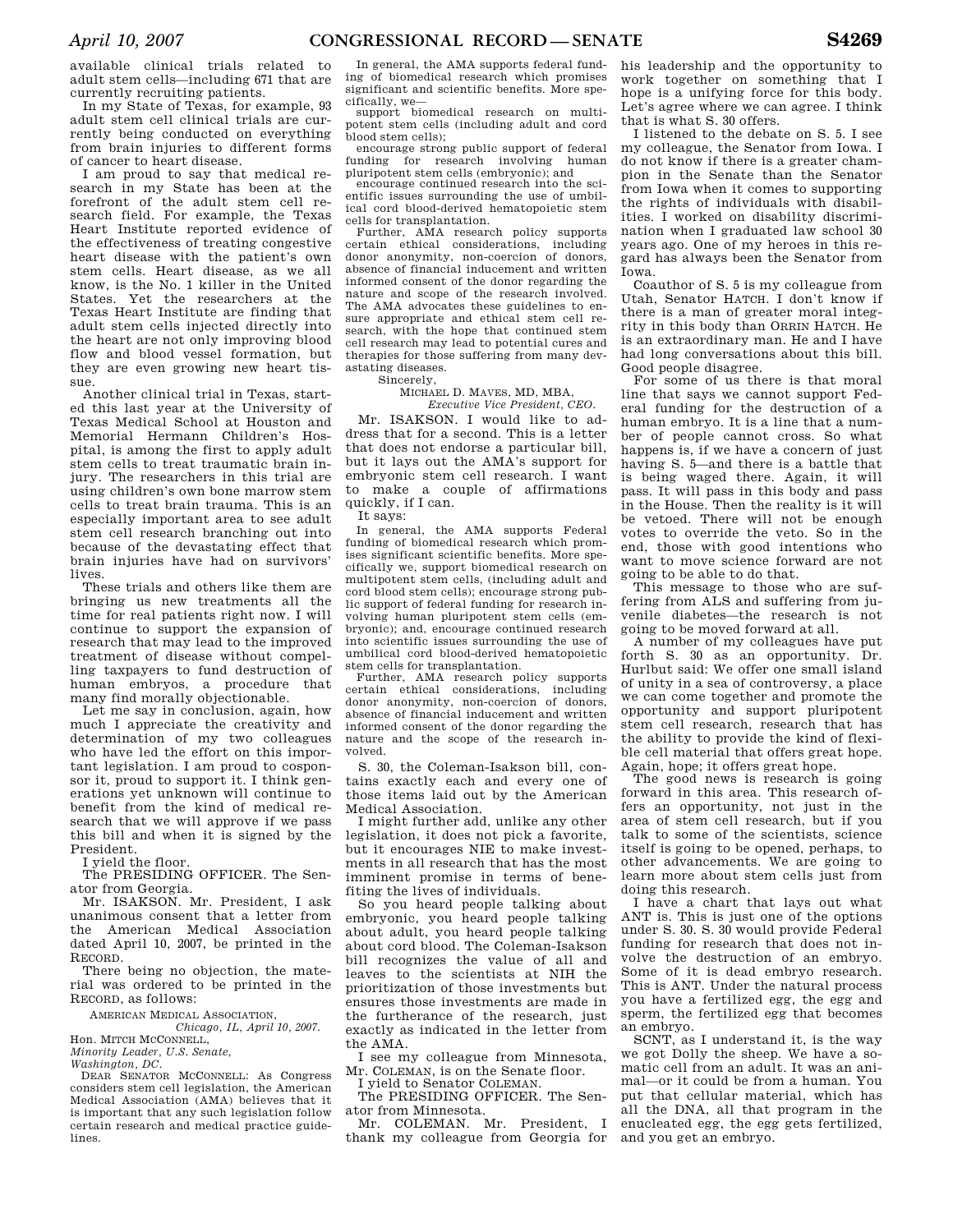available clinical trials related to adult stem cells—including 671 that are currently recruiting patients.

In my State of Texas, for example, 93 adult stem cell clinical trials are currently being conducted on everything from brain injuries to different forms of cancer to heart disease.

I am proud to say that medical research in my State has been at the forefront of the adult stem cell research field. For example, the Texas Heart Institute reported evidence of the effectiveness of treating congestive heart disease with the patient's own stem cells. Heart disease, as we all know, is the No. 1 killer in the United States. Yet the researchers at the Texas Heart Institute are finding that adult stem cells injected directly into the heart are not only improving blood flow and blood vessel formation, but they are even growing new heart tissue.

Another clinical trial in Texas, started this last year at the University of Texas Medical School at Houston and Memorial Hermann Children's Hospital, is among the first to apply adult stem cells to treat traumatic brain injury. The researchers in this trial are using children's own bone marrow stem cells to treat brain trauma. This is an especially important area to see adult stem cell research branching out into because of the devastating effect that brain injuries have had on survivors' lives.

These trials and others like them are bringing us new treatments all the time for real patients right now. I will continue to support the expansion of research that may lead to the improved treatment of disease without compelling taxpayers to fund destruction of human embryos, a procedure that many find morally objectionable.

Let me say in conclusion, again, how much I appreciate the creativity and determination of my two colleagues who have led the effort on this important legislation. I am proud to cosponsor it, proud to support it. I think generations yet unknown will continue to benefit from the kind of medical research that we will approve if we pass this bill and when it is signed by the President.

I yield the floor.

The PRESIDING OFFICER. The Senator from Georgia.

Mr. ISAKSON. Mr. President, I ask unanimous consent that a letter from the American Medical Association dated April 10, 2007, be printed in the RECORD.

There being no objection, the material was ordered to be printed in the RECORD, as follows:

AMERICAN MEDICAL ASSOCIATION,
*Chicago, IL, April 10, 2007.*

Hon. MITCH MCCONNELL,
*Minority Leader, U.S. Senate,*
*Washington, DC.*

DEAR SENATOR MCCONNELL: As Congress considers stem cell legislation, the American Medical Association (AMA) believes that it is important that any such legislation follow certain research and medical practice guidelines.

In general, the AMA supports federal funding of biomedical research which promises significant and scientific benefits. More specifically, we—

support biomedical research on multipotent stem cells (including adult and cord blood stem cells);

encourage strong public support of federal funding for research involving human pluripotent stem cells (embryonic); and

encourage continued research into the scientific issues surrounding the use of umbilical cord blood-derived hematopoietic stem cells for transplantation.

Further, AMA research policy supports certain ethical considerations, including donor anonymity, non-coercion of donors, absence of financial inducement and written informed consent of the donor regarding the nature and scope of the research involved. The AMA advocates these guidelines to ensure appropriate and ethical stem cell research, with the hope that continued stem cell research may lead to potential cures and therapies for those suffering from many devastating diseases.

Sincerely,

MICHAEL D. MAVES, MD, MBA,
*Executive Vice President, CEO.*

Mr. ISAKSON. I would like to address that for a second. This is a letter that does not endorse a particular bill, but it lays out the AMA's support for embryonic stem cell research. I want to make a couple of affirmations quickly, if I can.

It says:

In general, the AMA supports Federal funding of biomedical research which promises significant scientific benefits. More specifically we, support biomedical research on multipotent stem cells, (including adult and cord blood stem cells); encourage strong public support of federal funding for research involving human pluripotent stem cells (embryonic); and, encourage continued research into scientific issues surrounding the use of umbilical cord blood-derived hematopoietic stem cells for transplantation.

Further, AMA research policy supports certain ethical considerations, including donor anonymity, non-coercion of donors, absence of financial inducement and written informed consent of the donor regarding the nature and the scope of the research involved.

S. 30, the Coleman-Isakson bill, contains exactly each and every one of those items laid out by the American Medical Association.

I might further add, unlike any other legislation, it does not pick a favorite, but it encourages NIE to make investments in all research that has the most imminent promise in terms of benefiting the lives of individuals.

So you heard people talking about embryonic, you heard people talking about adult, you heard people talking about cord blood. The Coleman-Isakson bill recognizes the value of all and leaves to the scientists at NIH the prioritization of those investments but ensures those investments are made in the furtherance of the research, just exactly as indicated in the letter from the AMA.

I see my colleague from Minnesota, Mr. COLEMAN, is on the Senate floor.

I yield to Senator COLEMAN.

The PRESIDING OFFICER. The Senator from Minnesota.

Mr. COLEMAN. Mr. President, I thank my colleague from Georgia for his leadership and the opportunity to work together on something that I hope is a unifying force for this body. Let's agree where we can agree. I think that is what S. 30 offers.

I listened to the debate on S. 5. I see my colleague, the Senator from Iowa. I do not know if there is a greater champion in the Senate than the Senator from Iowa when it comes to supporting the rights of individuals with disabilities. I worked on disability discrimination when I graduated law school 30 years ago. One of my heroes in this regard has always been the Senator from Iowa.

Coauthor of S. 5 is my colleague from Utah, Senator HATCH. I don't know if there is a man of greater moral integrity in this body than ORRIN HATCH. He is an extraordinary man. He and I have had long conversations about this bill. Good people disagree.

For some of us there is that moral line that says we cannot support Federal funding for the destruction of a human embryo. It is a line that a number of people cannot cross. So what happens is, if we have a concern of just having S. 5—and there is a battle that is being waged there. Again, it will pass. It will pass in this body and pass in the House. Then the reality is it will be vetoed. There will not be enough votes to override the veto. So in the end, those with good intentions who want to move science forward are not going to be able to do that.

This message to those who are suffering from ALS and suffering from juvenile diabetes—the research is not going to be moved forward at all.

A number of my colleagues have put forth S. 30 as an opportunity. Dr. Hurlbut said: We offer one small island of unity in a sea of controversy, a place we can come together and promote the opportunity and support pluripotent stem cell research, research that has the ability to provide the kind of flexible cell material that offers great hope. Again, hope; it offers great hope.

The good news is research is going forward in this area. This research offers an opportunity, not just in the area of stem cell research, but if you talk to some of the scientists, science itself is going to be opened, perhaps, to other advancements. We are going to learn more about stem cells just from doing this research.

I have a chart that lays out what ANT is. This is just one of the options under S. 30. S. 30 would provide Federal funding for research that does not involve the destruction of an embryo. Some of it is dead embryo research. This is ANT. Under the natural process you have a fertilized egg, the egg and sperm, the fertilized egg that becomes an embryo.

SCNT, as I understand it, is the way we got Dolly the sheep. We have a somatic cell from an adult. It was an animal—or it could be from a human. You put that cellular material, which has all the DNA, all that program in the enucleated egg, the egg gets fertilized, and you get an embryo.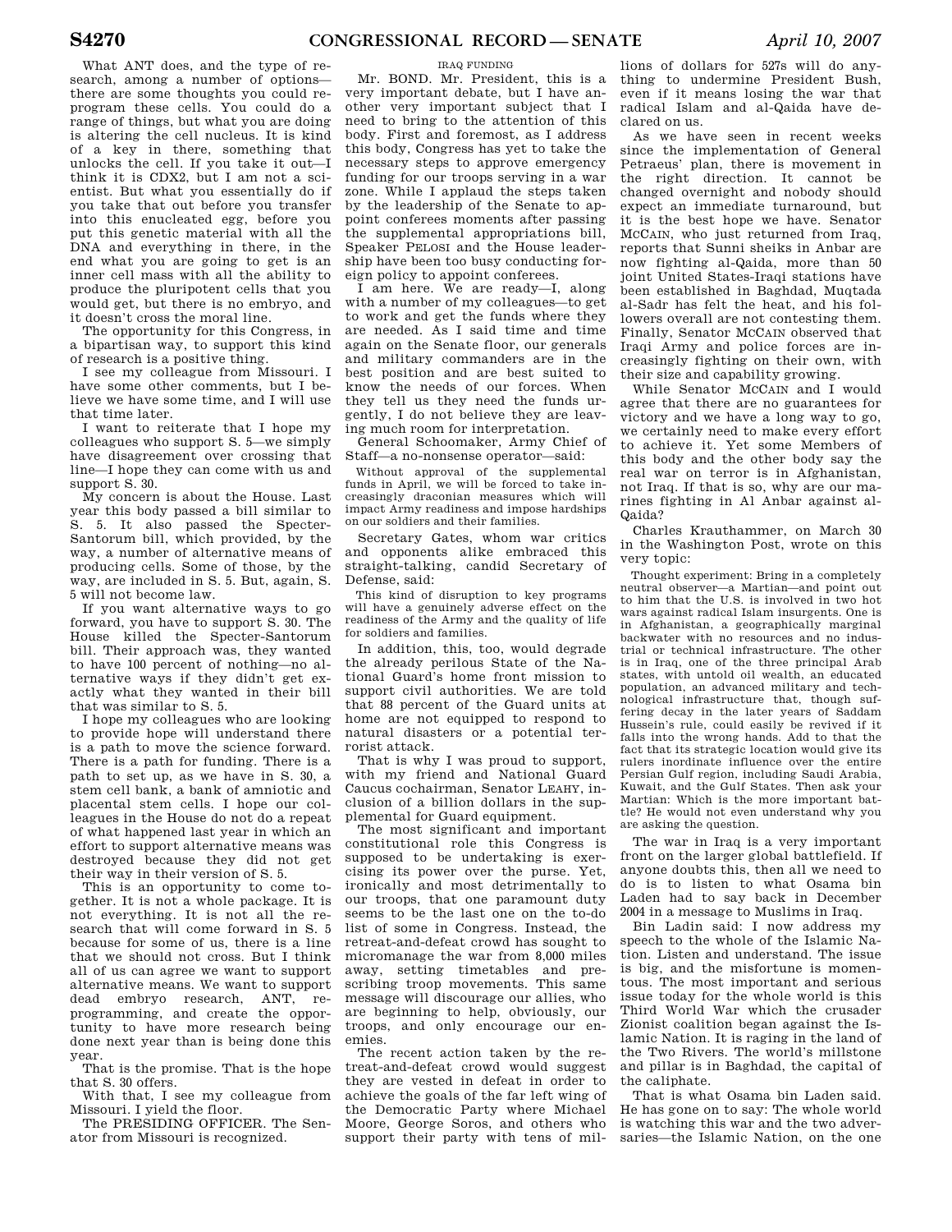What ANT does, and the type of research, among a number of options—there are some thoughts you could reprogram these cells. You could do a range of things, but what you are doing is altering the cell nucleus. It is kind of a key in there, something that unlocks the cell. If you take it out—I think it is CDX2, but I am not a scientist. But what you essentially do if you take that out before you transfer into this enucleated egg, before you put this genetic material with all the DNA and everything in there, in the end what you are going to get is an inner cell mass with all the ability to produce the pluripotent cells that you would get, but there is no embryo, and it doesn't cross the moral line.

The opportunity for this Congress, in a bipartisan way, to support this kind of research is a positive thing.

I see my colleague from Missouri. I have some other comments, but I believe we have some time, and I will use that time later.

I want to reiterate that I hope my colleagues who support S. 5—we simply have disagreement over crossing that line—I hope they can come with us and support S. 30.

My concern is about the House. Last year this body passed a bill similar to S. 5. It also passed the Specter-Santorum bill, which provided, by the way, a number of alternative means of producing cells. Some of those, by the way, are included in S. 5. But, again, S. 5 will not become law.

If you want alternative ways to go forward, you have to support S. 30. The House killed the Specter-Santorum bill. Their approach was, they wanted to have 100 percent of nothing—no alternative ways if they didn't get exactly what they wanted in their bill that was similar to S. 5.

I hope my colleagues who are looking to provide hope will understand there is a path to move the science forward. There is a path for funding. There is a path to set up, as we have in S. 30, a stem cell bank, a bank of amniotic and placental stem cells. I hope our colleagues in the House do not do a repeat of what happened last year in which an effort to support alternative means was destroyed because they did not get their way in their version of S. 5.

This is an opportunity to come together. It is not a whole package. It is not everything. It is not all the research that will come forward in S. 5 because for some of us, there is a line that we should not cross. But I think all of us can agree we want to support alternative means. We want to support dead embryo research, ANT, reprogramming, and create the opportunity to have more research being done next year than is being done this year.

That is the promise. That is the hope that S. 30 offers.

With that, I see my colleague from Missouri. I yield the floor.

The PRESIDING OFFICER. The Senator from Missouri is recognized.

## IRAQ FUNDING

Mr. BOND. Mr. President, this is a very important debate, but I have another very important subject that I need to bring to the attention of this body. First and foremost, as I address this body, Congress has yet to take the necessary steps to approve emergency funding for our troops serving in a war zone. While I applaud the steps taken by the leadership of the Senate to appoint conferees moments after passing the supplemental appropriations bill, Speaker PELOSI and the House leadership have been too busy conducting foreign policy to appoint conferees.

I am here. We are ready—I, along with a number of my colleagues—to get to work and get the funds where they are needed. As I said time and time again on the Senate floor, our generals and military commanders are in the best position and are best suited to know the needs of our forces. When they tell us they need the funds urgently, I do not believe they are leaving much room for interpretation.

General Schoomaker, Army Chief of Staff—a no-nonsense operator—said:

> Without approval of the supplemental funds in April, we will be forced to take increasingly draconian measures which will impact Army readiness and impose hardships on our soldiers and their families.

Secretary Gates, whom war critics and opponents alike embraced this straight-talking, candid Secretary of Defense, said:

> This kind of disruption to key programs will have a genuinely adverse effect on the readiness of the Army and the quality of life for soldiers and families.

In addition, this, too, would degrade the already perilous State of the National Guard's home front mission to support civil authorities. We are told that 88 percent of the Guard units at home are not equipped to respond to natural disasters or a potential terrorist attack.

That is why I was proud to support, with my friend and National Guard Caucus cochairman, Senator LEAHY, inclusion of a billion dollars in the supplemental for Guard equipment.

The most significant and important constitutional role this Congress is supposed to be undertaking is exercising its power over the purse. Yet, ironically and most detrimentally to our troops, that one paramount duty seems to be the last one on the to-do list of some in Congress. Instead, the retreat-and-defeat crowd has sought to micromanage the war from 8,000 miles away, setting timetables and prescribing troop movements. This same message will discourage our allies, who are beginning to help, obviously, our troops, and only encourage our enemies.

The recent action taken by the retreat-and-defeat crowd would suggest they are vested in defeat in order to achieve the goals of the far left wing of the Democratic Party where Michael Moore, George Soros, and others who support their party with tens of millions of dollars for 527s will do anything to undermine President Bush, even if it means losing the war that radical Islam and al-Qaida have declared on us.

As we have seen in recent weeks since the implementation of General Petraeus' plan, there is movement in the right direction. It cannot be changed overnight and nobody should expect an immediate turnaround, but it is the best hope we have. Senator MCCAIN, who just returned from Iraq, reports that Sunni sheiks in Anbar are now fighting al-Qaida, more than 50 joint United States-Iraqi stations have been established in Baghdad, Muqtada al-Sadr has felt the heat, and his followers overall are not contesting them. Finally, Senator MCCAIN observed that Iraqi Army and police forces are increasingly fighting on their own, with their size and capability growing.

While Senator MCCAIN and I would agree that there are no guarantees for victory and we have a long way to go, we certainly need to make every effort to achieve it. Yet some Members of this body and the other body say the real war on terror is in Afghanistan, not Iraq. If that is so, why are our marines fighting in Al Anbar against al-Qaida?

Charles Krauthammer, on March 30 in the Washington Post, wrote on this very topic:

> Thought experiment: Bring in a completely neutral observer—a Martian—and point out to him that the U.S. is involved in two hot wars against radical Islam insurgents. One is in Afghanistan, a geographically marginal backwater with no resources and no industrial or technical infrastructure. The other is in Iraq, one of the three principal Arab states, with untold oil wealth, an educated population, an advanced military and technological infrastructure that, though suffering decay in the later years of Saddam Hussein's rule, could easily be revived if it falls into the wrong hands. Add to that the fact that its strategic location would give its rulers inordinate influence over the entire Persian Gulf region, including Saudi Arabia, Kuwait, and the Gulf States. Then ask your Martian: Which is the more important battle? He would not even understand why you are asking the question.

The war in Iraq is a very important front on the larger global battlefield. If anyone doubts this, then all we need to do is to listen to what Osama bin Laden had to say back in December 2004 in a message to Muslims in Iraq.

Bin Ladin said: I now address my speech to the whole of the Islamic Nation. Listen and understand. The issue is big, and the misfortune is momentous. The most important and serious issue today for the whole world is this Third World War which the crusader Zionist coalition began against the Islamic Nation. It is raging in the land of the Two Rivers. The world's millstone and pillar is in Baghdad, the capital of the caliphate.

That is what Osama bin Laden said. He has gone on to say: The whole world is watching this war and the two adversaries—the Islamic Nation, on the one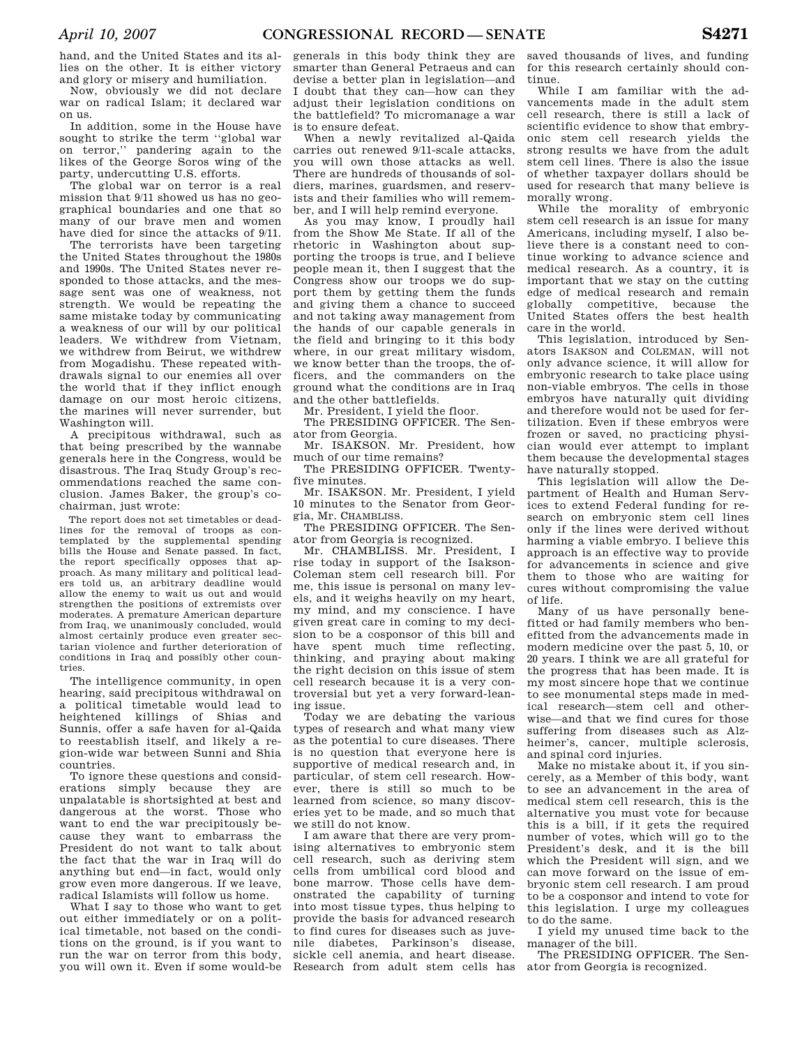hand, and the United States and its allies on the other. It is either victory and glory or misery and humiliation.

Now, obviously we did not declare war on radical Islam; it declared war on us.

In addition, some in the House have sought to strike the term ''global war on terror,'' pandering again to the likes of the George Soros wing of the party, undercutting U.S. efforts.

The global war on terror is a real mission that 9/11 showed us has no geographical boundaries and one that so many of our brave men and women have died for since the attacks of 9/11.

The terrorists have been targeting the United States throughout the 1980s and 1990s. The United States never responded to those attacks, and the message sent was one of weakness, not strength. We would be repeating the same mistake today by communicating a weakness of our will by our political leaders. We withdrew from Vietnam, we withdrew from Beirut, we withdrew from Mogadishu. These repeated withdrawals signal to our enemies all over the world that if they inflict enough damage on our most heroic citizens, the marines will never surrender, but Washington will.

A precipitous withdrawal, such as that being prescribed by the wannabe generals here in the Congress, would be disastrous. The Iraq Study Group's recommendations reached the same conclusion. James Baker, the group's co-chairman, just wrote:

> The report does not set timetables or deadlines for the removal of troops as contemplated by the supplemental spending bills the House and Senate passed. In fact, the report specifically opposes that approach. As many military and political leaders told us, an arbitrary deadline would allow the enemy to wait us out and would strengthen the positions of extremists over moderates. A premature American departure from Iraq, we unanimously concluded, would almost certainly produce even greater sectarian violence and further deterioration of conditions in Iraq and possibly other countries.

The intelligence community, in open hearing, said precipitous withdrawal on a political timetable would lead to heightened killings of Shias and Sunnis, offer a safe haven for al-Qaida to reestablish itself, and likely a region-wide war between Sunni and Shia countries.

To ignore these questions and considerations simply because they are unpalatable is shortsighted at best and dangerous at the worst. Those who want to end the war precipitously because they want to embarrass the President do not want to talk about the fact that the war in Iraq will do anything but end—in fact, would only grow even more dangerous. If we leave, radical Islamists will follow us home.

What I say to those who want to get out either immediately or on a political timetable, not based on the conditions on the ground, is if you want to run the war on terror from this body, you will own it. Even if some would-be generals in this body think they are smarter than General Petraeus and can devise a better plan in legislation—and I doubt that they can—how can they adjust their legislation conditions on the battlefield? To micromanage a war is to ensure defeat.

When a newly revitalized al-Qaida carries out renewed 9/11-scale attacks, you will own those attacks as well. There are hundreds of thousands of soldiers, marines, guardsmen, and reservists and their families who will remember, and I will help remind everyone.

As you may know, I proudly hail from the Show Me State. If all of the rhetoric in Washington about supporting the troops is true, and I believe people mean it, then I suggest that the Congress show our troops we do support them by getting them the funds and giving them a chance to succeed and not taking away management from the hands of our capable generals in the field and bringing to it this body where, in our great military wisdom, we know better than the troops, the officers, and the commanders on the ground what the conditions are in Iraq and the other battlefields.

Mr. President, I yield the floor.

The PRESIDING OFFICER. The Senator from Georgia.

Mr. ISAKSON. Mr. President, how much of our time remains?

The PRESIDING OFFICER. Twenty-five minutes.

Mr. ISAKSON. Mr. President, I yield 10 minutes to the Senator from Georgia, Mr. CHAMBLISS.

The PRESIDING OFFICER. The Senator from Georgia is recognized.

Mr. CHAMBLISS. Mr. President, I rise today in support of the Isakson-Coleman stem cell research bill. For me, this issue is personal on many levels, and it weighs heavily on my heart, my mind, and my conscience. I have given great care in coming to my decision to be a cosponsor of this bill and have spent much time reflecting, thinking, and praying about making the right decision on this issue of stem cell research because it is a very controversial but yet a very forward-leaning issue.

Today we are debating the various types of research and what many view as the potential to cure diseases. There is no question that everyone here is supportive of medical research and, in particular, of stem cell research. However, there is still so much to be learned from science, so many discoveries yet to be made, and so much that we still do not know.

I am aware that there are very promising alternatives to embryonic stem cell research, such as deriving stem cells from umbilical cord blood and bone marrow. Those cells have demonstrated the capability of turning into most tissue types, thus helping to provide the basis for advanced research to find cures for diseases such as juvenile diabetes, Parkinson's disease, sickle cell anemia, and heart disease. Research from adult stem cells has saved thousands of lives, and funding for this research certainly should continue.

While I am familiar with the advancements made in the adult stem cell research, there is still a lack of scientific evidence to show that embryonic stem cell research yields the strong results we have from the adult stem cell lines. There is also the issue of whether taxpayer dollars should be used for research that many believe is morally wrong.

While the morality of embryonic stem cell research is an issue for many Americans, including myself, I also believe there is a constant need to continue working to advance science and medical research. As a country, it is important that we stay on the cutting edge of medical research and remain globally competitive, because the United States offers the best health care in the world.

This legislation, introduced by Senators ISAKSON and COLEMAN, will not only advance science, it will allow for embryonic research to take place using non-viable embryos. The cells in those embryos have naturally quit dividing and therefore would not be used for fertilization. Even if these embryos were frozen or saved, no practicing physician would ever attempt to implant them because the developmental stages have naturally stopped.

This legislation will allow the Department of Health and Human Services to extend Federal funding for research on embryonic stem cell lines only if the lines were derived without harming a viable embryo. I believe this approach is an effective way to provide for advancements in science and give them to those who are waiting for cures without compromising the value of life.

Many of us have personally benefitted or had family members who benefitted from the advancements made in modern medicine over the past 5, 10, or 20 years. I think we are all grateful for the progress that has been made. It is my most sincere hope that we continue to see monumental steps made in medical research—stem cell and otherwise—and that we find cures for those suffering from diseases such as Alzheimer's, cancer, multiple sclerosis, and spinal cord injuries.

Make no mistake about it, if you sincerely, as a Member of this body, want to see an advancement in the area of medical stem cell research, this is the alternative you must vote for because this is a bill, if it gets the required number of votes, which will go to the President's desk, and it is the bill which the President will sign, and we can move forward on the issue of embryonic stem cell research. I am proud to be a cosponsor and intend to vote for this legislation. I urge my colleagues to do the same.

I yield my unused time back to the manager of the bill.

The PRESIDING OFFICER. The Senator from Georgia is recognized.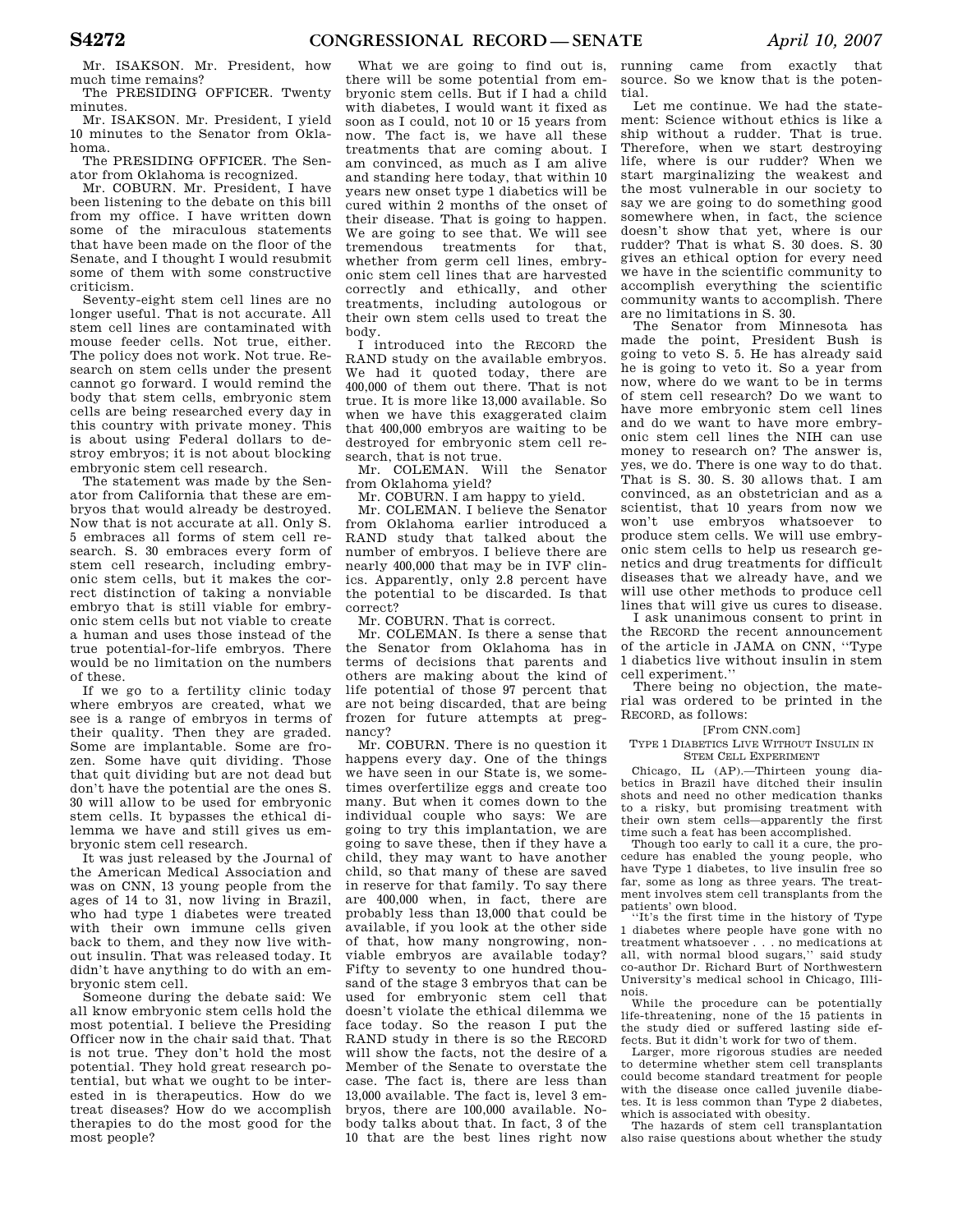Mr. ISAKSON. Mr. President, how much time remains?

The PRESIDING OFFICER. Twenty minutes.

Mr. ISAKSON. Mr. President, I yield 10 minutes to the Senator from Oklahoma.

The PRESIDING OFFICER. The Senator from Oklahoma is recognized.

Mr. COBURN. Mr. President, I have been listening to the debate on this bill from my office. I have written down some of the miraculous statements that have been made on the floor of the Senate, and I thought I would resubmit some of them with some constructive criticism.

Seventy-eight stem cell lines are no longer useful. That is not accurate. All stem cell lines are contaminated with mouse feeder cells. Not true, either. The policy does not work. Not true. Research on stem cells under the present cannot go forward. I would remind the body that stem cells, embryonic stem cells are being researched every day in this country with private money. This is about using Federal dollars to destroy embryos; it is not about blocking embryonic stem cell research.

The statement was made by the Senator from California that these are embryos that would already be destroyed. Now that is not accurate at all. Only S. 5 embraces all forms of stem cell research. S. 30 embraces every form of stem cell research, including embryonic stem cells, but it makes the correct distinction of taking a nonviable embryo that is still viable for embryonic stem cells but not viable to create a human and uses those instead of the true potential-for-life embryos. There would be no limitation on the numbers of these.

If we go to a fertility clinic today where embryos are created, what we see is a range of embryos in terms of their quality. Then they are graded. Some are implantable. Some are frozen. Some have quit dividing. Those that quit dividing but are not dead but don't have the potential are the ones S. 30 will allow to be used for embryonic stem cells. It bypasses the ethical dilemma we have and still gives us embryonic stem cell research.

It was just released by the Journal of the American Medical Association and was on CNN, 13 young people from the ages of 14 to 31, now living in Brazil, who had type 1 diabetes were treated with their own immune cells given back to them, and they now live without insulin. That was released today. It didn't have anything to do with an embryonic stem cell.

Someone during the debate said: We all know embryonic stem cells hold the most potential. I believe the Presiding Officer now in the chair said that. That is not true. They don't hold the most potential. They hold great research potential, but what we ought to be interested in is therapeutics. How do we treat diseases? How do we accomplish therapies to do the most good for the most people?

What we are going to find out is, there will be some potential from embryonic stem cells. But if I had a child with diabetes, I would want it fixed as soon as I could, not 10 or 15 years from now. The fact is, we have all these treatments that are coming about. I am convinced, as much as I am alive and standing here today, that within 10 years new onset type 1 diabetics will be cured within 2 months of the onset of their disease. That is going to happen. We are going to see that. We will see tremendous treatments for that, whether from germ cell lines, embryonic stem cell lines that are harvested correctly and ethically, and other treatments, including autologous or their own stem cells used to treat the body.

I introduced into the RECORD the RAND study on the available embryos. We had it quoted today, there are 400,000 of them out there. That is not true. It is more like 13,000 available. So when we have this exaggerated claim that 400,000 embryos are waiting to be destroyed for embryonic stem cell research, that is not true.

Mr. COLEMAN. Will the Senator from Oklahoma yield?

Mr. COBURN. I am happy to yield.

Mr. COLEMAN. I believe the Senator from Oklahoma earlier introduced a RAND study that talked about the number of embryos. I believe there are nearly 400,000 that may be in IVF clinics. Apparently, only 2.8 percent have the potential to be discarded. Is that correct?

Mr. COBURN. That is correct.

Mr. COLEMAN. Is there a sense that the Senator from Oklahoma has in terms of decisions that parents and others are making about the kind of life potential of those 97 percent that are not being discarded, that are being frozen for future attempts at pregnancy?

Mr. COBURN. There is no question it happens every day. One of the things we have seen in our State is, we sometimes overfertilize eggs and create too many. But when it comes down to the individual couple who says: We are going to try this implantation, we are going to save these, then if they have a child, they may want to have another child, so that many of these are saved in reserve for that family. To say there are 400,000 when, in fact, there are probably less than 13,000 that could be available, if you look at the other side of that, how many nongrowing, nonviable embryos are available today? Fifty to seventy to one hundred thousand of the stage 3 embryos that can be used for embryonic stem cell that doesn't violate the ethical dilemma we face today. So the reason I put the RAND study in there is so the RECORD will show the facts, not the desire of a Member of the Senate to overstate the case. The fact is, there are less than 13,000 available. The fact is, level 3 embryos, there are 100,000 available. Nobody talks about that. In fact, 3 of the 10 that are the best lines right now running came from exactly that source. So we know that is the potential.

Let me continue. We had the statement: Science without ethics is like a ship without a rudder. That is true. Therefore, when we start destroying life, where is our rudder? When we start marginalizing the weakest and the most vulnerable in our society to say we are going to do something good somewhere when, in fact, the science doesn't show that yet, where is our rudder? That is what S. 30 does. S. 30 gives an ethical option for every need we have in the scientific community to accomplish everything the scientific community wants to accomplish. There are no limitations in S. 30.

The Senator from Minnesota has made the point, President Bush is going to veto S. 5. He has already said he is going to veto it. So a year from now, where do we want to be in terms of stem cell research? Do we want to have more embryonic stem cell lines and do we want to have more embryonic stem cell lines the NIH can use money to research on? The answer is, yes, we do. There is one way to do that. That is S. 30. S. 30 allows that. I am convinced, as an obstetrician and as a scientist, that 10 years from now we won't use embryos whatsoever to produce stem cells. We will use embryonic stem cells to help us research genetics and drug treatments for difficult diseases that we already have, and we will use other methods to produce cell lines that will give us cures to disease.

I ask unanimous consent to print in the RECORD the recent announcement of the article in JAMA on CNN, "Type 1 diabetics live without insulin in stem cell experiment."

There being no objection, the material was ordered to be printed in the RECORD, as follows:

[From CNN.com]

TYPE 1 DIABETICS LIVE WITHOUT INSULIN IN STEM CELL EXPERIMENT

Chicago, IL (AP).—Thirteen young diabetics in Brazil have ditched their insulin shots and need no other medication thanks to a risky, but promising treatment with their own stem cells—apparently the first time such a feat has been accomplished.

Though too early to call it a cure, the procedure has enabled the young people, who have Type 1 diabetes, to live insulin free so far, some as long as three years. The treatment involves stem cell transplants from the patients' own blood.

"It's the first time in the history of Type 1 diabetes where people have gone with no treatment whatsoever . . . no medications at all, with normal blood sugars," said study co-author Dr. Richard Burt of Northwestern University's medical school in Chicago, Illinois.

While the procedure can be potentially life-threatening, none of the 15 patients in the study died or suffered lasting side effects. But it didn't work for two of them.

Larger, more rigorous studies are needed to determine whether stem cell transplants could become standard treatment for people with the disease once called juvenile diabetes. It is less common than Type 2 diabetes, which is associated with obesity.

The hazards of stem cell transplantation also raise questions about whether the study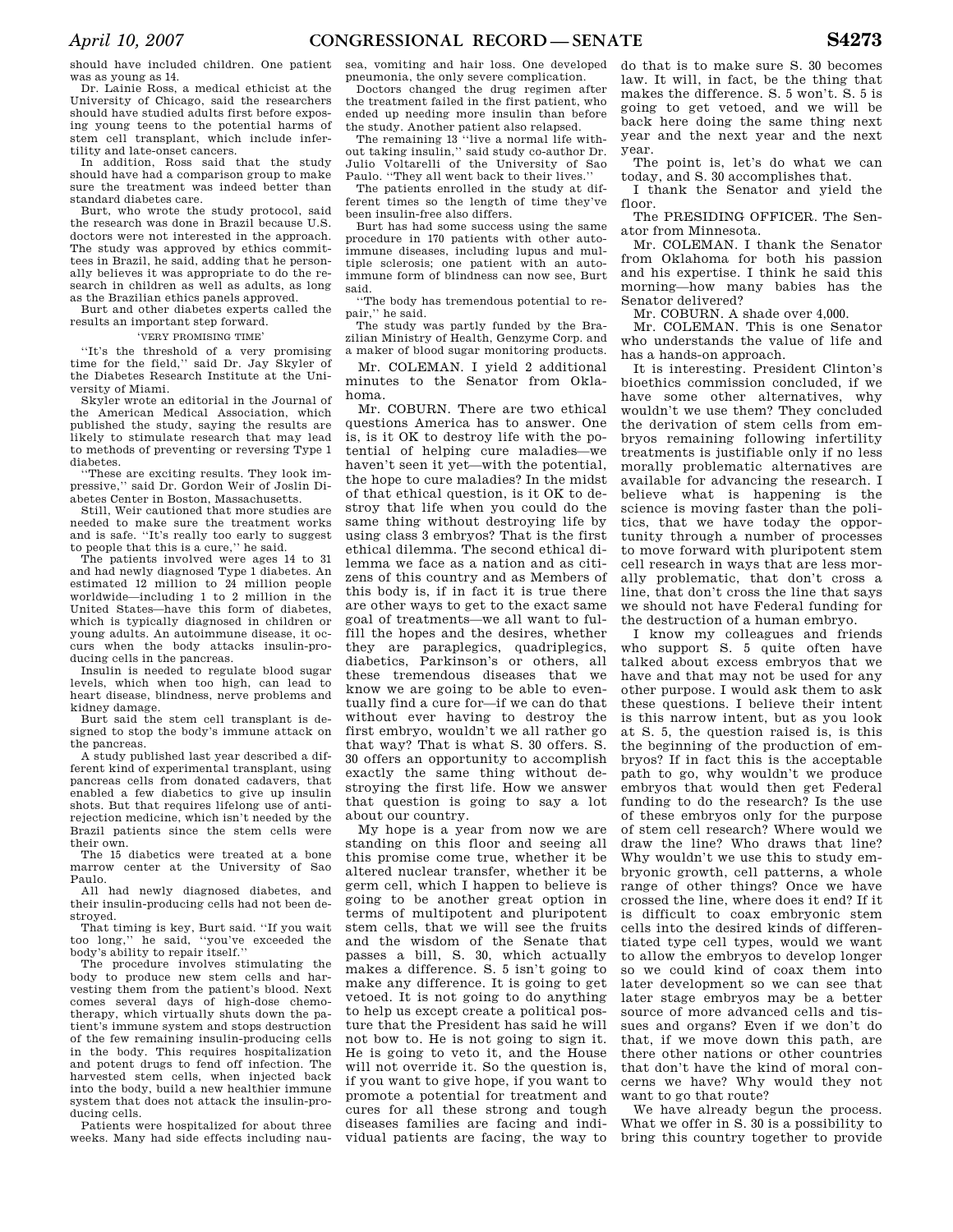should have included children. One patient was as young as 14.

Dr. Lainie Ross, a medical ethicist at the University of Chicago, said the researchers should have studied adults first before exposing young teens to the potential harms of stem cell transplant, which include infertility and late-onset cancers.

In addition, Ross said that the study should have had a comparison group to make sure the treatment was indeed better than standard diabetes care.

Burt, who wrote the study protocol, said the research was done in Brazil because U.S. doctors were not interested in the approach. The study was approved by ethics committees in Brazil, he said, adding that he personally believes it was appropriate to do the research in children as well as adults, as long as the Brazilian ethics panels approved.

Burt and other diabetes experts called the results an important step forward.

'VERY PROMISING TIME'

''It's the threshold of a very promising time for the field,'' said Dr. Jay Skyler of the Diabetes Research Institute at the University of Miami.

Skyler wrote an editorial in the Journal of the American Medical Association, which published the study, saying the results are likely to stimulate research that may lead to methods of preventing or reversing Type 1 diabetes.

''These are exciting results. They look impressive,'' said Dr. Gordon Weir of Joslin Diabetes Center in Boston, Massachusetts.

Still, Weir cautioned that more studies are needed to make sure the treatment works and is safe. ''It's really too early to suggest to people that this is a cure,'' he said.

The patients involved were ages 14 to 31 and had newly diagnosed Type 1 diabetes. An estimated 12 million to 24 million people worldwide—including 1 to 2 million in the United States—have this form of diabetes, which is typically diagnosed in children or young adults. An autoimmune disease, it occurs when the body attacks insulin-producing cells in the pancreas.

Insulin is needed to regulate blood sugar levels, which when too high, can lead to heart disease, blindness, nerve problems and kidney damage.

Burt said the stem cell transplant is designed to stop the body's immune attack on the pancreas.

A study published last year described a different kind of experimental transplant, using pancreas cells from donated cadavers, that enabled a few diabetics to give up insulin shots. But that requires lifelong use of anti-rejection medicine, which isn't needed by the Brazil patients since the stem cells were their own.

The 15 diabetics were treated at a bone marrow center at the University of Sao Paulo.

All had newly diagnosed diabetes, and their insulin-producing cells had not been destroyed.

That timing is key, Burt said. ''If you wait too long,'' he said, ''you've exceeded the body's ability to repair itself.''

The procedure involves stimulating the body to produce new stem cells and harvesting them from the patient's blood. Next comes several days of high-dose chemotherapy, which virtually shuts down the patient's immune system and stops destruction of the few remaining insulin-producing cells in the body. This requires hospitalization and potent drugs to fend off infection. The harvested stem cells, when injected back into the body, build a new healthier immune system that does not attack the insulin-producing cells.

Patients were hospitalized for about three weeks. Many had side effects including nausea, vomiting and hair loss. One developed pneumonia, the only severe complication.

Doctors changed the drug regimen after the treatment failed in the first patient, who ended up needing more insulin than before the study. Another patient also relapsed.

The remaining 13 ''live a normal life without taking insulin,'' said study co-author Dr. Julio Voltarelli of the University of Sao Paulo. ''They all went back to their lives.''

The patients enrolled in the study at different times so the length of time they've been insulin-free also differs.

Burt has had some success using the same procedure in 170 patients with other autoimmune diseases, including lupus and multiple sclerosis; one patient with an autoimmune form of blindness can now see, Burt said.

''The body has tremendous potential to repair,'' he said.

The study was partly funded by the Brazilian Ministry of Health, Genzyme Corp. and a maker of blood sugar monitoring products.

Mr. COLEMAN. I yield 2 additional minutes to the Senator from Oklahoma.

Mr. COBURN. There are two ethical questions America has to answer. One is, is it OK to destroy life with the potential of helping cure maladies—we haven't seen it yet—with the potential, the hope to cure maladies? In the midst of that ethical question, is it OK to destroy that life when you could do the same thing without destroying life by using class 3 embryos? That is the first ethical dilemma. The second ethical dilemma we face as a nation and as citizens of this country and as Members of this body is, if in fact it is true there are other ways to get to the exact same goal of treatments—we all want to fulfill the hopes and the desires, whether they are paraplegics, quadriplegics, diabetics, Parkinson's or others, all these tremendous diseases that we know we are going to be able to eventually find a cure for—if we can do that without ever having to destroy the first embryo, wouldn't we all rather go that way? That is what S. 30 offers. S. 30 offers an opportunity to accomplish exactly the same thing without destroying the first life. How we answer that question is going to say a lot about our country.

My hope is a year from now we are standing on this floor and seeing all this promise come true, whether it be altered nuclear transfer, whether it be germ cell, which I happen to believe is going to be another great option in terms of multipotent and pluripotent stem cells, that we will see the fruits and the wisdom of the Senate that passes a bill, S. 30, which actually makes a difference. S. 5 isn't going to make any difference. It is going to get vetoed. It is not going to do anything to help us except create a political posture that the President has said he will not bow to. He is not going to sign it. He is going to veto it, and the House will not override it. So the question is, if you want to give hope, if you want to promote a potential for treatment and cures for all these strong and tough diseases families are facing and individual patients are facing, the way to do that is to make sure S. 30 becomes law. It will, in fact, be the thing that makes the difference. S. 5 won't. S. 5 is going to get vetoed, and we will be back here doing the same thing next year and the next year and the next year.

The point is, let's do what we can today, and S. 30 accomplishes that.

I thank the Senator and yield the floor.

The PRESIDING OFFICER. The Senator from Minnesota.

Mr. COLEMAN. I thank the Senator from Oklahoma for both his passion and his expertise. I think he said this morning—how many babies has the Senator delivered?

Mr. COBURN. A shade over 4,000.

Mr. COLEMAN. This is one Senator who understands the value of life and has a hands-on approach.

It is interesting. President Clinton's bioethics commission concluded, if we have some other alternatives, why wouldn't we use them? They concluded the derivation of stem cells from embryos remaining following infertility treatments is justifiable only if no less morally problematic alternatives are available for advancing the research. I believe what is happening is the science is moving faster than the politics, that we have today the opportunity through a number of processes to move forward with pluripotent stem cell research in ways that are less morally problematic, that don't cross a line, that don't cross the line that says we should not have Federal funding for the destruction of a human embryo.

I know my colleagues and friends who support S. 5 quite often have talked about excess embryos that we have and that may not be used for any other purpose. I would ask them to ask these questions. I believe their intent is this narrow intent, but as you look at S. 5, the question raised is, is this the beginning of the production of embryos? If in fact this is the acceptable path to go, why wouldn't we produce embryos that would then get Federal funding to do the research? Is the use of these embryos only for the purpose of stem cell research? Where would we draw the line? Who draws that line? Why wouldn't we use this to study embryonic growth, cell patterns, a whole range of other things? Once we have crossed the line, where does it end? If it is difficult to coax embryonic stem cells into the desired kinds of differentiated type cell types, would we want to allow the embryos to develop longer so we could kind of coax them into later development so we can see that later stage embryos may be a better source of more advanced cells and tissues and organs? Even if we don't do that, if we move down this path, are there other nations or other countries that don't have the kind of moral concerns we have? Why would they not want to go that route?

We have already begun the process. What we offer in S. 30 is a possibility to bring this country together to provide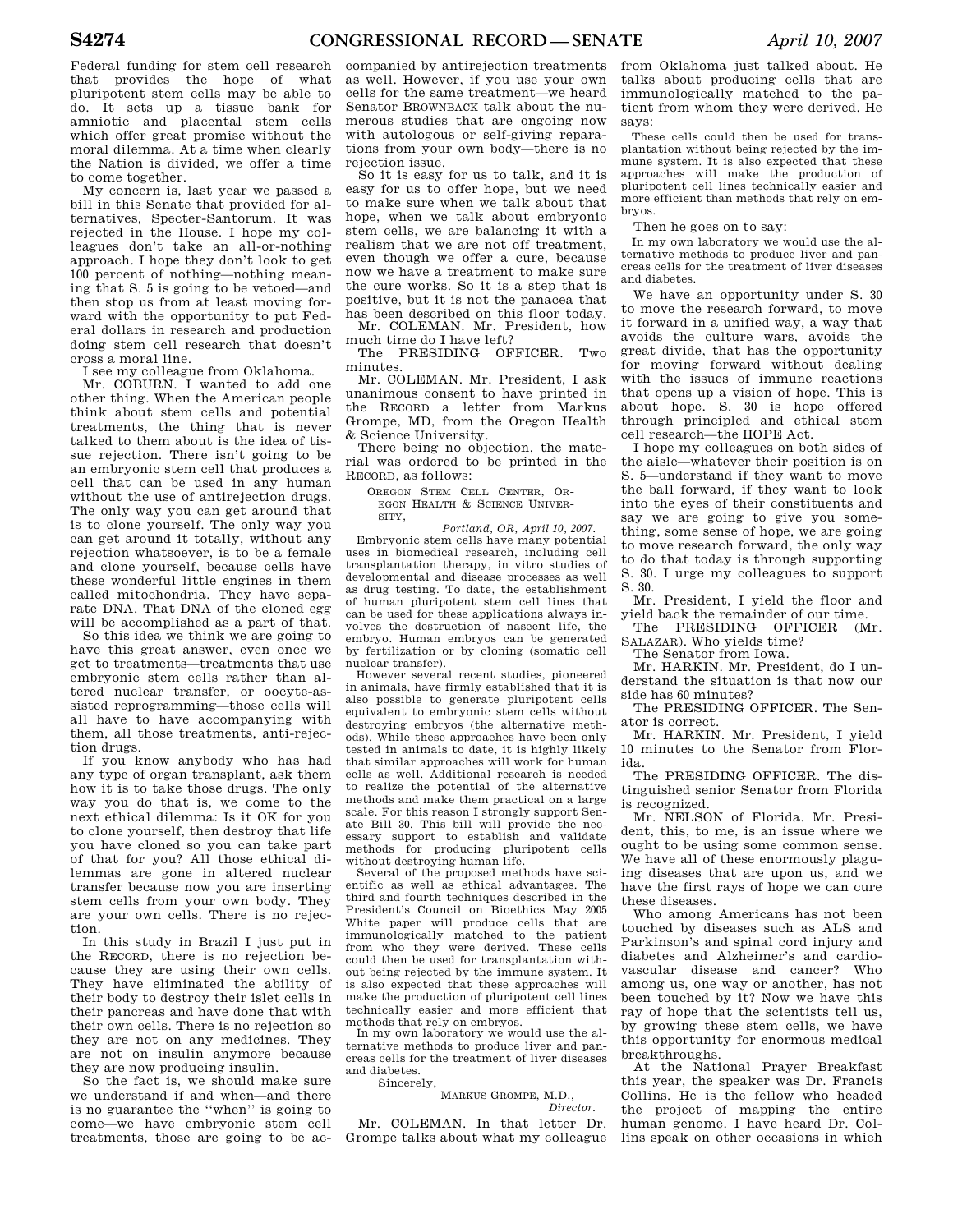Federal funding for stem cell research that provides the hope of what pluripotent stem cells may be able to do. It sets up a tissue bank for amniotic and placental stem cells which offer great promise without the moral dilemma. At a time when clearly the Nation is divided, we offer a time to come together.

My concern is, last year we passed a bill in this Senate that provided for alternatives, Specter-Santorum. It was rejected in the House. I hope my colleagues don't take an all-or-nothing approach. I hope they don't look to get 100 percent of nothing—nothing meaning that S. 5 is going to be vetoed—and then stop us from at least moving forward with the opportunity to put Federal dollars in research and production doing stem cell research that doesn't cross a moral line.

I see my colleague from Oklahoma.

Mr. COBURN. I wanted to add one other thing. When the American people think about stem cells and potential treatments, the thing that is never talked to them about is the idea of tissue rejection. There isn't going to be an embryonic stem cell that produces a cell that can be used in any human without the use of antirejection drugs. The only way you can get around that is to clone yourself. The only way you can get around it totally, without any rejection whatsoever, is to be a female and clone yourself, because cells have these wonderful little engines in them called mitochondria. They have separate DNA. That DNA of the cloned egg will be accomplished as a part of that.

So this idea we think we are going to have this great answer, even once we get to treatments—treatments that use embryonic stem cells rather than altered nuclear transfer, or oocyte-assisted reprogramming—those cells will all have to have accompanying with them, all those treatments, anti-rejection drugs.

If you know anybody who has had any type of organ transplant, ask them how it is to take those drugs. The only way you do that is, we come to the next ethical dilemma: Is it OK for you to clone yourself, then destroy that life you have cloned so you can take part of that for you? All those ethical dilemmas are gone in altered nuclear transfer because now you are inserting stem cells from your own body. They are your own cells. There is no rejection.

In this study in Brazil I just put in the RECORD, there is no rejection because they are using their own cells. They have eliminated the ability of their body to destroy their islet cells in their pancreas and have done that with their own cells. There is no rejection so they are not on any medicines. They are not on insulin anymore because they are now producing insulin.

So the fact is, we should make sure we understand if and when—and there is no guarantee the "when" is going to come—we have embryonic stem cell treatments, those are going to be accompanied by antirejection treatments as well. However, if you use your own cells for the same treatment—we heard Senator BROWNBACK talk about the numerous studies that are ongoing now with autologous or self-giving reparations from your own body—there is no rejection issue.

So it is easy for us to talk, and it is easy for us to offer hope, but we need to make sure when we talk about that hope, when we talk about embryonic stem cells, we are balancing it with a realism that we are not off treatment, even though we offer a cure, because now we have a treatment to make sure the cure works. So it is a step that is positive, but it is not the panacea that has been described on this floor today.

Mr. COLEMAN. Mr. President, how much time do I have left?

The PRESIDING OFFICER. Two minutes.

Mr. COLEMAN. Mr. President, I ask unanimous consent to have printed in the RECORD a letter from Markus Grompe, MD, from the Oregon Health & Science University.

There being no objection, the material was ordered to be printed in the RECORD, as follows:

OREGON STEM CELL CENTER, OREGON HEALTH & SCIENCE UNIVERSITY,

*Portland, OR, April 10, 2007.*

Embryonic stem cells have many potential uses in biomedical research, including cell transplantation therapy, in vitro studies of developmental and disease processes as well as drug testing. To date, the establishment of human pluripotent stem cell lines that can be used for these applications always involves the destruction of nascent life, the embryo. Human embryos can be generated by fertilization or by cloning (somatic cell nuclear transfer).

However several recent studies, pioneered in animals, have firmly established that it is also possible to generate pluripotent cells equivalent to embryonic stem cells without destroying embryos (the alternative methods). While these approaches have been only tested in animals to date, it is highly likely that similar approaches will work for human cells as well. Additional research is needed to realize the potential of the alternative methods and make them practical on a large scale. For this reason I strongly support Senate Bill 30. This bill will provide the necessary support to establish and validate methods for producing pluripotent cells without destroying human life.

Several of the proposed methods have scientific as well as ethical advantages. The third and fourth techniques described in the President's Council on Bioethics May 2005 White paper will produce cells that are immunologically matched to the patient from who they were derived. These cells could then be used for transplantation without being rejected by the immune system. It is also expected that these approaches will make the production of pluripotent cell lines technically easier and more efficient that methods that rely on embryos.

In my own laboratory we would use the alternative methods to produce liver and pancreas cells for the treatment of liver diseases and diabetes.

Sincerely,

MARKUS GROMPE, M.D.,
*Director.*

Mr. COLEMAN. In that letter Dr. Grompe talks about what my colleague from Oklahoma just talked about. He talks about producing cells that are immunologically matched to the patient from whom they were derived. He says:

These cells could then be used for transplantation without being rejected by the immune system. It is also expected that these approaches will make the production of pluripotent cell lines technically easier and more efficient than methods that rely on embryos.

Then he goes on to say:

In my own laboratory we would use the alternative methods to produce liver and pancreas cells for the treatment of liver diseases and diabetes.

We have an opportunity under S. 30 to move the research forward, to move it forward in a unified way, a way that avoids the culture wars, avoids the great divide, that has the opportunity for moving forward without dealing with the issues of immune reactions that opens up a vision of hope. This is about hope. S. 30 is hope offered through principled and ethical stem cell research—the HOPE Act.

I hope my colleagues on both sides of the aisle—whatever their position is on S. 5—understand if they want to move the ball forward, if they want to look into the eyes of their constituents and say we are going to give you something, some sense of hope, we are going to move research forward, the only way to do that today is through supporting S. 30. I urge my colleagues to support S. 30.

Mr. President, I yield the floor and yield back the remainder of our time.

The PRESIDING OFFICER (Mr. SALAZAR). Who yields time?

The Senator from Iowa.

Mr. HARKIN. Mr. President, do I understand the situation is that now our side has 60 minutes?

The PRESIDING OFFICER. The Senator is correct.

Mr. HARKIN. Mr. President, I yield 10 minutes to the Senator from Florida.

The PRESIDING OFFICER. The distinguished senior Senator from Florida is recognized.

Mr. NELSON of Florida. Mr. President, this, to me, is an issue where we ought to be using some common sense. We have all of these enormously plaguing diseases that are upon us, and we have the first rays of hope we can cure these diseases.

Who among Americans has not been touched by diseases such as ALS and Parkinson's and spinal cord injury and diabetes and Alzheimer's and cardiovascular disease and cancer? Who among us, one way or another, has not been touched by it? Now we have this ray of hope that the scientists tell us, by growing these stem cells, we have this opportunity for enormous medical breakthroughs.

At the National Prayer Breakfast this year, the speaker was Dr. Francis Collins. He is the fellow who headed the project of mapping the entire human genome. I have heard Dr. Collins speak on other occasions in which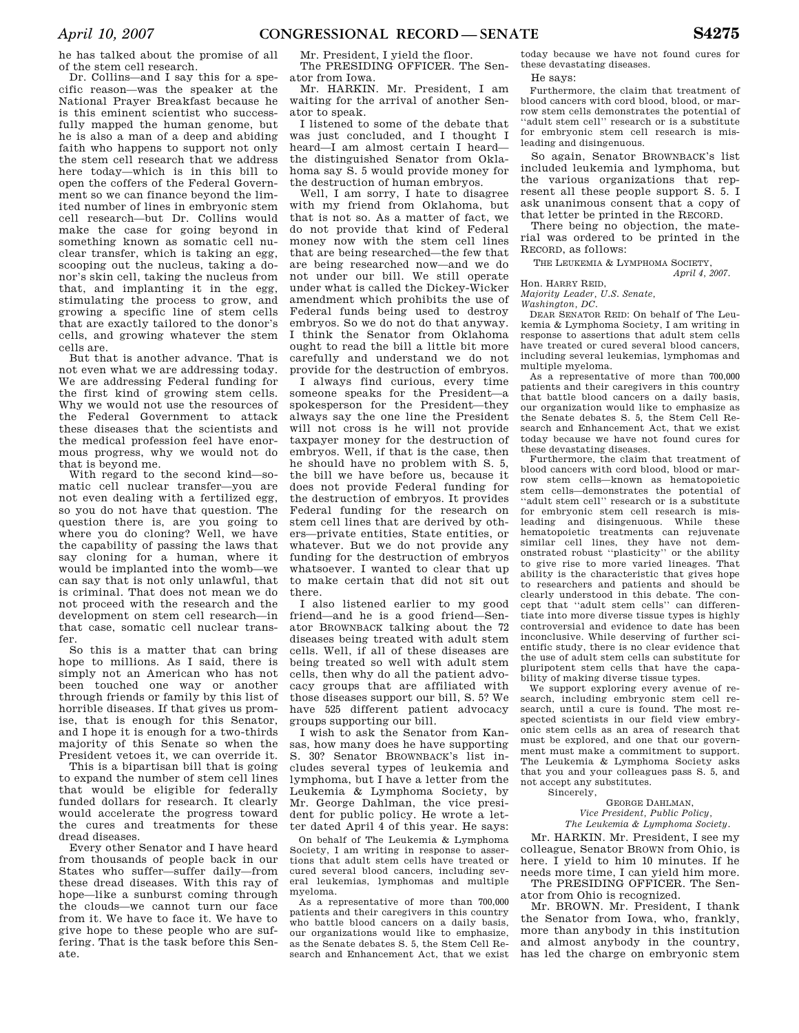he has talked about the promise of all of the stem cell research.

Dr. Collins—and I say this for a specific reason—was the speaker at the National Prayer Breakfast because he is this eminent scientist who successfully mapped the human genome, but he is also a man of a deep and abiding faith who happens to support not only the stem cell research that we address here today—which is in this bill to open the coffers of the Federal Government so we can finance beyond the limited number of lines in embryonic stem cell research—but Dr. Collins would make the case for going beyond in something known as somatic cell nuclear transfer, which is taking an egg, scooping out the nucleus, taking a donor's skin cell, taking the nucleus from that, and implanting it in the egg, stimulating the process to grow, and growing a specific line of stem cells that are exactly tailored to the donor's cells, and growing whatever the stem cells are.

But that is another advance. That is not even what we are addressing today. We are addressing Federal funding for the first kind of growing stem cells. Why we would not use the resources of the Federal Government to attack these diseases that the scientists and the medical profession feel have enormous progress, why we would not do that is beyond me.

With regard to the second kind—somatic cell nuclear transfer—you are not even dealing with a fertilized egg, so you do not have that question. The question there is, are you going to where you do cloning? Well, we have the capability of passing the laws that say cloning for a human, where it would be implanted into the womb—we can say that is not only unlawful, that is criminal. That does not mean we do not proceed with the research and the development on stem cell research—in that case, somatic cell nuclear transfer.

So this is a matter that can bring hope to millions. As I said, there is simply not an American who has not been touched one way or another through friends or family by this list of horrible diseases. If that gives us promise, that is enough for this Senator, and I hope it is enough for a two-thirds majority of this Senate so when the President vetoes it, we can override it.

This is a bipartisan bill that is going to expand the number of stem cell lines that would be eligible for federally funded dollars for research. It clearly would accelerate the progress toward the cures and treatments for these dread diseases.

Every other Senator and I have heard from thousands of people back in our States who suffer—suffer daily—from these dread diseases. With this ray of hope—like a sunburst coming through the clouds—we cannot turn our face from it. We have to face it. We have to give hope to these people who are suffering. That is the task before this Senate.

Mr. President, I yield the floor.

The PRESIDING OFFICER. The Senator from Iowa.

Mr. HARKIN. Mr. President, I am waiting for the arrival of another Senator to speak.

I listened to some of the debate that was just concluded, and I thought I heard—I am almost certain I heard—the distinguished Senator from Oklahoma say S. 5 would provide money for the destruction of human embryos.

Well, I am sorry, I hate to disagree with my friend from Oklahoma, but that is not so. As a matter of fact, we do not provide that kind of Federal money now with the stem cell lines that are being researched—the few that are being researched now—and we do not under our bill. We still operate under what is called the Dickey-Wicker amendment which prohibits the use of Federal funds being used to destroy embryos. So we do not do that anyway. I think the Senator from Oklahoma ought to read the bill a little bit more carefully and understand we do not provide for the destruction of embryos.

I always find curious, every time someone speaks for the President—a spokesperson for the President—they always say the one line the President will not cross is he will not provide taxpayer money for the destruction of embryos. Well, if that is the case, then he should have no problem with S. 5, the bill we have before us, because it does not provide Federal funding for the destruction of embryos. It provides Federal funding for the research on stem cell lines that are derived by others—private entities, State entities, or whatever. But we do not provide any funding for the destruction of embryos whatsoever. I wanted to clear that up to make certain that did not sit out there.

I also listened earlier to my good friend—and he is a good friend—Senator BROWNBACK talking about the 72 diseases being treated with adult stem cells. Well, if all of these diseases are being treated so well with adult stem cells, then why do all the patient advocacy groups that are affiliated with those diseases support our bill, S. 5? We have 525 different patient advocacy groups supporting our bill.

I wish to ask the Senator from Kansas, how many does he have supporting S. 30? Senator BROWNBACK's list includes several types of leukemia and lymphoma, but I have a letter from the Leukemia & Lymphoma Society, by Mr. George Dahlman, the vice president for public policy. He wrote a letter dated April 4 of this year. He says:

> On behalf of The Leukemia & Lymphoma Society, I am writing in response to assertions that adult stem cells have treated or cured several blood cancers, including several leukemias, lymphomas and multiple myeloma.
>
> As a representative of more than 700,000 patients and their caregivers in this country who battle blood cancers on a daily basis, our organizations would like to emphasize, as the Senate debates S. 5, the Stem Cell Research and Enhancement Act, that we exist today because we have not found cures for these devastating diseases.

He says:

> Furthermore, the claim that treatment of blood cancers with cord blood, blood, or marrow stem cells demonstrates the potential of "adult stem cell" research or is a substitute for embryonic stem cell research is misleading and disingenuous.

So again, Senator BROWNBACK's list included leukemia and lymphoma, but the various organizations that represent all these people support S. 5. I ask unanimous consent that a copy of that letter be printed in the RECORD.

There being no objection, the material was ordered to be printed in the RECORD, as follows:

THE LEUKEMIA & LYMPHOMA SOCIETY,
*April 4, 2007.*

Hon. HARRY REID,
*Majority Leader, U.S. Senate,*
*Washington, DC.*

DEAR SENATOR REID: On behalf of The Leukemia & Lymphoma Society, I am writing in response to assertions that adult stem cells have treated or cured several blood cancers, including several leukemias, lymphomas and multiple myeloma.

As a representative of more than 700,000 patients and their caregivers in this country that battle blood cancers on a daily basis, our organization would like to emphasize as the Senate debates S. 5, the Stem Cell Research and Enhancement Act, that we exist today because we have not found cures for these devastating diseases.

Furthermore, the claim that treatment of blood cancers with cord blood, blood or marrow stem cells—known as hematopoietic stem cells—demonstrates the potential of "adult stem cell" research or is a substitute for embryonic stem cell research is misleading and disingenuous. While these hematopoietic treatments can rejuvenate similar cell lines, they have not demonstrated robust "plasticity" or the ability to give rise to more varied lineages. That ability is the characteristic that gives hope to researchers and patients and should be clearly understood in this debate. The concept that "adult stem cells" can differentiate into more diverse tissue types is highly controversial and evidence to date has been inconclusive. While deserving of further scientific study, there is no clear evidence that the use of adult stem cells can substitute for pluripotent stem cells that have the capability of making diverse tissue types.

We support exploring every avenue of research, including embryonic stem cell research, until a cure is found. The most respected scientists in our field view embryonic stem cells as an area of research that must be explored, and one that our government must make a commitment to support. The Leukemia & Lymphoma Society asks that you and your colleagues pass S. 5, and not accept any substitutes.

Sincerely,

GEORGE DAHLMAN,
*Vice President, Public Policy,*
*The Leukemia & Lymphoma Society.*

Mr. HARKIN. Mr. President, I see my colleague, Senator BROWN from Ohio, is here. I yield to him 10 minutes. If he needs more time, I can yield him more.

The PRESIDING OFFICER. The Senator from Ohio is recognized.

Mr. BROWN. Mr. President, I thank the Senator from Iowa, who, frankly, more than anybody in this institution and almost anybody in the country, has led the charge on embryonic stem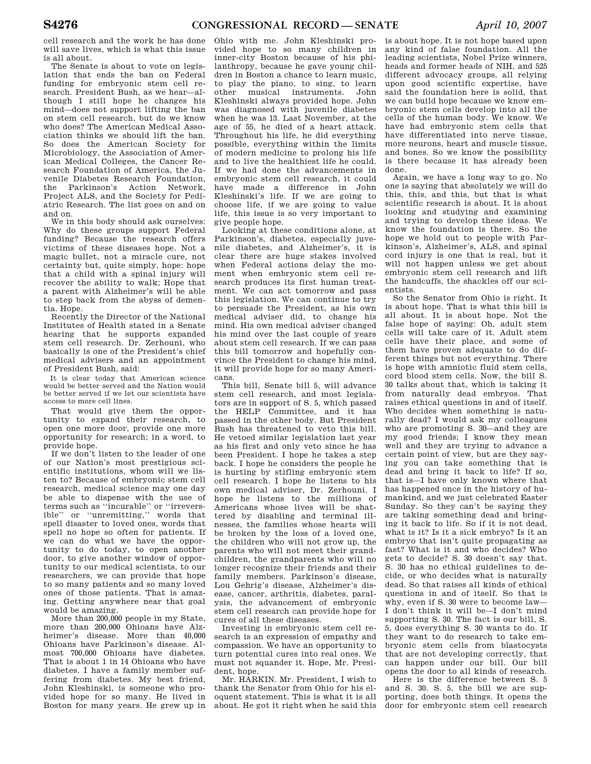cell research and the work he has done will save lives, which is what this issue is all about.

The Senate is about to vote on legislation that ends the ban on Federal funding for embryonic stem cell research. President Bush, as we hear—although I still hope he changes his mind—does not support lifting the ban on stem cell research, but do we know who does? The American Medical Association thinks we should lift the ban. So does the American Society for Microbiology, the Association of American Medical Colleges, the Cancer Research Foundation of America, the Juvenile Diabetes Research Foundation, the Parkinson's Action Network, Project ALS, and the Society for Pediatric Research. The list goes on and on and on.

We in this body should ask ourselves: Why do these groups support Federal funding? Because the research offers victims of these diseases hope. Not a magic bullet, not a miracle cure, not certainty but, quite simply, hope: hope that a child with a spinal injury will recover the ability to walk; Hope that a parent with Alzheimer's will be able to step back from the abyss of dementia. Hope.

Recently the Director of the National Institutes of Health stated in a Senate hearing that he supports expanded stem cell research. Dr. Zerhouni, who basically is one of the President's chief medical advisers and an appointment of President Bush, said:

> It is clear today that American science would be better served and the Nation would be better served if we let our scientists have access to more cell lines.

That would give them the opportunity to expand their research, to open one more door, provide one more opportunity for research; in a word, to provide hope.

If we don't listen to the leader of one of our Nation's most prestigious scientific institutions, whom will we listen to? Because of embryonic stem cell research, medical science may one day be able to dispense with the use of terms such as ''incurable'' or ''irreversible'' or ''unremitting,'' words that spell disaster to loved ones, words that spell no hope so often for patients. If we can do what we have the opportunity to do today, to open another door, to give another window of opportunity to our medical scientists, to our researchers, we can provide that hope to so many patients and so many loved ones of those patients. That is amazing. Getting anywhere near that goal would be amazing.

More than 200,000 people in my State, more than 200,000 Ohioans have Alzheimer's disease. More than 40,000 Ohioans have Parkinson's disease. Almost 700,000 Ohioans have diabetes. That is about 1 in 14 Ohioans who have diabetes. I have a family member suffering from diabetes. My best friend, John Kleshinski, is someone who provided hope for so many. He lived in Boston for many years. He grew up in Ohio with me. John Kleshinski provided hope to so many children in inner-city Boston because of his philanthropy, because he gave young children in Boston a chance to learn music, to play the piano, to sing, to learn other musical instruments. John Kleshinski always provided hope. John was diagnosed with juvenile diabetes when he was 13. Last November, at the age of 55, he died of a heart attack. Throughout his life, he did everything possible, everything within the limits of modern medicine to prolong his life and to live the healthiest life he could. If we had done the advancements in embryonic stem cell research, it could have made a difference in John Kleshinski's life. If we are going to choose life, if we are going to value life, this issue is so very important to give people hope.

Looking at these conditions alone, at Parkinson's, diabetes, especially juvenile diabetes, and Alzheimer's, it is clear there are huge stakes involved when Federal actions delay the moment when embryonic stem cell research produces its first human treatment. We can act tomorrow and pass this legislation. We can continue to try to persuade the President, as his own medical adviser did, to change his mind. His own medical adviser changed his mind over the last couple of years about stem cell research. If we can pass this bill tomorrow and hopefully convince the President to change his mind, it will provide hope for so many Americans.

This bill, Senate bill 5, will advance stem cell research, and most legislators are in support of S. 5, which passed the HELP Committee, and it has passed in the other body. But President Bush has threatened to veto this bill. He vetoed similar legislation last year as his first and only veto since he has been President. I hope he takes a step back. I hope he considers the people he is hurting by stifling embryonic stem cell research. I hope he listens to his own medical adviser, Dr. Zerhouni. I hope he listens to the millions of Americans whose lives will be shattered by disabling and terminal illnesses, the families whose hearts will be broken by the loss of a loved one, the children who will not grow up, the parents who will not meet their grandchildren, the grandparents who will no longer recognize their friends and their family members. Parkinson's disease, Lou Gehrig's disease, Alzheimer's disease, cancer, arthritis, diabetes, paralysis, the advancement of embryonic stem cell research can provide hope for cures of all these diseases.

Investing in embryonic stem cell research is an expression of empathy and compassion. We have an opportunity to turn potential cures into real ones. We must not squander it. Hope, Mr. President, hope.

Mr. HARKIN. Mr. President, I wish to thank the Senator from Ohio for his eloquent statement. This is what it is all about. He got it right when he said this is about hope. It is not hope based upon any kind of false foundation. All the leading scientists, Nobel Prize winners, heads and former heads of NIH, and 525 different advocacy groups, all relying upon good scientific expertise, have said the foundation here is solid, that we can build hope because we know embryonic stem cells develop into all the cells of the human body. We know. We have had embryonic stem cells that have differentiated into nerve tissue, more neurons, heart and muscle tissue, and bones. So we know the possibility is there because it has already been done.

Again, we have a long way to go. No one is saying that absolutely we will do this, this, and this, but that is what scientific research is about. It is about looking and studying and examining and trying to develop these ideas. We know the foundation is there. So the hope we hold out to people with Parkinson's, Alzheimer's, ALS, and spinal cord injury is one that is real, but it will not happen unless we get about embryonic stem cell research and lift the handcuffs, the shackles off our scientists.

So the Senator from Ohio is right. It is about hope. That is what this bill is all about. It is about hope. Not the false hope of saying: Oh, adult stem cells will take care of it. Adult stem cells have their place, and some of them have proven adequate to do different things but not everything. There is hope with amniotic fluid stem cells, cord blood stem cells. Now, the bill S. 30 talks about that, which is taking it from naturally dead embryos. That raises ethical questions in and of itself. Who decides when something is naturally dead? I would ask my colleagues who are promoting S. 30—and they are my good friends; I know they mean well and they are trying to advance a certain point of view, but are they saying you can take something that is dead and bring it back to life? If so, that is—I have only known where that has happened once in the history of humankind, and we just celebrated Easter Sunday. So they can't be saying they are taking something dead and bringing it back to life. So if it is not dead, what is it? Is it a sick embryo? Is it an embryo that isn't quite propagating as fast? What is it and who decides? Who gets to decide? S. 30 doesn't say that. S. 30 has no ethical guidelines to decide, or who decides what is naturally dead. So that raises all kinds of ethical questions in and of itself. So that is why, even if S. 30 were to become law—I don't think it will be—I don't mind supporting S. 30. The fact is our bill, S. 5, does everything S. 30 wants to do. If they want to do research to take embryonic stem cells from blastocysts that are not developing correctly, that can happen under our bill. Our bill opens the door to all kinds of research.

Here is the difference between S. 5 and S. 30. S. 5, the bill we are supporting, does both things. It opens the door for embryonic stem cell research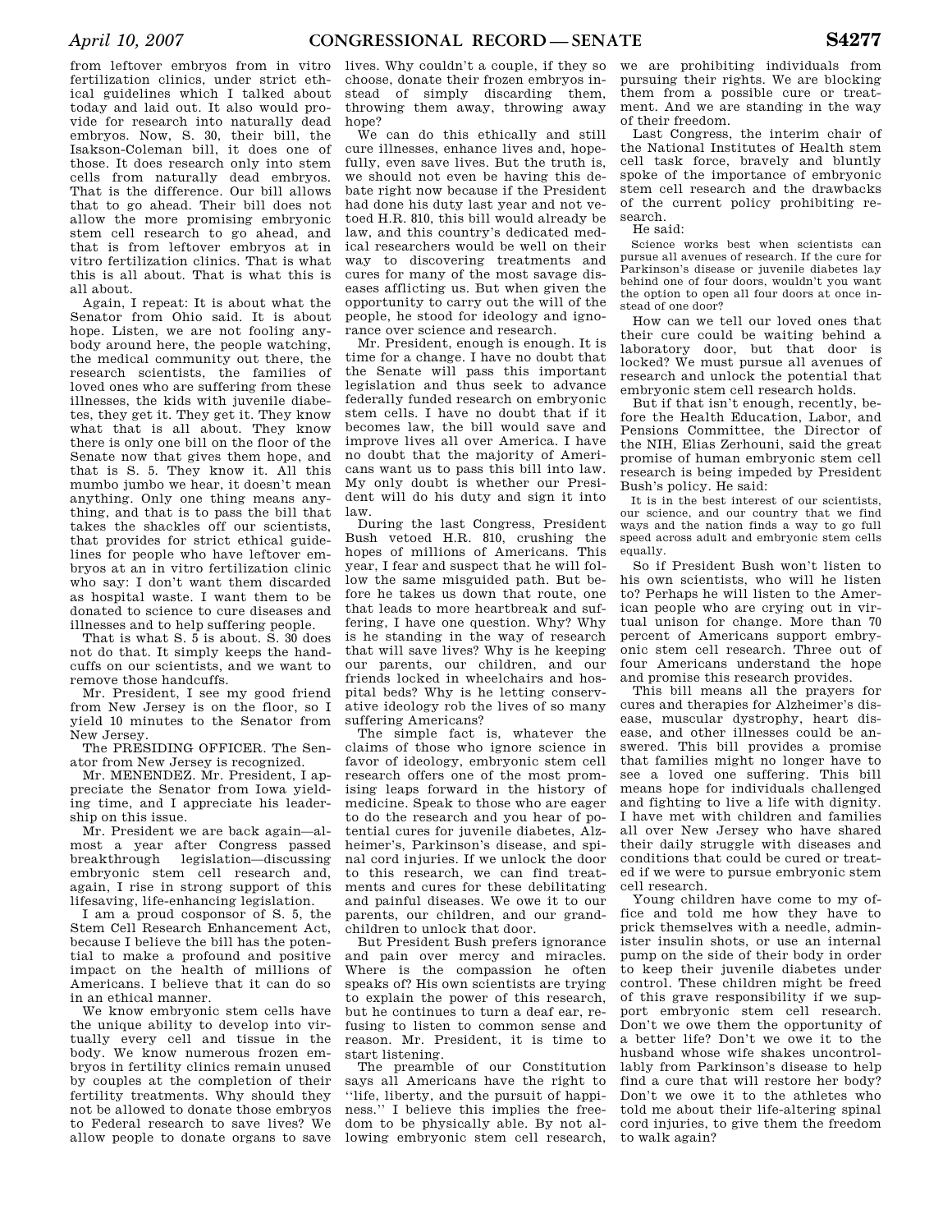from leftover embryos from in vitro fertilization clinics, under strict ethical guidelines which I talked about today and laid out. It also would provide for research into naturally dead embryos. Now, S. 30, their bill, the Isakson-Coleman bill, it does one of those. It does research only into stem cells from naturally dead embryos. That is the difference. Our bill allows that to go ahead. Their bill does not allow the more promising embryonic stem cell research to go ahead, and that is from leftover embryos at in vitro fertilization clinics. That is what this is all about. That is what this is all about.

Again, I repeat: It is about what the Senator from Ohio said. It is about hope. Listen, we are not fooling anybody around here, the people watching, the medical community out there, the research scientists, the families of loved ones who are suffering from these illnesses, the kids with juvenile diabetes, they get it. They get it. They know what that is all about. They know there is only one bill on the floor of the Senate now that gives them hope, and that is S. 5. They know it. All this mumbo jumbo we hear, it doesn't mean anything. Only one thing means anything, and that is to pass the bill that takes the shackles off our scientists, that provides for strict ethical guidelines for people who have leftover embryos at an in vitro fertilization clinic who say: I don't want them discarded as hospital waste. I want them to be donated to science to cure diseases and illnesses and to help suffering people.

That is what S. 5 is about. S. 30 does not do that. It simply keeps the handcuffs on our scientists, and we want to remove those handcuffs.

Mr. President, I see my good friend from New Jersey is on the floor, so I yield 10 minutes to the Senator from New Jersey.

The PRESIDING OFFICER. The Senator from New Jersey is recognized.

Mr. MENENDEZ. Mr. President, I appreciate the Senator from Iowa yielding time, and I appreciate his leadership on this issue.

Mr. President we are back again—almost a year after Congress passed breakthrough legislation—discussing embryonic stem cell research and, again, I rise in strong support of this lifesaving, life-enhancing legislation.

I am a proud cosponsor of S. 5, the Stem Cell Research Enhancement Act, because I believe the bill has the potential to make a profound and positive impact on the health of millions of Americans. I believe that it can do so in an ethical manner.

We know embryonic stem cells have the unique ability to develop into virtually every cell and tissue in the body. We know numerous frozen embryos in fertility clinics remain unused by couples at the completion of their fertility treatments. Why should they not be allowed to donate those embryos to Federal research to save lives? We allow people to donate organs to save lives. Why couldn't a couple, if they so choose, donate their frozen embryos instead of simply discarding them, throwing them away, throwing away hope?

We can do this ethically and still cure illnesses, enhance lives and, hopefully, even save lives. But the truth is, we should not even be having this debate right now because if the President had done his duty last year and not vetoed H.R. 810, this bill would already be law, and this country's dedicated medical researchers would be well on their way to discovering treatments and cures for many of the most savage diseases afflicting us. But when given the opportunity to carry out the will of the people, he stood for ideology and ignorance over science and research.

Mr. President, enough is enough. It is time for a change. I have no doubt that the Senate will pass this important legislation and thus seek to advance federally funded research on embryonic stem cells. I have no doubt that if it becomes law, the bill would save and improve lives all over America. I have no doubt that the majority of Americans want us to pass this bill into law. My only doubt is whether our President will do his duty and sign it into law.

During the last Congress, President Bush vetoed H.R. 810, crushing the hopes of millions of Americans. This year, I fear and suspect that he will follow the same misguided path. But before he takes us down that route, one that leads to more heartbreak and suffering, I have one question. Why? Why is he standing in the way of research that will save lives? Why is he keeping our parents, our children, and our friends locked in wheelchairs and hospital beds? Why is he letting conservative ideology rob the lives of so many suffering Americans?

The simple fact is, whatever the claims of those who ignore science in favor of ideology, embryonic stem cell research offers one of the most promising leaps forward in the history of medicine. Speak to those who are eager to do the research and you hear of potential cures for juvenile diabetes, Alzheimer's, Parkinson's disease, and spinal cord injuries. If we unlock the door to this research, we can find treatments and cures for these debilitating and painful diseases. We owe it to our parents, our children, and our grandchildren to unlock that door.

But President Bush prefers ignorance and pain over mercy and miracles. Where is the compassion he often speaks of? His own scientists are trying to explain the power of this research, but he continues to turn a deaf ear, refusing to listen to common sense and reason. Mr. President, it is time to start listening.

The preamble of our Constitution says all Americans have the right to ''life, liberty, and the pursuit of happiness.'' I believe this implies the freedom to be physically able. By not allowing embryonic stem cell research, we are prohibiting individuals from pursuing their rights. We are blocking them from a possible cure or treatment. And we are standing in the way of their freedom.

Last Congress, the interim chair of the National Institutes of Health stem cell task force, bravely and bluntly spoke of the importance of embryonic stem cell research and the drawbacks of the current policy prohibiting research.

He said:

> Science works best when scientists can pursue all avenues of research. If the cure for Parkinson's disease or juvenile diabetes lay behind one of four doors, wouldn't you want the option to open all four doors at once instead of one door?

How can we tell our loved ones that their cure could be waiting behind a laboratory door, but that door is locked? We must pursue all avenues of research and unlock the potential that embryonic stem cell research holds.

But if that isn't enough, recently, before the Health Education, Labor, and Pensions Committee, the Director of the NIH, Elias Zerhouni, said the great promise of human embryonic stem cell research is being impeded by President Bush's policy. He said:

> It is in the best interest of our scientists, our science, and our country that we find ways and the nation finds a way to go full speed across adult and embryonic stem cells equally.

So if President Bush won't listen to his own scientists, who will he listen to? Perhaps he will listen to the American people who are crying out in virtual unison for change. More than 70 percent of Americans support embryonic stem cell research. Three out of four Americans understand the hope and promise this research provides.

This bill means all the prayers for cures and therapies for Alzheimer's disease, muscular dystrophy, heart disease, and other illnesses could be answered. This bill provides a promise that families might no longer have to see a loved one suffering. This bill means hope for individuals challenged and fighting to live a life with dignity. I have met with children and families all over New Jersey who have shared their daily struggle with diseases and conditions that could be cured or treated if we were to pursue embryonic stem cell research.

Young children have come to my office and told me how they have to prick themselves with a needle, administer insulin shots, or use an internal pump on the side of their body in order to keep their juvenile diabetes under control. These children might be freed of this grave responsibility if we support embryonic stem cell research. Don't we owe them the opportunity of a better life? Don't we owe it to the husband whose wife shakes uncontrollably from Parkinson's disease to help find a cure that will restore her body? Don't we owe it to the athletes who told me about their life-altering spinal cord injuries, to give them the freedom to walk again?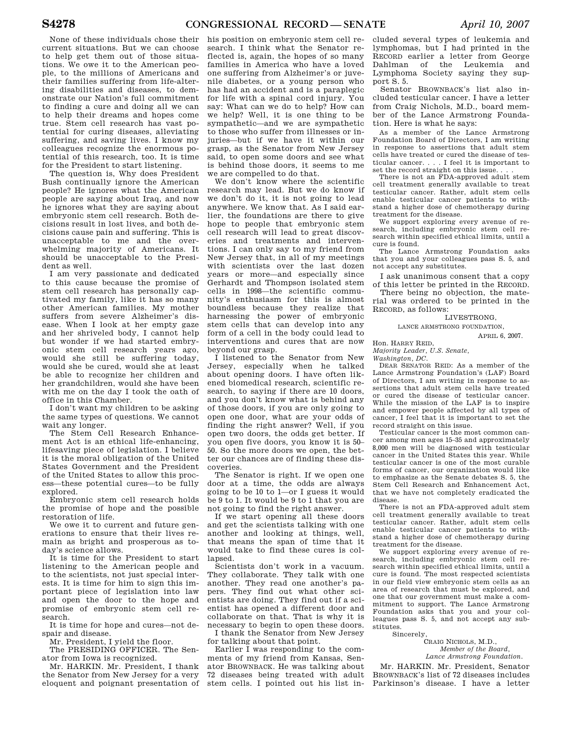None of these individuals chose their current situations. But we can choose to help get them out of those situations. We owe it to the American people, to the millions of Americans and their families suffering from life-altering disabilities and diseases, to demonstrate our Nation's full commitment to finding a cure and doing all we can to help their dreams and hopes come true. Stem cell research has vast potential for curing diseases, alleviating suffering, and saving lives. I know my colleagues recognize the enormous potential of this research, too. It is time for the President to start listening.

The question is, Why does President Bush continually ignore the American people? He ignores what the American people are saying about Iraq, and now he ignores what they are saying about embryonic stem cell research. Both decisions result in lost lives, and both decisions cause pain and suffering. This is unacceptable to me and the overwhelming majority of Americans. It should be unacceptable to the President as well.

I am very passionate and dedicated to this cause because the promise of stem cell research has personally captivated my family, like it has so many other American families. My mother suffers from severe Alzheimer's disease. When I look at her empty gaze and her shriveled body, I cannot help but wonder if we had started embryonic stem cell research years ago, would she still be suffering today, would she be cured, would she at least be able to recognize her children and her grandchildren, would she have been with me on the day I took the oath of office in this Chamber.

I don't want my children to be asking the same types of questions. We cannot wait any longer.

The Stem Cell Research Enhancement Act is an ethical life-enhancing, lifesaving piece of legislation. I believe it is the moral obligation of the United States Government and the President of the United States to allow this process—these potential cures—to be fully explored.

Embryonic stem cell research holds the promise of hope and the possible restoration of life.

We owe it to current and future generations to ensure that their lives remain as bright and prosperous as today's science allows.

It is time for the President to start listening to the American people and to the scientists, not just special interests. It is time for him to sign this important piece of legislation into law and open the door to the hope and promise of embryonic stem cell research.

It is time for hope and cures—not despair and disease.

Mr. President, I yield the floor.

The PRESIDING OFFICER. The Senator from Iowa is recognized.

Mr. HARKIN. Mr. President, I thank the Senator from New Jersey for a very eloquent and poignant presentation of his position on embryonic stem cell research. I think what the Senator reflected is, again, the hopes of so many families in America who have a loved one suffering from Alzheimer's or juvenile diabetes, or a young person who has had an accident and is a paraplegic for life with a spinal cord injury. You say: What can we do to help? How can we help? Well, it is one thing to be sympathetic—and we are sympathetic to those who suffer from illnesses or injuries—but if we have it within our grasp, as the Senator from New Jersey said, to open some doors and see what is behind those doors, it seems to me we are compelled to do that.

We don't know where the scientific research may lead. But we do know if we don't do it, it is not going to lead anywhere. We know that. As I said earlier, the foundations are there to give hope to people that embryonic stem cell research will lead to great discoveries and treatments and interventions. I can only say to my friend from New Jersey that, in all of my meetings with scientists over the last dozen years or more—and especially since Gerhardt and Thompson isolated stem cells in 1998—the scientific community's enthusiasm for this is almost boundless because they realize that harnessing the power of embryonic stem cells that can develop into any form of a cell in the body could lead to interventions and cures that are now beyond our grasp.

I listened to the Senator from New Jersey, especially when he talked about opening doors. I have often likened biomedical research, scientific research, to saying if there are 10 doors, and you don't know what is behind any of those doors, if you are only going to open one door, what are your odds of finding the right answer? Well, if you open two doors, the odds get better. If you open five doors, you know it is 50–50. So the more doors we open, the better our chances are of finding these discoveries.

The Senator is right. If we open one door at a time, the odds are always going to be 10 to 1—or I guess it would be 9 to 1. It would be 9 to 1 that you are not going to find the right answer.

If we start opening all these doors and get the scientists talking with one another and looking at things, well, that means the span of time that it would take to find these cures is collapsed.

Scientists don't work in a vacuum. They collaborate. They talk with one another. They read one another's papers. They find out what other scientists are doing. They find out if a scientist has opened a different door and collaborate on that. That is why it is necessary to begin to open these doors.

I thank the Senator from New Jersey for talking about that point.

Earlier I was responding to the comments of my friend from Kansas, Senator BROWNBACK. He was talking about 72 diseases being treated with adult stem cells. I pointed out his list included several types of leukemia and lymphomas, but I had printed in the RECORD earlier a letter from George Dahlman of the Leukemia and Lymphoma Society saying they support S. 5.

Senator BROWNBACK's list also included testicular cancer. I have a letter from Craig Nichols, M.D., board member of the Lance Armstrong Foundation. Here is what he says:

> As a member of the Lance Armstrong Foundation Board of Directors, I am writing in response to assertions that adult stem cells have treated or cured the disease of testicular cancer. . . . I feel it is important to set the record straight on this issue. . . .
>
> There is not an FDA-approved adult stem cell treatment generally available to treat testicular cancer. Rather, adult stem cells enable testicular cancer patients to withstand a higher dose of chemotherapy during treatment for the disease.
>
> We support exploring every avenue of research, including embryonic stem cell research within specified ethical limits, until a cure is found.
>
> The Lance Armstrong Foundation asks that you and your colleagues pass S. 5, and not accept any substitutes.

I ask unanimous consent that a copy of this letter be printed in the RECORD.

There being no objection, the material was ordered to be printed in the RECORD, as follows:

LIVESTRONG,
LANCE ARMSTRONG FOUNDATION,
April 6, 2007.

Hon. HARRY REID,
*Majority Leader, U.S. Senate,*
*Washington, DC.*

DEAR SENATOR REID: As a member of the Lance Armstrong Foundation's (LAF) Board of Directors, I am writing in response to assertions that adult stem cells have treated or cured the disease of testicular cancer. While the mission of the LAF is to inspire and empower people affected by all types of cancer, I feel that it is important to set the record straight on this issue.

Testicular cancer is the most common cancer among men ages 15–35 and approximately 8,000 men will be diagnosed with testicular cancer in the United States this year. While testicular cancer is one of the most curable forms of cancer, our organization would like to emphasize as the Senate debates S. 5, the Stem Cell Research and Enhancement Act, that we have not completely eradicated the disease.

There is not an FDA-approved adult stem cell treatment generally available to treat testicular cancer. Rather, adult stem cells enable testicular cancer patients to withstand a higher dose of chemotherapy during treatment for the disease.

We support exploring every avenue of research, including embryonic stem cell research within specified ethical limits, until a cure is found. The most respected scientists in our field view embryonic stem cells as an area of research that must be explored, and one that our government must make a commitment to support. The Lance Armstrong Foundation asks that you and your colleagues pass S. 5, and not accept any substitutes.

Sincerely,

CRAIG NICHOLS, M.D.,
*Member of the Board,*
*Lance Armstrong Foundation.*

Mr. HARKIN. Mr. President, Senator BROWNBACK's list of 72 diseases includes Parkinson's disease. I have a letter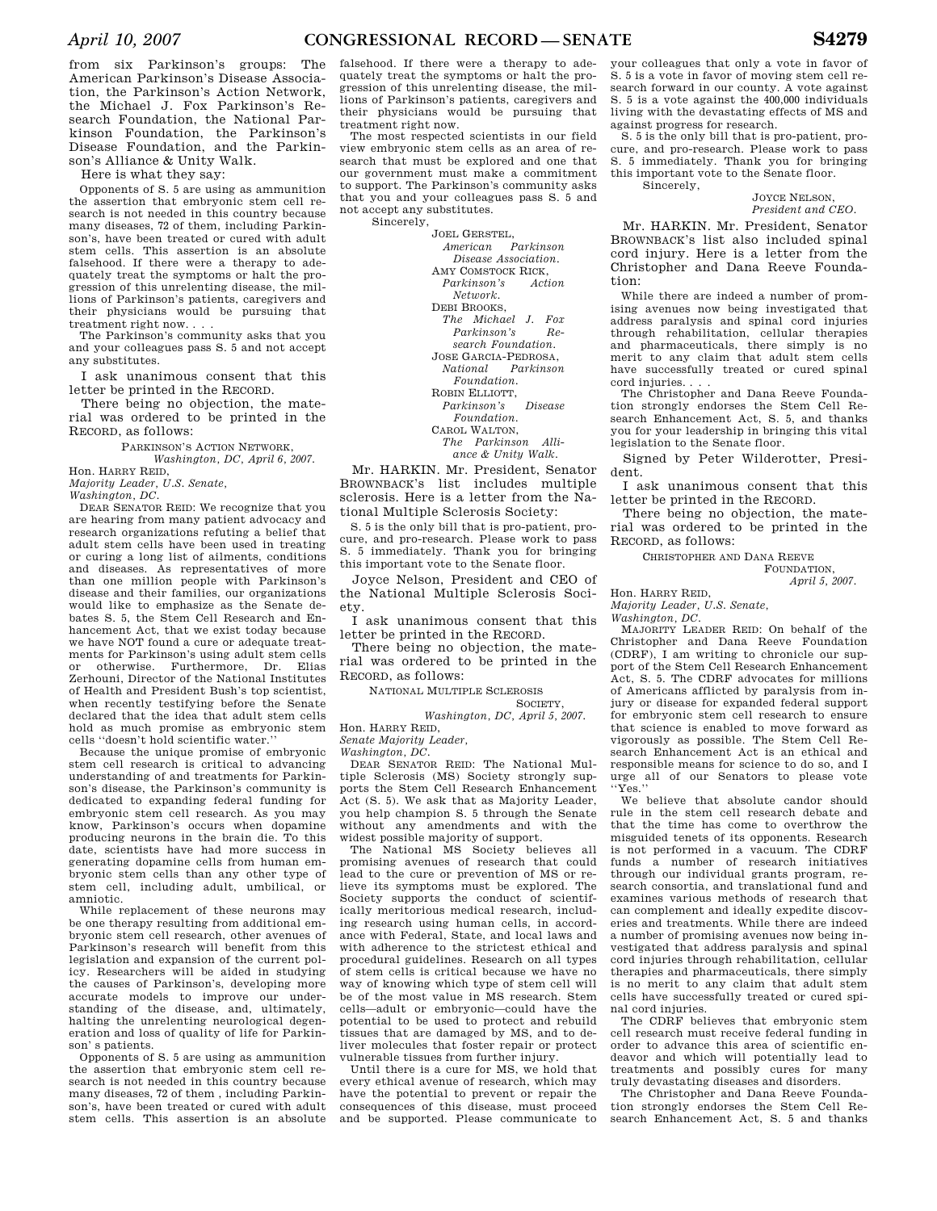from six Parkinson's groups: The American Parkinson's Disease Association, the Parkinson's Action Network, the Michael J. Fox Parkinson's Research Foundation, the National Parkinson Foundation, the Parkinson's Disease Foundation, and the Parkinson's Alliance & Unity Walk.

Here is what they say:

> Opponents of S. 5 are using as ammunition the assertion that embryonic stem cell research is not needed in this country because many diseases, 72 of them, including Parkinson's, have been treated or cured with adult stem cells. This assertion is an absolute falsehood. If there were a therapy to adequately treat the symptoms or halt the progression of this unrelenting disease, the millions of Parkinson's patients, caregivers and their physicians would be pursuing that treatment right now. . . .
>
> The Parkinson's community asks that you and your colleagues pass S. 5 and not accept any substitutes.

I ask unanimous consent that this letter be printed in the RECORD.

There being no objection, the material was ordered to be printed in the RECORD, as follows:

PARKINSON'S ACTION NETWORK,
*Washington, DC, April 6, 2007.*

Hon. HARRY REID,
*Majority Leader, U.S. Senate,*
*Washington, DC.*

DEAR SENATOR REID: We recognize that you are hearing from many patient advocacy and research organizations refuting a belief that adult stem cells have been used in treating or curing a long list of ailments, conditions and diseases. As representatives of more than one million people with Parkinson's disease and their families, our organizations would like to emphasize as the Senate debates S. 5, the Stem Cell Research and Enhancement Act, that we exist today because we have NOT found a cure or adequate treatments for Parkinson's using adult stem cells or otherwise. Furthermore, Dr. Elias Zerhouni, Director of the National Institutes of Health and President Bush's top scientist, when recently testifying before the Senate declared that the idea that adult stem cells hold as much promise as embryonic stem cells "doesn't hold scientific water."

Because the unique promise of embryonic stem cell research is critical to advancing understanding of and treatments for Parkinson's disease, the Parkinson's community is dedicated to expanding federal funding for embryonic stem cell research. As you may know, Parkinson's occurs when dopamine producing neurons in the brain die. To this date, scientists have had more success in generating dopamine cells from human embryonic stem cells than any other type of stem cell, including adult, umbilical, or amniotic.

While replacement of these neurons may be one therapy resulting from additional embryonic stem cell research, other avenues of Parkinson's research will benefit from this legislation and expansion of the current policy. Researchers will be aided in studying the causes of Parkinson's, developing more accurate models to improve our understanding of the disease, and, ultimately, halting the unrelenting neurological degeneration and loss of quality of life for Parkinson' s patients.

Opponents of S. 5 are using as ammunition the assertion that embryonic stem cell research is not needed in this country because many diseases, 72 of them , including Parkinson's, have been treated or cured with adult stem cells. This assertion is an absolute falsehood. If there were a therapy to adequately treat the symptoms or halt the progression of this unrelenting disease, the millions of Parkinson's patients, caregivers and their physicians would be pursuing that treatment right now.

The most respected scientists in our field view embryonic stem cells as an area of research that must be explored and one that our government must make a commitment to support. The Parkinson's community asks that you and your colleagues pass S. 5 and not accept any substitutes.

Sincerely,

JOEL GERSTEL,
*American Parkinson Disease Association.*
AMY COMSTOCK RICK,
*Parkinson's Action Network.*
DEBI BROOKS,
*The Michael J. Fox Parkinson's Research Foundation.*
JOSE GARCIA-PEDROSA,
*National Parkinson Foundation.*
ROBIN ELLIOTT,
*Parkinson's Disease Foundation.*
CAROL WALTON,
*The Parkinson Alliance & Unity Walk.*

Mr. HARKIN. Mr. President, Senator BROWNBACK's list includes multiple sclerosis. Here is a letter from the National Multiple Sclerosis Society:

> S. 5 is the only bill that is pro-patient, pro-cure, and pro-research. Please work to pass S. 5 immediately. Thank you for bringing this important vote to the Senate floor.

Joyce Nelson, President and CEO of the National Multiple Sclerosis Society.

I ask unanimous consent that this letter be printed in the RECORD.

There being no objection, the material was ordered to be printed in the RECORD, as follows:

NATIONAL MULTIPLE SCLEROSIS SOCIETY,
*Washington, DC, April 5, 2007.*

Hon. HARRY REID,
*Senate Majority Leader,*
*Washington, DC.*

DEAR SENATOR REID: The National Multiple Sclerosis (MS) Society strongly supports the Stem Cell Research Enhancement Act (S. 5). We ask that as Majority Leader, you help champion S. 5 through the Senate without any amendments and with the widest possible majority of support.

The National MS Society believes all promising avenues of research that could lead to the cure or prevention of MS or relieve its symptoms must be explored. The Society supports the conduct of scientifically meritorious medical research, including research using human cells, in accordance with Federal, State, and local laws and with adherence to the strictest ethical and procedural guidelines. Research on all types of stem cells is critical because we have no way of knowing which type of stem cell will be of the most value in MS research. Stem cells—adult or embryonic—could have the potential to be used to protect and rebuild tissues that are damaged by MS, and to deliver molecules that foster repair or protect vulnerable tissues from further injury.

Until there is a cure for MS, we hold that every ethical avenue of research, which may have the potential to prevent or repair the consequences of this disease, must proceed and be supported. Please communicate to your colleagues that only a vote in favor of S. 5 is a vote in favor of moving stem cell research forward in our county. A vote against S. 5 is a vote against the 400,000 individuals living with the devastating effects of MS and against progress for research.

S. 5 is the only bill that is pro-patient, pro-cure, and pro-research. Please work to pass S. 5 immediately. Thank you for bringing this important vote to the Senate floor.

Sincerely,

JOYCE NELSON,
*President and CEO.*

Mr. HARKIN. Mr. President, Senator BROWNBACK's list also included spinal cord injury. Here is a letter from the Christopher and Dana Reeve Foundation:

> While there are indeed a number of promising avenues now being investigated that address paralysis and spinal cord injuries through rehabilitation, cellular therapies and pharmaceuticals, there simply is no merit to any claim that adult stem cells have successfully treated or cured spinal cord injuries. . . .
>
> The Christopher and Dana Reeve Foundation strongly endorses the Stem Cell Research Enhancement Act, S. 5, and thanks you for your leadership in bringing this vital legislation to the Senate floor.

Signed by Peter Wilderotter, President.

I ask unanimous consent that this letter be printed in the RECORD.

There being no objection, the material was ordered to be printed in the RECORD, as follows:

CHRISTOPHER AND DANA REEVE FOUNDATION,
*April 5, 2007.*

Hon. HARRY REID,
*Majority Leader, U.S. Senate,*
*Washington, DC.*

MAJORITY LEADER REID: On behalf of the Christopher and Dana Reeve Foundation (CDRF), I am writing to chronicle our support of the Stem Cell Research Enhancement Act, S. 5. The CDRF advocates for millions of Americans afflicted by paralysis from injury or disease for expanded federal support for embryonic stem cell research to ensure that science is enabled to move forward as vigorously as possible. The Stem Cell Research Enhancement Act is an ethical and responsible means for science to do so, and I urge all of our Senators to please vote "Yes."

We believe that absolute candor should rule in the stem cell research debate and that the time has come to overthrow the misguided tenets of its opponents. Research is not performed in a vacuum. The CDRF funds a number of research initiatives through our individual grants program, research consortia, and translational fund and examines various methods of research that can complement and ideally expedite discoveries and treatments. While there are indeed a number of promising avenues now being investigated that address paralysis and spinal cord injuries through rehabilitation, cellular therapies and pharmaceuticals, there simply is no merit to any claim that adult stem cells have successfully treated or cured spinal cord injuries.

The CDRF believes that embryonic stem cell research must receive federal funding in order to advance this area of scientific endeavor and which will potentially lead to treatments and possibly cures for many truly devastating diseases and disorders.

The Christopher and Dana Reeve Foundation strongly endorses the Stem Cell Research Enhancement Act, S. 5 and thanks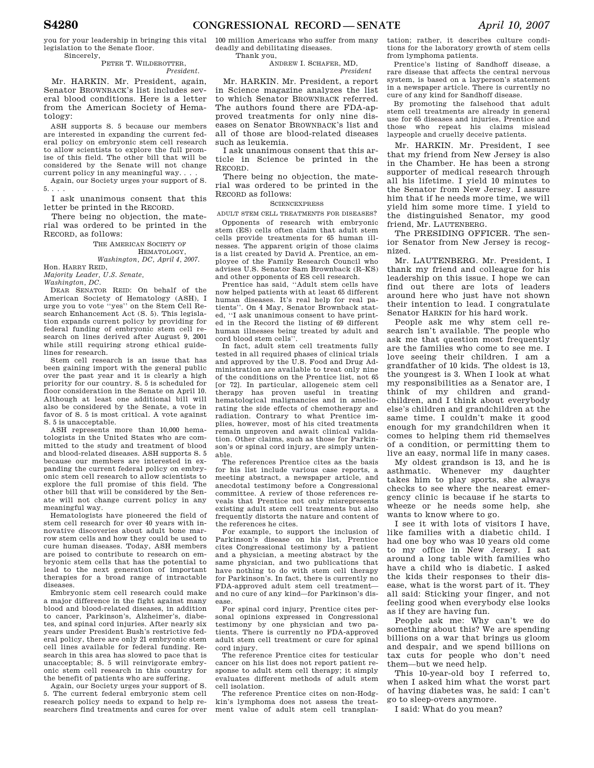you for your leadership in bringing this vital legislation to the Senate floor.

Sincerely,

PETER T. WILDEROTTER,
*President.*

Mr. HARKIN. Mr. President, again, Senator BROWNBACK's list includes several blood conditions. Here is a letter from the American Society of Hematology:

ASH supports S. 5 because our members are interested in expanding the current federal policy on embryonic stem cell research to allow scientists to explore the full promise of this field. The other bill that will be considered by the Senate will not change current policy in any meaningful way. . . .

Again, our Society urges your support of S. 5. . . .

I ask unanimous consent that this letter be printed in the RECORD.

There being no objection, the material was ordered to be printed in the RECORD, as follows:

THE AMERICAN SOCIETY OF HEMATOLOGY,
*Washington, DC, April 4, 2007.*

Hon. HARRY REID,
*Majority Leader, U.S. Senate,*
*Washington, DC.*

DEAR SENATOR REID: On behalf of the American Society of Hematology (ASH), I urge you to vote "yes" on the Stem Cell Research Enhancement Act (S. 5). This legislation expands current policy by providing for federal funding of embryonic stem cell research on lines derived after August 9, 2001 while still requiring strong ethical guidelines for research.

Stem cell research is an issue that has been gaining import with the general public over the past year and it is clearly a high priority for our country. S. 5 is scheduled for floor consideration in the Senate on April 10. Although at least one additional bill will also be considered by the Senate, a vote in favor of S. 5 is most critical. A vote against S. 5 is unacceptable.

ASH represents more than 10,000 hematologists in the United States who are committed to the study and treatment of blood and blood-related diseases. ASH supports S. 5 because our members are interested in expanding the current federal policy on embryonic stem cell research to allow scientists to explore the full promise of this field. The other bill that will be considered by the Senate will not change current policy in any meaningful way.

Hematologists have pioneered the field of stem cell research for over 40 years with innovative discoveries about adult bone marrow stem cells and how they could be used to cure human diseases. Today, ASH members are poised to contribute to research on embryonic stem cells that has the potential to lead to the next generation of important therapies for a broad range of intractable diseases.

Embryonic stem cell research could make a major difference in the fight against many blood and blood-related diseases, in addition to cancer, Parkinson's, Alzheimer's, diabetes, and spinal cord injuries. After nearly six years under President Bush's restrictive federal policy, there are only 21 embryonic stem cell lines available for federal funding. Research in this area has slowed to pace that is unacceptable; S. 5 will reinvigorate embryonic stem cell research in this country for the benefit of patients who are suffering.

Again, our Society urges your support of S. 5. The current federal embryonic stem cell research policy needs to expand to help researchers find treatments and cures for over 100 million Americans who suffer from many deadly and debilitating diseases.

Thank you,

ANDREW I. SCHAFER, MD,
*President*

Mr. HARKIN. Mr. President, a report in Science magazine analyzes the list to which Senator BROWNBACK referred. The authors found there are FDA-approved treatments for only nine diseases on Senator BROWNBACK's list and all of those are blood-related diseases such as leukemia.

I ask unanimous consent that this article in Science be printed in the RECORD.

There being no objection, the material was ordered to be printed in the RECORD as follows:

SCIENCEXPRESS

ADULT STEM CELL TREATMENTS FOR DISEASES?

Opponents of research with embryonic stem (ES) cells often claim that adult stem cells provide treatments for 65 human illnesses. The apparent origin of those claims is a list created by David A. Prentice, an employee of the Family Research Council who advises U.S. Senator Sam Brownback (R–KS) and other opponents of ES cell research.

Prentice has said, "Adult stem cells have now helped patients with at least 65 different human diseases. It's real help for real patients". On 4 May, Senator Brownback stated, "I ask unanimous consent to have printed in the Record the listing of 69 different human illnesses being treated by adult and cord blood stem cells".

In fact, adult stem cell treatments fully tested in all required phases of clinical trials and approved by the U.S. Food and Drug Administration are available to treat only nine of the conditions on the Prentice list, not 65 [or 72]. In particular, allogeneic stem cell therapy has proven useful in treating hematological malignancies and in ameliorating the side effects of chemotherapy and radiation. Contrary to what Prentice implies, however, most of his cited treatments remain unproven and await clinical validation. Other claims, such as those for Parkinson's or spinal cord injury, are simply untenable.

The references Prentice cites as the basis for his list include various case reports, a meeting abstract, a newspaper article, and anecdotal testimony before a Congressional committee. A review of those references reveals that Prentice not only misrepresents existing adult stem cell treatments but also frequently distorts the nature and content of the references he cites.

For example, to support the inclusion of Parkinson's disease on his list, Prentice cites Congressional testimony by a patient and a physician, a meeting abstract by the same physician, and two publications that have nothing to do with stem cell therapy for Parkinson's. In fact, there is currently no FDA-approved adult stem cell treatment—and no cure of any kind—for Parkinson's disease.

For spinal cord injury, Prentice cites personal opinions expressed in Congressional testimony by one physician and two patients. There is currently no FDA-approved adult stem cell treatment or cure for spinal cord injury.

The reference Prentice cites for testicular cancer on his list does not report patient response to adult stem cell therapy; it simply evaluates different methods of adult stem cell isolation.

The reference Prentice cites on non-Hodgkin's lymphoma does not assess the treatment value of adult stem cell transplantation; rather, it describes culture conditions for the laboratory growth of stem cells from lymphoma patients.

Prentice's listing of Sandhoff disease, a rare disease that affects the central nervous system, is based on a layperson's statement in a newspaper article. There is currently no cure of any kind for Sandhoff disease.

By promoting the falsehood that adult stem cell treatments are already in general use for 65 diseases and injuries, Prentice and those who repeat his claims mislead laypeople and cruelly deceive patients.

Mr. HARKIN. Mr. President, I see that my friend from New Jersey is also in the Chamber. He has been a strong supporter of medical research through all his lifetime. I yield 10 minutes to the Senator from New Jersey. I assure him that if he needs more time, we will yield him some more time. I yield to the distinguished Senator, my good friend, Mr. LAUTENBERG.

The PRESIDING OFFICER. The senior Senator from New Jersey is recognized.

Mr. LAUTENBERG. Mr. President, I thank my friend and colleague for his leadership on this issue. I hope we can find out there are lots of leaders around here who just have not shown their intention to lead. I congratulate Senator HARKIN for his hard work.

People ask me why stem cell research isn't available. The people who ask me that question most frequently are the families who come to see me. I love seeing their children. I am a grandfather of 10 kids. The oldest is 13, the youngest is 3. When I look at what my responsibilities as a Senator are, I think of my children and grandchildren, and I think about everybody else's children and grandchildren at the same time. I couldn't make it good enough for my grandchildren when it comes to helping them rid themselves of a condition, or permitting them to live an easy, normal life in many cases.

My oldest grandson is 13, and he is asthmatic. Whenever my daughter takes him to play sports, she always checks to see where the nearest emergency clinic is because if he starts to wheeze or he needs some help, she wants to know where to go.

I see it with lots of visitors I have, like families with a diabetic child. I had one boy who was 10 years old come to my office in New Jersey. I sat around a long table with families who have a child who is diabetic. I asked the kids their responses to their disease, what is the worst part of it. They all said: Sticking your finger, and not feeling good when everybody else looks as if they are having fun.

People ask me: Why can't we do something about this? We are spending billions on a war that brings us gloom and despair, and we spend billions on tax cuts for people who don't need them—but we need help.

This 10-year-old boy I referred to, when I asked him what the worst part of having diabetes was, he said: I can't go to sleep-overs anymore.

I said: What do you mean?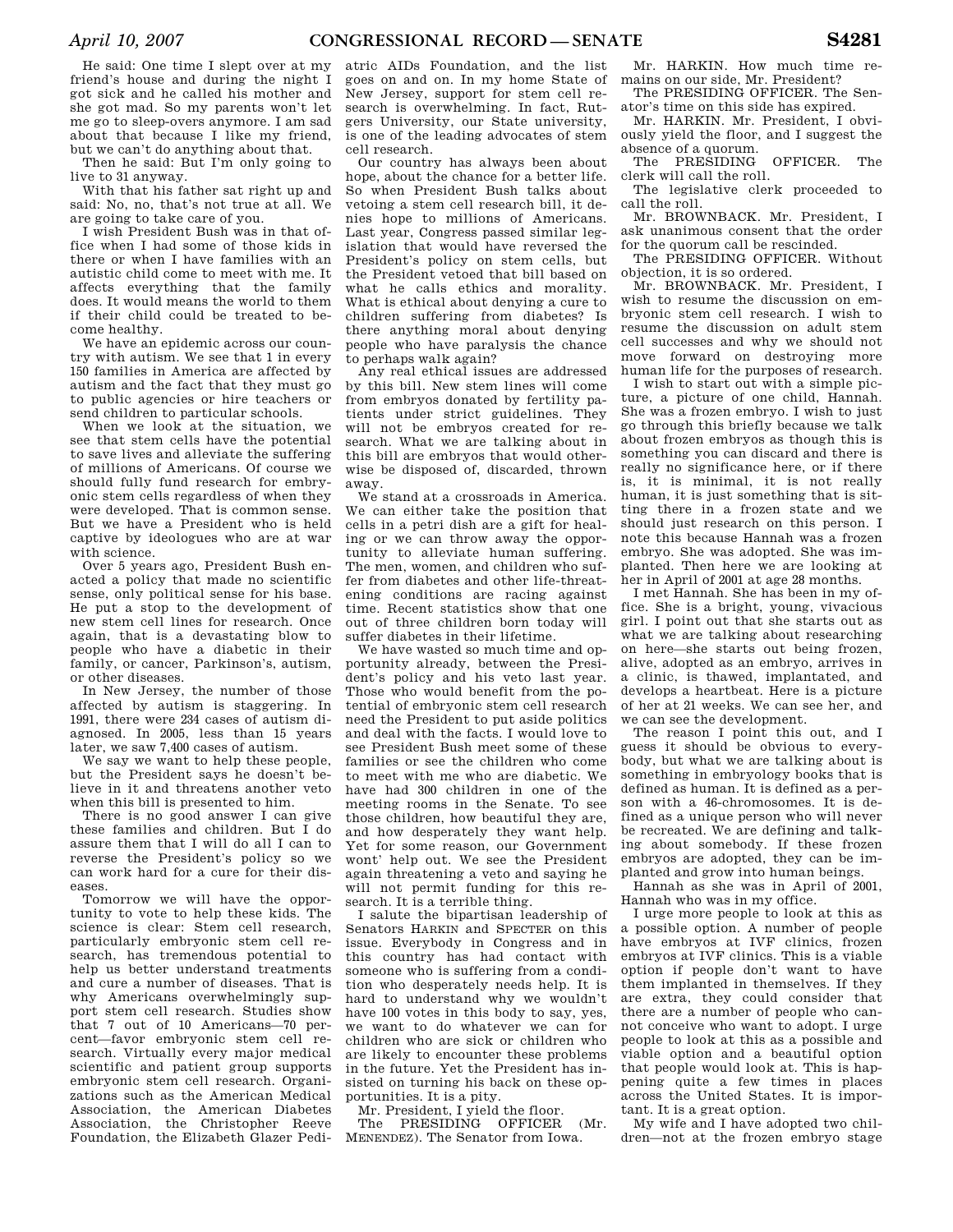He said: One time I slept over at my friend's house and during the night I got sick and he called his mother and she got mad. So my parents won't let me go to sleep-overs anymore. I am sad about that because I like my friend, but we can't do anything about that.

Then he said: But I'm only going to live to 31 anyway.

With that his father sat right up and said: No, no, that's not true at all. We are going to take care of you.

I wish President Bush was in that office when I had some of those kids in there or when I have families with an autistic child come to meet with me. It affects everything that the family does. It would means the world to them if their child could be treated to become healthy.

We have an epidemic across our country with autism. We see that 1 in every 150 families in America are affected by autism and the fact that they must go to public agencies or hire teachers or send children to particular schools.

When we look at the situation, we see that stem cells have the potential to save lives and alleviate the suffering of millions of Americans. Of course we should fully fund research for embryonic stem cells regardless of when they were developed. That is common sense. But we have a President who is held captive by ideologues who are at war with science.

Over 5 years ago, President Bush enacted a policy that made no scientific sense, only political sense for his base. He put a stop to the development of new stem cell lines for research. Once again, that is a devastating blow to people who have a diabetic in their family, or cancer, Parkinson's, autism, or other diseases.

In New Jersey, the number of those affected by autism is staggering. In 1991, there were 234 cases of autism diagnosed. In 2005, less than 15 years later, we saw 7,400 cases of autism.

We say we want to help these people, but the President says he doesn't believe in it and threatens another veto when this bill is presented to him.

There is no good answer I can give these families and children. But I do assure them that I will do all I can to reverse the President's policy so we can work hard for a cure for their diseases.

Tomorrow we will have the opportunity to vote to help these kids. The science is clear: Stem cell research, particularly embryonic stem cell research, has tremendous potential to help us better understand treatments and cure a number of diseases. That is why Americans overwhelmingly support stem cell research. Studies show that 7 out of 10 Americans—70 percent—favor embryonic stem cell research. Virtually every major medical scientific and patient group supports embryonic stem cell research. Organizations such as the American Medical Association, the American Diabetes Association, the Christopher Reeve Foundation, the Elizabeth Glazer Pediatric AIDs Foundation, and the list goes on and on. In my home State of New Jersey, support for stem cell research is overwhelming. In fact, Rutgers University, our State university, is one of the leading advocates of stem cell research.

Our country has always been about hope, about the chance for a better life. So when President Bush talks about vetoing a stem cell research bill, it denies hope to millions of Americans. Last year, Congress passed similar legislation that would have reversed the President's policy on stem cells, but the President vetoed that bill based on what he calls ethics and morality. What is ethical about denying a cure to children suffering from diabetes? Is there anything moral about denying people who have paralysis the chance to perhaps walk again?

Any real ethical issues are addressed by this bill. New stem lines will come from embryos donated by fertility patients under strict guidelines. They will not be embryos created for research. What we are talking about in this bill are embryos that would otherwise be disposed of, discarded, thrown away.

We stand at a crossroads in America. We can either take the position that cells in a petri dish are a gift for healing or we can throw away the opportunity to alleviate human suffering. The men, women, and children who suffer from diabetes and other life-threatening conditions are racing against time. Recent statistics show that one out of three children born today will suffer diabetes in their lifetime.

We have wasted so much time and opportunity already, between the President's policy and his veto last year. Those who would benefit from the potential of embryonic stem cell research need the President to put aside politics and deal with the facts. I would love to see President Bush meet some of these families or see the children who come to meet with me who are diabetic. We have had 300 children in one of the meeting rooms in the Senate. To see those children, how beautiful they are, and how desperately they want help. Yet for some reason, our Government wont' help out. We see the President again threatening a veto and saying he will not permit funding for this research. It is a terrible thing.

I salute the bipartisan leadership of Senators HARKIN and SPECTER on this issue. Everybody in Congress and in this country has had contact with someone who is suffering from a condition who desperately needs help. It is hard to understand why we wouldn't have 100 votes in this body to say, yes, we want to do whatever we can for children who are sick or children who are likely to encounter these problems in the future. Yet the President has insisted on turning his back on these opportunities. It is a pity.

Mr. President, I yield the floor.

The PRESIDING OFFICER (Mr. MENENDEZ). The Senator from Iowa.

Mr. HARKIN. How much time remains on our side, Mr. President?

The PRESIDING OFFICER. The Senator's time on this side has expired.

Mr. HARKIN. Mr. President, I obviously yield the floor, and I suggest the absence of a quorum.

The PRESIDING OFFICER. The clerk will call the roll.

The legislative clerk proceeded to call the roll.

Mr. BROWNBACK. Mr. President, I ask unanimous consent that the order for the quorum call be rescinded.

The PRESIDING OFFICER. Without objection, it is so ordered.

Mr. BROWNBACK. Mr. President, I wish to resume the discussion on embryonic stem cell research. I wish to resume the discussion on adult stem cell successes and why we should not move forward on destroying more human life for the purposes of research.

I wish to start out with a simple picture, a picture of one child, Hannah. She was a frozen embryo. I wish to just go through this briefly because we talk about frozen embryos as though this is something you can discard and there is really no significance here, or if there is, it is minimal, it is not really human, it is just something that is sitting there in a frozen state and we should just research on this person. I note this because Hannah was a frozen embryo. She was adopted. She was implanted. Then here we are looking at her in April of 2001 at age 28 months.

I met Hannah. She has been in my office. She is a bright, young, vivacious girl. I point out that she starts out as what we are talking about researching on here—she starts out being frozen, alive, adopted as an embryo, arrives in a clinic, is thawed, implantated, and develops a heartbeat. Here is a picture of her at 21 weeks. We can see her, and we can see the development.

The reason I point this out, and I guess it should be obvious to everybody, but what we are talking about is something in embryology books that is defined as human. It is defined as a person with a 46-chromosomes. It is defined as a unique person who will never be recreated. We are defining and talking about somebody. If these frozen embryos are adopted, they can be implanted and grow into human beings.

Hannah as she was in April of 2001, Hannah who was in my office.

I urge more people to look at this as a possible option. A number of people have embryos at IVF clinics, frozen embryos at IVF clinics. This is a viable option if people don't want to have them implanted in themselves. If they are extra, they could consider that there are a number of people who cannot conceive who want to adopt. I urge people to look at this as a possible and viable option and a beautiful option that people would look at. This is happening quite a few times in places across the United States. It is important. It is a great option.

My wife and I have adopted two children—not at the frozen embryo stage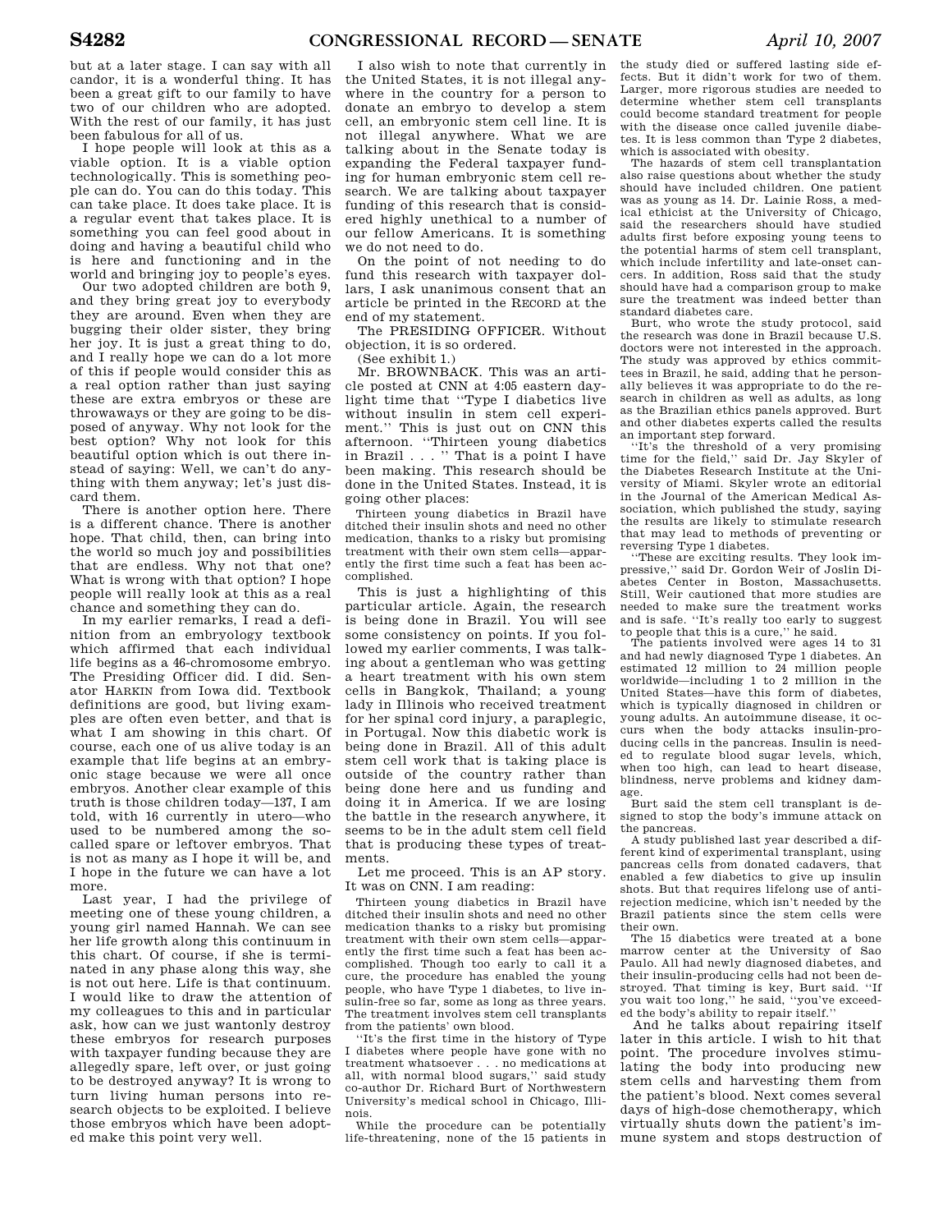but at a later stage. I can say with all candor, it is a wonderful thing. It has been a great gift to our family to have two of our children who are adopted. With the rest of our family, it has just been fabulous for all of us.

I hope people will look at this as a viable option. It is a viable option technologically. This is something people can do. You can do this today. This can take place. It does take place. It is a regular event that takes place. It is something you can feel good about in doing and having a beautiful child who is here and functioning and in the world and bringing joy to people's eyes.

Our two adopted children are both 9, and they bring great joy to everybody they are around. Even when they are bugging their older sister, they bring her joy. It is just a great thing to do, and I really hope we can do a lot more of this if people would consider this as a real option rather than just saying these are extra embryos or these are throwaways or they are going to be disposed of anyway. Why not look for the best option? Why not look for this beautiful option which is out there instead of saying: Well, we can't do anything with them anyway; let's just discard them.

There is another option here. There is a different chance. There is another hope. That child, then, can bring into the world so much joy and possibilities that are endless. Why not that one? What is wrong with that option? I hope people will really look at this as a real chance and something they can do.

In my earlier remarks, I read a definition from an embryology textbook which affirmed that each individual life begins as a 46-chromosome embryo. The Presiding Officer did. I did. Senator HARKIN from Iowa did. Textbook definitions are good, but living examples are often even better, and that is what I am showing in this chart. Of course, each one of us alive today is an example that life begins at an embryonic stage because we were all once embryos. Another clear example of this truth is those children today—137, I am told, with 16 currently in utero—who used to be numbered among the so-called spare or leftover embryos. That is not as many as I hope it will be, and I hope in the future we can have a lot more.

Last year, I had the privilege of meeting one of these young children, a young girl named Hannah. We can see her life growth along this continuum in this chart. Of course, if she is terminated in any phase along this way, she is not out here. Life is that continuum. I would like to draw the attention of my colleagues to this and in particular ask, how can we just wantonly destroy these embryos for research purposes with taxpayer funding because they are allegedly spare, left over, or just going to be destroyed anyway? It is wrong to turn living human persons into research objects to be exploited. I believe those embryos which have been adopted make this point very well.

I also wish to note that currently in the United States, it is not illegal anywhere in the country for a person to donate an embryo to develop a stem cell, an embryonic stem cell line. It is not illegal anywhere. What we are talking about in the Senate today is expanding the Federal taxpayer funding for human embryonic stem cell research. We are talking about taxpayer funding of this research that is considered highly unethical to a number of our fellow Americans. It is something we do not need to do.

On the point of not needing to do fund this research with taxpayer dollars, I ask unanimous consent that an article be printed in the RECORD at the end of my statement.

The PRESIDING OFFICER. Without objection, it is so ordered.

(See exhibit 1.)

Mr. BROWNBACK. This was an article posted at CNN at 4:05 eastern daylight time that "Type I diabetics live without insulin in stem cell experiment." This is just out on CNN this afternoon. "Thirteen young diabetics in Brazil . . . " That is a point I have been making. This research should be done in the United States. Instead, it is going other places:

> Thirteen young diabetics in Brazil have ditched their insulin shots and need no other medication, thanks to a risky but promising treatment with their own stem cells—apparently the first time such a feat has been accomplished.

This is just a highlighting of this particular article. Again, the research is being done in Brazil. You will see some consistency on points. If you followed my earlier comments, I was talking about a gentleman who was getting a heart treatment with his own stem cells in Bangkok, Thailand; a young lady in Illinois who received treatment for her spinal cord injury, a paraplegic, in Portugal. Now this diabetic work is being done in Brazil. All of this adult stem cell work that is taking place is outside of the country rather than being done here and us funding and doing it in America. If we are losing the battle in the research anywhere, it seems to be in the adult stem cell field that is producing these types of treatments.

Let me proceed. This is an AP story. It was on CNN. I am reading:

> Thirteen young diabetics in Brazil have ditched their insulin shots and need no other medication thanks to a risky but promising treatment with their own stem cells—apparently the first time such a feat has been accomplished. Though too early to call it a cure, the procedure has enabled the young people, who have Type 1 diabetes, to live insulin-free so far, some as long as three years. The treatment involves stem cell transplants from the patients' own blood.
>
> "It's the first time in the history of Type I diabetes where people have gone with no treatment whatsoever . . . no medications at all, with normal blood sugars," said study co-author Dr. Richard Burt of Northwestern University's medical school in Chicago, Illinois.
>
> While the procedure can be potentially life-threatening, none of the 15 patients in the study died or suffered lasting side effects. But it didn't work for two of them. Larger, more rigorous studies are needed to determine whether stem cell transplants could become standard treatment for people with the disease once called juvenile diabetes. It is less common than Type 2 diabetes, which is associated with obesity.
>
> The hazards of stem cell transplantation also raise questions about whether the study should have included children. One patient was as young as 14. Dr. Lainie Ross, a medical ethicist at the University of Chicago, said the researchers should have studied adults first before exposing young teens to the potential harms of stem cell transplant, which include infertility and late-onset cancers. In addition, Ross said that the study should have had a comparison group to make sure the treatment was indeed better than standard diabetes care.
>
> Burt, who wrote the study protocol, said the research was done in Brazil because U.S. doctors were not interested in the approach. The study was approved by ethics committees in Brazil, he said, adding that he personally believes it was appropriate to do the research in children as well as adults, as long as the Brazilian ethics panels approved. Burt and other diabetes experts called the results an important step forward.
>
> "It's the threshold of a very promising time for the field," said Dr. Jay Skyler of the Diabetes Research Institute at the University of Miami. Skyler wrote an editorial in the Journal of the American Medical Association, which published the study, saying the results are likely to stimulate research that may lead to methods of preventing or reversing Type 1 diabetes.
>
> "These are exciting results. They look impressive," said Dr. Gordon Weir of Joslin Diabetes Center in Boston, Massachusetts. Still, Weir cautioned that more studies are needed to make sure the treatment works and is safe. "It's really too early to suggest to people that this is a cure," he said.
>
> The patients involved were ages 14 to 31 and had newly diagnosed Type 1 diabetes. An estimated 12 million to 24 million people worldwide—including 1 to 2 million in the United States—have this form of diabetes, which is typically diagnosed in children or young adults. An autoimmune disease, it occurs when the body attacks insulin-producing cells in the pancreas. Insulin is needed to regulate blood sugar levels, which, when too high, can lead to heart disease, blindness, nerve problems and kidney damage.
>
> Burt said the stem cell transplant is designed to stop the body's immune attack on the pancreas.
>
> A study published last year described a different kind of experimental transplant, using pancreas cells from donated cadavers, that enabled a few diabetics to give up insulin shots. But that requires lifelong use of anti-rejection medicine, which isn't needed by the Brazil patients since the stem cells were their own.
>
> The 15 diabetics were treated at a bone marrow center at the University of Sao Paulo. All had newly diagnosed diabetes, and their insulin-producing cells had not been destroyed. That timing is key, Burt said. "If you wait too long," he said, "you've exceeded the body's ability to repair itself."

And he talks about repairing itself later in this article. I wish to hit that point. The procedure involves stimulating the body into producing new stem cells and harvesting them from the patient's blood. Next comes several days of high-dose chemotherapy, which virtually shuts down the patient's immune system and stops destruction of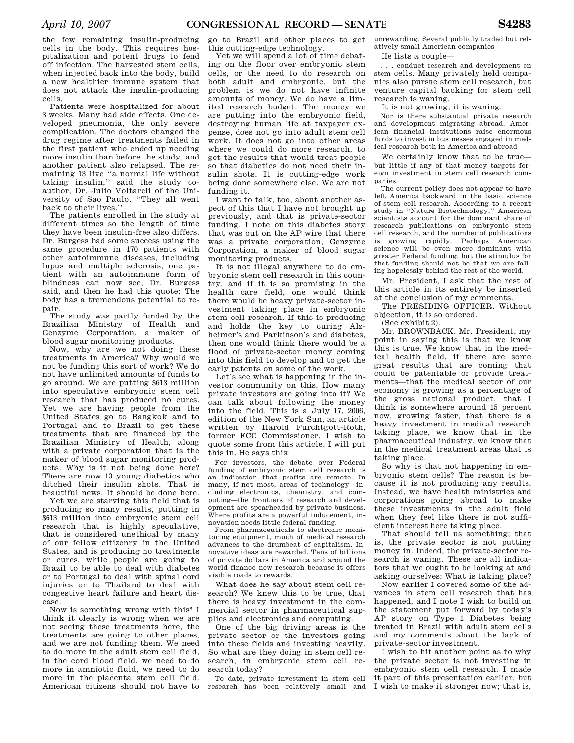the few remaining insulin-producing cells in the body. This requires hospitalization and potent drugs to fend off infection. The harvested stem cells, when injected back into the body, build a new healthier immune system that does not attack the insulin-producing cells.

Patients were hospitalized for about 3 weeks. Many had side effects. One developed pneumonia, the only severe complication. The doctors changed the drug regime after treatments failed in the first patient who ended up needing more insulin than before the study, and another patient also relapsed. The remaining 13 live ''a normal life without taking insulin,'' said the study coauthor, Dr. Julio Voltareli of the University of Sao Paulo. ''They all went back to their lives.''

The patients enrolled in the study at different times so the length of time they have been insulin-free also differs. Dr. Burgess had some success using the same procedure in 170 patients with other autoimmune diseases, including lupus and multiple sclerosis; one patient with an autoimmune form of blindness can now see, Dr. Burgess said, and then he had this quote: The body has a tremendous potential to repair.

The study was partly funded by the Brazilian Ministry of Health and Genzyme Corporation, a maker of blood sugar monitoring products.

Now, why are we not doing these treatments in America? Why would we not be funding this sort of work? We do not have unlimited amounts of funds to go around. We are putting $613 million into speculative embryonic stem cell research that has produced no cures. Yet we are having people from the United States go to Bangkok and to Portugal and to Brazil to get these treatments that are financed by the Brazilian Ministry of Health, along with a private corporation that is the maker of blood sugar monitoring products. Why is it not being done here? There are now 13 young diabetics who ditched their insulin shots. That is beautiful news. It should be done here.

Yet we are starving this field that is producing so many results, putting in $613 million into embryonic stem cell research that is highly speculative, that is considered unethical by many of our fellow citizenry in the United States, and is producing no treatments or cures, while people are going to Brazil to be able to deal with diabetes or to Portugal to deal with spinal cord injuries or to Thailand to deal with congestive heart failure and heart disease.

Now is something wrong with this? I think it clearly is wrong when we are not seeing these treatments here, the treatments are going to other places, and we are not funding them. We need to do more in the adult stem cell field, in the cord blood field, we need to do more in amniotic fluid, we need to do more in the placenta stem cell field. American citizens should not have to go to Brazil and other places to get this cutting-edge technology.

Yet we will spend a lot of time debating on the floor over embryonic stem cells, or the need to do research on both adult and embryonic, but the problem is we do not have infinite amounts of money. We do have a limited research budget. The money we are putting into the embryonic field, destroying human life at taxpayer expense, does not go into adult stem cell work. It does not go into other areas where we could do more research, to get the results that would treat people so that diabetics do not need their insulin shots. It is cutting-edge work being done somewhere else. We are not funding it.

I want to talk, too, about another aspect of this that I have not brought up previously, and that is private-sector funding. I note on this diabetes story that was out on the AP wire that there was a private corporation, Genzyme Corporation, a maker of blood sugar monitoring products.

It is not illegal anywhere to do embryonic stem cell research in this country, and if it is so promising in the health care field, one would think there would be heavy private-sector investment taking place in embryonic stem cell research. If this is producing and holds the key to curing Alzheimer's and Parkinson's and diabetes, then one would think there would be a flood of private-sector money coming into this field to develop and to get the early patents on some of the work.

Let's see what is happening in the investor community on this. How many private investors are going into it? We can talk about following the money into the field. This is a July 17, 2006, edition of the New York Sun, an article written by Harold Furchtgott-Roth, former FCC Commissioner. I wish to quote some from this article. I will put this in. He says this:

> For investors, the debate over Federal funding of embryonic stem cell research is an indication that profits are remote. In many, if not most, areas of technology—including electronics, chemistry, and computing—the frontiers of research and development are spearheaded by private business. Where profits are a powerful inducement, innovation needs little federal funding.
>
> From pharmaceuticals to electronic monitoring equipment, much of medical research advances to the drumbeat of capitalism. Innovative ideas are rewarded. Tens of billions of private dollars in America and around the world finance new research because it offers visible roads to rewards.

What does he say about stem cell research? We knew this to be true, that there is heavy investment in the commercial sector in pharmaceutical supplies and electronics and computing.

One of the big driving areas is the private sector or the investors going into these fields and investing heavily. So what are they doing in stem cell research, in embryonic stem cell research today?

> To date, private investment in stem cell research has been relatively small and unrewarding. Several publicly traded but relatively small American companies

He lists a couple—

> . . . conduct research and development on stem cells. Many privately held companies also pursue stem cell research, but venture capital backing for stem cell research is waning.

It is not growing, it is waning.

> Nor is there substantial private research and development migrating abroad. American financial institutions raise enormous funds to invest in businesses engaged in medical research both in America and abroad—

We certainly know that to be true—

> but little if any of that money targets foreign investment in stem cell research companies.
>
> The current policy does not appear to have left America backward in the basic science of stem cell research. According to a recent study in ''Nature Biotechnology,'' American scientists account for the dominant share of research publications on embryonic stem cell research, and the number of publications is growing rapidly. Perhaps American science will be even more dominant with greater Federal funding, but the stimulus for that funding should not be that we are falling hopelessly behind the rest of the world.

Mr. President, I ask that the rest of this article in its entirety be inserted at the conclusion of my comments.

The PRESIDING OFFICER. Without objection, it is so ordered.

(See exhibit 2.)

Mr. BROWNBACK. Mr. President, my point in saying this is that we know this is true. We know that in the medical health field, if there are some great results that are coming that could be patentable or provide treatments—that the medical sector of our economy is growing as a percentage of the gross national product, that I think is somewhere around 15 percent now, growing faster, that there is a heavy investment in medical research taking place, we know that in the pharmaceutical industry, we know that in the medical treatment areas that is taking place.

So why is that not happening in embryonic stem cells? The reason is because it is not producing any results. Instead, we have health ministries and corporations going abroad to make these investments in the adult field when they feel like there is not sufficient interest here taking place.

That should tell us something; that is, the private sector is not putting money in. Indeed, the private-sector research is waning. These are all indicators that we ought to be looking at and asking ourselves: What is taking place?

Now earlier I covered some of the advances in stem cell research that has happened, and I note I wish to build on the statement put forward by today's AP story on Type 1 Diabetes being treated in Brazil with adult stem cells and my comments about the lack of private-sector investment.

I wish to hit another point as to why the private sector is not investing in embryonic stem cell research. I made it part of this presentation earlier, but I wish to make it stronger now; that is,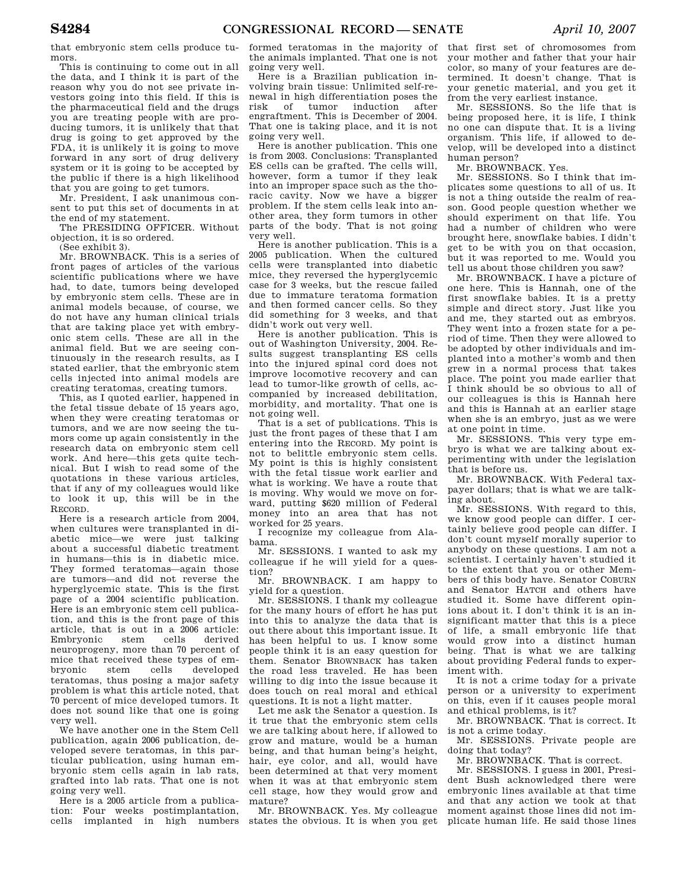that embryonic stem cells produce tumors.

This is continuing to come out in all the data, and I think it is part of the reason why you do not see private investors going into this field. If this is the pharmaceutical field and the drugs you are treating people with are producing tumors, it is unlikely that that drug is going to get approved by the FDA, it is unlikely it is going to move forward in any sort of drug delivery system or it is going to be accepted by the public if there is a high likelihood that you are going to get tumors.

Mr. President, I ask unanimous consent to put this set of documents in at the end of my statement.

The PRESIDING OFFICER. Without objection, it is so ordered.

(See exhibit 3).

Mr. BROWNBACK. This is a series of front pages of articles of the various scientific publications where we have had, to date, tumors being developed by embryonic stem cells. These are in animal models because, of course, we do not have any human clinical trials that are taking place yet with embryonic stem cells. These are all in the animal field. But we are seeing continuously in the research results, as I stated earlier, that the embryonic stem cells injected into animal models are creating teratomas, creating tumors.

This, as I quoted earlier, happened in the fetal tissue debate of 15 years ago, when they were creating teratomas or tumors, and we are now seeing the tumors come up again consistently in the research data on embryonic stem cell work. And here—this gets quite technical. But I wish to read some of the quotations in these various articles, that if any of my colleagues would like to look it up, this will be in the RECORD.

Here is a research article from 2004, when cultures were transplanted in diabetic mice—we were just talking about a successful diabetic treatment in humans—this is in diabetic mice. They formed teratomas—again those are tumors—and did not reverse the hyperglycemic state. This is the first page of a 2004 scientific publication. Here is an embryonic stem cell publication, and this is the front page of this article, that is out in a 2006 article: Embryonic stem cells derived neuroprogeny, more than 70 percent of mice that received these types of embryonic stem cells developed teratomas, thus posing a major safety problem is what this article noted, that 70 percent of mice developed tumors. It does not sound like that one is going very well.

We have another one in the Stem Cell publication, again 2006 publication, developed severe teratomas, in this particular publication, using human embryonic stem cells again in lab rats, grafted into lab rats. That one is not going very well.

Here is a 2005 article from a publication: Four weeks postimplantation, cells implanted in high numbers formed teratomas in the majority of the animals implanted. That one is not going very well.

Here is a Brazilian publication involving brain tissue: Unlimited self-renewal in high differentiation poses the risk of tumor induction after engraftment. This is December of 2004. That one is taking place, and it is not going very well.

Here is another publication. This one is from 2003. Conclusions: Transplanted ES cells can be grafted. The cells will, however, form a tumor if they leak into an improper space such as the thoracic cavity. Now we have a bigger problem. If the stem cells leak into another area, they form tumors in other parts of the body. That is not going very well.

Here is another publication. This is a 2005 publication. When the cultured cells were transplanted into diabetic mice, they reversed the hyperglycemic case for 3 weeks, but the rescue failed due to immature teratoma formation and then formed cancer cells. So they did something for 3 weeks, and that didn't work out very well.

Here is another publication. This is out of Washington University, 2004. Results suggest transplanting ES cells into the injured spinal cord does not improve locomotive recovery and can lead to tumor-like growth of cells, accompanied by increased debilitation, morbidity, and mortality. That one is not going well.

That is a set of publications. This is just the front pages of these that I am entering into the RECORD. My point is not to belittle embryonic stem cells. My point is this is highly consistent with the fetal tissue work earlier and what is working. We have a route that is moving. Why would we move on forward, putting $620 million of Federal money into an area that has not worked for 25 years.

I recognize my colleague from Alabama.

Mr. SESSIONS. I wanted to ask my colleague if he will yield for a question?

Mr. BROWNBACK. I am happy to yield for a question.

Mr. SESSIONS. I thank my colleague for the many hours of effort he has put into this to analyze the data that is out there about this important issue. It has been helpful to us. I know some people think it is an easy question for them. Senator BROWNBACK has taken the road less traveled. He has been willing to dig into the issue because it does touch on real moral and ethical questions. It is not a light matter.

Let me ask the Senator a question. Is it true that the embryonic stem cells we are talking about here, if allowed to grow and mature, would be a human being, and that human being's height, hair, eye color, and all, would have been determined at that very moment when it was at that embryonic stem cell stage, how they would grow and mature?

Mr. BROWNBACK. Yes. My colleague states the obvious. It is when you get that first set of chromosomes from your mother and father that your hair color, so many of your features are determined. It doesn't change. That is your genetic material, and you get it from the very earliest instance.

Mr. SESSIONS. So the life that is being proposed here, it is life, I think no one can dispute that. It is a living organism. This life, if allowed to develop, will be developed into a distinct human person?

Mr. BROWNBACK. Yes.

Mr. SESSIONS. So I think that implicates some questions to all of us. It is not a thing outside the realm of reason. Good people question whether we should experiment on that life. You had a number of children who were brought here, snowflake babies. I didn't get to be with you on that occasion, but it was reported to me. Would you tell us about those children you saw?

Mr. BROWNBACK. I have a picture of one here. This is Hannah, one of the first snowflake babies. It is a pretty simple and direct story. Just like you and me, they started out as embryos. They went into a frozen state for a period of time. Then they were allowed to be adopted by other individuals and implanted into a mother's womb and then grew in a normal process that takes place. The point you made earlier that I think should be so obvious to all of our colleagues is this is Hannah here and this is Hannah at an earlier stage when she is an embryo, just as we were at one point in time.

Mr. SESSIONS. This very type embryo is what we are talking about experimenting with under the legislation that is before us.

Mr. BROWNBACK. With Federal taxpayer dollars; that is what we are talking about.

Mr. SESSIONS. With regard to this, we know good people can differ. I certainly believe good people can differ. I don't count myself morally superior to anybody on these questions. I am not a scientist. I certainly haven't studied it to the extent that you or other Members of this body have. Senator COBURN and Senator HATCH and others have studied it. Some have different opinions about it. I don't think it is an insignificant matter that this is a piece of life, a small embryonic life that would grow into a distinct human being. That is what we are talking about providing Federal funds to experiment with.

It is not a crime today for a private person or a university to experiment on this, even if it causes people moral and ethical problems, is it?

Mr. BROWNBACK. That is correct. It is not a crime today.

Mr. SESSIONS. Private people are doing that today?

Mr. BROWNBACK. That is correct.

Mr. SESSIONS. I guess in 2001, President Bush acknowledged there were embryonic lines available at that time and that any action we took at that moment against those lines did not implicate human life. He said those lines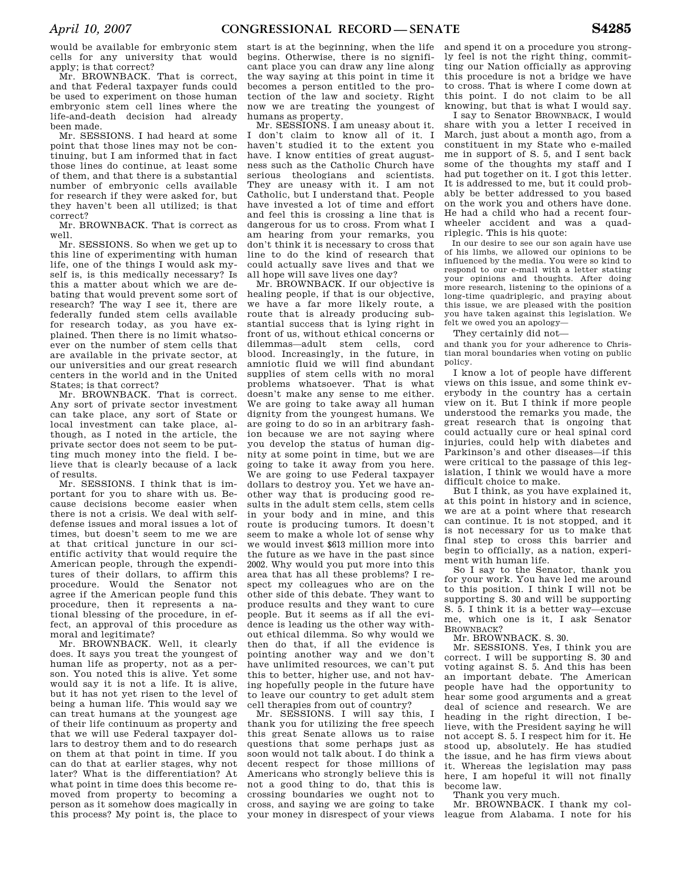would be available for embryonic stem cells for any university that would apply; is that correct?

Mr. BROWNBACK. That is correct, and that Federal taxpayer funds could be used to experiment on those human embryonic stem cell lines where the life-and-death decision had already been made.

Mr. SESSIONS. I had heard at some point that those lines may not be continuing, but I am informed that in fact those lines do continue, at least some of them, and that there is a substantial number of embryonic cells available for research if they were asked for, but they haven't been all utilized; is that correct?

Mr. BROWNBACK. That is correct as well.

Mr. SESSIONS. So when we get up to this line of experimenting with human life, one of the things I would ask myself is, is this medically necessary? Is this a matter about which we are debating that would prevent some sort of research? The way I see it, there are federally funded stem cells available for research today, as you have explained. Then there is no limit whatsoever on the number of stem cells that are available in the private sector, at our universities and our great research centers in the world and in the United States; is that correct?

Mr. BROWNBACK. That is correct. Any sort of private sector investment can take place, any sort of State or local investment can take place, although, as I noted in the article, the private sector does not seem to be putting much money into the field. I believe that is clearly because of a lack of results.

Mr. SESSIONS. I think that is important for you to share with us. Because decisions become easier when there is not a crisis. We deal with self-defense issues and moral issues a lot of times, but doesn't seem to me we are at that critical juncture in our scientific activity that would require the American people, through the expenditures of their dollars, to affirm this procedure. Would the Senator not agree if the American people fund this procedure, then it represents a national blessing of the procedure, in effect, an approval of this procedure as moral and legitimate?

Mr. BROWNBACK. Well, it clearly does. It says you treat the youngest of human life as property, not as a person. You noted this is alive. Yet some would say it is not a life. It is alive, but it has not yet risen to the level of being a human life. This would say we can treat humans at the youngest age of their life continuum as property and that we will use Federal taxpayer dollars to destroy them and to do research on them at that point in time. If you can do that at earlier stages, why not later? What is the differentiation? At what point in time does this become removed from property to becoming a person as it somehow does magically in this process? My point is, the place to start is at the beginning, when the life begins. Otherwise, there is no significant place you can draw any line along the way saying at this point in time it becomes a person entitled to the protection of the law and society. Right now we are treating the youngest of humans as property.

Mr. SESSIONS. I am uneasy about it. I don't claim to know all of it. I haven't studied it to the extent you have. I know entities of great augustness such as the Catholic Church have serious theologians and scientists. They are uneasy with it. I am not Catholic, but I understand that. People have invested a lot of time and effort and feel this is crossing a line that is dangerous for us to cross. From what I am hearing from your remarks, you don't think it is necessary to cross that line to do the kind of research that could actually save lives and that we all hope will save lives one day?

Mr. BROWNBACK. If our objective is healing people, if that is our objective, we have a far more likely route, a route that is already producing substantial success that is lying right in front of us, without ethical concerns or dilemmas—adult stem cells, cord blood. Increasingly, in the future, in amniotic fluid we will find abundant supplies of stem cells with no moral problems whatsoever. That is what doesn't make any sense to me either. We are going to take away all human dignity from the youngest humans. We are going to do so in an arbitrary fashion because we are not saying where you develop the status of human dignity at some point in time, but we are going to take it away from you here. We are going to use Federal taxpayer dollars to destroy you. Yet we have another way that is producing good results in the adult stem cells, stem cells in your body and in mine, and this route is producing tumors. It doesn't seem to make a whole lot of sense why we would invest $613 million more into the future as we have in the past since 2002. Why would you put more into this area that has all these problems? I respect my colleagues who are on the other side of this debate. They want to produce results and they want to cure people. But it seems as if all the evidence is leading us the other way without ethical dilemma. So why would we then do that, if all the evidence is pointing another way and we don't have unlimited resources, we can't put this to better, higher use, and not having hopefully people in the future have to leave our country to get adult stem cell therapies from out of country?

Mr. SESSIONS. I will say this, I thank you for utilizing the free speech this great Senate allows us to raise questions that some perhaps just as soon would not talk about. I do think a decent respect for those millions of Americans who strongly believe this is not a good thing to do, that this is crossing boundaries we ought not to cross, and saying we are going to take your money in disrespect of your views and spend it on a procedure you strongly feel is not the right thing, committing our Nation officially as approving this procedure is not a bridge we have to cross. That is where I come down at this point. I do not claim to be all knowing, but that is what I would say.

I say to Senator BROWNBACK, I would share with you a letter I received in March, just about a month ago, from a constituent in my State who e-mailed me in support of S. 5, and I sent back some of the thoughts my staff and I had put together on it. I got this letter. It is addressed to me, but it could probably be better addressed to you based on the work you and others have done. He had a child who had a recent four-wheeler accident and was a quadriplegic. This is his quote:

> In our desire to see our son again have use of his limbs, we allowed our opinions to be influenced by the media. You were so kind to respond to our e-mail with a letter stating your opinions and thoughts. After doing more research, listening to the opinions of a long-time quadriplegic, and praying about this issue, we are pleased with the position you have taken against this legislation. We felt we owed you an apology—

They certainly did not—

> and thank you for your adherence to Christian moral boundaries when voting on public policy.

I know a lot of people have different views on this issue, and some think everybody in the country has a certain view on it. But I think if more people understood the remarks you made, the great research that is ongoing that could actually cure or heal spinal cord injuries, could help with diabetes and Parkinson's and other diseases—if this were critical to the passage of this legislation, I think we would have a more difficult choice to make.

But I think, as you have explained it, at this point in history and in science, we are at a point where that research can continue. It is not stopped, and it is not necessary for us to make that final step to cross this barrier and begin to officially, as a nation, experiment with human life.

So I say to the Senator, thank you for your work. You have led me around to this position. I think I will not be supporting S. 30 and will be supporting S. 5. I think it is a better way—excuse me, which one is it, I ask Senator BROWNBACK?

Mr. BROWNBACK. S. 30.

Mr. SESSIONS. Yes, I think you are correct. I will be supporting S. 30 and voting against S. 5. And this has been an important debate. The American people have had the opportunity to hear some good arguments and a great deal of science and research. We are heading in the right direction, I believe, with the President saying he will not accept S. 5. I respect him for it. He stood up, absolutely. He has studied the issue, and he has firm views about it. Whereas the legislation may pass here, I am hopeful it will not finally become law.

Thank you very much.

Mr. BROWNBACK. I thank my colleague from Alabama. I note for his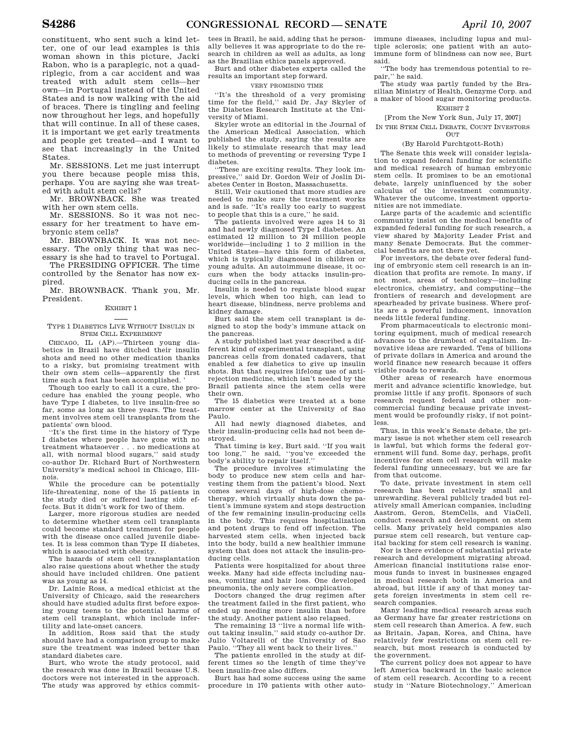constituent, who sent such a kind letter, one of our lead examples is this woman shown in this picture, Jacki Rabon, who is a paraplegic, not a quadriplegic, from a car accident and was treated with adult stem cells—her own—in Portugal instead of the United States and is now walking with the aid of braces. There is tingling and feeling now throughout her legs, and hopefully that will continue. In all of these cases, it is important we get early treatments and people get treated—and I want to see that increasingly in the United States.

Mr. SESSIONS. Let me just interrupt you there because people miss this, perhaps. You are saying she was treated with adult stem cells?

Mr. BROWNBACK. She was treated with her own stem cells.

Mr. SESSIONS. So it was not necessary for her treatment to have embryonic stem cells?

Mr. BROWNBACK. It was not necessary. The only thing that was necessary is she had to travel to Portugal.

The PRESIDING OFFICER. The time controlled by the Senator has now expired.

Mr. BROWNBACK. Thank you, Mr. President.

EXHIBIT 1

TYPE 1 DIABETICS LIVE WITHOUT INSULIN IN STEM CELL EXPERIMENT

CHICAGO, IL (AP).—Thirteen young diabetics in Brazil have ditched their insulin shots and need no other medication thanks to a risky, but promising treatment with their own stem cells—apparently the first time such a feat has been accomplished. '

Though too early to call it a cure, the procedure has enabled the young people, who have Type I diabetes, to live insulin-free so far, some as long as three years. The treatment involves stem cell transplants from the patients' own blood.

''It's the first time in the history of Type I diabetes where people have gone with no treatment whatsoever . . . no medications at all, with normal blood sugars,'' said study co-author Dr. Richard Burt of Northwestern University's medical school in Chicago, Illinois.

While the procedure can be potentially life-threatening, none of the 15 patients in the study died or suffered lasting side effects. But it didn't work for two of them.

Larger, more rigorous studies are needed to determine whether stem cell transplants could become standard treatment for people with the disease once called juvenile diabetes. It is less common than Type II diabetes, which is associated with obesity.

The hazards of stem cell transplantation also raise questions about whether the study should have included children. One patient was as young as 14.

Dr. Lainie Ross, a medical ethicist at the University of Chicago, said the researchers should have studied adults first before exposing young teens to the potential harms of stem cell transplant, which include infertility and late-onset cancers.

In addition, Ross said that the study should have had a comparison group to make sure the treatment was indeed better than standard diabetes care.

Burt, who wrote the study protocol, said the research was done in Brazil because U.S. doctors were not interested in the approach. The study was approved by ethics committees in Brazil, he said, adding that he personally believes it was appropriate to do the research in children as well as adults, as long as the Brazilian ethics panels approved.

Burt and other diabetes experts called the results an important step forward.

VERY PROMISING TIME

''It's the threshold of a very promising time for the field,'' said Dr. Jay Skyler of the Diabetes Research Institute at the University of Miami.

Skyler wrote an editorial in the Journal of the American Medical Association, which published the study, saying the results are likely to stimulate research that may lead to methods of preventing or reversing Type I diabetes.

''These are exciting results. They look impressive,'' said Dr. Gordon Weir of Joslin Diabetes Center in Boston, Massachusetts.

Still, Weir cautioned that more studies are needed to make sure the treatment works and is safe. ''It's really too early to suggest to people that this is a cure,'' he said.

The patients involved were ages 14 to 31 and had newly diagnosed Type I diabetes. An estimated 12 million to 24 million people worldwide—including 1 to 2 million in the United States—have this form of diabetes, which is typically diagnosed in children or young adults. An autoimmune disease, it occurs when the body attacks insulin-producing cells in the pancreas.

Insulin is needed to regulate blood sugar levels, which when too high, can lead to heart disease, blindness, nerve problems and kidney damage.

Burt said the stem cell transplant is designed to stop the body's immune attack on the pancreas.

A study published last year described a different kind of experimental transplant, using pancreas cells from donated cadavers, that enabled a few diabetics to give up insulin shots. But that requires lifelong use of anti-rejection medicine, which isn't needed by the Brazil patients since the stem cells were their own.

The 15 diabetics were treated at a bone marrow center at the University of Sao Paulo.

All had newly diagnosed diabetes, and their insulin-producing cells had not been destroyed.

That timing is key, Burt said. ''If you wait too long,'' he said, ''you've exceeded the body's ability to repair itself.''

The procedure involves stimulating the body to produce new stem cells and harvesting them from the patient's blood. Next comes several days of high-dose chemotherapy, which virtually shuts down the patient's immune system and stops destruction of the few remaining insulin-producing cells in the body. This requires hospitalization and potent drugs to fend off infection. The harvested stem cells, when injected back into the body, build a new healthier immune system that does not attack the insulin-producing cells.

Patients were hospitalized for about three weeks. Many had side effects including nausea, vomiting and hair loss. One developed pneumonia, the only severe complication.

Doctors changed the drug regimen after the treatment failed in the first patient, who ended up needing more insulin than before the study. Another patient also relapsed.

The remaining 13 ''live a normal life without taking insulin,'' said study co-author Dr. Julio Voltarelli of the University of Sao Paulo. ''They all went back to their lives.''

The patients enrolled in the study at different times so the length of time they've been insulin-free also differs.

Burt has had some success using the same procedure in 170 patients with other autoimmune diseases, including lupus and multiple sclerosis; one patient with an autoimmune form of blindness can now see, Burt said.

''The body has tremendous potential to repair,'' he said.

The study was partly funded by the Brazilian Ministry of Health, Genzyme Corp. and a maker of blood sugar monitoring products.

EXHIBIT 2

[From the New York Sun, July 17, 2007]

IN THE STEM CELL DEBATE, COUNT INVESTORS OUT

(By Harold Furchtgott-Roth)

The Senate this week will consider legislation to expand federal funding for scientific and medical research of human embryonic stem cells. It promises to be an emotional debate, largely uninfluenced by the sober calculus of the investment community. Whatever the outcome, investment opportunities are not immediate.

Large parts of the academic and scientific community insist on the medical benefits of expanded federal funding for such research, a view shared by Majority Leader Frist and many Senate Democrats. But the commercial benefits are not there yet.

For investors, the debate over federal funding of embryonic stem cell research is an indication that profits are remote. In many, if not most, areas of technology—including electronics, chemistry, and computing—the frontiers of research and development are spearheaded by private business. Where profits are a powerful inducement, innovation needs little federal funding.

From pharmaceuticals to electronic monitoring equipment, much of medical research advances to the drumbeat of capitalism. Innovative ideas are rewarded. Tens of billions of private dollars in America and around the world finance new research because it offers visible roads to rewards.

Other areas of research have enormous merit and advance scientific knowledge, but promise little if any profit. Sponsors of such research request federal and other noncommercial funding because private investment would be profoundly risky, if not pointless.

Thus, in this week's Senate debate, the primary issue is not whether stem cell research is lawful, but which forms the federal government will fund. Some day, perhaps, profit incentives for stem cell research will make federal funding unnecessary, but we are far from that outcome.

To date, private investment in stem cell research has been relatively small and unrewarding. Several publicly traded but relatively small American companies, including Aastrom, Geron, StemCells, and ViaCell, conduct research and development on stem cells. Many privately held companies also pursue stem cell research, but venture capital backing for stem cell research is waning.

Nor is there evidence of substantial private research and development migrating abroad. American financial institutions raise enormous funds to invest in businesses engaged in medical research both in America and abroad, but little if any of that money targets foreign investments in stem cell research companies.

Many leading medical research areas such as Germany have far greater restrictions on stem cell research than America. A few, such as Britain, Japan, Korea, and China, have relatively few restrictions on stem cell research, but most research is conducted by the government.

The current policy does not appear to have left America backward in the basic science of stem cell research. According to a recent study in ''Nature Biotechnology,'' American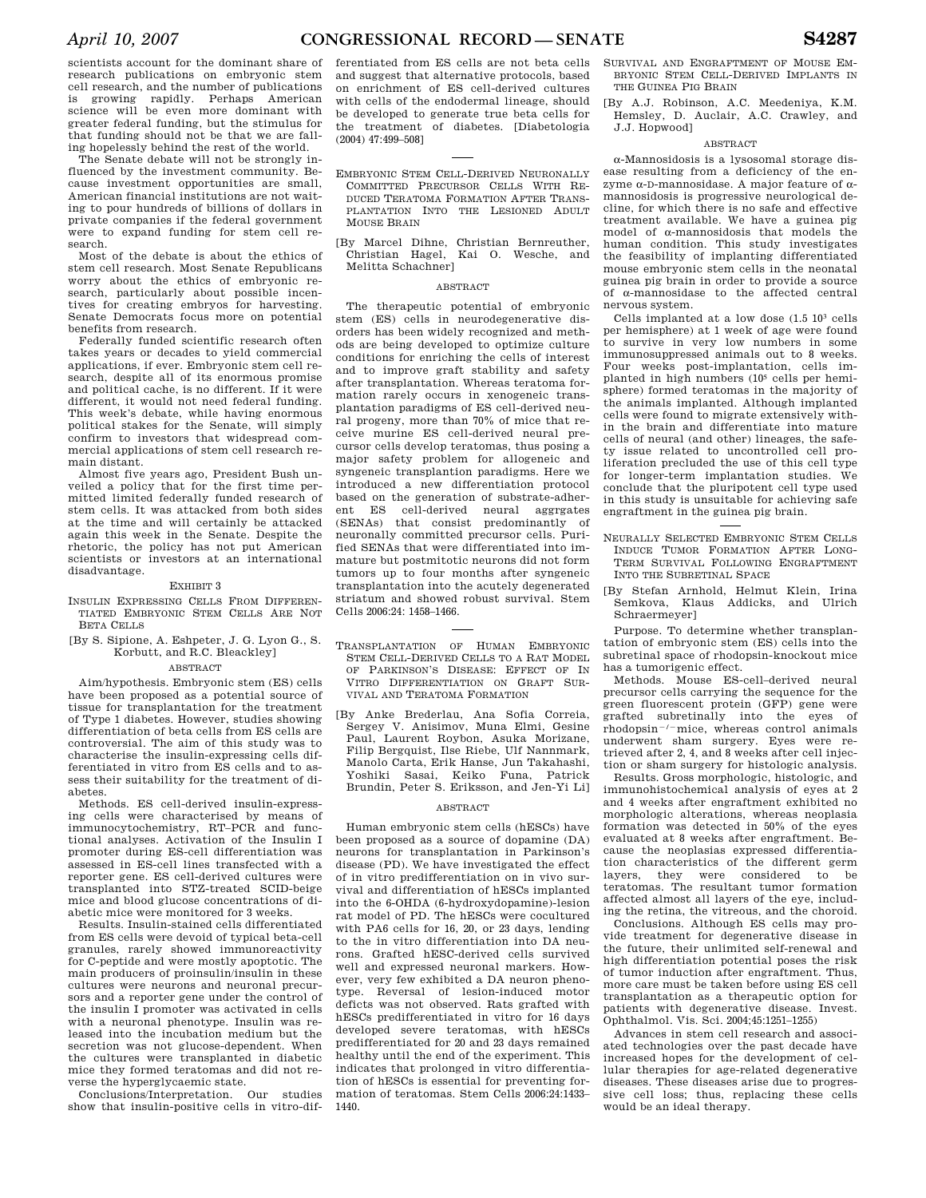scientists account for the dominant share of research publications on embryonic stem cell research, and the number of publications is growing rapidly. Perhaps American science will be even more dominant with greater federal funding, but the stimulus for that funding should not be that we are falling hopelessly behind the rest of the world.

The Senate debate will not be strongly influenced by the investment community. Because investment opportunities are small, American financial institutions are not waiting to pour hundreds of billions of dollars in private companies if the federal government were to expand funding for stem cell research.

Most of the debate is about the ethics of stem cell research. Most Senate Republicans worry about the ethics of embryonic research, particularly about possible incentives for creating embryos for harvesting. Senate Democrats focus more on potential benefits from research.

Federally funded scientific research often takes years or decades to yield commercial applications, if ever. Embryonic stem cell research, despite all of its enormous promise and political cache, is no different. If it were different, it would not need federal funding. This week's debate, while having enormous political stakes for the Senate, will simply confirm to investors that widespread commercial applications of stem cell research remain distant.

Almost five years ago, President Bush unveiled a policy that for the first time permitted limited federally funded research of stem cells. It was attacked from both sides at the time and will certainly be attacked again this week in the Senate. Despite the rhetoric, the policy has not put American scientists or investors at an international disadvantage.

EXHIBIT 3

INSULIN EXPRESSING CELLS FROM DIFFERENTIATED EMBRYONIC STEM CELLS ARE NOT BETA CELLS

[By S. Sipione, A. Eshpeter, J. G. Lyon G., S. Korbutt, and R.C. Bleackley]

ABSTRACT

Aim/hypothesis. Embryonic stem (ES) cells have been proposed as a potential source of tissue for transplantation for the treatment of Type 1 diabetes. However, studies showing differentiation of beta cells from ES cells are controversial. The aim of this study was to characterise the insulin-expressing cells differentiated in vitro from ES cells and to assess their suitability for the treatment of diabetes.

Methods. ES cell-derived insulin-expressing cells were characterised by means of immunocytochemistry, RT–PCR and functional analyses. Activation of the Insulin I promoter during ES-cell differentiation was assessed in ES-cell lines transfected with a reporter gene. ES cell-derived cultures were transplanted into STZ-treated SCID-beige mice and blood glucose concentrations of diabetic mice were monitored for 3 weeks.

Results. Insulin-stained cells differentiated from ES cells were devoid of typical beta-cell granules, rarely showed immunoreactivity for C-peptide and were mostly apoptotic. The main producers of proinsulin/insulin in these cultures were neurons and neuronal precursors and a reporter gene under the control of the insulin I promoter was activated in cells with a neuronal phenotype. Insulin was released into the incubation medium but the secretion was not glucose-dependent. When the cultures were transplanted in diabetic mice they formed teratomas and did not reverse the hyperglycaemic state.

Conclusions/Interpretation. Our studies show that insulin-positive cells in vitro-differentiated from ES cells are not beta cells and suggest that alternative protocols, based on enrichment of ES cell-derived cultures with cells of the endodermal lineage, should be developed to generate true beta cells for the treatment of diabetes. [Diabetologia (2004) 47:499–508]

EMBRYONIC STEM CELL-DERIVED NEURONALLY COMMITTED PRECURSOR CELLS WITH REDUCED TERATOMA FORMATION AFTER TRANSPLANTATION INTO THE LESIONED ADULT MOUSE BRAIN

[By Marcel Dihne, Christian Bernreuther, Christian Hagel, Kai O. Wesche, and Melitta Schachner]

ABSTRACT

The therapeutic potential of embryonic stem (ES) cells in neurodegenerative disorders has been widely recognized and methods are being developed to optimize culture conditions for enriching the cells of interest and to improve graft stability and safety after transplantation. Whereas teratoma formation rarely occurs in xenogeneic transplantation paradigms of ES cell-derived neural progeny, more than 70% of mice that receive murine ES cell-derived neural precursor cells develop teratomas, thus posing a major safety problem for allogeneic and syngeneic transplantation paradigms. Here we introduced a new differentiation protocol based on the generation of substrate-adherent ES cell-derived neural aggrgates (SENAs) that consist predominantly of neuronally committed precursor cells. Purified SENAs that were differentiated into immature but postmitotic neurons did not form tumors up to four months after syngeneic transplantation into the acutely degenerated striatum and showed robust survival. Stem Cells 2006:24: 1458–1466.

TRANSPLANTATION OF HUMAN EMBRYONIC STEM CELL-DERIVED CELLS TO A RAT MODEL OF PARKINSON'S DISEASE: EFFECT OF IN VITRO DIFFERENTIATION ON GRAFT SURVIVAL AND TERATOMA FORMATION

[By Anke Brederlau, Ana Sofia Correia, Sergey V. Anisimov, Muna Elmi, Gesine Paul, Laurent Roybon, Asuka Morizane, Filip Bergquist, Ilse Riebe, Ulf Nannmark, Manolo Carta, Erik Hanse, Jun Takahashi, Yoshiki Sasai, Keiko Funa, Patrick Brundin, Peter S. Eriksson, and Jen-Yi Li]

ABSTRACT

Human embryonic stem cells (hESCs) have been proposed as a source of dopamine (DA) neurons for transplantation in Parkinson's disease (PD). We have investigated the effect of in vitro predifferentiation on in vivo survival and differentiation of hESCs implanted into the 6-OHDA (6-hydroxydopamine)-lesion rat model of PD. The hESCs were cocultured with PA6 cells for 16, 20, or 23 days, lending to the in vitro differentiation into DA neurons. Grafted hESC-derived cells survived well and expressed neuronal markers. However, very few exhibited a DA neuron phenotype. Reversal of lesion-induced motor deficts was not observed. Rats grafted with hESCs predifferentiated in vitro for 16 days developed severe teratomas, with hESCs predifferentiated for 20 and 23 days remained healthy until the end of the experiment. This indicates that prolonged in vitro differentiation of hESCs is essential for preventing formation of teratomas. Stem Cells 2006:24:1433–1440.

SURVIVAL AND ENGRAFTMENT OF MOUSE EMBRYONIC STEM CELL-DERIVED IMPLANTS IN THE GUINEA PIG BRAIN

[By A.J. Robinson, A.C. Meedeniya, K.M. Hemsley, D. Auclair, A.C. Crawley, and J.J. Hopwood]

ABSTRACT

α-Mannosidosis is a lysosomal storage disease resulting from a deficiency of the enzyme α-D-mannosidase. A major feature of α-mannosidosis is progressive neurological decline, for which there is no safe and effective treatment available. We have a guinea pig model of α-mannosidosis that models the human condition. This study investigates the feasibility of implanting differentiated mouse embryonic stem cells in the neonatal guinea pig brain in order to provide a source of α-mannosidase to the affected central nervous system.

Cells implanted at a low dose ($1.5\ 10^3$ cells per hemisphere) at 1 week of age were found to survive in very low numbers in some immunosuppressed animals out to 8 weeks. Four weeks post-implantation, cells implanted in high numbers ($10^5$ cells per hemisphere) formed teratomas in the majority of the animals implanted. Although implanted cells were found to migrate extensively within the brain and differentiate into mature cells of neural (and other) lineages, the safety issue related to uncontrolled cell proliferation precluded the use of this cell type for longer-term implantation studies. We conclude that the pluripotent cell type used in this study is unsuitable for achieving safe engraftment in the guinea pig brain.

NEURALLY SELECTED EMBRYONIC STEM CELLS INDUCE TUMOR FORMATION AFTER LONG-TERM SURVIVAL FOLLOWING ENGRAFTMENT INTO THE SUBRETINAL SPACE

[By Stefan Arnhold, Helmut Klein, Irina Semkova, Klaus Addicks, and Ulrich Schraermeyer]

Purpose. To determine whether transplantation of embryonic stem (ES) cells into the subretinal space of rhodopsin-knockout mice has a tumorigenic effect.

Methods. Mouse ES-cell–derived neural precursor cells carrying the sequence for the green fluorescent protein (GFP) gene were grafted subretinally into the eyes of rhodopsin$^{-/-}$mice, whereas control animals underwent sham surgery. Eyes were retrieved after 2, 4, and 8 weeks after cell injection or sham surgery for histologic analysis.

Results. Gross morphologic, histologic, and immunohistochemical analysis of eyes at 2 and 4 weeks after engraftment exhibited no morphologic alterations, whereas neoplasia formation was detected in 50% of the eyes evaluated at 8 weeks after engraftment. Because the neoplasias expressed differentiation characteristics of the different germ layers, they were considered to be teratomas. The resultant tumor formation affected almost all layers of the eye, including the retina, the vitreous, and the choroid.

Conclusions. Although ES cells may provide treatment for degenerative disease in the future, their unlimited self-renewal and high differentiation potential poses the risk of tumor induction after engraftment. Thus, more care must be taken before using ES cell transplantation as a therapeutic option for patients with degenerative disease. Invest. Ophthalmol. Vis. Sci. 2004;45:1251–1255)

Advances in stem cell research and associated technologies over the past decade have increased hopes for the development of cellular therapies for age-related degenerative diseases. These diseases arise due to progressive cell loss; thus, replacing these cells would be an ideal therapy.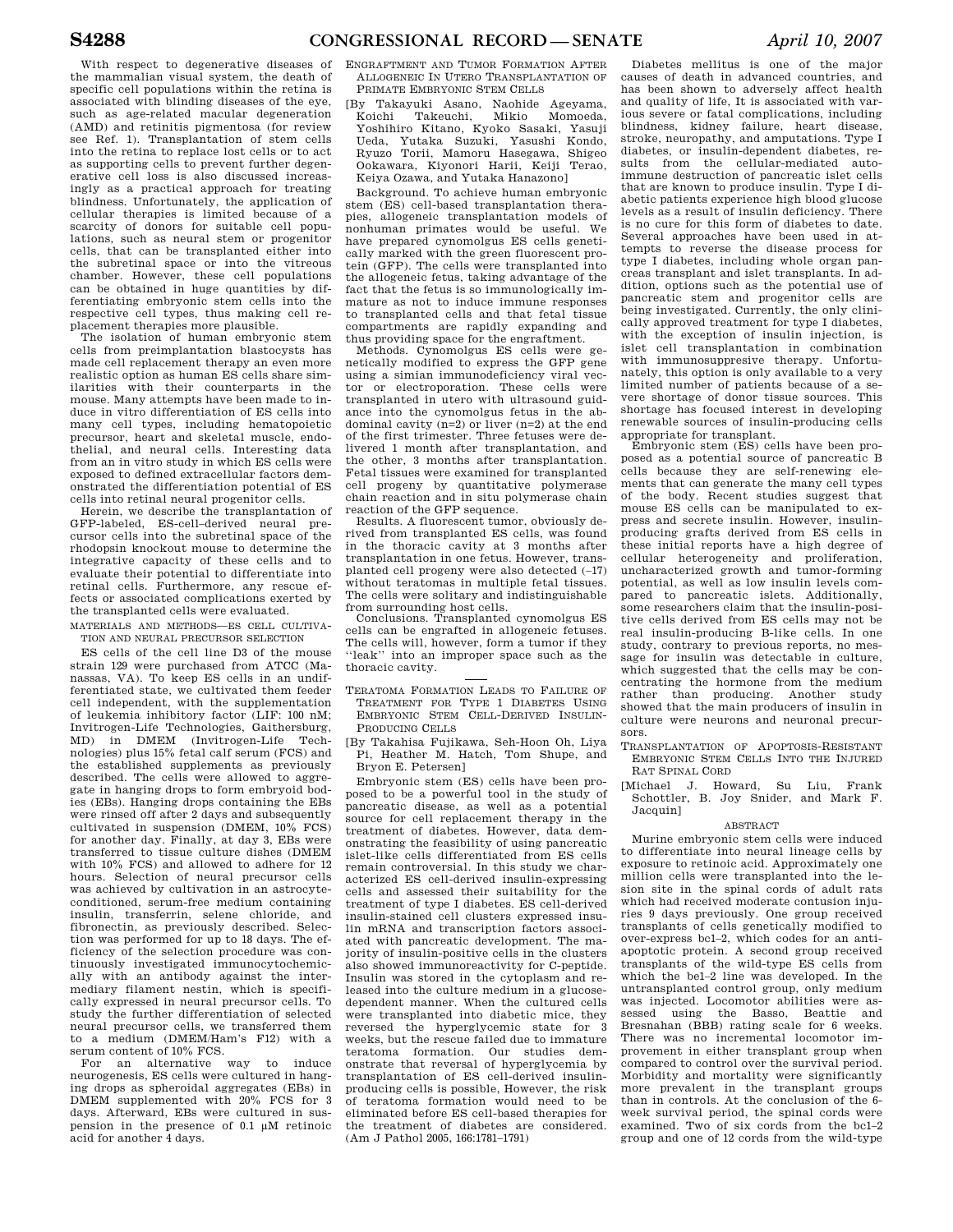With respect to degenerative diseases of the mammalian visual system, the death of specific cell populations within the retina is associated with blinding diseases of the eye, such as age-related macular degeneration (AMD) and retinitis pigmentosa (for review see Ref. 1). Transplantation of stem cells into the retina to replace lost cells or to act as supporting cells to prevent further degenerative cell loss is also discussed increasingly as a practical approach for treating blindness. Unfortunately, the application of cellular therapies is limited because of a scarcity of donors for suitable cell populations, such as neural stem or progenitor cells, that can be transplanted either into the subretinal space or into the vitreous chamber. However, these cell populations can be obtained in huge quantities by differentiating embryonic stem cells into the respective cell types, thus making cell replacement therapies more plausible.

The isolation of human embryonic stem cells from preimplantation blastocysts has made cell replacement therapy an even more realistic option as human ES cells share similarities with their counterparts in the mouse. Many attempts have been made to induce in vitro differentiation of ES cells into many cell types, including hematopoietic precursor, heart and skeletal muscle, endothelial, and neural cells. Interesting data from an in vitro study in which ES cells were exposed to defined extracellular factors demonstrated the differentiation potential of ES cells into retinal neural progenitor cells.

Herein, we describe the transplantation of GFP-labeled, ES-cell–derived neural precursor cells into the subretinal space of the rhodopsin knockout mouse to determine the integrative capacity of these cells and to evaluate their potential to differentiate into retinal cells. Furthermore, any rescue effects or associated complications exerted by the transplanted cells were evaluated.

MATERIALS AND METHODS—ES CELL CULTIVATION AND NEURAL PRECURSOR SELECTION

ES cells of the cell line D3 of the mouse strain 129 were purchased from ATCC (Manassas, VA). To keep ES cells in an undifferentiated state, we cultivated them feeder cell independent, with the supplementation of leukemia inhibitory factor (LIF: 100 nM; Invitrogen-Life Technologies, Gaithersburg, MD) in DMEM (Invitrogen-Life Technologies) plus 15% fetal calf serum (FCS) and the established supplements as previously described. The cells were allowed to aggregate in hanging drops to form embryoid bodies (EBs). Hanging drops containing the EBs were rinsed off after 2 days and subsequently cultivated in suspension (DMEM, 10% FCS) for another day. Finally, at day 3, EBs were transferred to tissue culture dishes (DMEM with 10% FCS) and allowed to adhere for 12 hours. Selection of neural precursor cells was achieved by cultivation in an astrocyte-conditioned, serum-free medium containing insulin, transferrin, selene chloride, and fibronectin, as previously described. Selection was performed for up to 18 days. The efficiency of the selection procedure was continuously investigated immunocytochemically with an antibody against the intermediary filament nestin, which is specifically expressed in neural precursor cells. To study the further differentiation of selected neural precursor cells, we transferred them to a medium (DMEM/Ham's F12) with a serum content of 10% FCS.

For an alternative way to induce neurogenesis, ES cells were cultured in hanging drops as spheroidal aggregates (EBs) in DMEM supplemented with 20% FCS for 3 days. Afterward, EBs were cultured in suspension in the presence of 0.1 μM retinoic acid for another 4 days.

ENGRAFTMENT AND TUMOR FORMATION AFTER ALLOGENEIC IN UTERO TRANSPLANTATION OF PRIMATE EMBRYONIC STEM CELLS

[By Takayuki Asano, Naohide Ageyama, Koichi Takeuchi, Mikio Momoeda, Yoshihiro Kitano, Kyoko Sasaki, Yasuji Ueda, Yutaka Suzuki, Yasushi Kondo, Ryuzo Torii, Mamoru Hasegawa, Shigeo Ookawara, Kiyonori Harii, Keiji Terao, Keiya Ozawa, and Yutaka Hanazono]

Background. To achieve human embryonic stem (ES) cell-based transplantation therapies, allogeneic transplantation models of nonhuman primates would be useful. We have prepared cynomolgus ES cells genetically marked with the green fluorescent protein (GFP). The cells were transplanted into the allogeneic fetus, taking advantage of the fact that the fetus is so immunologically immature as not to induce immune responses to transplanted cells and that fetal tissue compartments are rapidly expanding and thus providing space for the engraftment.

Methods. Cynomolgus ES cells were genetically modified to express the GFP gene using a simian immunodeficiency viral vector or electroporation. These cells were transplanted in utero with ultrasound guidance into the cynomolgus fetus in the abdominal cavity (n=2) or liver (n=2) at the end of the first trimester. Three fetuses were delivered 1 month after transplantation, and the other, 3 months after transplantation. Fetal tissues were examined for transplanted cell progeny by quantitative polymerase chain reaction and in situ polymerase chain reaction of the GFP sequence.

Results. A fluorescent tumor, obviously derived from transplanted ES cells, was found in the thoracic cavity at 3 months after transplantation in one fetus. However, transplanted cell progeny were also detected (–17) without teratomas in multiple fetal tissues. The cells were solitary and indistinguishable from surrounding host cells.

Conclusions. Transplanted cynomolgus ES cells can be engrafted in allogeneic fetuses. The cells will, however, form a tumor if they "leak" into an improper space such as the thoracic cavity.

---

TERATOMA FORMATION LEADS TO FAILURE OF TREATMENT FOR TYPE 1 DIABETES USING EMBRYONIC STEM CELL-DERIVED INSULIN-PRODUCING CELLS

[By Takahisa Fujikawa, Seh-Hoon Oh, Liya Pi, Heather M. Hatch, Tom Shupe, and Bryon E. Petersen]

Embryonic stem (ES) cells have been proposed to be a powerful tool in the study of pancreatic disease, as well as a potential source for cell replacement therapy in the treatment of diabetes. However, data demonstrating the feasibility of using pancreatic islet-like cells differentiated from ES cells remain controversial. In this study we characterized ES cell-derived insulin-expressing cells and assessed their suitability for the treatment of type I diabetes. ES cell-derived insulin-stained cell clusters expressed insulin mRNA and transcription factors associated with pancreatic development. The majority of insulin-positive cells in the clusters also showed immunoreactivity for C-peptide. Insulin was stored in the cytoplasm and released into the culture medium in a glucose-dependent manner. When the cultured cells were transplanted into diabetic mice, they reversed the hyperglycemic state for 3 weeks, but the rescue failed due to immature teratoma formation. Our studies demonstrate that reversal of hyperglycemia by transplantation of ES cell-derived insulin-producing cells is possible, However, the risk of teratoma formation would need to be eliminated before ES cell-based therapies for the treatment of diabetes are considered. (Am J Pathol 2005, 166:1781–1791)

Diabetes mellitus is one of the major causes of death in advanced countries, and has been shown to adversely affect health and quality of life, It is associated with various severe or fatal complications, including blindness, kidney failure, heart disease, stroke, neuropathy, and amputations. Type I diabetes, or insulin-dependent diabetes, results from the cellular-mediated autoimmune destruction of pancreatic islet cells that are known to produce insulin. Type I diabetic patients experience high blood glucose levels as a result of insulin deficiency. There is no cure for this form of diabetes to date. Several approaches have been used in attempts to reverse the disease process for type I diabetes, including whole organ pancreas transplant and islet transplants. In addition, options such as the potential use of pancreatic stem and progenitor cells are being investigated. Currently, the only clinically approved treatment for type I diabetes, with the exception of insulin injection, is islet cell transplantation in combination with immunosuppresive therapy. Unfortunately, this option is only available to a very limited number of patients because of a severe shortage of donor tissue sources. This shortage has focused interest in developing renewable sources of insulin-producing cells appropriate for transplant.

Embryonic stem (ES) cells have been proposed as a potential source of pancreatic B cells because they are self-renewing elements that can generate the many cell types of the body. Recent studies suggest that mouse ES cells can be manipulated to express and secrete insulin. However, insulin-producing grafts derived from ES cells in these initial reports have a high degree of cellular heterogeneity and proliferation, uncharacterized growth and tumor-forming potential, as well as low insulin levels compared to pancreatic islets. Additionally, some researchers claim that the insulin-positive cells derived from ES cells may not be real insulin-producing B-like cells. In one study, contrary to previous reports, no message for insulin was detectable in culture, which suggested that the cells may be concentrating the hormone from the medium rather than producing. Another study showed that the main producers of insulin in culture were neurons and neuronal precursors.

TRANSPLANTATION OF APOPTOSIS-RESISTANT EMBRYONIC STEM CELLS INTO THE INJURED RAT SPINAL CORD

[Michael J. Howard, Su Liu, Frank Schottler, B. Joy Snider, and Mark F. Jacquin]

ABSTRACT

Murine embryonic stem cells were induced to differentiate into neural lineage cells by exposure to retinoic acid. Approximately one million cells were transplanted into the lesion site in the spinal cords of adult rats which had received moderate contusion injuries 9 days previously. One group received transplants of cells genetically modified to over-express bcl–2, which codes for an anti-apoptotic protein. A second group received transplants of the wild-type ES cells from which the bel–2 line was developed. In the untransplanted control group, only medium was injected. Locomotor abilities were assessed using the Basso, Beattie and Bresnahan (BBB) rating scale for 6 weeks. There was no incremental locomotor improvement in either transplant group when compared to control over the survival period. Morbidity and mortality were significantly more prevalent in the transplant groups than in controls. At the conclusion of the 6-week survival period, the spinal cords were examined. Two of six cords from the bcl–2 group and one of 12 cords from the wild-type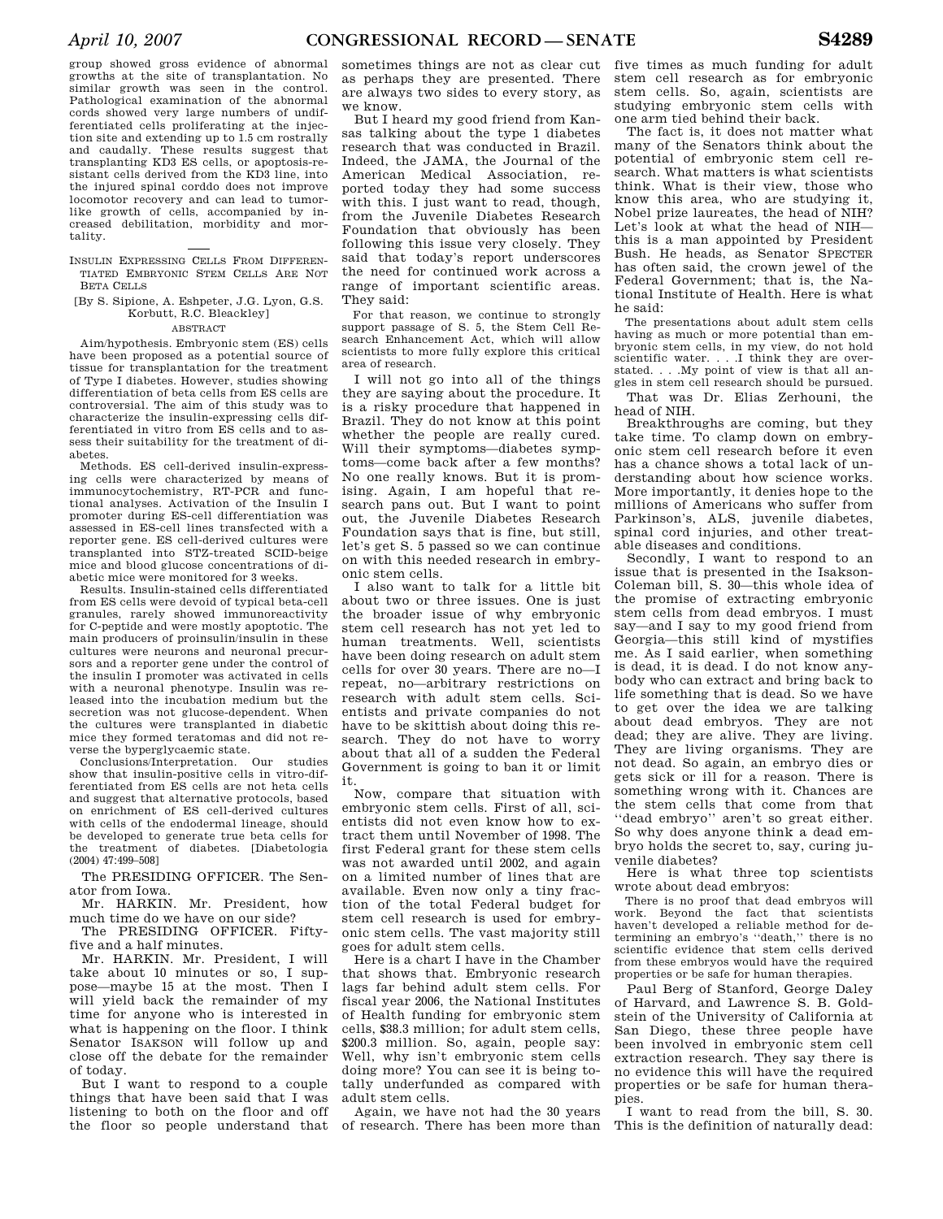group showed gross evidence of abnormal growths at the site of transplantation. No similar growth was seen in the control. Pathological examination of the abnormal cords showed very large numbers of undifferentiated cells proliferating at the injection site and extending up to 1.5 cm rostrally and caudally. These results suggest that transplanting KD3 ES cells, or apoptosis-resistant cells derived from the KD3 line, into the injured spinal corddo does not improve locomotor recovery and can lead to tumor-like growth of cells, accompanied by increased debilitation, morbidity and mortality.

---

INSULIN EXPRESSING CELLS FROM DIFFERENTIATED EMBRYONIC STEM CELLS ARE NOT BETA CELLS

[By S. Sipione, A. Eshpeter, J.G. Lyon, G.S. Korbutt, R.C. Bleackley]

ABSTRACT

Aim/hypothesis. Embryonic stem (ES) cells have been proposed as a potential source of tissue for transplantation for the treatment of Type I diabetes. However, studies showing differentiation of beta cells from ES cells are controversial. The aim of this study was to characterize the insulin-expressing cells differentiated in vitro from ES cells and to assess their suitability for the treatment of diabetes.

Methods. ES cell-derived insulin-expressing cells were characterized by means of immunocytochemistry, RT-PCR and functional analyses. Activation of the Insulin I promoter during ES-cell differentiation was assessed in ES-cell lines transfected with a reporter gene. ES cell-derived cultures were transplanted into STZ-treated SCID-beige mice and blood glucose concentrations of diabetic mice were monitored for 3 weeks.

Results. Insulin-stained cells differentiated from ES cells were devoid of typical beta-cell granules, rarely showed immunoreactivity for C-peptide and were mostly apoptotic. The main producers of proinsulin/insulin in these cultures were neurons and neuronal precursors and a reporter gene under the control of the insulin I promoter was activated in cells with a neuronal phenotype. Insulin was released into the incubation medium but the secretion was not glucose-dependent. When the cultures were transplanted in diabetic mice they formed teratomas and did not reverse the byperglycaemic state.

Conclusions/Interpretation. Our studies show that insulin-positive cells in vitro-differentiated from ES cells are not heta cells and suggest that alternative protocols, based on enrichment of ES cell-derived cultures with cells of the endodermal lineage, should be developed to generate true beta cells for the treatment of diabetes. [Diabetologia (2004) 47:499–508]

The PRESIDING OFFICER. The Senator from Iowa.

Mr. HARKIN. Mr. President, how much time do we have on our side?

The PRESIDING OFFICER. Fifty-five and a half minutes.

Mr. HARKIN. Mr. President, I will take about 10 minutes or so, I suppose—maybe 15 at the most. Then I will yield back the remainder of my time for anyone who is interested in what is happening on the floor. I think Senator ISAKSON will follow up and close off the debate for the remainder of today.

But I want to respond to a couple things that have been said that I was listening to both on the floor and off the floor so people understand that sometimes things are not as clear cut as perhaps they are presented. There are always two sides to every story, as we know.

But I heard my good friend from Kansas talking about the type 1 diabetes research that was conducted in Brazil. Indeed, the JAMA, the Journal of the American Medical Association, reported today they had some success with this. I just want to read, though, from the Juvenile Diabetes Research Foundation that obviously has been following this issue very closely. They said that today's report underscores the need for continued work across a range of important scientific areas. They said:

> For that reason, we continue to strongly support passage of S. 5, the Stem Cell Research Enhancement Act, which will allow scientists to more fully explore this critical area of research.

I will not go into all of the things they are saying about the procedure. It is a risky procedure that happened in Brazil. They do not know at this point whether the people are really cured. Will their symptoms—diabetes symptoms—come back after a few months? No one really knows. But it is promising. Again, I am hopeful that research pans out. But I want to point out, the Juvenile Diabetes Research Foundation says that is fine, but still, let's get S. 5 passed so we can continue on with this needed research in embryonic stem cells.

I also want to talk for a little bit about two or three issues. One is just the broader issue of why embryonic stem cell research has not yet led to human treatments. Well, scientists have been doing research on adult stem cells for over 30 years. There are no—I repeat, no—arbitrary restrictions on research with adult stem cells. Scientists and private companies do not have to be skittish about doing this research. They do not have to worry about that all of a sudden the Federal Government is going to ban it or limit it.

Now, compare that situation with embryonic stem cells. First of all, scientists did not even know how to extract them until November of 1998. The first Federal grant for these stem cells was not awarded until 2002, and again on a limited number of lines that are available. Even now only a tiny fraction of the total Federal budget for stem cell research is used for embryonic stem cells. The vast majority still goes for adult stem cells.

Here is a chart I have in the Chamber that shows that. Embryonic research lags far behind adult stem cells. For fiscal year 2006, the National Institutes of Health funding for embryonic stem cells, $38.3 million; for adult stem cells, $200.3 million. So, again, people say: Well, why isn't embryonic stem cells doing more? You can see it is being totally underfunded as compared with adult stem cells.

Again, we have not had the 30 years of research. There has been more than five times as much funding for adult stem cell research as for embryonic stem cells. So, again, scientists are studying embryonic stem cells with one arm tied behind their back.

The fact is, it does not matter what many of the Senators think about the potential of embryonic stem cell research. What matters is what scientists think. What is their view, those who know this area, who are studying it, Nobel prize laureates, the head of NIH? Let's look at what the head of NIH—this is a man appointed by President Bush. He heads, as Senator SPECTER has often said, the crown jewel of the Federal Government; that is, the National Institute of Health. Here is what he said:

> The presentations about adult stem cells having as much or more potential than embryonic stem cells, in my view, do not hold scientific water. . . .I think they are overstated. . . .My point of view is that all angles in stem cell research should be pursued.

That was Dr. Elias Zerhouni, the head of NIH.

Breakthroughs are coming, but they take time. To clamp down on embryonic stem cell research before it even has a chance shows a total lack of understanding about how science works. More importantly, it denies hope to the millions of Americans who suffer from Parkinson's, ALS, juvenile diabetes, spinal cord injuries, and other treatable diseases and conditions.

Secondly, I want to respond to an issue that is presented in the Isakson-Coleman bill, S. 30—this whole idea of the promise of extracting embryonic stem cells from dead embryos. I must say—and I say to my good friend from Georgia—this still kind of mystifies me. As I said earlier, when something is dead, it is dead. I do not know anybody who can extract and bring back to life something that is dead. So we have to get over the idea we are talking about dead embryos. They are not dead; they are alive. They are living. They are living organisms. They are not dead. So again, an embryo dies or gets sick or ill for a reason. There is something wrong with it. Chances are the stem cells that come from that "dead embryo" aren't so great either. So why does anyone think a dead embryo holds the secret to, say, curing juvenile diabetes?

Here is what three top scientists wrote about dead embryos:

> There is no proof that dead embryos will work. Beyond the fact that scientists haven't developed a reliable method for determining an embryo's "death," there is no scientific evidence that stem cells derived from these embryos would have the required properties or be safe for human therapies.

Paul Berg of Stanford, George Daley of Harvard, and Lawrence S. B. Goldstein of the University of California at San Diego, these three people have been involved in embryonic stem cell extraction research. They say there is no evidence this will have the required properties or be safe for human therapies.

I want to read from the bill, S. 30. This is the definition of naturally dead: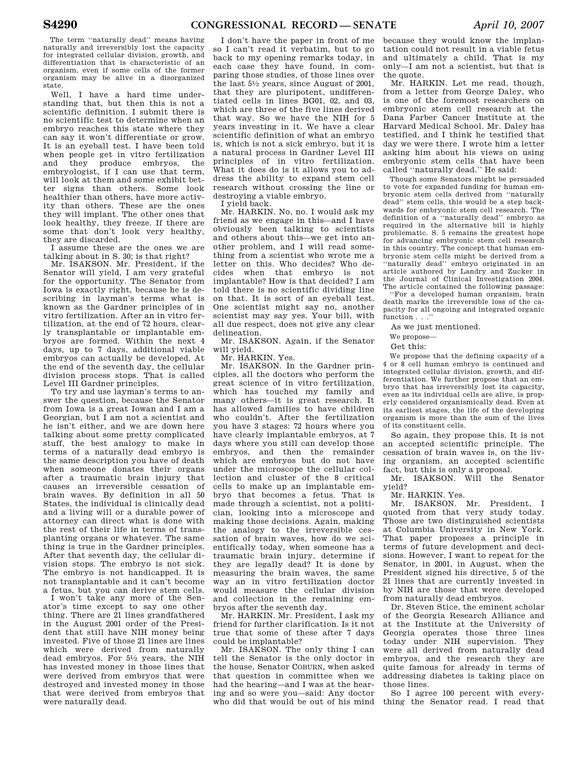The term "naturally dead" means having naturally and irreversibly lost the capacity for integrated cellular division, growth, and differentiation that is characteristic of an organism, even if some cells of the former organism may be alive in a disorganized state.

Well, I have a hard time understanding that, but then this is not a scientific definition. I submit there is no scientific test to determine when an embryo reaches this state where they can say it won't differentiate or grow. It is an eyeball test. I have been told when people get in vitro fertilization and they produce embryos, the embryologist, if I can use that term, will look at them and some exhibit better signs than others. Some look healthier than others, have more activity than others. These are the ones they will implant. The other ones that look healthy, they freeze. If there are some that don't look very healthy, they are discarded.

I assume these are the ones we are talking about in S. 30; is that right?

Mr. ISAKSON. Mr. President, if the Senator will yield, I am very grateful for the opportunity. The Senator from Iowa is exactly right, because he is describing in layman's terms what is known as the Gardner principles of in vitro fertilization. After an in vitro fertilization, at the end of 72 hours, clearly transplantable or implantable embryos are formed. Within the next 4 days, up to 7 days, additional viable embryos can actually be developed. At the end of the seventh day, the cellular division process stops. That is called Level III Gardner principles.

To try and use layman's terms to answer the question, because the Senator from Iowa is a great Iowan and I am a Georgian, but I am not a scientist and he isn't either, and we are down here talking about some pretty complicated stuff, the best analogy to make in terms of a naturally dead embryo is the same description you have of death when someone donates their organs after a traumatic brain injury that causes an irreversible cessation of brain waves. By definition in all 50 States, the individual is clinically dead and a living will or a durable power of attorney can direct what is done with the rest of their life in terms of transplanting organs or whatever. The same thing is true in the Gardner principles. After that seventh day, the cellular division stops. The embryo is not sick. The embryo is not handicapped. It is not transplantable and it can't become a fetus, but you can derive stem cells.

I won't take any more of the Senator's time except to say one other thing. There are 21 lines grandfathered in the August 2001 order of the President that still have NIH money being invested. Five of those 21 lines are lines which were derived from naturally dead embryos. For 5½ years, the NIH has invested money in those lines that were derived from embryos that were destroyed and invested money in those that were derived from embryos that were naturally dead.

I don't have the paper in front of me so I can't read it verbatim, but to go back to my opening remarks today, in each case they have found, in comparing those studies, of those lines over the last 5½ years, since August of 2001, that they are pluripotent, undifferentiated cells in lines BG01, 02, and 03, which are three of the five lines derived that way. So we have the NIH for 5 years investing in it. We have a clear scientific definition of what an embryo is, which is not a sick embryo, but it is a natural process in Gardner Level III principles of in vitro fertilization. What it does do is it allows you to address the ability to expand stem cell research without crossing the line or destroying a viable embryo.

I yield back.

Mr. HARKIN. No, no. I would ask my friend as we engage in this—and I have obviously been talking to scientists and others about this—we get into another problem, and I will read something from a scientist who wrote me a letter on this. Who decides? Who decides when that embryo is not implantable? How is that decided? I am told there is no scientific dividing line on that. It is sort of an eyeball test. One scientist might say no, another scientist may say yes. Your bill, with all due respect, does not give any clear delineation.

Mr. ISAKSON. Again, if the Senator will yield.

Mr. HARKIN. Yes.

Mr. ISAKSON. In the Gardner principles, all the doctors who perform the great science of in vitro fertilization, which has touched my family and many others—it is great research. It has allowed families to have children who couldn't. After the fertilization you have 3 stages: 72 hours where you have clearly implantable embryos, at 7 days where you still can develop those embryos, and then the remainder which are embryos but do not have under the microscope the cellular collection and cluster of the 8 critical cells to make up an implantable embryo that becomes a fetus. That is made through a scientist, not a politician, looking into a microscope and making those decisions. Again, making the analogy to the irreversible cessation of brain waves, how do we scientifically today, when someone has a traumatic brain injury, determine if they are legally dead? It is done by measuring the brain waves, the same way an in vitro fertilization doctor would measure the cellular division and collection in the remaining embryos after the seventh day.

Mr. HARKIN. Mr. President, I ask my friend for further clarification. Is it not true that some of these after 7 days could be implantable?

Mr. ISAKSON. The only thing I can tell the Senator is the only doctor in the house, Senator COBURN, when asked that question in committee when we had the hearing—and I was at the hearing and so were you—said: Any doctor who did that would be out of his mind because they would know the implantation could not result in a viable fetus and ultimately a child. That is my only—I am not a scientist, but that is the quote.

Mr. HARKIN. Let me read, though, from a letter from George Daley, who is one of the foremost researchers on embryonic stem cell research at the Dana Farber Cancer Institute at the Harvard Medical School. Mr. Daley has testified, and I think he testified that day we were there. I wrote him a letter asking him about his views on using embryonic stem cells that have been called "naturally dead." He said:

> Though some Senators might be persuaded to vote for expanded funding for human embryonic stem cells derived from "naturally dead" stem cells, this would be a step backwards for embryonic stem cell research. The definition of a "naturally dead" embryo as required in the alternative bill is highly problematic. S. 5 remains the greatest hope for advancing embryonic stem cell research in this country. The concept that human embryonic stem cells might be derived from a "naturally dead" embryo originated in an article authored by Landry and Zucker in the Journal of Clinical Investigation 2004. The article contained the following passage:
>
> "For a developed human organism, brain death marks the irreversible loss of the capacity for all ongoing and integrated organic function . . ."

As we just mentioned.

We propose—

Get this:

> We propose that the defining capacity of a 4 or 8 cell human embryo is continued and integrated cellular division, growth, and differentiation. We further propose that an embryo that has irreversibly lost its capacity, even as its individual cells are alive, is properly considered organismically dead. Even at its earliest stages, the life of the developing organism is more than the sum of the lives of its constituent cells.

So again, they propose this. It is not an accepted scientific principle. The cessation of brain waves is, on the living organism, an accepted scientific fact, but this is only a proposal.

Mr. ISAKSON. Will the Senator yield?

Mr. HARKIN. Yes.

Mr. ISAKSON. Mr. President, I quoted from that very study today. Those are two distinguished scientists at Columbia University in New York. That paper proposes a principle in terms of future development and decisions. However, I want to repeat for the Senator, in 2001, in August, when the President signed his directive, 5 of the 21 lines that are currently invested in by NIH are those that were developed from naturally dead embryos.

Dr. Steven Stice, the eminent scholar of the Georgia Research Alliance and at the Institute at the University of Georgia operates those three lines today under NIH supervision. They were all derived from naturally dead embryos, and the research they are quite famous for already in terms of addressing diabetes is taking place on those lines.

So I agree 100 percent with everything the Senator read. I read that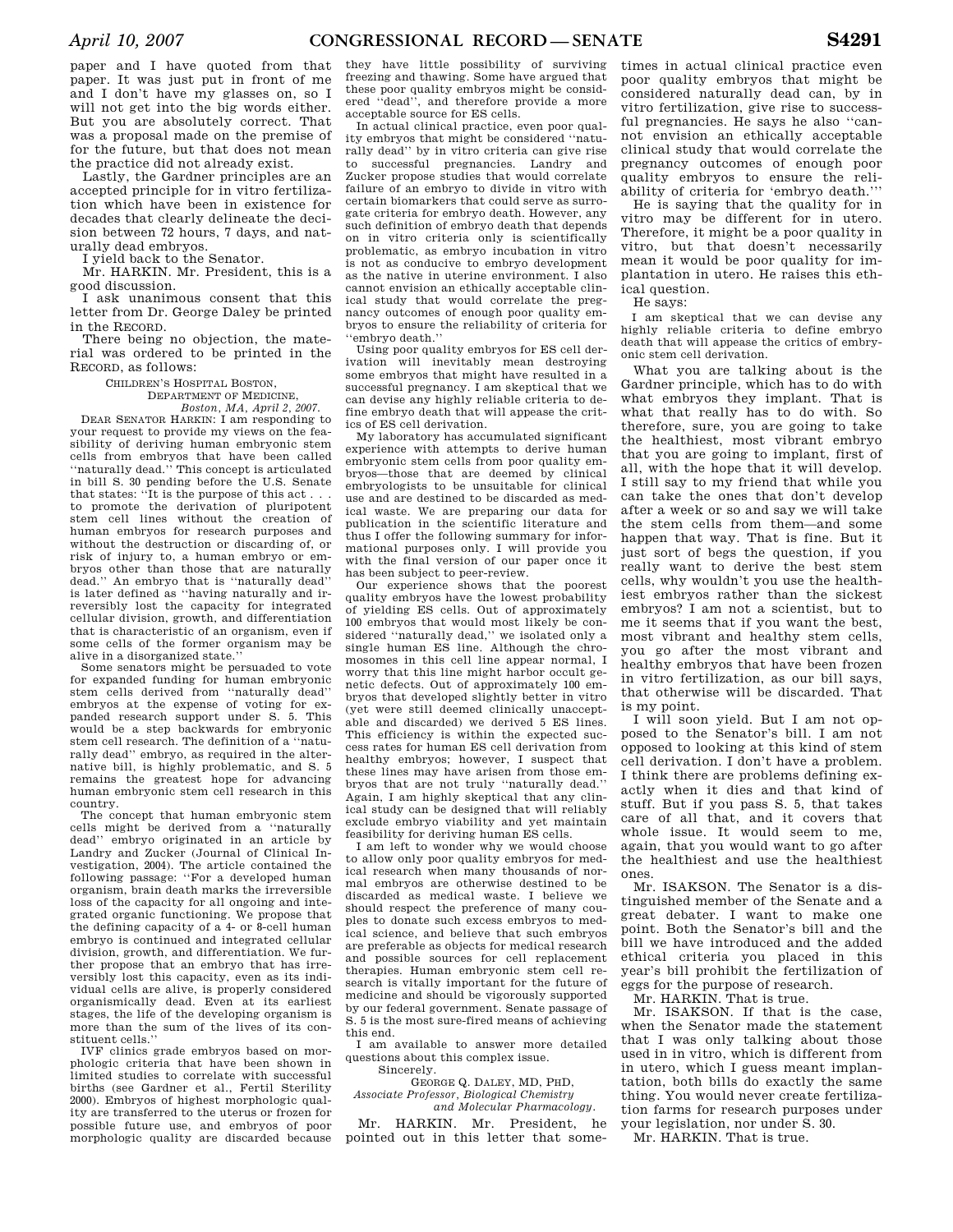paper and I have quoted from that paper. It was just put in front of me and I don't have my glasses on, so I will not get into the big words either. But you are absolutely correct. That was a proposal made on the premise of for the future, but that does not mean the practice did not already exist.

Lastly, the Gardner principles are an accepted principle for in vitro fertilization which have been in existence for decades that clearly delineate the decision between 72 hours, 7 days, and naturally dead embryos.

I yield back to the Senator.

Mr. HARKIN. Mr. President, this is a good discussion.

I ask unanimous consent that this letter from Dr. George Daley be printed in the RECORD.

There being no objection, the material was ordered to be printed in the RECORD, as follows:

CHILDREN'S HOSPITAL BOSTON,
DEPARTMENT OF MEDICINE,
*Boston, MA, April 2, 2007.*

DEAR SENATOR HARKIN: I am responding to your request to provide my views on the feasibility of deriving human embryonic stem cells from embryos that have been called "naturally dead." This concept is articulated in bill S. 30 pending before the U.S. Senate that states: "It is the purpose of this act . . . to promote the derivation of pluripotent stem cell lines without the creation of human embryos for research purposes and without the destruction or discarding of, or risk of injury to, a human embryo or embryos other than those that are naturally dead." An embryo that is "naturally dead" is later defined as "having naturally and irreversibly lost the capacity for integrated cellular division, growth, and differentiation that is characteristic of an organism, even if some cells of the former organism may be alive in a disorganized state."

Some senators might be persuaded to vote for expanded funding for human embryonic stem cells derived from "naturally dead" embryos at the expense of voting for expanded research support under S. 5. This would be a step backwards for embryonic stem cell research. The definition of a "naturally dead" embryo, as required in the alternative bill, is highly problematic, and S. 5 remains the greatest hope for advancing human embryonic stem cell research in this country.

The concept that human embryonic stem cells might be derived from a "naturally dead" embryo originated in an article by Landry and Zucker (Journal of Clinical Investigation, 2004). The article contained the following passage: "For a developed human organism, brain death marks the irreversible loss of the capacity for all ongoing and integrated organic functioning. We propose that the defining capacity of a 4- or 8-cell human embryo is continued and integrated cellular division, growth, and differentiation. We further propose that an embryo that has irreversibly lost this capacity, even as its individual cells are alive, is properly considered organismically dead. Even at its earliest stages, the life of the developing organism is more than the sum of the lives of its constituent cells."

IVF clinics grade embryos based on morphologic criteria that have been shown in limited studies to correlate with successful births (see Gardner et al., Fertil Sterility 2000). Embryos of highest morphologic quality are transferred to the uterus or frozen for possible future use, and embryos of poor morphologic quality are discarded because they have little possibility of surviving freezing and thawing. Some have argued that these poor quality embryos might be considered "dead", and therefore provide a more acceptable source for ES cells.

In actual clinical practice, even poor quality embryos that might be considered "naturally dead" by in vitro criteria can give rise to successful pregnancies. Landry and Zucker propose studies that would correlate failure of an embryo to divide in vitro with certain biomarkers that could serve as surrogate criteria for embryo death. However, any such definition of embryo death that depends on in vitro criteria only is scientifically problematic, as embryo incubation in vitro is not as conducive to embryo development as the native in uterine environment. I also cannot envision an ethically acceptable clinical study that would correlate the pregnancy outcomes of enough poor quality embryos to ensure the reliability of criteria for "embryo death."

Using poor quality embryos for ES cell derivation will inevitably mean destroying some embryos that might have resulted in a successful pregnancy. I am skeptical that we can devise any highly reliable criteria to define embryo death that will appease the critics of ES cell derivation.

My laboratory has accumulated significant experience with attempts to derive human embryonic stem cells from poor quality embryos—those that are deemed by clinical embryologists to be unsuitable for clinical use and are destined to be discarded as medical waste. We are preparing our data for publication in the scientific literature and thus I offer the following summary for informational purposes only. I will provide you with the final version of our paper once it has been subject to peer-review.

Our experience shows that the poorest quality embryos have the lowest probability of yielding ES cells. Out of approximately 100 embryos that would most likely be considered "naturally dead," we isolated only a single human ES line. Although the chromosomes in this cell line appear normal, I worry that this line might harbor occult genetic defects. Out of approximately 100 embryos that developed slightly better in vitro (yet were still deemed clinically unacceptable and discarded) we derived 5 ES lines. This efficiency is within the expected success rates for human ES cell derivation from healthy embryos; however, I suspect that these lines may have arisen from those embryos that are not truly "naturally dead." Again, I am highly skeptical that any clinical study can be designed that will reliably exclude embryo viability and yet maintain feasibility for deriving human ES cells.

I am left to wonder why we would choose to allow only poor quality embryos for medical research when many thousands of normal embryos are otherwise destined to be discarded as medical waste. I believe we should respect the preference of many couples to donate such excess embryos to medical science, and believe that such embryos are preferable as objects for medical research and possible sources for cell replacement therapies. Human embryonic stem cell research is vitally important for the future of medicine and should be vigorously supported by our federal government. Senate passage of S. 5 is the most sure-fired means of achieving this end.

I am available to answer more detailed questions about this complex issue.

Sincerely.

GEORGE Q. DALEY, MD, PHD,
*Associate Professor, Biological Chemistry and Molecular Pharmacology.*

Mr. HARKIN. Mr. President, he pointed out in this letter that sometimes in actual clinical practice even poor quality embryos that might be considered naturally dead can, by in vitro fertilization, give rise to successful pregnancies. He says he also "cannot envision an ethically acceptable clinical study that would correlate the pregnancy outcomes of enough poor quality embryos to ensure the reliability of criteria for 'embryo death.'"

He is saying that the quality for in vitro may be different for in utero. Therefore, it might be a poor quality in vitro, but that doesn't necessarily mean it would be poor quality for implantation in utero. He raises this ethical question.

He says:

I am skeptical that we can devise any highly reliable criteria to define embryo death that will appease the critics of embryonic stem cell derivation.

What you are talking about is the Gardner principle, which has to do with what embryos they implant. That is what that really has to do with. So therefore, sure, you are going to take the healthiest, most vibrant embryo that you are going to implant, first of all, with the hope that it will develop. I still say to my friend that while you can take the ones that don't develop after a week or so and say we will take the stem cells from them—and some happen that way. That is fine. But it just sort of begs the question, if you really want to derive the best stem cells, why wouldn't you use the healthiest embryos rather than the sickest embryos? I am not a scientist, but to me it seems that if you want the best, most vibrant and healthy stem cells, you go after the most vibrant and healthy embryos that have been frozen in vitro fertilization, as our bill says, that otherwise will be discarded. That is my point.

I will soon yield. But I am not opposed to the Senator's bill. I am not opposed to looking at this kind of stem cell derivation. I don't have a problem. I think there are problems defining exactly when it dies and that kind of stuff. But if you pass S. 5, that takes care of all that, and it covers that whole issue. It would seem to me, again, that you would want to go after the healthiest and use the healthiest ones.

Mr. ISAKSON. The Senator is a distinguished member of the Senate and a great debater. I want to make one point. Both the Senator's bill and the bill we have introduced and the added ethical criteria you placed in this year's bill prohibit the fertilization of eggs for the purpose of research.

Mr. HARKIN. That is true.

Mr. ISAKSON. If that is the case, when the Senator made the statement that I was only talking about those used in in vitro, which is different from in utero, which I guess meant implantation, both bills do exactly the same thing. You would never create fertilization farms for research purposes under your legislation, nor under S. 30.

Mr. HARKIN. That is true.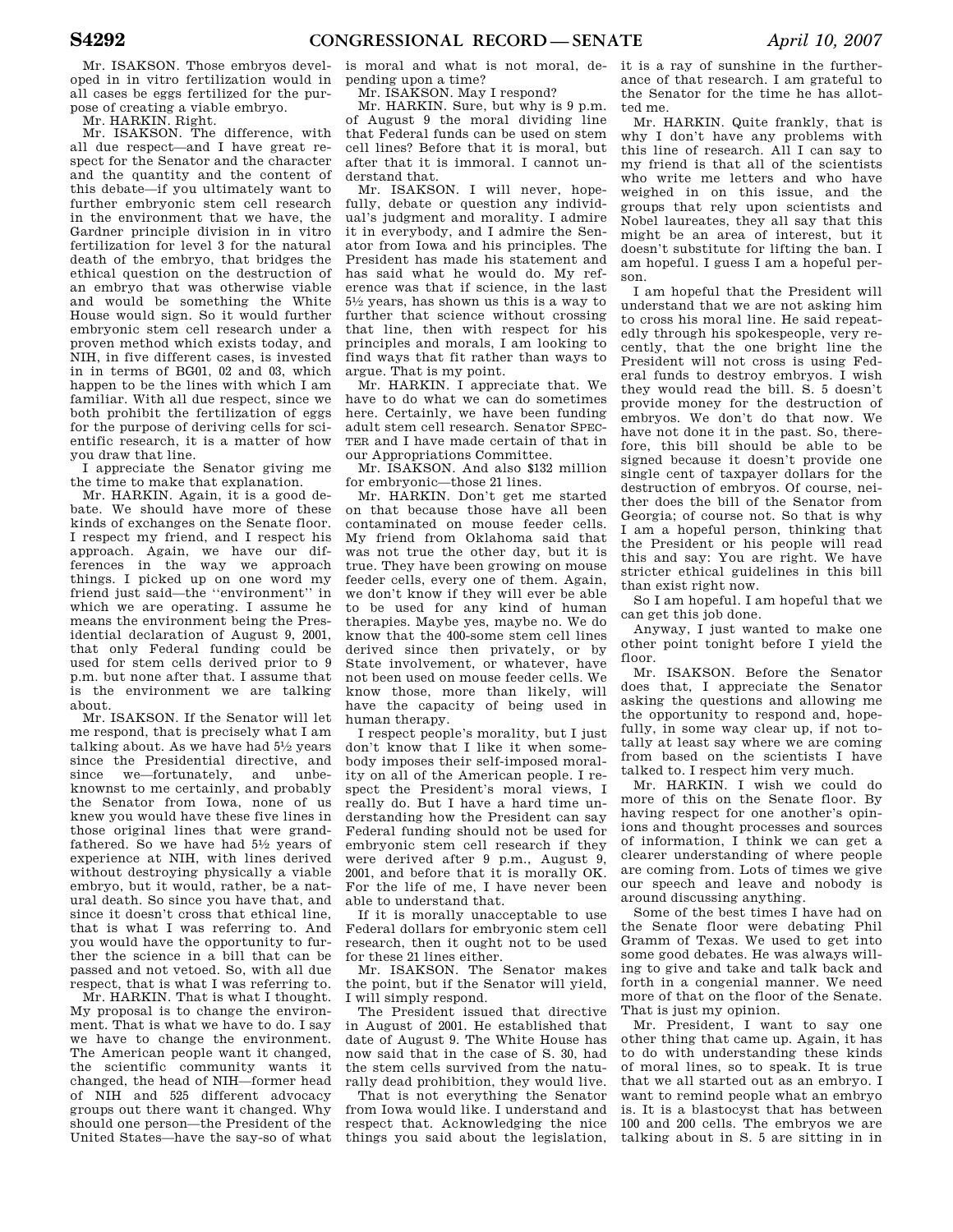Mr. ISAKSON. Those embryos developed in in vitro fertilization would in all cases be eggs fertilized for the purpose of creating a viable embryo.

Mr. HARKIN. Right.

Mr. ISAKSON. The difference, with all due respect—and I have great respect for the Senator and the character and the quantity and the content of this debate—if you ultimately want to further embryonic stem cell research in the environment that we have, the Gardner principle division in in vitro fertilization for level 3 for the natural death of the embryo, that bridges the ethical question on the destruction of an embryo that was otherwise viable and would be something the White House would sign. So it would further embryonic stem cell research under a proven method which exists today, and NIH, in five different cases, is invested in in terms of BG01, 02 and 03, which happen to be the lines with which I am familiar. With all due respect, since we both prohibit the fertilization of eggs for the purpose of deriving cells for scientific research, it is a matter of how you draw that line.

I appreciate the Senator giving me the time to make that explanation.

Mr. HARKIN. Again, it is a good debate. We should have more of these kinds of exchanges on the Senate floor. I respect my friend, and I respect his approach. Again, we have our differences in the way we approach things. I picked up on one word my friend just said—the "environment" in which we are operating. I assume he means the environment being the Presidential declaration of August 9, 2001, that only Federal funding could be used for stem cells derived prior to 9 p.m. but none after that. I assume that is the environment we are talking about.

Mr. ISAKSON. If the Senator will let me respond, that is precisely what I am talking about. As we have had 5½ years since the Presidential directive, and since we—fortunately, and unbeknownst to me certainly, and probably the Senator from Iowa, none of us knew you would have these five lines in those original lines that were grandfathered. So we have had 5½ years of experience at NIH, with lines derived without destroying physically a viable embryo, but it would, rather, be a natural death. So since you have that, and since it doesn't cross that ethical line, that is what I was referring to. And you would have the opportunity to further the science in a bill that can be passed and not vetoed. So, with all due respect, that is what I was referring to.

Mr. HARKIN. That is what I thought. My proposal is to change the environment. That is what we have to do. I say we have to change the environment. The American people want it changed, the scientific community wants it changed, the head of NIH—former head of NIH and 525 different advocacy groups out there want it changed. Why should one person—the President of the United States—have the say-so of what is moral and what is not moral, depending upon a time?

Mr. ISAKSON. May I respond?

Mr. HARKIN. Sure, but why is 9 p.m. of August 9 the moral dividing line that Federal funds can be used on stem cell lines? Before that it is moral, but after that it is immoral. I cannot understand that.

Mr. ISAKSON. I will never, hopefully, debate or question any individual's judgment and morality. I admire it in everybody, and I admire the Senator from Iowa and his principles. The President has made his statement and has said what he would do. My reference was that if science, in the last 5½ years, has shown us this is a way to further that science without crossing that line, then with respect for his principles and morals, I am looking to find ways that fit rather than ways to argue. That is my point.

Mr. HARKIN. I appreciate that. We have to do what we can do sometimes here. Certainly, we have been funding adult stem cell research. Senator SPECTER and I have made certain of that in our Appropriations Committee.

Mr. ISAKSON. And also $132 million for embryonic—those 21 lines.

Mr. HARKIN. Don't get me started on that because those have all been contaminated on mouse feeder cells. My friend from Oklahoma said that was not true the other day, but it is true. They have been growing on mouse feeder cells, every one of them. Again, we don't know if they will ever be able to be used for any kind of human therapies. Maybe yes, maybe no. We do know that the 400-some stem cell lines derived since then privately, or by State involvement, or whatever, have not been used on mouse feeder cells. We know those, more than likely, will have the capacity of being used in human therapy.

I respect people's morality, but I just don't know that I like it when somebody imposes their self-imposed morality on all of the American people. I respect the President's moral views, I really do. But I have a hard time understanding how the President can say Federal funding should not be used for embryonic stem cell research if they were derived after 9 p.m., August 9, 2001, and before that it is morally OK. For the life of me, I have never been able to understand that.

If it is morally unacceptable to use Federal dollars for embryonic stem cell research, then it ought not to be used for these 21 lines either.

Mr. ISAKSON. The Senator makes the point, but if the Senator will yield, I will simply respond.

The President issued that directive in August of 2001. He established that date of August 9. The White House has now said that in the case of S. 30, had the stem cells survived from the naturally dead prohibition, they would live.

That is not everything the Senator from Iowa would like. I understand and respect that. Acknowledging the nice things you said about the legislation, it is a ray of sunshine in the furtherance of that research. I am grateful to the Senator for the time he has allotted me.

Mr. HARKIN. Quite frankly, that is why I don't have any problems with this line of research. All I can say to my friend is that all of the scientists who write me letters and who have weighed in on this issue, and the groups that rely upon scientists and Nobel laureates, they all say that this might be an area of interest, but it doesn't substitute for lifting the ban. I am hopeful. I guess I am a hopeful person.

I am hopeful that the President will understand that we are not asking him to cross his moral line. He said repeatedly through his spokespeople, very recently, that the one bright line the President will not cross is using Federal funds to destroy embryos. I wish they would read the bill. S. 5 doesn't provide money for the destruction of embryos. We don't do that now. We have not done it in the past. So, therefore, this bill should be able to be signed because it doesn't provide one single cent of taxpayer dollars for the destruction of embryos. Of course, neither does the bill of the Senator from Georgia; of course not. So that is why I am a hopeful person, thinking that the President or his people will read this and say: You are right. We have stricter ethical guidelines in this bill than exist right now.

So I am hopeful. I am hopeful that we can get this job done.

Anyway, I just wanted to make one other point tonight before I yield the floor.

Mr. ISAKSON. Before the Senator does that, I appreciate the Senator asking the questions and allowing me the opportunity to respond and, hopefully, in some way clear up, if not totally at least say where we are coming from based on the scientists I have talked to. I respect him very much.

Mr. HARKIN. I wish we could do more of this on the Senate floor. By having respect for one another's opinions and thought processes and sources of information, I think we can get a clearer understanding of where people are coming from. Lots of times we give our speech and leave and nobody is around discussing anything.

Some of the best times I have had on the Senate floor were debating Phil Gramm of Texas. We used to get into some good debates. He was always willing to give and take and talk back and forth in a congenial manner. We need more of that on the floor of the Senate. That is just my opinion.

Mr. President, I want to say one other thing that came up. Again, it has to do with understanding these kinds of moral lines, so to speak. It is true that we all started out as an embryo. I want to remind people what an embryo is. It is a blastocyst that has between 100 and 200 cells. The embryos we are talking about in S. 5 are sitting in in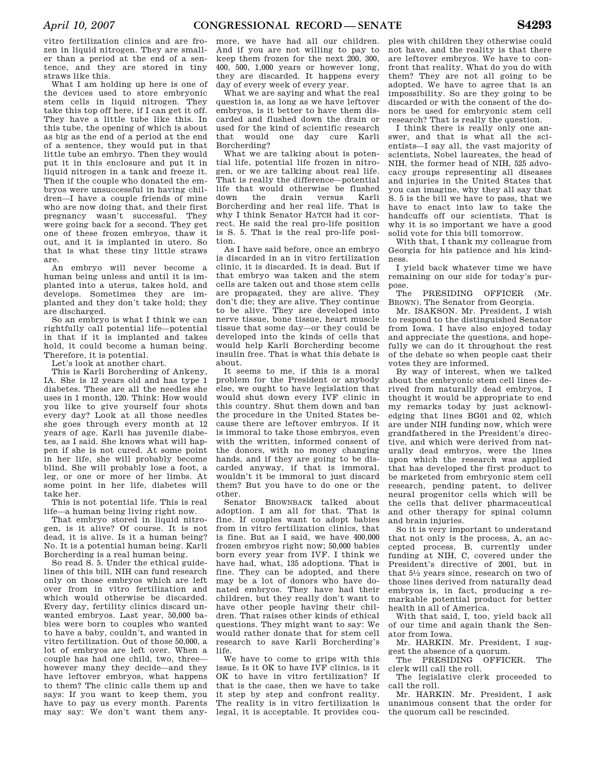vitro fertilization clinics and are frozen in liquid nitrogen. They are smaller than a period at the end of a sentence, and they are stored in tiny straws like this.

What I am holding up here is one of the devices used to store embryonic stem cells in liquid nitrogen. They take this top off here, if I can get it off. They have a little tube like this. In this tube, the opening of which is about as big as the end of a period at the end of a sentence, they would put in that little tube an embryo. Then they would put it in this enclosure and put it in liquid nitrogen in a tank and freeze it. Then if the couple who donated the embryos were unsuccessful in having children—I have a couple friends of mine who are now doing that, and their first pregnancy wasn't successful. They were going back for a second. They get one of these frozen embryos, thaw it out, and it is implanted in utero. So that is what these tiny little straws are.

An embryo will never become a human being unless and until it is implanted into a uterus, takes hold, and develops. Sometimes they are implanted and they don't take hold; they are discharged.

So an embryo is what I think we can rightfully call potential life—potential in that if it is implanted and takes hold, it could become a human being. Therefore, it is potential.

Let's look at another chart.

This is Karli Borcherding of Ankeny, IA. She is 12 years old and has type 1 diabetes. These are all the needles she uses in 1 month, 120. Think: How would you like to give yourself four shots every day? Look at all those needles she goes through every month at 12 years of age. Karli has juvenile diabetes, as I said. She knows what will happen if she is not cured. At some point in her life, she will probably become blind. She will probably lose a foot, a leg, or one or more of her limbs. At some point in her life, diabetes will take her.

This is not potential life. This is real life—a human being living right now.

That embryo stored in liquid nitrogen, is it alive? Of course. It is not dead, it is alive. Is it a human being? No. It is a potential human being. Karli Borcherding is a real human being.

So read S. 5. Under the ethical guidelines of this bill, NIH can fund research only on those embryos which are left over from in vitro fertilization and which would otherwise be discarded. Every day, fertility clinics discard unwanted embryos. Last year, 50,000 babies were born to couples who wanted to have a baby, couldn't, and wanted in vitro fertilization. Out of those 50,000, a lot of embryos are left over. When a couple has had one child, two, three—however many they decide—and they have leftover embryos, what happens to them? The clinic calls them up and says: If you want to keep them, you have to pay us every month. Parents may say: We don't want them anymore, we have had all our children. And if you are not willing to pay to keep them frozen for the next 200, 300, 400, 500, 1,000 years or however long, they are discarded. It happens every day of every week of every year.

What we are saying and what the real question is, as long as we have leftover embryos, is it better to have them discarded and flushed down the drain or used for the kind of scientific research that would one day cure Karli Borcherding?

What we are talking about is potential life, potential life frozen in nitrogen, or we are talking about real life. That is really the difference—potential life that would otherwise be flushed down the drain versus Karli Borcherding and her real life. That is why I think Senator HATCH had it correct. He said the real pro-life position is S. 5. That is the real pro-life position.

As I have said before, once an embryo is discarded in an in vitro fertilization clinic, it is discarded. It is dead. But if that embryo was taken and the stem cells are taken out and those stem cells are propagated, they are alive. They don't die; they are alive. They continue to be alive. They are developed into nerve tissue, bone tissue, heart muscle tissue that some day—or they could be developed into the kinds of cells that would help Karli Borcherding become insulin free. That is what this debate is about.

It seems to me, if this is a moral problem for the President or anybody else, we ought to have legislation that would shut down every IVF clinic in this country. Shut them down and ban the procedure in the United States because there are leftover embryos. If it is immoral to take those embryos, even with the written, informed consent of the donors, with no money changing hands, and if they are going to be discarded anyway, if that is immoral, wouldn't it be immoral to just discard them? But you have to do one or the other.

Senator BROWNBACK talked about adoption. I am all for that. That is fine. If couples want to adopt babies from in vitro fertilization clinics, that is fine. But as I said, we have 400,000 frozen embryos right now; 50,000 babies born every year from IVF. I think we have had, what, 135 adoptions. That is fine. They can be adopted, and there may be a lot of donors who have donated embryos. They have had their children, but they really don't want to have other people having their children. That raises other kinds of ethical questions. They might want to say: We would rather donate that for stem cell research to save Karli Borcherding's life.

We have to come to grips with this issue. Is it OK to have IVF clinics, is it OK to have in vitro fertilization? If that is the case, then we have to take it step by step and confront reality. The reality is in vitro fertilization is legal, it is acceptable. It provides couples with children they otherwise could not have, and the reality is that there are leftover embryos. We have to confront that reality. What do you do with them? They are not all going to be adopted. We have to agree that is an impossibility. So are they going to be discarded or with the consent of the donors be used for embryonic stem cell research? That is really the question.

I think there is really only one answer, and that is what all the scientists—I say all, the vast majority of scientists, Nobel laureates, the head of NIH, the former head of NIH, 525 advocacy groups representing all diseases and injuries in the United States that you can imagine, why they all say that S. 5 is the bill we have to pass, that we have to enact into law to take the handcuffs off our scientists. That is why it is so important we have a good solid vote for this bill tomorrow.

With that, I thank my colleague from Georgia for his patience and his kindness.

I yield back whatever time we have remaining on our side for today's purpose.

The PRESIDING OFFICER (Mr. BROWN). The Senator from Georgia.

Mr. ISAKSON. Mr. President, I wish to respond to the distinguished Senator from Iowa. I have also enjoyed today and appreciate the questions, and hopefully we can do it throughout the rest of the debate so when people cast their votes they are informed.

By way of interest, when we talked about the embryonic stem cell lines derived from naturally dead embryos, I thought it would be appropriate to end my remarks today by just acknowledging that lines BG01 and 02, which are under NIH funding now, which were grandfathered in the President's directive, and which were derived from naturally dead embryos, were the lines upon which the research was applied that has developed the first product to be marketed from embryonic stem cell research, pending patent, to deliver neural progenitor cells which will be the cells that deliver pharmaceutical and other therapy for spinal column and brain injuries.

So it is very important to understand that not only is the process, A, an accepted process, B, currently under funding at NIH, C, covered under the President's directive of 2001, but in that 5½ years since, research on two of those lines derived from naturally dead embryos is, in fact, producing a remarkable potential product for better health in all of America.

With that said, I, too, yield back all of our time and again thank the Senator from Iowa.

Mr. HARKIN. Mr. President, I suggest the absence of a quorum.

The PRESIDING OFFICER. The clerk will call the roll.

The legislative clerk proceeded to call the roll.

Mr. HARKIN. Mr. President, I ask unanimous consent that the order for the quorum call be rescinded.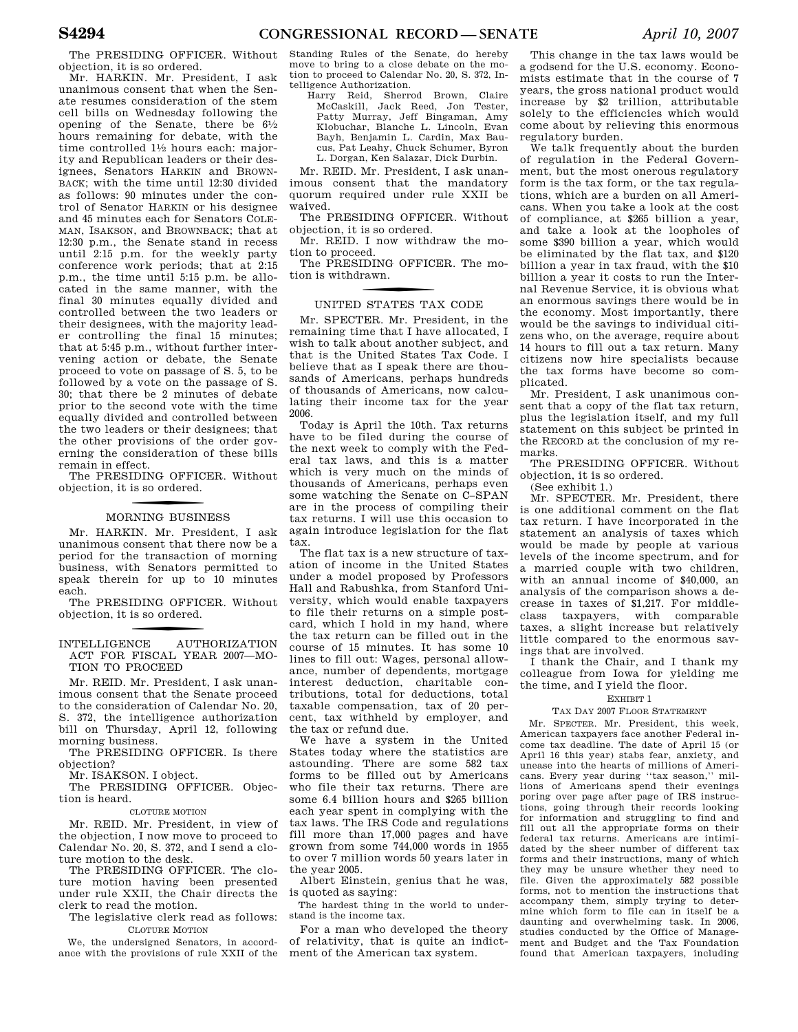The PRESIDING OFFICER. Without objection, it is so ordered.

Mr. HARKIN. Mr. President, I ask unanimous consent that when the Senate resumes consideration of the stem cell bills on Wednesday following the opening of the Senate, there be 6½ hours remaining for debate, with the time controlled 1½ hours each: majority and Republican leaders or their designees, Senators HARKIN and BROWNBACK; with the time until 12:30 divided as follows: 90 minutes under the control of Senator HARKIN or his designee and 45 minutes each for Senators COLEMAN, ISAKSON, and BROWNBACK; that at 12:30 p.m., the Senate stand in recess until 2:15 p.m. for the weekly party conference work periods; that at 2:15 p.m., the time until 5:15 p.m. be allocated in the same manner, with the final 30 minutes equally divided and controlled between the two leaders or their designees, with the majority leader controlling the final 15 minutes; that at 5:45 p.m., without further intervening action or debate, the Senate proceed to vote on passage of S. 5, to be followed by a vote on the passage of S. 30; that there be 2 minutes of debate prior to the second vote with the time equally divided and controlled between the two leaders or their designees; that the other provisions of the order governing the consideration of these bills remain in effect.

The PRESIDING OFFICER. Without objection, it is so ordered.

## MORNING BUSINESS

Mr. HARKIN. Mr. President, I ask unanimous consent that there now be a period for the transaction of morning business, with Senators permitted to speak therein for up to 10 minutes each.

The PRESIDING OFFICER. Without objection, it is so ordered.

## INTELLIGENCE AUTHORIZATION ACT FOR FISCAL YEAR 2007—MOTION TO PROCEED

Mr. REID. Mr. President, I ask unanimous consent that the Senate proceed to the consideration of Calendar No. 20, S. 372, the intelligence authorization bill on Thursday, April 12, following morning business.

The PRESIDING OFFICER. Is there objection?

Mr. ISAKSON. I object.

The PRESIDING OFFICER. Objection is heard.

### CLOTURE MOTION

Mr. REID. Mr. President, in view of the objection, I now move to proceed to Calendar No. 20, S. 372, and I send a cloture motion to the desk.

The PRESIDING OFFICER. The cloture motion having been presented under rule XXII, the Chair directs the clerk to read the motion.

The legislative clerk read as follows:

### CLOTURE MOTION

We, the undersigned Senators, in accordance with the provisions of rule XXII of the Standing Rules of the Senate, do hereby move to bring to a close debate on the motion to proceed to Calendar No. 20, S. 372, Intelligence Authorization.

Harry Reid, Sherrod Brown, Claire McCaskill, Jack Reed, Jon Tester, Patty Murray, Jeff Bingaman, Amy Klobuchar, Blanche L. Lincoln, Evan Bayh, Benjamin L. Cardin, Max Baucus, Pat Leahy, Chuck Schumer, Byron L. Dorgan, Ken Salazar, Dick Durbin.

Mr. REID. Mr. President, I ask unanimous consent that the mandatory quorum required under rule XXII be waived.

The PRESIDING OFFICER. Without objection, it is so ordered.

Mr. REID. I now withdraw the motion to proceed.

The PRESIDING OFFICER. The motion is withdrawn.

## UNITED STATES TAX CODE

Mr. SPECTER. Mr. President, in the remaining time that I have allocated, I wish to talk about another subject, and that is the United States Tax Code. I believe that as I speak there are thousands of Americans, perhaps hundreds of thousands of Americans, now calculating their income tax for the year 2006.

Today is April the 10th. Tax returns have to be filed during the course of the next week to comply with the Federal tax laws, and this is a matter which is very much on the minds of thousands of Americans, perhaps even some watching the Senate on C–SPAN are in the process of compiling their tax returns. I will use this occasion to again introduce legislation for the flat tax.

The flat tax is a new structure of taxation of income in the United States under a model proposed by Professors Hall and Rabushka, from Stanford University, which would enable taxpayers to file their returns on a simple postcard, which I hold in my hand, where the tax return can be filled out in the course of 15 minutes. It has some 10 lines to fill out: Wages, personal allowance, number of dependents, mortgage interest deduction, charitable contributions, total for deductions, total taxable compensation, tax of 20 percent, tax withheld by employer, and the tax or refund due.

We have a system in the United States today where the statistics are astounding. There are some 582 tax forms to be filled out by Americans who file their tax returns. There are some 6.4 billion hours and $265 billion each year spent in complying with the tax laws. The IRS Code and regulations fill more than 17,000 pages and have grown from some 744,000 words in 1955 to over 7 million words 50 years later in the year 2005.

Albert Einstein, genius that he was, is quoted as saying:

> The hardest thing in the world to understand is the income tax.

For a man who developed the theory of relativity, that is quite an indictment of the American tax system.

This change in the tax laws would be a godsend for the U.S. economy. Economists estimate that in the course of 7 years, the gross national product would increase by $2 trillion, attributable solely to the efficiencies which would come about by relieving this enormous regulatory burden.

We talk frequently about the burden of regulation in the Federal Government, but the most onerous regulatory form is the tax form, or the tax regulations, which are a burden on all Americans. When you take a look at the cost of compliance, at $265 billion a year, and take a look at the loopholes of some $390 billion a year, which would be eliminated by the flat tax, and $120 billion a year in tax fraud, with the $10 billion a year it costs to run the Internal Revenue Service, it is obvious what an enormous savings there would be in the economy. Most importantly, there would be the savings to individual citizens who, on the average, require about 14 hours to fill out a tax return. Many citizens now hire specialists because the tax forms have become so complicated.

Mr. President, I ask unanimous consent that a copy of the flat tax return, plus the legislation itself, and my full statement on this subject be printed in the RECORD at the conclusion of my remarks.

The PRESIDING OFFICER. Without objection, it is so ordered.

(See exhibit 1.)

Mr. SPECTER. Mr. President, there is one additional comment on the flat tax return. I have incorporated in the statement an analysis of taxes which would be made by people at various levels of the income spectrum, and for a married couple with two children, with an annual income of $40,000, an analysis of the comparison shows a decrease in taxes of $1,217. For middle-class taxpayers, with comparable taxes, a slight increase but relatively little compared to the enormous savings that are involved.

I thank the Chair, and I thank my colleague from Iowa for yielding me the time, and I yield the floor.

EXHIBIT 1

TAX DAY 2007 FLOOR STATEMENT

Mr. SPECTER. Mr. President, this week, American taxpayers face another Federal income tax deadline. The date of April 15 (or April 16 this year) stabs fear, anxiety, and unease into the hearts of millions of Americans. Every year during "tax season," millions of Americans spend their evenings poring over page after page of IRS instructions, going through their records looking for information and struggling to find and fill out all the appropriate forms on their federal tax returns. Americans are intimidated by the sheer number of different tax forms and their instructions, many of which they may be unsure whether they need to file. Given the approximately 582 possible forms, not to mention the instructions that accompany them, simply trying to determine which form to file can in itself be a daunting and overwhelming task. In 2006, studies conducted by the Office of Management and Budget and the Tax Foundation found that American taxpayers, including